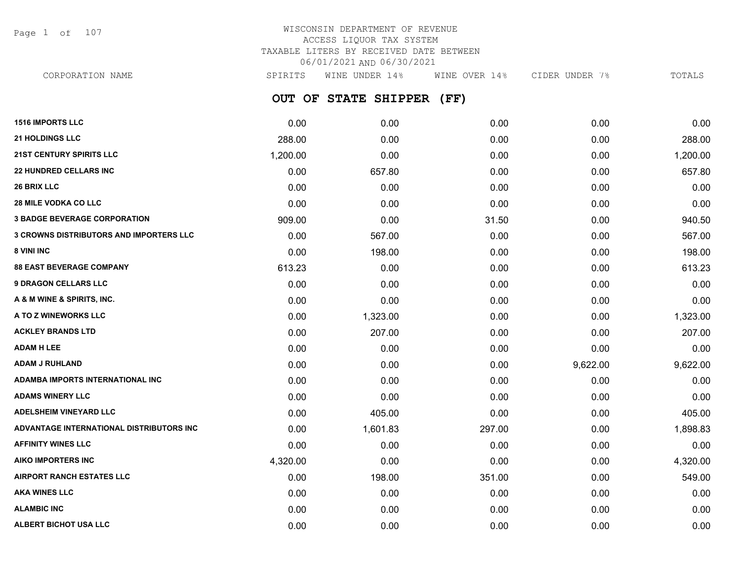WISCONSIN DEPARTMENT OF REVENUE
ACCESS LIQUOR TAX SYSTEM
TAXABLE LITERS BY RECEIVED DATE BETWEEN
06/01/2021 AND 06/30/2021

## OUT OF STATE SHIPPER (FF)

| CORPORATION NAME | SPIRITS | WINE UNDER 14% | WINE OVER 14% | CIDER UNDER 7% | TOTALS |
|---|---|---|---|---|---|
| 1516 IMPORTS LLC | 0.00 | 0.00 | 0.00 | 0.00 | 0.00 |
| 21 HOLDINGS LLC | 288.00 | 0.00 | 0.00 | 0.00 | 288.00 |
| 21ST CENTURY SPIRITS LLC | 1,200.00 | 0.00 | 0.00 | 0.00 | 1,200.00 |
| 22 HUNDRED CELLARS INC | 0.00 | 657.80 | 0.00 | 0.00 | 657.80 |
| 26 BRIX LLC | 0.00 | 0.00 | 0.00 | 0.00 | 0.00 |
| 28 MILE VODKA CO LLC | 0.00 | 0.00 | 0.00 | 0.00 | 0.00 |
| 3 BADGE BEVERAGE CORPORATION | 909.00 | 0.00 | 31.50 | 0.00 | 940.50 |
| 3 CROWNS DISTRIBUTORS AND IMPORTERS LLC | 0.00 | 567.00 | 0.00 | 0.00 | 567.00 |
| 8 VINI INC | 0.00 | 198.00 | 0.00 | 0.00 | 198.00 |
| 88 EAST BEVERAGE COMPANY | 613.23 | 0.00 | 0.00 | 0.00 | 613.23 |
| 9 DRAGON CELLARS LLC | 0.00 | 0.00 | 0.00 | 0.00 | 0.00 |
| A & M WINE & SPIRITS, INC. | 0.00 | 0.00 | 0.00 | 0.00 | 0.00 |
| A TO Z WINEWORKS LLC | 0.00 | 1,323.00 | 0.00 | 0.00 | 1,323.00 |
| ACKLEY BRANDS LTD | 0.00 | 207.00 | 0.00 | 0.00 | 207.00 |
| ADAM H LEE | 0.00 | 0.00 | 0.00 | 0.00 | 0.00 |
| ADAM J RUHLAND | 0.00 | 0.00 | 0.00 | 9,622.00 | 9,622.00 |
| ADAMBA IMPORTS INTERNATIONAL INC | 0.00 | 0.00 | 0.00 | 0.00 | 0.00 |
| ADAMS WINERY LLC | 0.00 | 0.00 | 0.00 | 0.00 | 0.00 |
| ADELSHEIM VINEYARD LLC | 0.00 | 405.00 | 0.00 | 0.00 | 405.00 |
| ADVANTAGE INTERNATIONAL DISTRIBUTORS INC | 0.00 | 1,601.83 | 297.00 | 0.00 | 1,898.83 |
| AFFINITY WINES LLC | 0.00 | 0.00 | 0.00 | 0.00 | 0.00 |
| AIKO IMPORTERS INC | 4,320.00 | 0.00 | 0.00 | 0.00 | 4,320.00 |
| AIRPORT RANCH ESTATES LLC | 0.00 | 198.00 | 351.00 | 0.00 | 549.00 |
| AKA WINES LLC | 0.00 | 0.00 | 0.00 | 0.00 | 0.00 |
| ALAMBIC INC | 0.00 | 0.00 | 0.00 | 0.00 | 0.00 |
| ALBERT BICHOT USA LLC | 0.00 | 0.00 | 0.00 | 0.00 | 0.00 |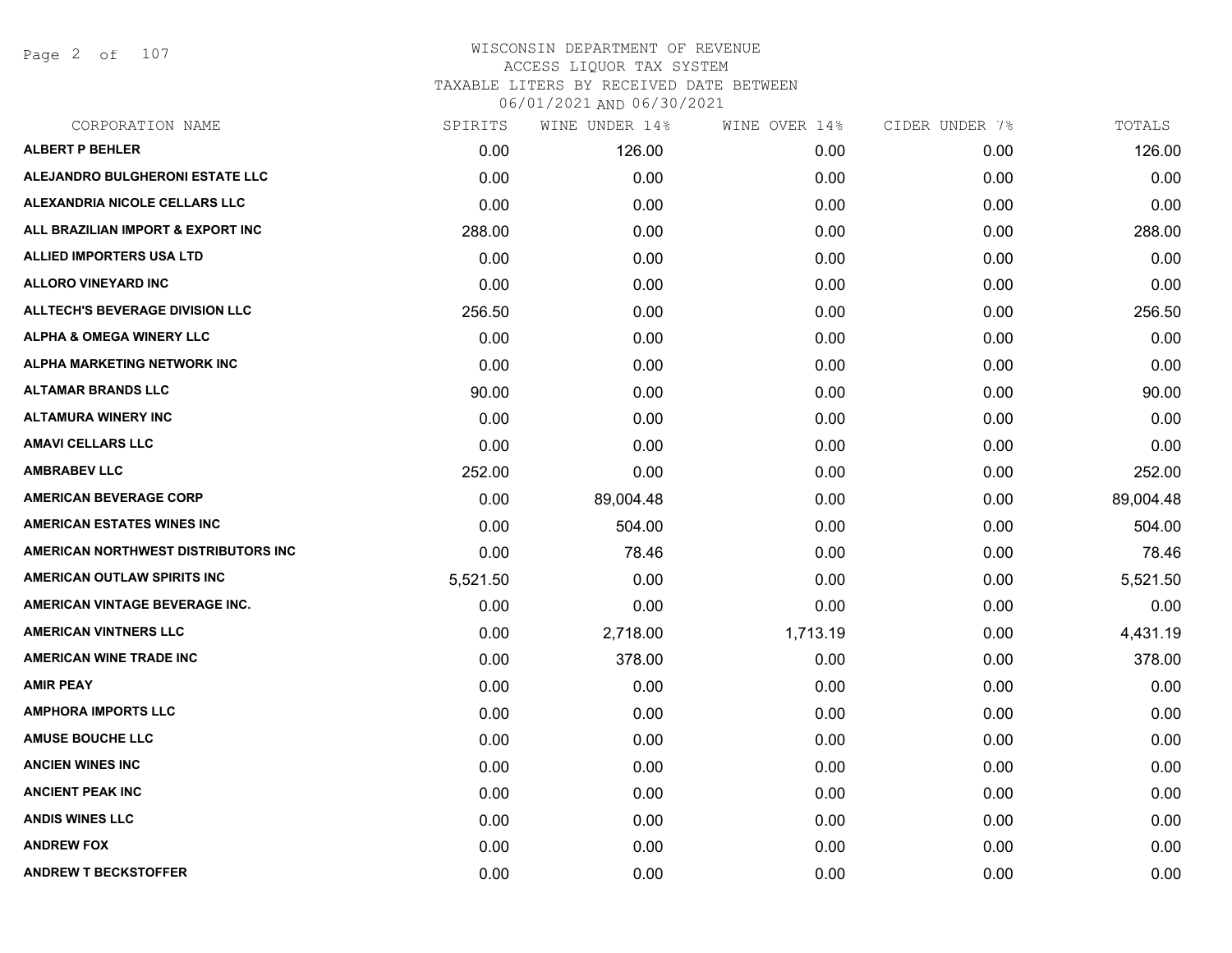# WISCONSIN DEPARTMENT OF REVENUE
## ACCESS LIQUOR TAX SYSTEM
## TAXABLE LITERS BY RECEIVED DATE BETWEEN 06/01/2021 AND 06/30/2021

| CORPORATION NAME | SPIRITS | WINE UNDER 14% | WINE OVER 14% | CIDER UNDER 7% | TOTALS |
|---|---|---|---|---|---|
| ALBERT P BEHLER | 0.00 | 126.00 | 0.00 | 0.00 | 126.00 |
| ALEJANDRO BULGHERONI ESTATE LLC | 0.00 | 0.00 | 0.00 | 0.00 | 0.00 |
| ALEXANDRIA NICOLE CELLARS LLC | 0.00 | 0.00 | 0.00 | 0.00 | 0.00 |
| ALL BRAZILIAN IMPORT & EXPORT INC | 288.00 | 0.00 | 0.00 | 0.00 | 288.00 |
| ALLIED IMPORTERS USA LTD | 0.00 | 0.00 | 0.00 | 0.00 | 0.00 |
| ALLORO VINEYARD INC | 0.00 | 0.00 | 0.00 | 0.00 | 0.00 |
| ALLTECH'S BEVERAGE DIVISION LLC | 256.50 | 0.00 | 0.00 | 0.00 | 256.50 |
| ALPHA & OMEGA WINERY LLC | 0.00 | 0.00 | 0.00 | 0.00 | 0.00 |
| ALPHA MARKETING NETWORK INC | 0.00 | 0.00 | 0.00 | 0.00 | 0.00 |
| ALTAMAR BRANDS LLC | 90.00 | 0.00 | 0.00 | 0.00 | 90.00 |
| ALTAMURA WINERY INC | 0.00 | 0.00 | 0.00 | 0.00 | 0.00 |
| AMAVI CELLARS LLC | 0.00 | 0.00 | 0.00 | 0.00 | 0.00 |
| AMBRABEV LLC | 252.00 | 0.00 | 0.00 | 0.00 | 252.00 |
| AMERICAN BEVERAGE CORP | 0.00 | 89,004.48 | 0.00 | 0.00 | 89,004.48 |
| AMERICAN ESTATES WINES INC | 0.00 | 504.00 | 0.00 | 0.00 | 504.00 |
| AMERICAN NORTHWEST DISTRIBUTORS INC | 0.00 | 78.46 | 0.00 | 0.00 | 78.46 |
| AMERICAN OUTLAW SPIRITS INC | 5,521.50 | 0.00 | 0.00 | 0.00 | 5,521.50 |
| AMERICAN VINTAGE BEVERAGE INC. | 0.00 | 0.00 | 0.00 | 0.00 | 0.00 |
| AMERICAN VINTNERS LLC | 0.00 | 2,718.00 | 1,713.19 | 0.00 | 4,431.19 |
| AMERICAN WINE TRADE INC | 0.00 | 378.00 | 0.00 | 0.00 | 378.00 |
| AMIR PEAY | 0.00 | 0.00 | 0.00 | 0.00 | 0.00 |
| AMPHORA IMPORTS LLC | 0.00 | 0.00 | 0.00 | 0.00 | 0.00 |
| AMUSE BOUCHE LLC | 0.00 | 0.00 | 0.00 | 0.00 | 0.00 |
| ANCIEN WINES INC | 0.00 | 0.00 | 0.00 | 0.00 | 0.00 |
| ANCIENT PEAK INC | 0.00 | 0.00 | 0.00 | 0.00 | 0.00 |
| ANDIS WINES LLC | 0.00 | 0.00 | 0.00 | 0.00 | 0.00 |
| ANDREW FOX | 0.00 | 0.00 | 0.00 | 0.00 | 0.00 |
| ANDREW T BECKSTOFFER | 0.00 | 0.00 | 0.00 | 0.00 | 0.00 |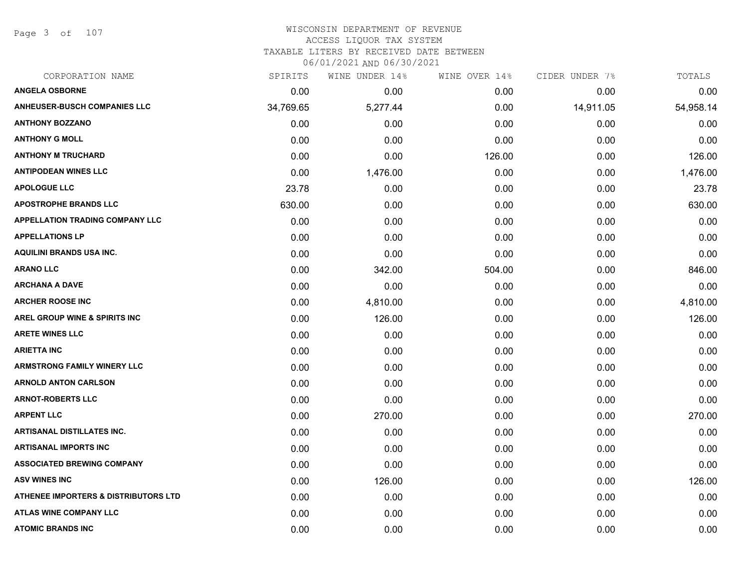WISCONSIN DEPARTMENT OF REVENUE
ACCESS LIQUOR TAX SYSTEM
TAXABLE LITERS BY RECEIVED DATE BETWEEN
06/01/2021 AND 06/30/2021

| CORPORATION NAME | SPIRITS | WINE UNDER 14% | WINE OVER 14% | CIDER UNDER 7% | TOTALS |
|---|---|---|---|---|---|
| ANGELA OSBORNE | 0.00 | 0.00 | 0.00 | 0.00 | 0.00 |
| ANHEUSER-BUSCH COMPANIES LLC | 34,769.65 | 5,277.44 | 0.00 | 14,911.05 | 54,958.14 |
| ANTHONY BOZZANO | 0.00 | 0.00 | 0.00 | 0.00 | 0.00 |
| ANTHONY G MOLL | 0.00 | 0.00 | 0.00 | 0.00 | 0.00 |
| ANTHONY M TRUCHARD | 0.00 | 0.00 | 126.00 | 0.00 | 126.00 |
| ANTIPODEAN WINES LLC | 0.00 | 1,476.00 | 0.00 | 0.00 | 1,476.00 |
| APOLOGUE LLC | 23.78 | 0.00 | 0.00 | 0.00 | 23.78 |
| APOSTROPHE BRANDS LLC | 630.00 | 0.00 | 0.00 | 0.00 | 630.00 |
| APPELLATION TRADING COMPANY LLC | 0.00 | 0.00 | 0.00 | 0.00 | 0.00 |
| APPELLATIONS LP | 0.00 | 0.00 | 0.00 | 0.00 | 0.00 |
| AQUILINI BRANDS USA INC. | 0.00 | 0.00 | 0.00 | 0.00 | 0.00 |
| ARANO LLC | 0.00 | 342.00 | 504.00 | 0.00 | 846.00 |
| ARCHANA A DAVE | 0.00 | 0.00 | 0.00 | 0.00 | 0.00 |
| ARCHER ROOSE INC | 0.00 | 4,810.00 | 0.00 | 0.00 | 4,810.00 |
| AREL GROUP WINE & SPIRITS INC | 0.00 | 126.00 | 0.00 | 0.00 | 126.00 |
| ARETE WINES LLC | 0.00 | 0.00 | 0.00 | 0.00 | 0.00 |
| ARIETTA INC | 0.00 | 0.00 | 0.00 | 0.00 | 0.00 |
| ARMSTRONG FAMILY WINERY LLC | 0.00 | 0.00 | 0.00 | 0.00 | 0.00 |
| ARNOLD ANTON CARLSON | 0.00 | 0.00 | 0.00 | 0.00 | 0.00 |
| ARNOT-ROBERTS LLC | 0.00 | 0.00 | 0.00 | 0.00 | 0.00 |
| ARPENT LLC | 0.00 | 270.00 | 0.00 | 0.00 | 270.00 |
| ARTISANAL DISTILLATES INC. | 0.00 | 0.00 | 0.00 | 0.00 | 0.00 |
| ARTISANAL IMPORTS INC | 0.00 | 0.00 | 0.00 | 0.00 | 0.00 |
| ASSOCIATED BREWING COMPANY | 0.00 | 0.00 | 0.00 | 0.00 | 0.00 |
| ASV WINES INC | 0.00 | 126.00 | 0.00 | 0.00 | 126.00 |
| ATHENEE IMPORTERS & DISTRIBUTORS LTD | 0.00 | 0.00 | 0.00 | 0.00 | 0.00 |
| ATLAS WINE COMPANY LLC | 0.00 | 0.00 | 0.00 | 0.00 | 0.00 |
| ATOMIC BRANDS INC | 0.00 | 0.00 | 0.00 | 0.00 | 0.00 |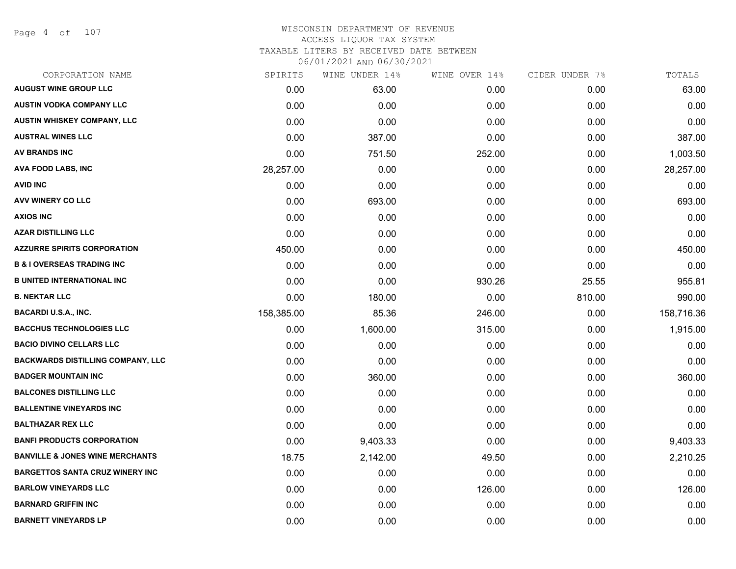# WISCONSIN DEPARTMENT OF REVENUE
## ACCESS LIQUOR TAX SYSTEM
### TAXABLE LITERS BY RECEIVED DATE BETWEEN 06/01/2021 AND 06/30/2021

| CORPORATION NAME | SPIRITS | WINE UNDER 14% | WINE OVER 14% | CIDER UNDER 7% | TOTALS |
|---|---|---|---|---|---|
| AUGUST WINE GROUP LLC | 0.00 | 63.00 | 0.00 | 0.00 | 63.00 |
| AUSTIN VODKA COMPANY LLC | 0.00 | 0.00 | 0.00 | 0.00 | 0.00 |
| AUSTIN WHISKEY COMPANY, LLC | 0.00 | 0.00 | 0.00 | 0.00 | 0.00 |
| AUSTRAL WINES LLC | 0.00 | 387.00 | 0.00 | 0.00 | 387.00 |
| AV BRANDS INC | 0.00 | 751.50 | 252.00 | 0.00 | 1,003.50 |
| AVA FOOD LABS, INC | 28,257.00 | 0.00 | 0.00 | 0.00 | 28,257.00 |
| AVID INC | 0.00 | 0.00 | 0.00 | 0.00 | 0.00 |
| AVV WINERY CO LLC | 0.00 | 693.00 | 0.00 | 0.00 | 693.00 |
| AXIOS INC | 0.00 | 0.00 | 0.00 | 0.00 | 0.00 |
| AZAR DISTILLING LLC | 0.00 | 0.00 | 0.00 | 0.00 | 0.00 |
| AZZURRE SPIRITS CORPORATION | 450.00 | 0.00 | 0.00 | 0.00 | 450.00 |
| B & I OVERSEAS TRADING INC | 0.00 | 0.00 | 0.00 | 0.00 | 0.00 |
| B UNITED INTERNATIONAL INC | 0.00 | 0.00 | 930.26 | 25.55 | 955.81 |
| B. NEKTAR LLC | 0.00 | 180.00 | 0.00 | 810.00 | 990.00 |
| BACARDI U.S.A., INC. | 158,385.00 | 85.36 | 246.00 | 0.00 | 158,716.36 |
| BACCHUS TECHNOLOGIES LLC | 0.00 | 1,600.00 | 315.00 | 0.00 | 1,915.00 |
| BACIO DIVINO CELLARS LLC | 0.00 | 0.00 | 0.00 | 0.00 | 0.00 |
| BACKWARDS DISTILLING COMPANY, LLC | 0.00 | 0.00 | 0.00 | 0.00 | 0.00 |
| BADGER MOUNTAIN INC | 0.00 | 360.00 | 0.00 | 0.00 | 360.00 |
| BALCONES DISTILLING LLC | 0.00 | 0.00 | 0.00 | 0.00 | 0.00 |
| BALLENTINE VINEYARDS INC | 0.00 | 0.00 | 0.00 | 0.00 | 0.00 |
| BALTHAZAR REX LLC | 0.00 | 0.00 | 0.00 | 0.00 | 0.00 |
| BANFI PRODUCTS CORPORATION | 0.00 | 9,403.33 | 0.00 | 0.00 | 9,403.33 |
| BANVILLE & JONES WINE MERCHANTS | 18.75 | 2,142.00 | 49.50 | 0.00 | 2,210.25 |
| BARGETTOS SANTA CRUZ WINERY INC | 0.00 | 0.00 | 0.00 | 0.00 | 0.00 |
| BARLOW VINEYARDS LLC | 0.00 | 0.00 | 126.00 | 0.00 | 126.00 |
| BARNARD GRIFFIN INC | 0.00 | 0.00 | 0.00 | 0.00 | 0.00 |
| BARNETT VINEYARDS LP | 0.00 | 0.00 | 0.00 | 0.00 | 0.00 |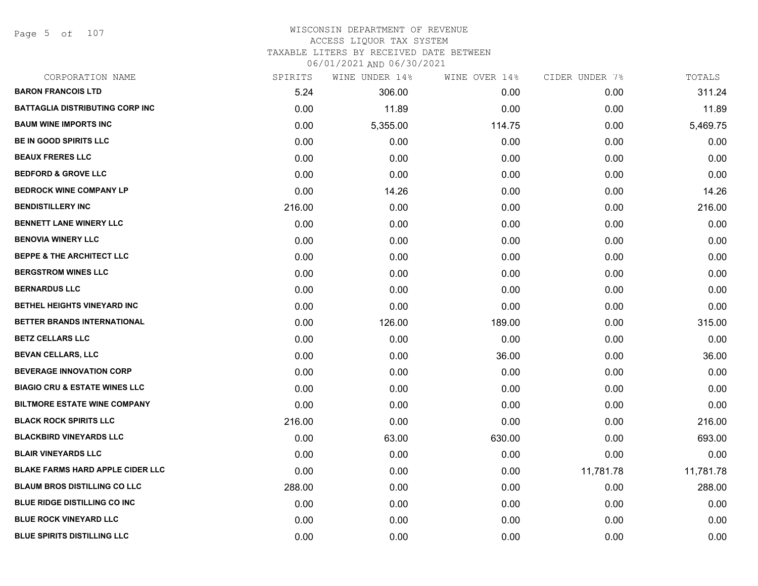WISCONSIN DEPARTMENT OF REVENUE
ACCESS LIQUOR TAX SYSTEM
TAXABLE LITERS BY RECEIVED DATE BETWEEN
06/01/2021 AND 06/30/2021

| CORPORATION NAME | SPIRITS | WINE UNDER 14% | WINE OVER 14% | CIDER UNDER 7% | TOTALS |
|---|---|---|---|---|---|
| BARON FRANCOIS LTD | 5.24 | 306.00 | 0.00 | 0.00 | 311.24 |
| BATTAGLIA DISTRIBUTING CORP INC | 0.00 | 11.89 | 0.00 | 0.00 | 11.89 |
| BAUM WINE IMPORTS INC | 0.00 | 5,355.00 | 114.75 | 0.00 | 5,469.75 |
| BE IN GOOD SPIRITS LLC | 0.00 | 0.00 | 0.00 | 0.00 | 0.00 |
| BEAUX FRERES LLC | 0.00 | 0.00 | 0.00 | 0.00 | 0.00 |
| BEDFORD & GROVE LLC | 0.00 | 0.00 | 0.00 | 0.00 | 0.00 |
| BEDROCK WINE COMPANY LP | 0.00 | 14.26 | 0.00 | 0.00 | 14.26 |
| BENDISTILLERY INC | 216.00 | 0.00 | 0.00 | 0.00 | 216.00 |
| BENNETT LANE WINERY LLC | 0.00 | 0.00 | 0.00 | 0.00 | 0.00 |
| BENOVIA WINERY LLC | 0.00 | 0.00 | 0.00 | 0.00 | 0.00 |
| BEPPE & THE ARCHITECT LLC | 0.00 | 0.00 | 0.00 | 0.00 | 0.00 |
| BERGSTROM WINES LLC | 0.00 | 0.00 | 0.00 | 0.00 | 0.00 |
| BERNARDUS LLC | 0.00 | 0.00 | 0.00 | 0.00 | 0.00 |
| BETHEL HEIGHTS VINEYARD INC | 0.00 | 0.00 | 0.00 | 0.00 | 0.00 |
| BETTER BRANDS INTERNATIONAL | 0.00 | 126.00 | 189.00 | 0.00 | 315.00 |
| BETZ CELLARS LLC | 0.00 | 0.00 | 0.00 | 0.00 | 0.00 |
| BEVAN CELLARS, LLC | 0.00 | 0.00 | 36.00 | 0.00 | 36.00 |
| BEVERAGE INNOVATION CORP | 0.00 | 0.00 | 0.00 | 0.00 | 0.00 |
| BIAGIO CRU & ESTATE WINES LLC | 0.00 | 0.00 | 0.00 | 0.00 | 0.00 |
| BILTMORE ESTATE WINE COMPANY | 0.00 | 0.00 | 0.00 | 0.00 | 0.00 |
| BLACK ROCK SPIRITS LLC | 216.00 | 0.00 | 0.00 | 0.00 | 216.00 |
| BLACKBIRD VINEYARDS LLC | 0.00 | 63.00 | 630.00 | 0.00 | 693.00 |
| BLAIR VINEYARDS LLC | 0.00 | 0.00 | 0.00 | 0.00 | 0.00 |
| BLAKE FARMS HARD APPLE CIDER LLC | 0.00 | 0.00 | 0.00 | 11,781.78 | 11,781.78 |
| BLAUM BROS DISTILLING CO LLC | 288.00 | 0.00 | 0.00 | 0.00 | 288.00 |
| BLUE RIDGE DISTILLING CO INC | 0.00 | 0.00 | 0.00 | 0.00 | 0.00 |
| BLUE ROCK VINEYARD LLC | 0.00 | 0.00 | 0.00 | 0.00 | 0.00 |
| BLUE SPIRITS DISTILLING LLC | 0.00 | 0.00 | 0.00 | 0.00 | 0.00 |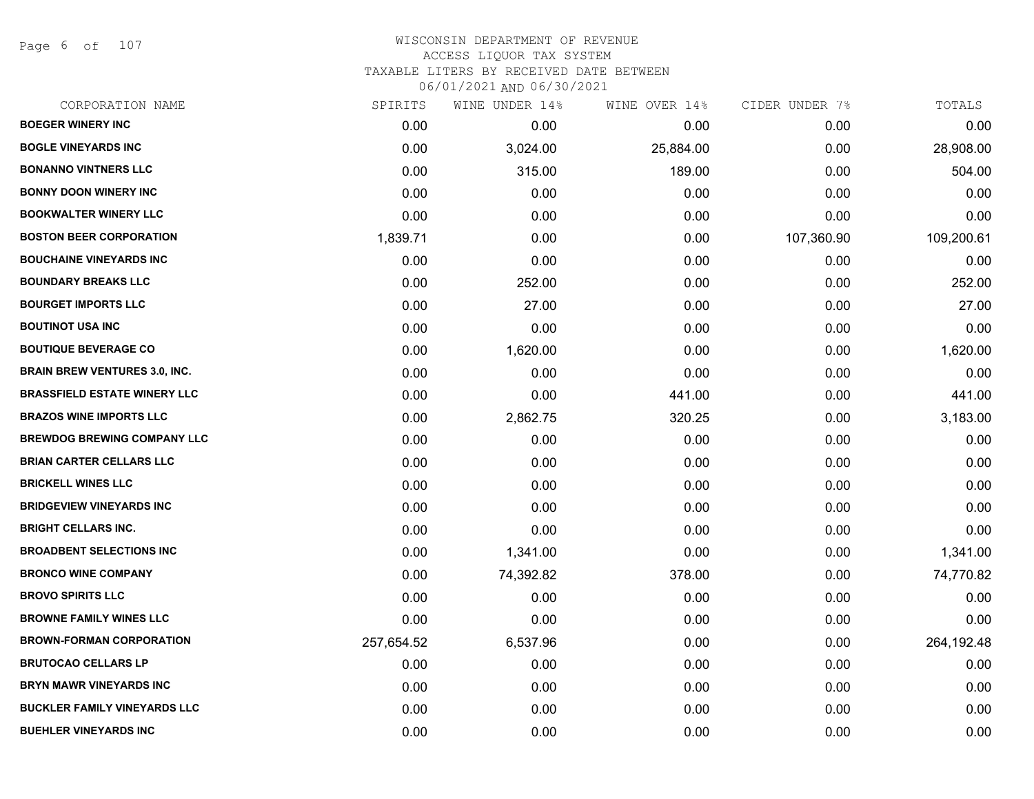# WISCONSIN DEPARTMENT OF REVENUE
## ACCESS LIQUOR TAX SYSTEM
### TAXABLE LITERS BY RECEIVED DATE BETWEEN 06/01/2021 AND 06/30/2021

| CORPORATION NAME | SPIRITS | WINE UNDER 14% | WINE OVER 14% | CIDER UNDER 7% | TOTALS |
|---|---|---|---|---|---|
| BOEGER WINERY INC | 0.00 | 0.00 | 0.00 | 0.00 | 0.00 |
| BOGLE VINEYARDS INC | 0.00 | 3,024.00 | 25,884.00 | 0.00 | 28,908.00 |
| BONANNO VINTNERS LLC | 0.00 | 315.00 | 189.00 | 0.00 | 504.00 |
| BONNY DOON WINERY INC | 0.00 | 0.00 | 0.00 | 0.00 | 0.00 |
| BOOKWALTER WINERY LLC | 0.00 | 0.00 | 0.00 | 0.00 | 0.00 |
| BOSTON BEER CORPORATION | 1,839.71 | 0.00 | 0.00 | 107,360.90 | 109,200.61 |
| BOUCHAINE VINEYARDS INC | 0.00 | 0.00 | 0.00 | 0.00 | 0.00 |
| BOUNDARY BREAKS LLC | 0.00 | 252.00 | 0.00 | 0.00 | 252.00 |
| BOURGET IMPORTS LLC | 0.00 | 27.00 | 0.00 | 0.00 | 27.00 |
| BOUTINOT USA INC | 0.00 | 0.00 | 0.00 | 0.00 | 0.00 |
| BOUTIQUE BEVERAGE CO | 0.00 | 1,620.00 | 0.00 | 0.00 | 1,620.00 |
| BRAIN BREW VENTURES 3.0, INC. | 0.00 | 0.00 | 0.00 | 0.00 | 0.00 |
| BRASSFIELD ESTATE WINERY LLC | 0.00 | 0.00 | 441.00 | 0.00 | 441.00 |
| BRAZOS WINE IMPORTS LLC | 0.00 | 2,862.75 | 320.25 | 0.00 | 3,183.00 |
| BREWDOG BREWING COMPANY LLC | 0.00 | 0.00 | 0.00 | 0.00 | 0.00 |
| BRIAN CARTER CELLARS LLC | 0.00 | 0.00 | 0.00 | 0.00 | 0.00 |
| BRICKELL WINES LLC | 0.00 | 0.00 | 0.00 | 0.00 | 0.00 |
| BRIDGEVIEW VINEYARDS INC | 0.00 | 0.00 | 0.00 | 0.00 | 0.00 |
| BRIGHT CELLARS INC. | 0.00 | 0.00 | 0.00 | 0.00 | 0.00 |
| BROADBENT SELECTIONS INC | 0.00 | 1,341.00 | 0.00 | 0.00 | 1,341.00 |
| BRONCO WINE COMPANY | 0.00 | 74,392.82 | 378.00 | 0.00 | 74,770.82 |
| BROVO SPIRITS LLC | 0.00 | 0.00 | 0.00 | 0.00 | 0.00 |
| BROWNE FAMILY WINES LLC | 0.00 | 0.00 | 0.00 | 0.00 | 0.00 |
| BROWN-FORMAN CORPORATION | 257,654.52 | 6,537.96 | 0.00 | 0.00 | 264,192.48 |
| BRUTOCAO CELLARS LP | 0.00 | 0.00 | 0.00 | 0.00 | 0.00 |
| BRYN MAWR VINEYARDS INC | 0.00 | 0.00 | 0.00 | 0.00 | 0.00 |
| BUCKLER FAMILY VINEYARDS LLC | 0.00 | 0.00 | 0.00 | 0.00 | 0.00 |
| BUEHLER VINEYARDS INC | 0.00 | 0.00 | 0.00 | 0.00 | 0.00 |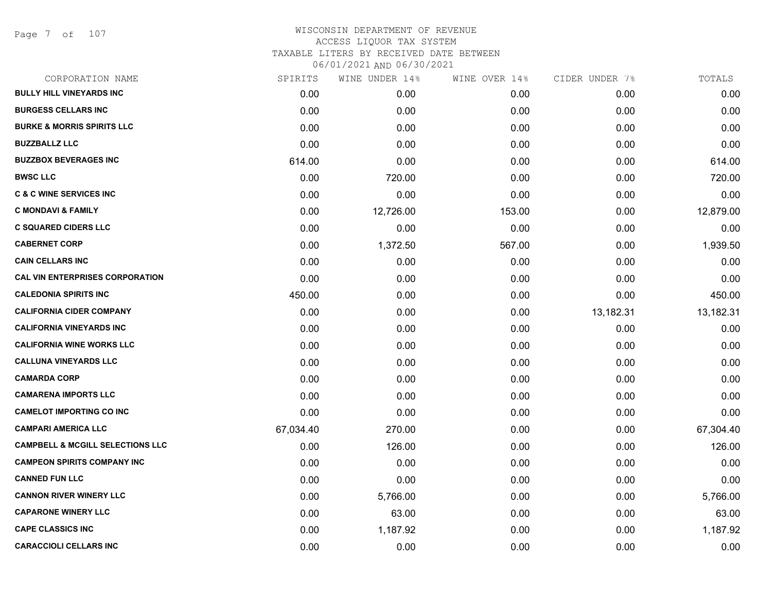WISCONSIN DEPARTMENT OF REVENUE
ACCESS LIQUOR TAX SYSTEM
TAXABLE LITERS BY RECEIVED DATE BETWEEN
06/01/2021 AND 06/30/2021

| CORPORATION NAME | SPIRITS | WINE UNDER 14% | WINE OVER 14% | CIDER UNDER 7% | TOTALS |
|---|---|---|---|---|---|
| BULLY HILL VINEYARDS INC | 0.00 | 0.00 | 0.00 | 0.00 | 0.00 |
| BURGESS CELLARS INC | 0.00 | 0.00 | 0.00 | 0.00 | 0.00 |
| BURKE & MORRIS SPIRITS LLC | 0.00 | 0.00 | 0.00 | 0.00 | 0.00 |
| BUZZBALLZ LLC | 0.00 | 0.00 | 0.00 | 0.00 | 0.00 |
| BUZZBOX BEVERAGES INC | 614.00 | 0.00 | 0.00 | 0.00 | 614.00 |
| BWSC LLC | 0.00 | 720.00 | 0.00 | 0.00 | 720.00 |
| C & C WINE SERVICES INC | 0.00 | 0.00 | 0.00 | 0.00 | 0.00 |
| C MONDAVI & FAMILY | 0.00 | 12,726.00 | 153.00 | 0.00 | 12,879.00 |
| C SQUARED CIDERS LLC | 0.00 | 0.00 | 0.00 | 0.00 | 0.00 |
| CABERNET CORP | 0.00 | 1,372.50 | 567.00 | 0.00 | 1,939.50 |
| CAIN CELLARS INC | 0.00 | 0.00 | 0.00 | 0.00 | 0.00 |
| CAL VIN ENTERPRISES CORPORATION | 0.00 | 0.00 | 0.00 | 0.00 | 0.00 |
| CALEDONIA SPIRITS INC | 450.00 | 0.00 | 0.00 | 0.00 | 450.00 |
| CALIFORNIA CIDER COMPANY | 0.00 | 0.00 | 0.00 | 13,182.31 | 13,182.31 |
| CALIFORNIA VINEYARDS INC | 0.00 | 0.00 | 0.00 | 0.00 | 0.00 |
| CALIFORNIA WINE WORKS LLC | 0.00 | 0.00 | 0.00 | 0.00 | 0.00 |
| CALLUNA VINEYARDS LLC | 0.00 | 0.00 | 0.00 | 0.00 | 0.00 |
| CAMARDA CORP | 0.00 | 0.00 | 0.00 | 0.00 | 0.00 |
| CAMARENA IMPORTS LLC | 0.00 | 0.00 | 0.00 | 0.00 | 0.00 |
| CAMELOT IMPORTING CO INC | 0.00 | 0.00 | 0.00 | 0.00 | 0.00 |
| CAMPARI AMERICA LLC | 67,034.40 | 270.00 | 0.00 | 0.00 | 67,304.40 |
| CAMPBELL & MCGILL SELECTIONS LLC | 0.00 | 126.00 | 0.00 | 0.00 | 126.00 |
| CAMPEON SPIRITS COMPANY INC | 0.00 | 0.00 | 0.00 | 0.00 | 0.00 |
| CANNED FUN LLC | 0.00 | 0.00 | 0.00 | 0.00 | 0.00 |
| CANNON RIVER WINERY LLC | 0.00 | 5,766.00 | 0.00 | 0.00 | 5,766.00 |
| CAPARONE WINERY LLC | 0.00 | 63.00 | 0.00 | 0.00 | 63.00 |
| CAPE CLASSICS INC | 0.00 | 1,187.92 | 0.00 | 0.00 | 1,187.92 |
| CARACCIOLI CELLARS INC | 0.00 | 0.00 | 0.00 | 0.00 | 0.00 |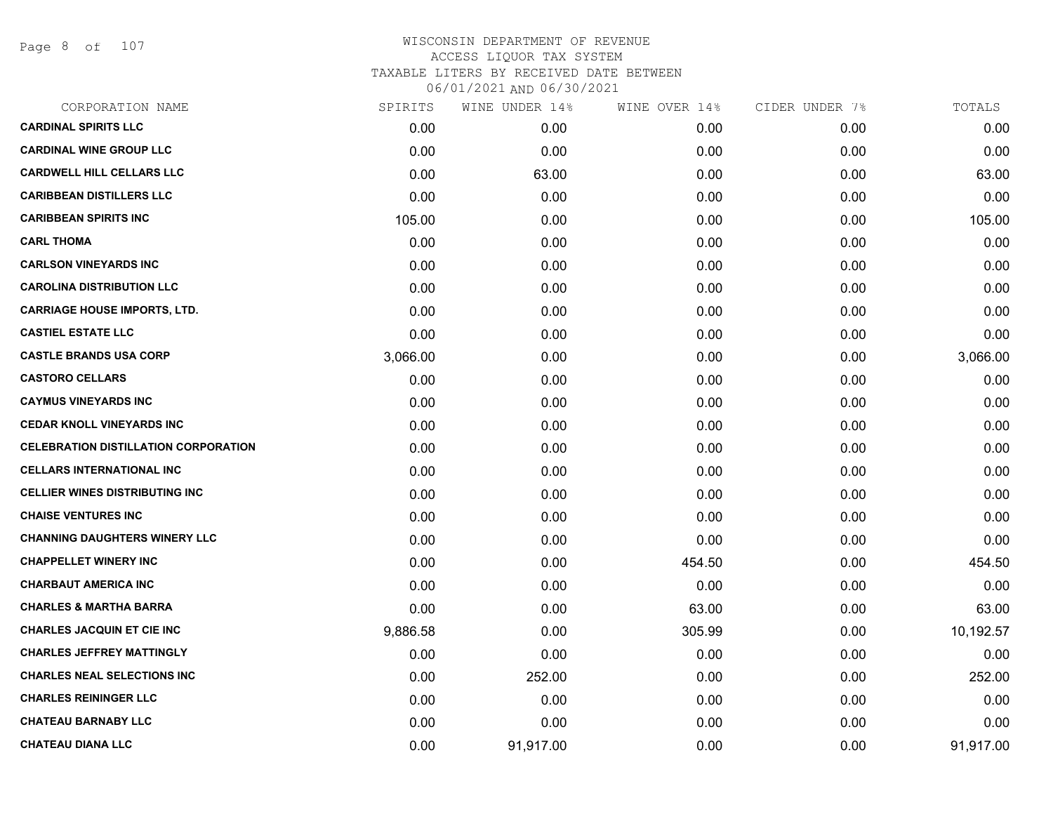# WISCONSIN DEPARTMENT OF REVENUE
## ACCESS LIQUOR TAX SYSTEM
## TAXABLE LITERS BY RECEIVED DATE BETWEEN 06/01/2021 AND 06/30/2021

| CORPORATION NAME | SPIRITS | WINE UNDER 14% | WINE OVER 14% | CIDER UNDER 7% | TOTALS |
|---|---|---|---|---|---|
| CARDINAL SPIRITS LLC | 0.00 | 0.00 | 0.00 | 0.00 | 0.00 |
| CARDINAL WINE GROUP LLC | 0.00 | 0.00 | 0.00 | 0.00 | 0.00 |
| CARDWELL HILL CELLARS LLC | 0.00 | 63.00 | 0.00 | 0.00 | 63.00 |
| CARIBBEAN DISTILLERS LLC | 0.00 | 0.00 | 0.00 | 0.00 | 0.00 |
| CARIBBEAN SPIRITS INC | 105.00 | 0.00 | 0.00 | 0.00 | 105.00 |
| CARL THOMA | 0.00 | 0.00 | 0.00 | 0.00 | 0.00 |
| CARLSON VINEYARDS INC | 0.00 | 0.00 | 0.00 | 0.00 | 0.00 |
| CAROLINA DISTRIBUTION LLC | 0.00 | 0.00 | 0.00 | 0.00 | 0.00 |
| CARRIAGE HOUSE IMPORTS, LTD. | 0.00 | 0.00 | 0.00 | 0.00 | 0.00 |
| CASTIEL ESTATE LLC | 0.00 | 0.00 | 0.00 | 0.00 | 0.00 |
| CASTLE BRANDS USA CORP | 3,066.00 | 0.00 | 0.00 | 0.00 | 3,066.00 |
| CASTORO CELLARS | 0.00 | 0.00 | 0.00 | 0.00 | 0.00 |
| CAYMUS VINEYARDS INC | 0.00 | 0.00 | 0.00 | 0.00 | 0.00 |
| CEDAR KNOLL VINEYARDS INC | 0.00 | 0.00 | 0.00 | 0.00 | 0.00 |
| CELEBRATION DISTILLATION CORPORATION | 0.00 | 0.00 | 0.00 | 0.00 | 0.00 |
| CELLARS INTERNATIONAL INC | 0.00 | 0.00 | 0.00 | 0.00 | 0.00 |
| CELLIER WINES DISTRIBUTING INC | 0.00 | 0.00 | 0.00 | 0.00 | 0.00 |
| CHAISE VENTURES INC | 0.00 | 0.00 | 0.00 | 0.00 | 0.00 |
| CHANNING DAUGHTERS WINERY LLC | 0.00 | 0.00 | 0.00 | 0.00 | 0.00 |
| CHAPPELLET WINERY INC | 0.00 | 0.00 | 454.50 | 0.00 | 454.50 |
| CHARBAUT AMERICA INC | 0.00 | 0.00 | 0.00 | 0.00 | 0.00 |
| CHARLES & MARTHA BARRA | 0.00 | 0.00 | 63.00 | 0.00 | 63.00 |
| CHARLES JACQUIN ET CIE INC | 9,886.58 | 0.00 | 305.99 | 0.00 | 10,192.57 |
| CHARLES JEFFREY MATTINGLY | 0.00 | 0.00 | 0.00 | 0.00 | 0.00 |
| CHARLES NEAL SELECTIONS INC | 0.00 | 252.00 | 0.00 | 0.00 | 252.00 |
| CHARLES REININGER LLC | 0.00 | 0.00 | 0.00 | 0.00 | 0.00 |
| CHATEAU BARNABY LLC | 0.00 | 0.00 | 0.00 | 0.00 | 0.00 |
| CHATEAU DIANA LLC | 0.00 | 91,917.00 | 0.00 | 0.00 | 91,917.00 |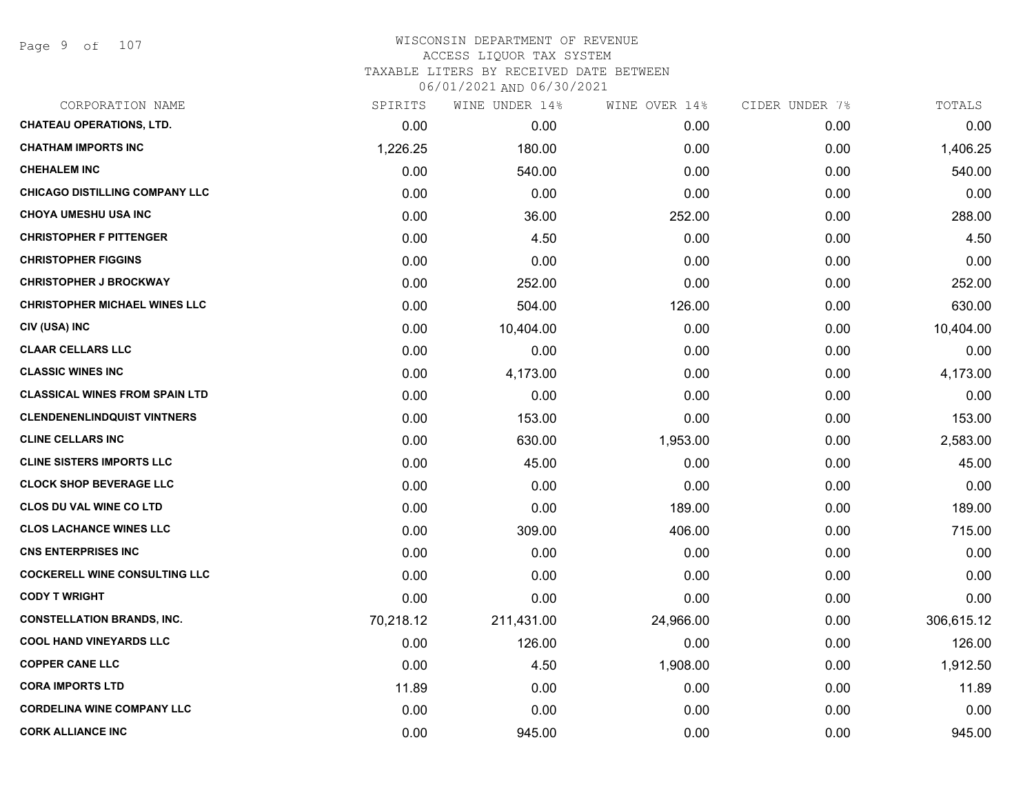WISCONSIN DEPARTMENT OF REVENUE
ACCESS LIQUOR TAX SYSTEM
TAXABLE LITERS BY RECEIVED DATE BETWEEN
06/01/2021 AND 06/30/2021

| CORPORATION NAME | SPIRITS | WINE UNDER 14% | WINE OVER 14% | CIDER UNDER 7% | TOTALS |
|---|---|---|---|---|---|
| CHATEAU OPERATIONS, LTD. | 0.00 | 0.00 | 0.00 | 0.00 | 0.00 |
| CHATHAM IMPORTS INC | 1,226.25 | 180.00 | 0.00 | 0.00 | 1,406.25 |
| CHEHALEM INC | 0.00 | 540.00 | 0.00 | 0.00 | 540.00 |
| CHICAGO DISTILLING COMPANY LLC | 0.00 | 0.00 | 0.00 | 0.00 | 0.00 |
| CHOYA UMESHU USA INC | 0.00 | 36.00 | 252.00 | 0.00 | 288.00 |
| CHRISTOPHER F PITTENGER | 0.00 | 4.50 | 0.00 | 0.00 | 4.50 |
| CHRISTOPHER FIGGINS | 0.00 | 0.00 | 0.00 | 0.00 | 0.00 |
| CHRISTOPHER J BROCKWAY | 0.00 | 252.00 | 0.00 | 0.00 | 252.00 |
| CHRISTOPHER MICHAEL WINES LLC | 0.00 | 504.00 | 126.00 | 0.00 | 630.00 |
| CIV (USA) INC | 0.00 | 10,404.00 | 0.00 | 0.00 | 10,404.00 |
| CLAAR CELLARS LLC | 0.00 | 0.00 | 0.00 | 0.00 | 0.00 |
| CLASSIC WINES INC | 0.00 | 4,173.00 | 0.00 | 0.00 | 4,173.00 |
| CLASSICAL WINES FROM SPAIN LTD | 0.00 | 0.00 | 0.00 | 0.00 | 0.00 |
| CLENDENENLINDQUIST VINTNERS | 0.00 | 153.00 | 0.00 | 0.00 | 153.00 |
| CLINE CELLARS INC | 0.00 | 630.00 | 1,953.00 | 0.00 | 2,583.00 |
| CLINE SISTERS IMPORTS LLC | 0.00 | 45.00 | 0.00 | 0.00 | 45.00 |
| CLOCK SHOP BEVERAGE LLC | 0.00 | 0.00 | 0.00 | 0.00 | 0.00 |
| CLOS DU VAL WINE CO LTD | 0.00 | 0.00 | 189.00 | 0.00 | 189.00 |
| CLOS LACHANCE WINES LLC | 0.00 | 309.00 | 406.00 | 0.00 | 715.00 |
| CNS ENTERPRISES INC | 0.00 | 0.00 | 0.00 | 0.00 | 0.00 |
| COCKERELL WINE CONSULTING LLC | 0.00 | 0.00 | 0.00 | 0.00 | 0.00 |
| CODY T WRIGHT | 0.00 | 0.00 | 0.00 | 0.00 | 0.00 |
| CONSTELLATION BRANDS, INC. | 70,218.12 | 211,431.00 | 24,966.00 | 0.00 | 306,615.12 |
| COOL HAND VINEYARDS LLC | 0.00 | 126.00 | 0.00 | 0.00 | 126.00 |
| COPPER CANE LLC | 0.00 | 4.50 | 1,908.00 | 0.00 | 1,912.50 |
| CORA IMPORTS LTD | 11.89 | 0.00 | 0.00 | 0.00 | 11.89 |
| CORDELINA WINE COMPANY LLC | 0.00 | 0.00 | 0.00 | 0.00 | 0.00 |
| CORK ALLIANCE INC | 0.00 | 945.00 | 0.00 | 0.00 | 945.00 |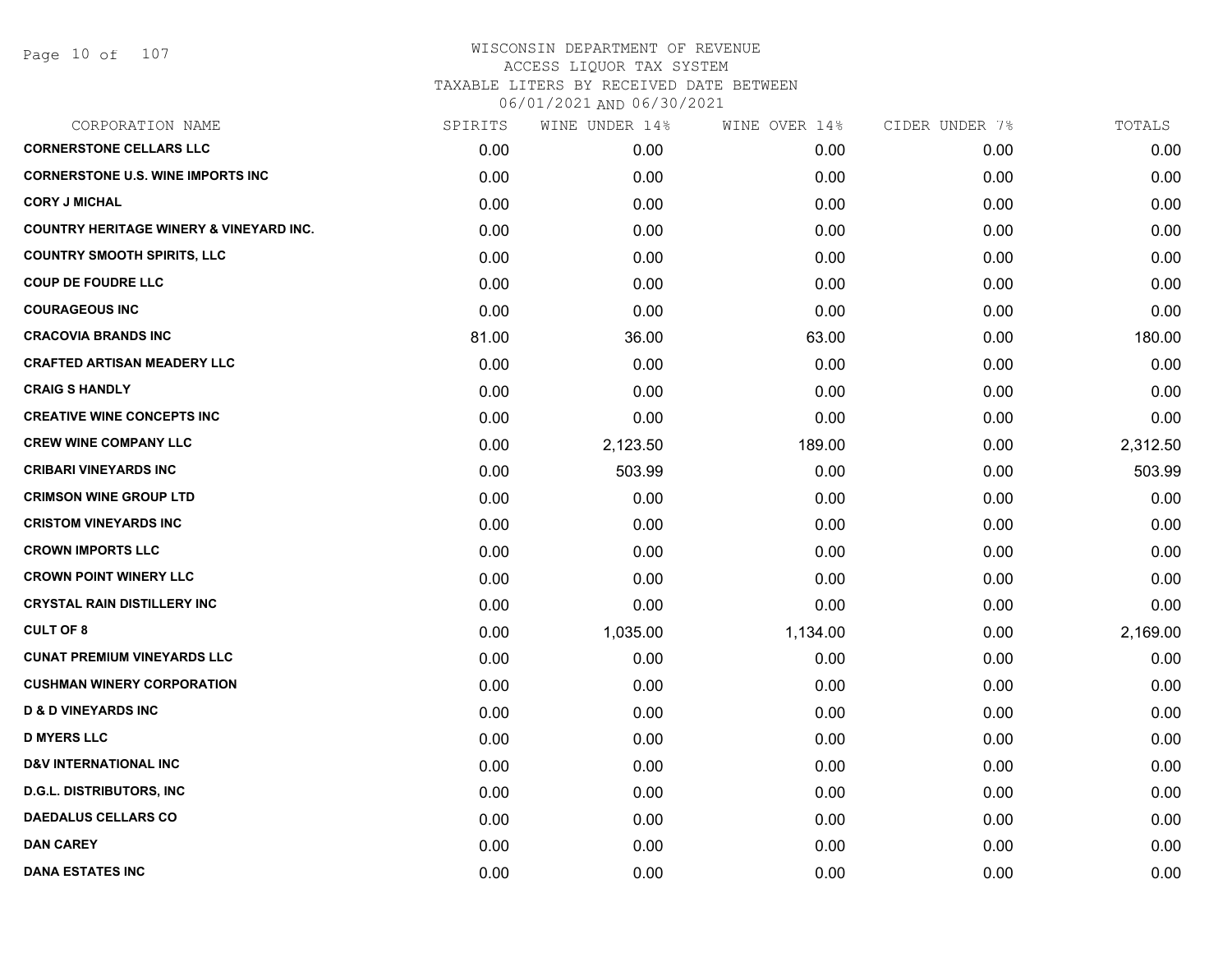# WISCONSIN DEPARTMENT OF REVENUE
## ACCESS LIQUOR TAX SYSTEM
### TAXABLE LITERS BY RECEIVED DATE BETWEEN 06/01/2021 AND 06/30/2021

| CORPORATION NAME | SPIRITS | WINE UNDER 14% | WINE OVER 14% | CIDER UNDER 7% | TOTALS |
|---|---|---|---|---|---|
| CORNERSTONE CELLARS LLC | 0.00 | 0.00 | 0.00 | 0.00 | 0.00 |
| CORNERSTONE U.S. WINE IMPORTS INC | 0.00 | 0.00 | 0.00 | 0.00 | 0.00 |
| CORY J MICHAL | 0.00 | 0.00 | 0.00 | 0.00 | 0.00 |
| COUNTRY HERITAGE WINERY & VINEYARD INC. | 0.00 | 0.00 | 0.00 | 0.00 | 0.00 |
| COUNTRY SMOOTH SPIRITS, LLC | 0.00 | 0.00 | 0.00 | 0.00 | 0.00 |
| COUP DE FOUDRE LLC | 0.00 | 0.00 | 0.00 | 0.00 | 0.00 |
| COURAGEOUS INC | 0.00 | 0.00 | 0.00 | 0.00 | 0.00 |
| CRACOVIA BRANDS INC | 81.00 | 36.00 | 63.00 | 0.00 | 180.00 |
| CRAFTED ARTISAN MEADERY LLC | 0.00 | 0.00 | 0.00 | 0.00 | 0.00 |
| CRAIG S HANDLY | 0.00 | 0.00 | 0.00 | 0.00 | 0.00 |
| CREATIVE WINE CONCEPTS INC | 0.00 | 0.00 | 0.00 | 0.00 | 0.00 |
| CREW WINE COMPANY LLC | 0.00 | 2,123.50 | 189.00 | 0.00 | 2,312.50 |
| CRIBARI VINEYARDS INC | 0.00 | 503.99 | 0.00 | 0.00 | 503.99 |
| CRIMSON WINE GROUP LTD | 0.00 | 0.00 | 0.00 | 0.00 | 0.00 |
| CRISTOM VINEYARDS INC | 0.00 | 0.00 | 0.00 | 0.00 | 0.00 |
| CROWN IMPORTS LLC | 0.00 | 0.00 | 0.00 | 0.00 | 0.00 |
| CROWN POINT WINERY LLC | 0.00 | 0.00 | 0.00 | 0.00 | 0.00 |
| CRYSTAL RAIN DISTILLERY INC | 0.00 | 0.00 | 0.00 | 0.00 | 0.00 |
| CULT OF 8 | 0.00 | 1,035.00 | 1,134.00 | 0.00 | 2,169.00 |
| CUNAT PREMIUM VINEYARDS LLC | 0.00 | 0.00 | 0.00 | 0.00 | 0.00 |
| CUSHMAN WINERY CORPORATION | 0.00 | 0.00 | 0.00 | 0.00 | 0.00 |
| D & D VINEYARDS INC | 0.00 | 0.00 | 0.00 | 0.00 | 0.00 |
| D MYERS LLC | 0.00 | 0.00 | 0.00 | 0.00 | 0.00 |
| D&V INTERNATIONAL INC | 0.00 | 0.00 | 0.00 | 0.00 | 0.00 |
| D.G.L. DISTRIBUTORS, INC | 0.00 | 0.00 | 0.00 | 0.00 | 0.00 |
| DAEDALUS CELLARS CO | 0.00 | 0.00 | 0.00 | 0.00 | 0.00 |
| DAN CAREY | 0.00 | 0.00 | 0.00 | 0.00 | 0.00 |
| DANA ESTATES INC | 0.00 | 0.00 | 0.00 | 0.00 | 0.00 |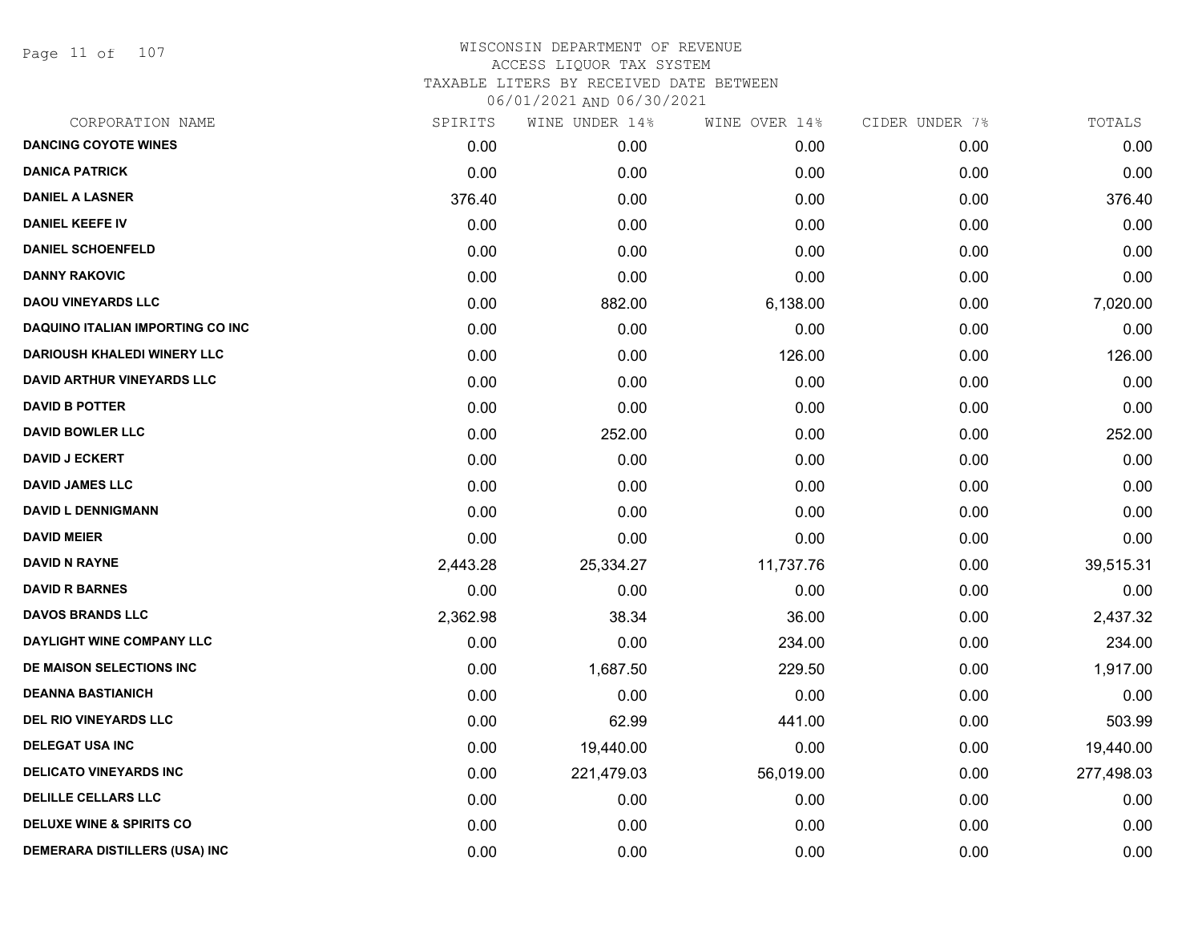# WISCONSIN DEPARTMENT OF REVENUE
## ACCESS LIQUOR TAX SYSTEM
### TAXABLE LITERS BY RECEIVED DATE BETWEEN 06/01/2021 AND 06/30/2021

| CORPORATION NAME | SPIRITS | WINE UNDER 14% | WINE OVER 14% | CIDER UNDER 7% | TOTALS |
|---|---|---|---|---|---|
| DANCING COYOTE WINES | 0.00 | 0.00 | 0.00 | 0.00 | 0.00 |
| DANICA PATRICK | 0.00 | 0.00 | 0.00 | 0.00 | 0.00 |
| DANIEL A LASNER | 376.40 | 0.00 | 0.00 | 0.00 | 376.40 |
| DANIEL KEEFE IV | 0.00 | 0.00 | 0.00 | 0.00 | 0.00 |
| DANIEL SCHOENFELD | 0.00 | 0.00 | 0.00 | 0.00 | 0.00 |
| DANNY RAKOVIC | 0.00 | 0.00 | 0.00 | 0.00 | 0.00 |
| DAOU VINEYARDS LLC | 0.00 | 882.00 | 6,138.00 | 0.00 | 7,020.00 |
| DAQUINO ITALIAN IMPORTING CO INC | 0.00 | 0.00 | 0.00 | 0.00 | 0.00 |
| DARIOUSH KHALEDI WINERY LLC | 0.00 | 0.00 | 126.00 | 0.00 | 126.00 |
| DAVID ARTHUR VINEYARDS LLC | 0.00 | 0.00 | 0.00 | 0.00 | 0.00 |
| DAVID B POTTER | 0.00 | 0.00 | 0.00 | 0.00 | 0.00 |
| DAVID BOWLER LLC | 0.00 | 252.00 | 0.00 | 0.00 | 252.00 |
| DAVID J ECKERT | 0.00 | 0.00 | 0.00 | 0.00 | 0.00 |
| DAVID JAMES LLC | 0.00 | 0.00 | 0.00 | 0.00 | 0.00 |
| DAVID L DENNIGMANN | 0.00 | 0.00 | 0.00 | 0.00 | 0.00 |
| DAVID MEIER | 0.00 | 0.00 | 0.00 | 0.00 | 0.00 |
| DAVID N RAYNE | 2,443.28 | 25,334.27 | 11,737.76 | 0.00 | 39,515.31 |
| DAVID R BARNES | 0.00 | 0.00 | 0.00 | 0.00 | 0.00 |
| DAVOS BRANDS LLC | 2,362.98 | 38.34 | 36.00 | 0.00 | 2,437.32 |
| DAYLIGHT WINE COMPANY LLC | 0.00 | 0.00 | 234.00 | 0.00 | 234.00 |
| DE MAISON SELECTIONS INC | 0.00 | 1,687.50 | 229.50 | 0.00 | 1,917.00 |
| DEANNA BASTIANICH | 0.00 | 0.00 | 0.00 | 0.00 | 0.00 |
| DEL RIO VINEYARDS LLC | 0.00 | 62.99 | 441.00 | 0.00 | 503.99 |
| DELEGAT USA INC | 0.00 | 19,440.00 | 0.00 | 0.00 | 19,440.00 |
| DELICATO VINEYARDS INC | 0.00 | 221,479.03 | 56,019.00 | 0.00 | 277,498.03 |
| DELILLE CELLARS LLC | 0.00 | 0.00 | 0.00 | 0.00 | 0.00 |
| DELUXE WINE & SPIRITS CO | 0.00 | 0.00 | 0.00 | 0.00 | 0.00 |
| DEMERARA DISTILLERS (USA) INC | 0.00 | 0.00 | 0.00 | 0.00 | 0.00 |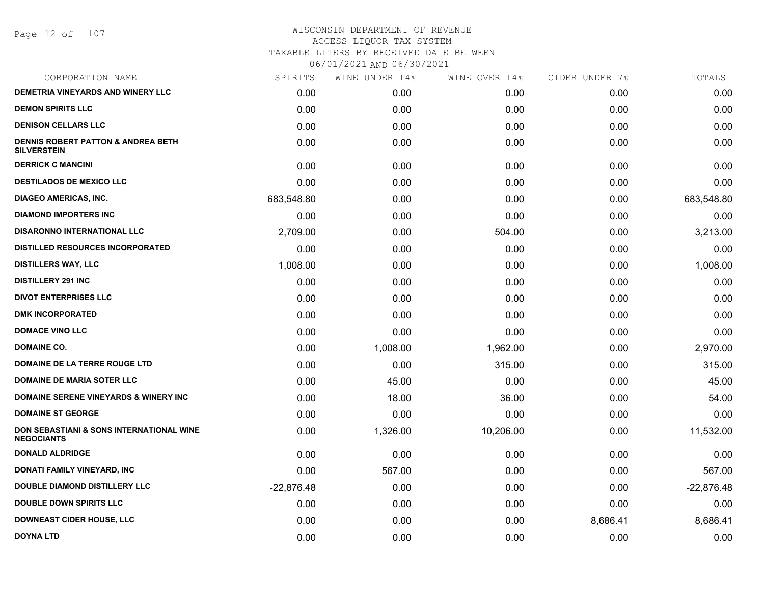WISCONSIN DEPARTMENT OF REVENUE
ACCESS LIQUOR TAX SYSTEM
TAXABLE LITERS BY RECEIVED DATE BETWEEN
06/01/2021 AND 06/30/2021

| CORPORATION NAME | SPIRITS | WINE UNDER 14% | WINE OVER 14% | CIDER UNDER 7% | TOTALS |
|---|---|---|---|---|---|
| DEMETRIA VINEYARDS AND WINERY LLC | 0.00 | 0.00 | 0.00 | 0.00 | 0.00 |
| DEMON SPIRITS LLC | 0.00 | 0.00 | 0.00 | 0.00 | 0.00 |
| DENISON CELLARS LLC | 0.00 | 0.00 | 0.00 | 0.00 | 0.00 |
| DENNIS ROBERT PATTON & ANDREA BETH SILVERSTEIN | 0.00 | 0.00 | 0.00 | 0.00 | 0.00 |
| DERRICK C MANCINI | 0.00 | 0.00 | 0.00 | 0.00 | 0.00 |
| DESTILADOS DE MEXICO LLC | 0.00 | 0.00 | 0.00 | 0.00 | 0.00 |
| DIAGEO AMERICAS, INC. | 683,548.80 | 0.00 | 0.00 | 0.00 | 683,548.80 |
| DIAMOND IMPORTERS INC | 0.00 | 0.00 | 0.00 | 0.00 | 0.00 |
| DISARONNO INTERNATIONAL LLC | 2,709.00 | 0.00 | 504.00 | 0.00 | 3,213.00 |
| DISTILLED RESOURCES INCORPORATED | 0.00 | 0.00 | 0.00 | 0.00 | 0.00 |
| DISTILLERS WAY, LLC | 1,008.00 | 0.00 | 0.00 | 0.00 | 1,008.00 |
| DISTILLERY 291 INC | 0.00 | 0.00 | 0.00 | 0.00 | 0.00 |
| DIVOT ENTERPRISES LLC | 0.00 | 0.00 | 0.00 | 0.00 | 0.00 |
| DMK INCORPORATED | 0.00 | 0.00 | 0.00 | 0.00 | 0.00 |
| DOMACE VINO LLC | 0.00 | 0.00 | 0.00 | 0.00 | 0.00 |
| DOMAINE CO. | 0.00 | 1,008.00 | 1,962.00 | 0.00 | 2,970.00 |
| DOMAINE DE LA TERRE ROUGE LTD | 0.00 | 0.00 | 315.00 | 0.00 | 315.00 |
| DOMAINE DE MARIA SOTER LLC | 0.00 | 45.00 | 0.00 | 0.00 | 45.00 |
| DOMAINE SERENE VINEYARDS & WINERY INC | 0.00 | 18.00 | 36.00 | 0.00 | 54.00 |
| DOMAINE ST GEORGE | 0.00 | 0.00 | 0.00 | 0.00 | 0.00 |
| DON SEBASTIANI & SONS INTERNATIONAL WINE NEGOCIANTS | 0.00 | 1,326.00 | 10,206.00 | 0.00 | 11,532.00 |
| DONALD ALDRIDGE | 0.00 | 0.00 | 0.00 | 0.00 | 0.00 |
| DONATI FAMILY VINEYARD, INC | 0.00 | 567.00 | 0.00 | 0.00 | 567.00 |
| DOUBLE DIAMOND DISTILLERY LLC | -22,876.48 | 0.00 | 0.00 | 0.00 | -22,876.48 |
| DOUBLE DOWN SPIRITS LLC | 0.00 | 0.00 | 0.00 | 0.00 | 0.00 |
| DOWNEAST CIDER HOUSE, LLC | 0.00 | 0.00 | 0.00 | 8,686.41 | 8,686.41 |
| DOYNA LTD | 0.00 | 0.00 | 0.00 | 0.00 | 0.00 |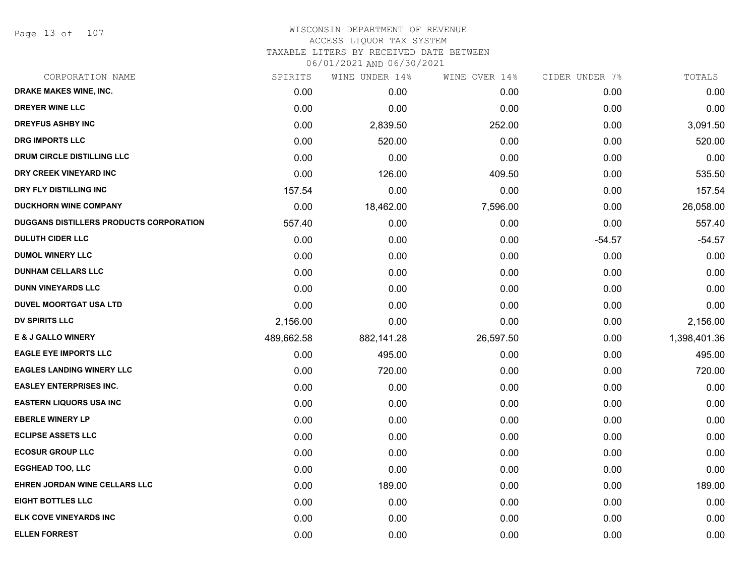WISCONSIN DEPARTMENT OF REVENUE
ACCESS LIQUOR TAX SYSTEM
TAXABLE LITERS BY RECEIVED DATE BETWEEN
06/01/2021 AND 06/30/2021

| CORPORATION NAME | SPIRITS | WINE UNDER 14% | WINE OVER 14% | CIDER UNDER 7% | TOTALS |
|---|---|---|---|---|---|
| DRAKE MAKES WINE, INC. | 0.00 | 0.00 | 0.00 | 0.00 | 0.00 |
| DREYER WINE LLC | 0.00 | 0.00 | 0.00 | 0.00 | 0.00 |
| DREYFUS ASHBY INC | 0.00 | 2,839.50 | 252.00 | 0.00 | 3,091.50 |
| DRG IMPORTS LLC | 0.00 | 520.00 | 0.00 | 0.00 | 520.00 |
| DRUM CIRCLE DISTILLING LLC | 0.00 | 0.00 | 0.00 | 0.00 | 0.00 |
| DRY CREEK VINEYARD INC | 0.00 | 126.00 | 409.50 | 0.00 | 535.50 |
| DRY FLY DISTILLING INC | 157.54 | 0.00 | 0.00 | 0.00 | 157.54 |
| DUCKHORN WINE COMPANY | 0.00 | 18,462.00 | 7,596.00 | 0.00 | 26,058.00 |
| DUGGANS DISTILLERS PRODUCTS CORPORATION | 557.40 | 0.00 | 0.00 | 0.00 | 557.40 |
| DULUTH CIDER LLC | 0.00 | 0.00 | 0.00 | -54.57 | -54.57 |
| DUMOL WINERY LLC | 0.00 | 0.00 | 0.00 | 0.00 | 0.00 |
| DUNHAM CELLARS LLC | 0.00 | 0.00 | 0.00 | 0.00 | 0.00 |
| DUNN VINEYARDS LLC | 0.00 | 0.00 | 0.00 | 0.00 | 0.00 |
| DUVEL MOORTGAT USA LTD | 0.00 | 0.00 | 0.00 | 0.00 | 0.00 |
| DV SPIRITS LLC | 2,156.00 | 0.00 | 0.00 | 0.00 | 2,156.00 |
| E & J GALLO WINERY | 489,662.58 | 882,141.28 | 26,597.50 | 0.00 | 1,398,401.36 |
| EAGLE EYE IMPORTS LLC | 0.00 | 495.00 | 0.00 | 0.00 | 495.00 |
| EAGLES LANDING WINERY LLC | 0.00 | 720.00 | 0.00 | 0.00 | 720.00 |
| EASLEY ENTERPRISES INC. | 0.00 | 0.00 | 0.00 | 0.00 | 0.00 |
| EASTERN LIQUORS USA INC | 0.00 | 0.00 | 0.00 | 0.00 | 0.00 |
| EBERLE WINERY LP | 0.00 | 0.00 | 0.00 | 0.00 | 0.00 |
| ECLIPSE ASSETS LLC | 0.00 | 0.00 | 0.00 | 0.00 | 0.00 |
| ECOSUR GROUP LLC | 0.00 | 0.00 | 0.00 | 0.00 | 0.00 |
| EGGHEAD TOO, LLC | 0.00 | 0.00 | 0.00 | 0.00 | 0.00 |
| EHREN JORDAN WINE CELLARS LLC | 0.00 | 189.00 | 0.00 | 0.00 | 189.00 |
| EIGHT BOTTLES LLC | 0.00 | 0.00 | 0.00 | 0.00 | 0.00 |
| ELK COVE VINEYARDS INC | 0.00 | 0.00 | 0.00 | 0.00 | 0.00 |
| ELLEN FORREST | 0.00 | 0.00 | 0.00 | 0.00 | 0.00 |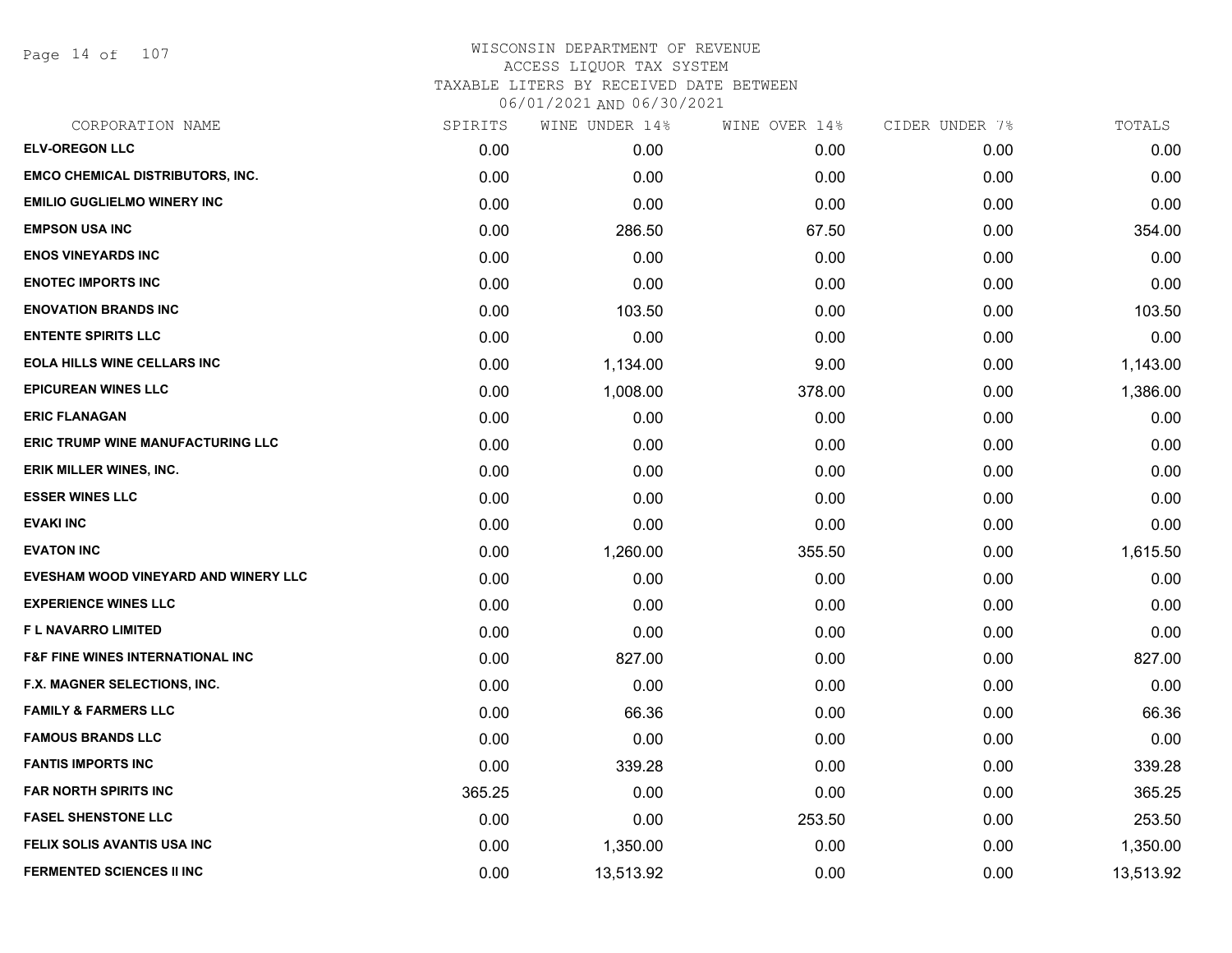# WISCONSIN DEPARTMENT OF REVENUE
## ACCESS LIQUOR TAX SYSTEM
### TAXABLE LITERS BY RECEIVED DATE BETWEEN 06/01/2021 AND 06/30/2021

| CORPORATION NAME | SPIRITS | WINE UNDER 14% | WINE OVER 14% | CIDER UNDER 7% | TOTALS |
|---|---|---|---|---|---|
| ELV-OREGON LLC | 0.00 | 0.00 | 0.00 | 0.00 | 0.00 |
| EMCO CHEMICAL DISTRIBUTORS, INC. | 0.00 | 0.00 | 0.00 | 0.00 | 0.00 |
| EMILIO GUGLIELMO WINERY INC | 0.00 | 0.00 | 0.00 | 0.00 | 0.00 |
| EMPSON USA INC | 0.00 | 286.50 | 67.50 | 0.00 | 354.00 |
| ENOS VINEYARDS INC | 0.00 | 0.00 | 0.00 | 0.00 | 0.00 |
| ENOTEC IMPORTS INC | 0.00 | 0.00 | 0.00 | 0.00 | 0.00 |
| ENOVATION BRANDS INC | 0.00 | 103.50 | 0.00 | 0.00 | 103.50 |
| ENTENTE SPIRITS LLC | 0.00 | 0.00 | 0.00 | 0.00 | 0.00 |
| EOLA HILLS WINE CELLARS INC | 0.00 | 1,134.00 | 9.00 | 0.00 | 1,143.00 |
| EPICUREAN WINES LLC | 0.00 | 1,008.00 | 378.00 | 0.00 | 1,386.00 |
| ERIC FLANAGAN | 0.00 | 0.00 | 0.00 | 0.00 | 0.00 |
| ERIC TRUMP WINE MANUFACTURING LLC | 0.00 | 0.00 | 0.00 | 0.00 | 0.00 |
| ERIK MILLER WINES, INC. | 0.00 | 0.00 | 0.00 | 0.00 | 0.00 |
| ESSER WINES LLC | 0.00 | 0.00 | 0.00 | 0.00 | 0.00 |
| EVAKI INC | 0.00 | 0.00 | 0.00 | 0.00 | 0.00 |
| EVATON INC | 0.00 | 1,260.00 | 355.50 | 0.00 | 1,615.50 |
| EVESHAM WOOD VINEYARD AND WINERY LLC | 0.00 | 0.00 | 0.00 | 0.00 | 0.00 |
| EXPERIENCE WINES LLC | 0.00 | 0.00 | 0.00 | 0.00 | 0.00 |
| F L NAVARRO LIMITED | 0.00 | 0.00 | 0.00 | 0.00 | 0.00 |
| F&F FINE WINES INTERNATIONAL INC | 0.00 | 827.00 | 0.00 | 0.00 | 827.00 |
| F.X. MAGNER SELECTIONS, INC. | 0.00 | 0.00 | 0.00 | 0.00 | 0.00 |
| FAMILY & FARMERS LLC | 0.00 | 66.36 | 0.00 | 0.00 | 66.36 |
| FAMOUS BRANDS LLC | 0.00 | 0.00 | 0.00 | 0.00 | 0.00 |
| FANTIS IMPORTS INC | 0.00 | 339.28 | 0.00 | 0.00 | 339.28 |
| FAR NORTH SPIRITS INC | 365.25 | 0.00 | 0.00 | 0.00 | 365.25 |
| FASEL SHENSTONE LLC | 0.00 | 0.00 | 253.50 | 0.00 | 253.50 |
| FELIX SOLIS AVANTIS USA INC | 0.00 | 1,350.00 | 0.00 | 0.00 | 1,350.00 |
| FERMENTED SCIENCES II INC | 0.00 | 13,513.92 | 0.00 | 0.00 | 13,513.92 |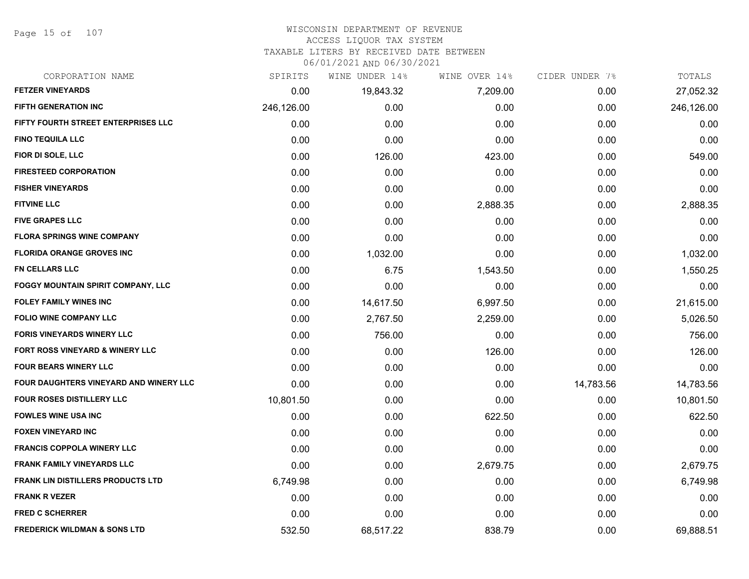# WISCONSIN DEPARTMENT OF REVENUE
## ACCESS LIQUOR TAX SYSTEM
### TAXABLE LITERS BY RECEIVED DATE BETWEEN 06/01/2021 AND 06/30/2021

| CORPORATION NAME | SPIRITS | WINE UNDER 14% | WINE OVER 14% | CIDER UNDER 7% | TOTALS |
|---|---|---|---|---|---|
| FETZER VINEYARDS | 0.00 | 19,843.32 | 7,209.00 | 0.00 | 27,052.32 |
| FIFTH GENERATION INC | 246,126.00 | 0.00 | 0.00 | 0.00 | 246,126.00 |
| FIFTY FOURTH STREET ENTERPRISES LLC | 0.00 | 0.00 | 0.00 | 0.00 | 0.00 |
| FINO TEQUILA LLC | 0.00 | 0.00 | 0.00 | 0.00 | 0.00 |
| FIOR DI SOLE, LLC | 0.00 | 126.00 | 423.00 | 0.00 | 549.00 |
| FIRESTEED CORPORATION | 0.00 | 0.00 | 0.00 | 0.00 | 0.00 |
| FISHER VINEYARDS | 0.00 | 0.00 | 0.00 | 0.00 | 0.00 |
| FITVINE LLC | 0.00 | 0.00 | 2,888.35 | 0.00 | 2,888.35 |
| FIVE GRAPES LLC | 0.00 | 0.00 | 0.00 | 0.00 | 0.00 |
| FLORA SPRINGS WINE COMPANY | 0.00 | 0.00 | 0.00 | 0.00 | 0.00 |
| FLORIDA ORANGE GROVES INC | 0.00 | 1,032.00 | 0.00 | 0.00 | 1,032.00 |
| FN CELLARS LLC | 0.00 | 6.75 | 1,543.50 | 0.00 | 1,550.25 |
| FOGGY MOUNTAIN SPIRIT COMPANY, LLC | 0.00 | 0.00 | 0.00 | 0.00 | 0.00 |
| FOLEY FAMILY WINES INC | 0.00 | 14,617.50 | 6,997.50 | 0.00 | 21,615.00 |
| FOLIO WINE COMPANY LLC | 0.00 | 2,767.50 | 2,259.00 | 0.00 | 5,026.50 |
| FORIS VINEYARDS WINERY LLC | 0.00 | 756.00 | 0.00 | 0.00 | 756.00 |
| FORT ROSS VINEYARD & WINERY LLC | 0.00 | 0.00 | 126.00 | 0.00 | 126.00 |
| FOUR BEARS WINERY LLC | 0.00 | 0.00 | 0.00 | 0.00 | 0.00 |
| FOUR DAUGHTERS VINEYARD AND WINERY LLC | 0.00 | 0.00 | 0.00 | 14,783.56 | 14,783.56 |
| FOUR ROSES DISTILLERY LLC | 10,801.50 | 0.00 | 0.00 | 0.00 | 10,801.50 |
| FOWLES WINE USA INC | 0.00 | 0.00 | 622.50 | 0.00 | 622.50 |
| FOXEN VINEYARD INC | 0.00 | 0.00 | 0.00 | 0.00 | 0.00 |
| FRANCIS COPPOLA WINERY LLC | 0.00 | 0.00 | 0.00 | 0.00 | 0.00 |
| FRANK FAMILY VINEYARDS LLC | 0.00 | 0.00 | 2,679.75 | 0.00 | 2,679.75 |
| FRANK LIN DISTILLERS PRODUCTS LTD | 6,749.98 | 0.00 | 0.00 | 0.00 | 6,749.98 |
| FRANK R VEZER | 0.00 | 0.00 | 0.00 | 0.00 | 0.00 |
| FRED C SCHERRER | 0.00 | 0.00 | 0.00 | 0.00 | 0.00 |
| FREDERICK WILDMAN & SONS LTD | 532.50 | 68,517.22 | 838.79 | 0.00 | 69,888.51 |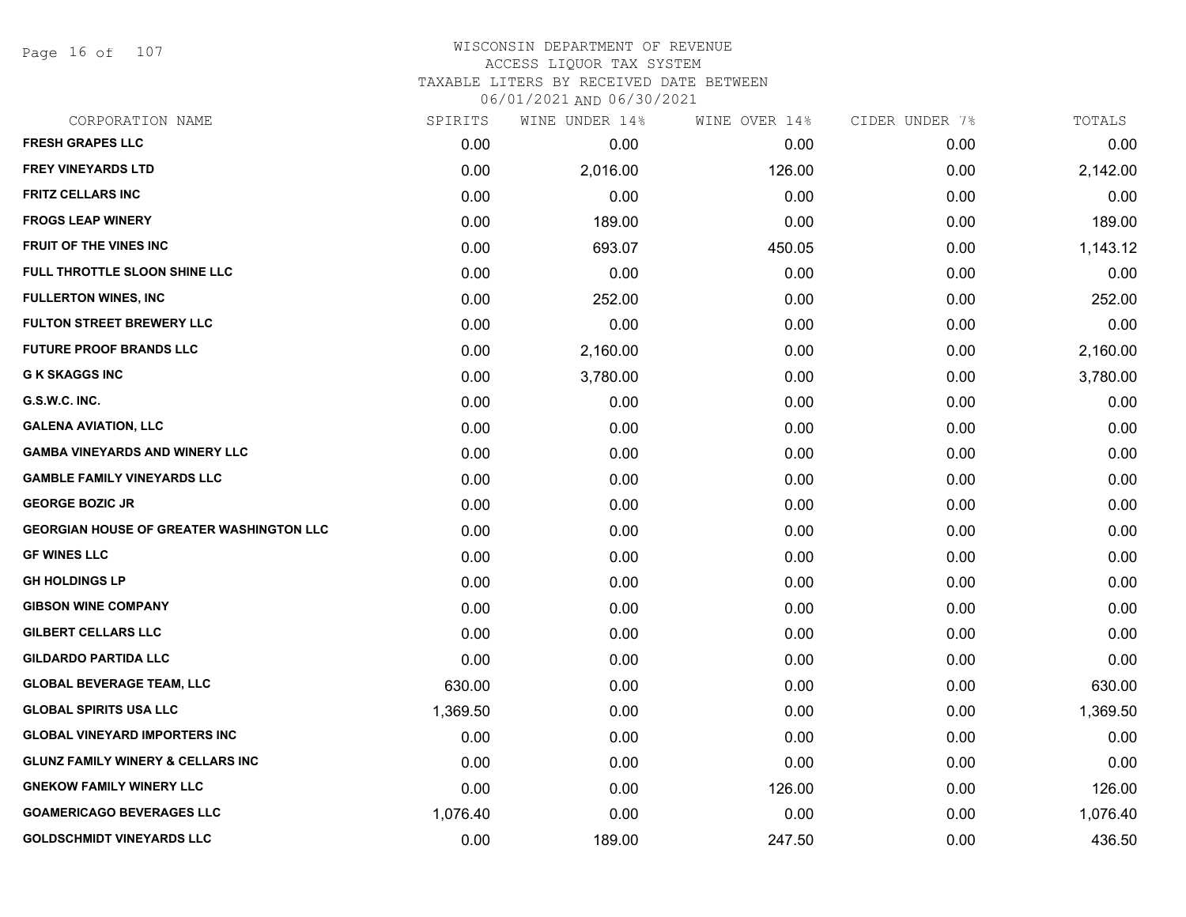WISCONSIN DEPARTMENT OF REVENUE
ACCESS LIQUOR TAX SYSTEM
TAXABLE LITERS BY RECEIVED DATE BETWEEN
06/01/2021 AND 06/30/2021

| CORPORATION NAME | SPIRITS | WINE UNDER 14% | WINE OVER 14% | CIDER UNDER 7% | TOTALS |
|---|---|---|---|---|---|
| FRESH GRAPES LLC | 0.00 | 0.00 | 0.00 | 0.00 | 0.00 |
| FREY VINEYARDS LTD | 0.00 | 2,016.00 | 126.00 | 0.00 | 2,142.00 |
| FRITZ CELLARS INC | 0.00 | 0.00 | 0.00 | 0.00 | 0.00 |
| FROGS LEAP WINERY | 0.00 | 189.00 | 0.00 | 0.00 | 189.00 |
| FRUIT OF THE VINES INC | 0.00 | 693.07 | 450.05 | 0.00 | 1,143.12 |
| FULL THROTTLE SLOON SHINE LLC | 0.00 | 0.00 | 0.00 | 0.00 | 0.00 |
| FULLERTON WINES, INC | 0.00 | 252.00 | 0.00 | 0.00 | 252.00 |
| FULTON STREET BREWERY LLC | 0.00 | 0.00 | 0.00 | 0.00 | 0.00 |
| FUTURE PROOF BRANDS LLC | 0.00 | 2,160.00 | 0.00 | 0.00 | 2,160.00 |
| G K SKAGGS INC | 0.00 | 3,780.00 | 0.00 | 0.00 | 3,780.00 |
| G.S.W.C. INC. | 0.00 | 0.00 | 0.00 | 0.00 | 0.00 |
| GALENA AVIATION, LLC | 0.00 | 0.00 | 0.00 | 0.00 | 0.00 |
| GAMBA VINEYARDS AND WINERY LLC | 0.00 | 0.00 | 0.00 | 0.00 | 0.00 |
| GAMBLE FAMILY VINEYARDS LLC | 0.00 | 0.00 | 0.00 | 0.00 | 0.00 |
| GEORGE BOZIC JR | 0.00 | 0.00 | 0.00 | 0.00 | 0.00 |
| GEORGIAN HOUSE OF GREATER WASHINGTON LLC | 0.00 | 0.00 | 0.00 | 0.00 | 0.00 |
| GF WINES LLC | 0.00 | 0.00 | 0.00 | 0.00 | 0.00 |
| GH HOLDINGS LP | 0.00 | 0.00 | 0.00 | 0.00 | 0.00 |
| GIBSON WINE COMPANY | 0.00 | 0.00 | 0.00 | 0.00 | 0.00 |
| GILBERT CELLARS LLC | 0.00 | 0.00 | 0.00 | 0.00 | 0.00 |
| GILDARDO PARTIDA LLC | 0.00 | 0.00 | 0.00 | 0.00 | 0.00 |
| GLOBAL BEVERAGE TEAM, LLC | 630.00 | 0.00 | 0.00 | 0.00 | 630.00 |
| GLOBAL SPIRITS USA LLC | 1,369.50 | 0.00 | 0.00 | 0.00 | 1,369.50 |
| GLOBAL VINEYARD IMPORTERS INC | 0.00 | 0.00 | 0.00 | 0.00 | 0.00 |
| GLUNZ FAMILY WINERY & CELLARS INC | 0.00 | 0.00 | 0.00 | 0.00 | 0.00 |
| GNEKOW FAMILY WINERY LLC | 0.00 | 0.00 | 126.00 | 0.00 | 126.00 |
| GOAMERICAGO BEVERAGES LLC | 1,076.40 | 0.00 | 0.00 | 0.00 | 1,076.40 |
| GOLDSCHMIDT VINEYARDS LLC | 0.00 | 189.00 | 247.50 | 0.00 | 436.50 |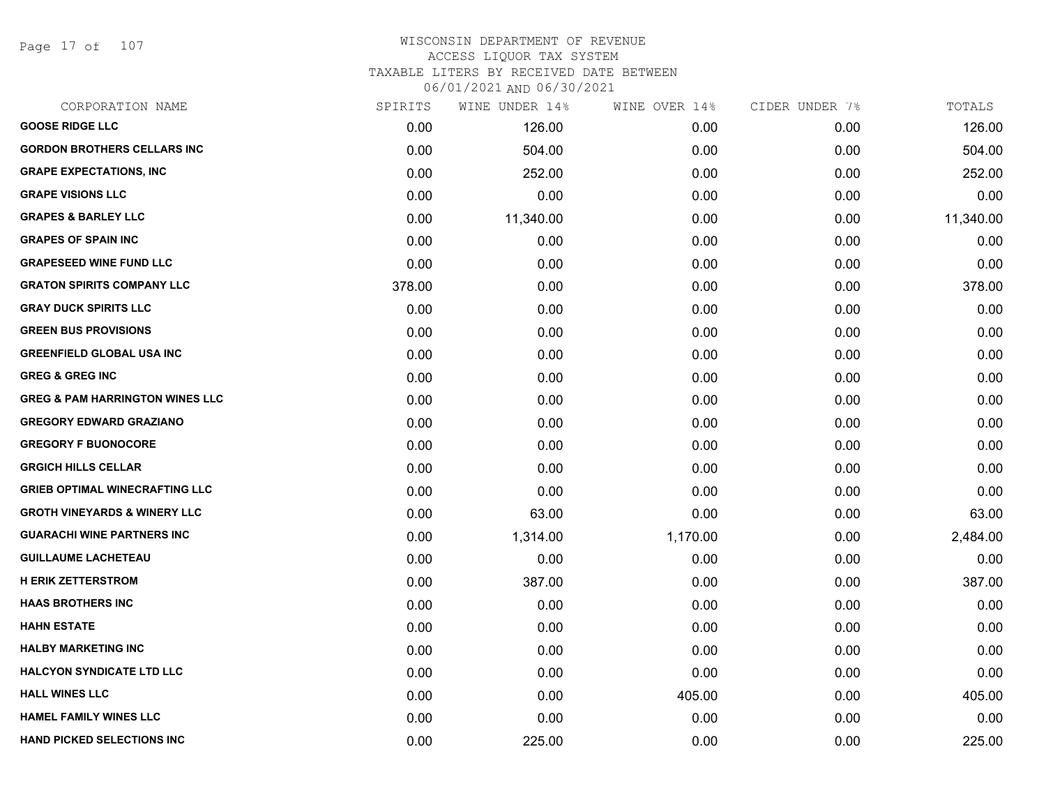WISCONSIN DEPARTMENT OF REVENUE
ACCESS LIQUOR TAX SYSTEM
TAXABLE LITERS BY RECEIVED DATE BETWEEN
06/01/2021 AND 06/30/2021

| CORPORATION NAME | SPIRITS | WINE UNDER 14% | WINE OVER 14% | CIDER UNDER 7% | TOTALS |
|---|---|---|---|---|---|
| GOOSE RIDGE LLC | 0.00 | 126.00 | 0.00 | 0.00 | 126.00 |
| GORDON BROTHERS CELLARS INC | 0.00 | 504.00 | 0.00 | 0.00 | 504.00 |
| GRAPE EXPECTATIONS, INC | 0.00 | 252.00 | 0.00 | 0.00 | 252.00 |
| GRAPE VISIONS LLC | 0.00 | 0.00 | 0.00 | 0.00 | 0.00 |
| GRAPES & BARLEY LLC | 0.00 | 11,340.00 | 0.00 | 0.00 | 11,340.00 |
| GRAPES OF SPAIN INC | 0.00 | 0.00 | 0.00 | 0.00 | 0.00 |
| GRAPESEED WINE FUND LLC | 0.00 | 0.00 | 0.00 | 0.00 | 0.00 |
| GRATON SPIRITS COMPANY LLC | 378.00 | 0.00 | 0.00 | 0.00 | 378.00 |
| GRAY DUCK SPIRITS LLC | 0.00 | 0.00 | 0.00 | 0.00 | 0.00 |
| GREEN BUS PROVISIONS | 0.00 | 0.00 | 0.00 | 0.00 | 0.00 |
| GREENFIELD GLOBAL USA INC | 0.00 | 0.00 | 0.00 | 0.00 | 0.00 |
| GREG & GREG INC | 0.00 | 0.00 | 0.00 | 0.00 | 0.00 |
| GREG & PAM HARRINGTON WINES LLC | 0.00 | 0.00 | 0.00 | 0.00 | 0.00 |
| GREGORY EDWARD GRAZIANO | 0.00 | 0.00 | 0.00 | 0.00 | 0.00 |
| GREGORY F BUONOCORE | 0.00 | 0.00 | 0.00 | 0.00 | 0.00 |
| GRGICH HILLS CELLAR | 0.00 | 0.00 | 0.00 | 0.00 | 0.00 |
| GRIEB OPTIMAL WINECRAFTING LLC | 0.00 | 0.00 | 0.00 | 0.00 | 0.00 |
| GROTH VINEYARDS & WINERY LLC | 0.00 | 63.00 | 0.00 | 0.00 | 63.00 |
| GUARACHI WINE PARTNERS INC | 0.00 | 1,314.00 | 1,170.00 | 0.00 | 2,484.00 |
| GUILLAUME LACHETEAU | 0.00 | 0.00 | 0.00 | 0.00 | 0.00 |
| H ERIK ZETTERSTROM | 0.00 | 387.00 | 0.00 | 0.00 | 387.00 |
| HAAS BROTHERS INC | 0.00 | 0.00 | 0.00 | 0.00 | 0.00 |
| HAHN ESTATE | 0.00 | 0.00 | 0.00 | 0.00 | 0.00 |
| HALBY MARKETING INC | 0.00 | 0.00 | 0.00 | 0.00 | 0.00 |
| HALCYON SYNDICATE LTD LLC | 0.00 | 0.00 | 0.00 | 0.00 | 0.00 |
| HALL WINES LLC | 0.00 | 0.00 | 405.00 | 0.00 | 405.00 |
| HAMEL FAMILY WINES LLC | 0.00 | 0.00 | 0.00 | 0.00 | 0.00 |
| HAND PICKED SELECTIONS INC | 0.00 | 225.00 | 0.00 | 0.00 | 225.00 |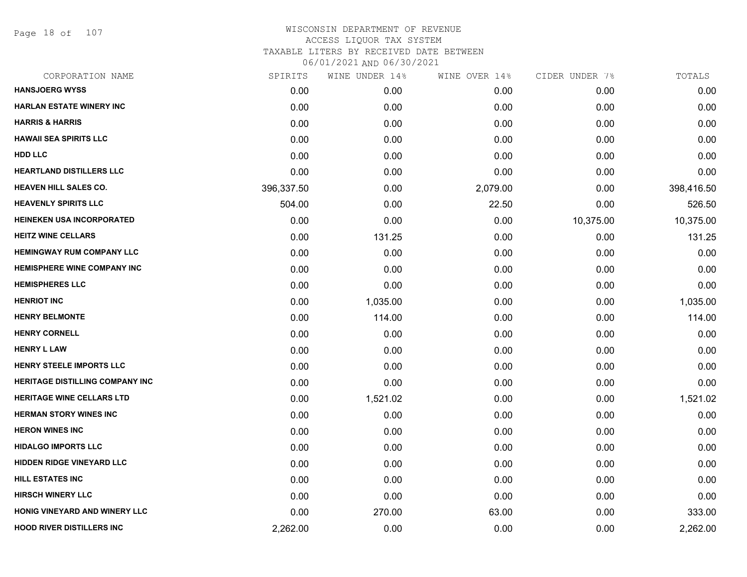WISCONSIN DEPARTMENT OF REVENUE
ACCESS LIQUOR TAX SYSTEM
TAXABLE LITERS BY RECEIVED DATE BETWEEN
06/01/2021 AND 06/30/2021

| CORPORATION NAME | SPIRITS | WINE UNDER 14% | WINE OVER 14% | CIDER UNDER 7% | TOTALS |
|---|---|---|---|---|---|
| HANSJOERG WYSS | 0.00 | 0.00 | 0.00 | 0.00 | 0.00 |
| HARLAN ESTATE WINERY INC | 0.00 | 0.00 | 0.00 | 0.00 | 0.00 |
| HARRIS & HARRIS | 0.00 | 0.00 | 0.00 | 0.00 | 0.00 |
| HAWAII SEA SPIRITS LLC | 0.00 | 0.00 | 0.00 | 0.00 | 0.00 |
| HDD LLC | 0.00 | 0.00 | 0.00 | 0.00 | 0.00 |
| HEARTLAND DISTILLERS LLC | 0.00 | 0.00 | 0.00 | 0.00 | 0.00 |
| HEAVEN HILL SALES CO. | 396,337.50 | 0.00 | 2,079.00 | 0.00 | 398,416.50 |
| HEAVENLY SPIRITS LLC | 504.00 | 0.00 | 22.50 | 0.00 | 526.50 |
| HEINEKEN USA INCORPORATED | 0.00 | 0.00 | 0.00 | 10,375.00 | 10,375.00 |
| HEITZ WINE CELLARS | 0.00 | 131.25 | 0.00 | 0.00 | 131.25 |
| HEMINGWAY RUM COMPANY LLC | 0.00 | 0.00 | 0.00 | 0.00 | 0.00 |
| HEMISPHERE WINE COMPANY INC | 0.00 | 0.00 | 0.00 | 0.00 | 0.00 |
| HEMISPHERES LLC | 0.00 | 0.00 | 0.00 | 0.00 | 0.00 |
| HENRIOT INC | 0.00 | 1,035.00 | 0.00 | 0.00 | 1,035.00 |
| HENRY BELMONTE | 0.00 | 114.00 | 0.00 | 0.00 | 114.00 |
| HENRY CORNELL | 0.00 | 0.00 | 0.00 | 0.00 | 0.00 |
| HENRY L LAW | 0.00 | 0.00 | 0.00 | 0.00 | 0.00 |
| HENRY STEELE IMPORTS LLC | 0.00 | 0.00 | 0.00 | 0.00 | 0.00 |
| HERITAGE DISTILLING COMPANY INC | 0.00 | 0.00 | 0.00 | 0.00 | 0.00 |
| HERITAGE WINE CELLARS LTD | 0.00 | 1,521.02 | 0.00 | 0.00 | 1,521.02 |
| HERMAN STORY WINES INC | 0.00 | 0.00 | 0.00 | 0.00 | 0.00 |
| HERON WINES INC | 0.00 | 0.00 | 0.00 | 0.00 | 0.00 |
| HIDALGO IMPORTS LLC | 0.00 | 0.00 | 0.00 | 0.00 | 0.00 |
| HIDDEN RIDGE VINEYARD LLC | 0.00 | 0.00 | 0.00 | 0.00 | 0.00 |
| HILL ESTATES INC | 0.00 | 0.00 | 0.00 | 0.00 | 0.00 |
| HIRSCH WINERY LLC | 0.00 | 0.00 | 0.00 | 0.00 | 0.00 |
| HONIG VINEYARD AND WINERY LLC | 0.00 | 270.00 | 63.00 | 0.00 | 333.00 |
| HOOD RIVER DISTILLERS INC | 2,262.00 | 0.00 | 0.00 | 0.00 | 2,262.00 |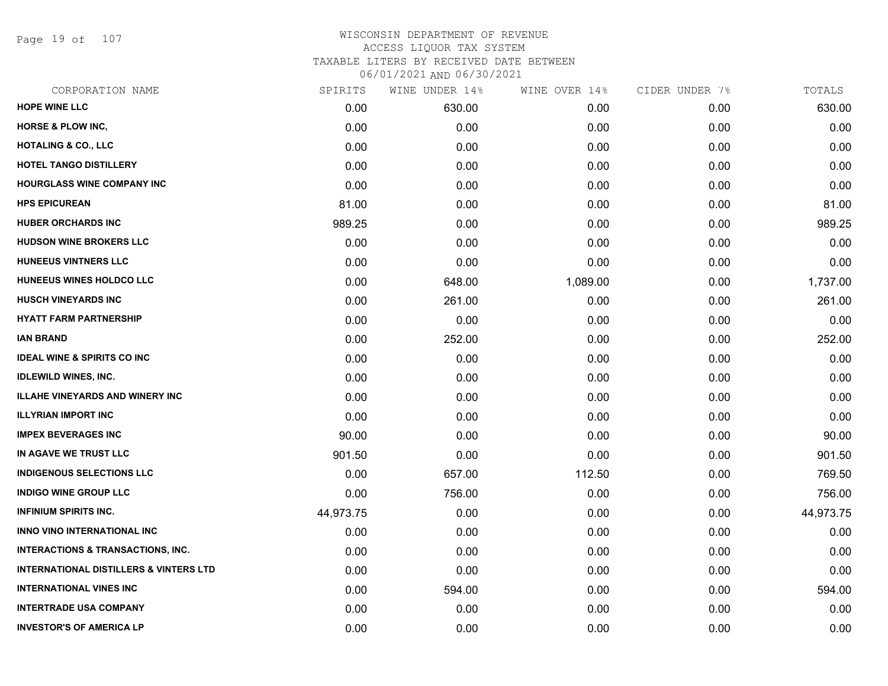# WISCONSIN DEPARTMENT OF REVENUE
## ACCESS LIQUOR TAX SYSTEM
### TAXABLE LITERS BY RECEIVED DATE BETWEEN 06/01/2021 AND 06/30/2021

| CORPORATION NAME | SPIRITS | WINE UNDER 14% | WINE OVER 14% | CIDER UNDER 7% | TOTALS |
|---|---|---|---|---|---|
| **HOPE WINE LLC** | 0.00 | 630.00 | 0.00 | 0.00 | 630.00 |
| **HORSE & PLOW INC,** | 0.00 | 0.00 | 0.00 | 0.00 | 0.00 |
| **HOTALING & CO., LLC** | 0.00 | 0.00 | 0.00 | 0.00 | 0.00 |
| **HOTEL TANGO DISTILLERY** | 0.00 | 0.00 | 0.00 | 0.00 | 0.00 |
| **HOURGLASS WINE COMPANY INC** | 0.00 | 0.00 | 0.00 | 0.00 | 0.00 |
| **HPS EPICUREAN** | 81.00 | 0.00 | 0.00 | 0.00 | 81.00 |
| **HUBER ORCHARDS INC** | 989.25 | 0.00 | 0.00 | 0.00 | 989.25 |
| **HUDSON WINE BROKERS LLC** | 0.00 | 0.00 | 0.00 | 0.00 | 0.00 |
| **HUNEEUS VINTNERS LLC** | 0.00 | 0.00 | 0.00 | 0.00 | 0.00 |
| **HUNEEUS WINES HOLDCO LLC** | 0.00 | 648.00 | 1,089.00 | 0.00 | 1,737.00 |
| **HUSCH VINEYARDS INC** | 0.00 | 261.00 | 0.00 | 0.00 | 261.00 |
| **HYATT FARM PARTNERSHIP** | 0.00 | 0.00 | 0.00 | 0.00 | 0.00 |
| **IAN BRAND** | 0.00 | 252.00 | 0.00 | 0.00 | 252.00 |
| **IDEAL WINE & SPIRITS CO INC** | 0.00 | 0.00 | 0.00 | 0.00 | 0.00 |
| **IDLEWILD WINES, INC.** | 0.00 | 0.00 | 0.00 | 0.00 | 0.00 |
| **ILLAHE VINEYARDS AND WINERY INC** | 0.00 | 0.00 | 0.00 | 0.00 | 0.00 |
| **ILLYRIAN IMPORT INC** | 0.00 | 0.00 | 0.00 | 0.00 | 0.00 |
| **IMPEX BEVERAGES INC** | 90.00 | 0.00 | 0.00 | 0.00 | 90.00 |
| **IN AGAVE WE TRUST LLC** | 901.50 | 0.00 | 0.00 | 0.00 | 901.50 |
| **INDIGENOUS SELECTIONS LLC** | 0.00 | 657.00 | 112.50 | 0.00 | 769.50 |
| **INDIGO WINE GROUP LLC** | 0.00 | 756.00 | 0.00 | 0.00 | 756.00 |
| **INFINIUM SPIRITS INC.** | 44,973.75 | 0.00 | 0.00 | 0.00 | 44,973.75 |
| **INNO VINO INTERNATIONAL INC** | 0.00 | 0.00 | 0.00 | 0.00 | 0.00 |
| **INTERACTIONS & TRANSACTIONS, INC.** | 0.00 | 0.00 | 0.00 | 0.00 | 0.00 |
| **INTERNATIONAL DISTILLERS & VINTERS LTD** | 0.00 | 0.00 | 0.00 | 0.00 | 0.00 |
| **INTERNATIONAL VINES INC** | 0.00 | 594.00 | 0.00 | 0.00 | 594.00 |
| **INTERTRADE USA COMPANY** | 0.00 | 0.00 | 0.00 | 0.00 | 0.00 |
| **INVESTOR'S OF AMERICA LP** | 0.00 | 0.00 | 0.00 | 0.00 | 0.00 |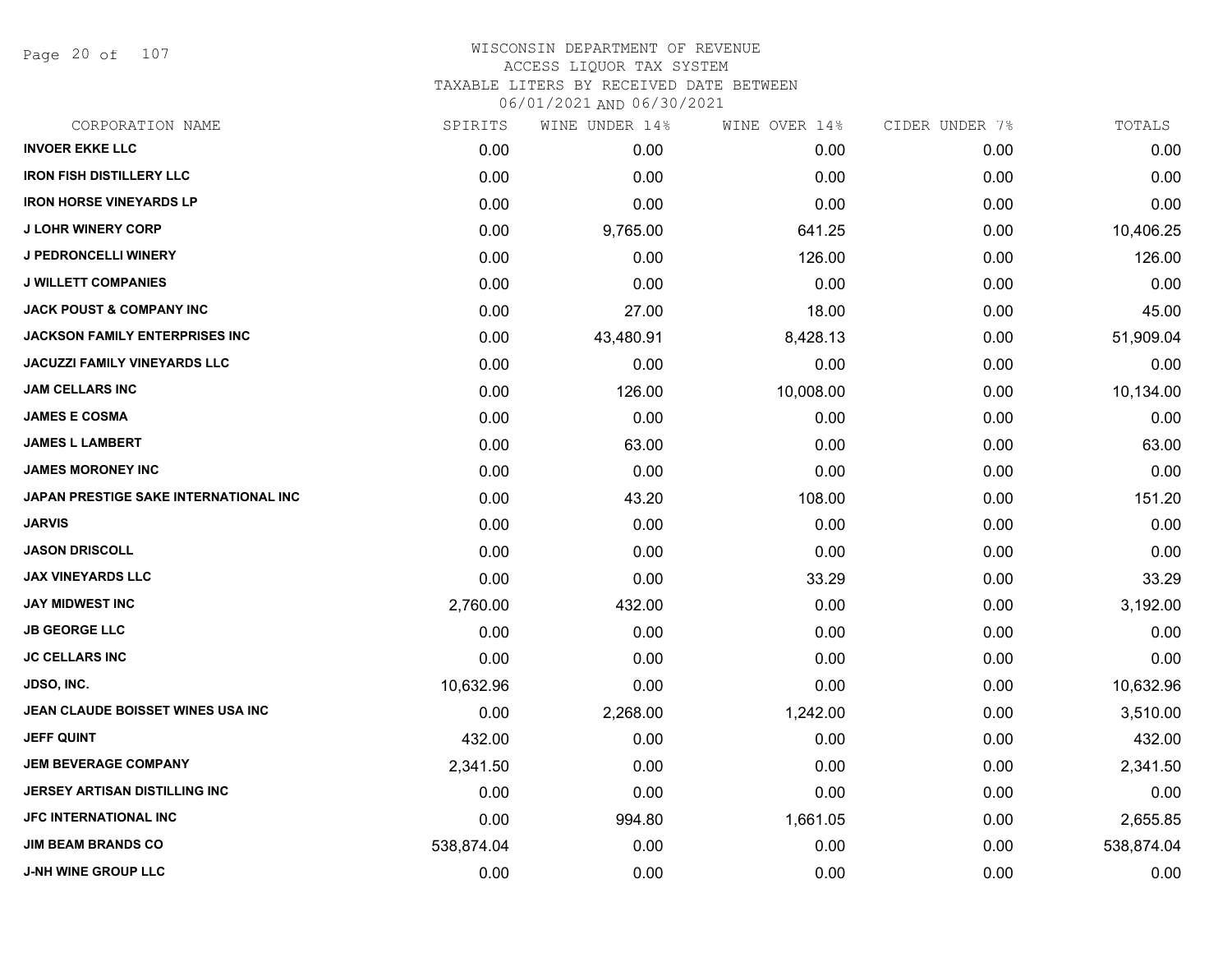WISCONSIN DEPARTMENT OF REVENUE
ACCESS LIQUOR TAX SYSTEM
TAXABLE LITERS BY RECEIVED DATE BETWEEN
06/01/2021 AND 06/30/2021

| CORPORATION NAME | SPIRITS | WINE UNDER 14% | WINE OVER 14% | CIDER UNDER 7% | TOTALS |
|---|---|---|---|---|---|
| INVOER EKKE LLC | 0.00 | 0.00 | 0.00 | 0.00 | 0.00 |
| IRON FISH DISTILLERY LLC | 0.00 | 0.00 | 0.00 | 0.00 | 0.00 |
| IRON HORSE VINEYARDS LP | 0.00 | 0.00 | 0.00 | 0.00 | 0.00 |
| J LOHR WINERY CORP | 0.00 | 9,765.00 | 641.25 | 0.00 | 10,406.25 |
| J PEDRONCELLI WINERY | 0.00 | 0.00 | 126.00 | 0.00 | 126.00 |
| J WILLETT COMPANIES | 0.00 | 0.00 | 0.00 | 0.00 | 0.00 |
| JACK POUST & COMPANY INC | 0.00 | 27.00 | 18.00 | 0.00 | 45.00 |
| JACKSON FAMILY ENTERPRISES INC | 0.00 | 43,480.91 | 8,428.13 | 0.00 | 51,909.04 |
| JACUZZI FAMILY VINEYARDS LLC | 0.00 | 0.00 | 0.00 | 0.00 | 0.00 |
| JAM CELLARS INC | 0.00 | 126.00 | 10,008.00 | 0.00 | 10,134.00 |
| JAMES E COSMA | 0.00 | 0.00 | 0.00 | 0.00 | 0.00 |
| JAMES L LAMBERT | 0.00 | 63.00 | 0.00 | 0.00 | 63.00 |
| JAMES MORONEY INC | 0.00 | 0.00 | 0.00 | 0.00 | 0.00 |
| JAPAN PRESTIGE SAKE INTERNATIONAL INC | 0.00 | 43.20 | 108.00 | 0.00 | 151.20 |
| JARVIS | 0.00 | 0.00 | 0.00 | 0.00 | 0.00 |
| JASON DRISCOLL | 0.00 | 0.00 | 0.00 | 0.00 | 0.00 |
| JAX VINEYARDS LLC | 0.00 | 0.00 | 33.29 | 0.00 | 33.29 |
| JAY MIDWEST INC | 2,760.00 | 432.00 | 0.00 | 0.00 | 3,192.00 |
| JB GEORGE LLC | 0.00 | 0.00 | 0.00 | 0.00 | 0.00 |
| JC CELLARS INC | 0.00 | 0.00 | 0.00 | 0.00 | 0.00 |
| JDSO, INC. | 10,632.96 | 0.00 | 0.00 | 0.00 | 10,632.96 |
| JEAN CLAUDE BOISSET WINES USA INC | 0.00 | 2,268.00 | 1,242.00 | 0.00 | 3,510.00 |
| JEFF QUINT | 432.00 | 0.00 | 0.00 | 0.00 | 432.00 |
| JEM BEVERAGE COMPANY | 2,341.50 | 0.00 | 0.00 | 0.00 | 2,341.50 |
| JERSEY ARTISAN DISTILLING INC | 0.00 | 0.00 | 0.00 | 0.00 | 0.00 |
| JFC INTERNATIONAL INC | 0.00 | 994.80 | 1,661.05 | 0.00 | 2,655.85 |
| JIM BEAM BRANDS CO | 538,874.04 | 0.00 | 0.00 | 0.00 | 538,874.04 |
| J-NH WINE GROUP LLC | 0.00 | 0.00 | 0.00 | 0.00 | 0.00 |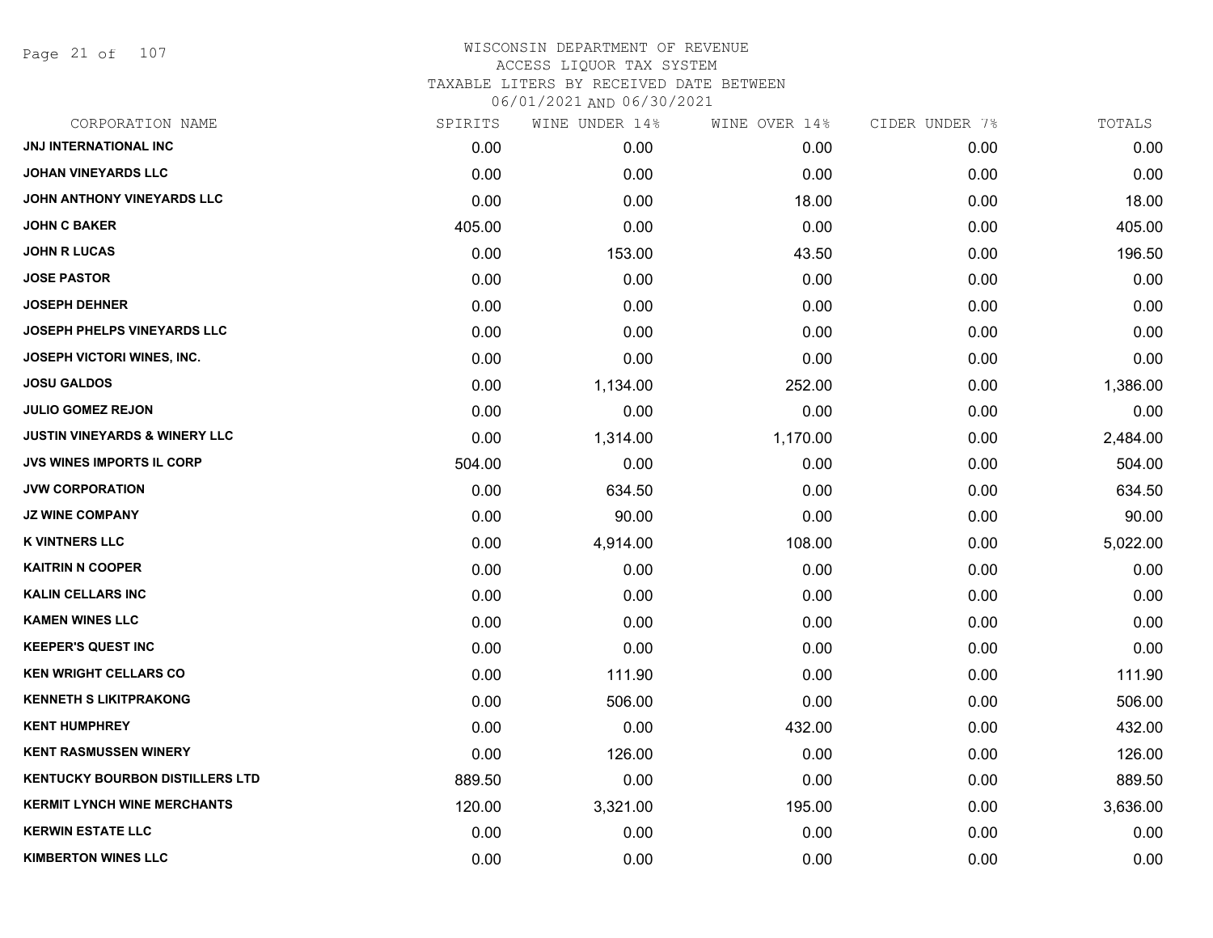# WISCONSIN DEPARTMENT OF REVENUE
## ACCESS LIQUOR TAX SYSTEM
### TAXABLE LITERS BY RECEIVED DATE BETWEEN 06/01/2021 AND 06/30/2021

| CORPORATION NAME | SPIRITS | WINE UNDER 14% | WINE OVER 14% | CIDER UNDER 7% | TOTALS |
|---|---|---|---|---|---|
| JNJ INTERNATIONAL INC | 0.00 | 0.00 | 0.00 | 0.00 | 0.00 |
| JOHAN VINEYARDS LLC | 0.00 | 0.00 | 0.00 | 0.00 | 0.00 |
| JOHN ANTHONY VINEYARDS LLC | 0.00 | 0.00 | 18.00 | 0.00 | 18.00 |
| JOHN C BAKER | 405.00 | 0.00 | 0.00 | 0.00 | 405.00 |
| JOHN R LUCAS | 0.00 | 153.00 | 43.50 | 0.00 | 196.50 |
| JOSE PASTOR | 0.00 | 0.00 | 0.00 | 0.00 | 0.00 |
| JOSEPH DEHNER | 0.00 | 0.00 | 0.00 | 0.00 | 0.00 |
| JOSEPH PHELPS VINEYARDS LLC | 0.00 | 0.00 | 0.00 | 0.00 | 0.00 |
| JOSEPH VICTORI WINES, INC. | 0.00 | 0.00 | 0.00 | 0.00 | 0.00 |
| JOSU GALDOS | 0.00 | 1,134.00 | 252.00 | 0.00 | 1,386.00 |
| JULIO GOMEZ REJON | 0.00 | 0.00 | 0.00 | 0.00 | 0.00 |
| JUSTIN VINEYARDS & WINERY LLC | 0.00 | 1,314.00 | 1,170.00 | 0.00 | 2,484.00 |
| JVS WINES IMPORTS IL CORP | 504.00 | 0.00 | 0.00 | 0.00 | 504.00 |
| JVW CORPORATION | 0.00 | 634.50 | 0.00 | 0.00 | 634.50 |
| JZ WINE COMPANY | 0.00 | 90.00 | 0.00 | 0.00 | 90.00 |
| K VINTNERS LLC | 0.00 | 4,914.00 | 108.00 | 0.00 | 5,022.00 |
| KAITRIN N COOPER | 0.00 | 0.00 | 0.00 | 0.00 | 0.00 |
| KALIN CELLARS INC | 0.00 | 0.00 | 0.00 | 0.00 | 0.00 |
| KAMEN WINES LLC | 0.00 | 0.00 | 0.00 | 0.00 | 0.00 |
| KEEPER'S QUEST INC | 0.00 | 0.00 | 0.00 | 0.00 | 0.00 |
| KEN WRIGHT CELLARS CO | 0.00 | 111.90 | 0.00 | 0.00 | 111.90 |
| KENNETH S LIKITPRAKONG | 0.00 | 506.00 | 0.00 | 0.00 | 506.00 |
| KENT HUMPHREY | 0.00 | 0.00 | 432.00 | 0.00 | 432.00 |
| KENT RASMUSSEN WINERY | 0.00 | 126.00 | 0.00 | 0.00 | 126.00 |
| KENTUCKY BOURBON DISTILLERS LTD | 889.50 | 0.00 | 0.00 | 0.00 | 889.50 |
| KERMIT LYNCH WINE MERCHANTS | 120.00 | 3,321.00 | 195.00 | 0.00 | 3,636.00 |
| KERWIN ESTATE LLC | 0.00 | 0.00 | 0.00 | 0.00 | 0.00 |
| KIMBERTON WINES LLC | 0.00 | 0.00 | 0.00 | 0.00 | 0.00 |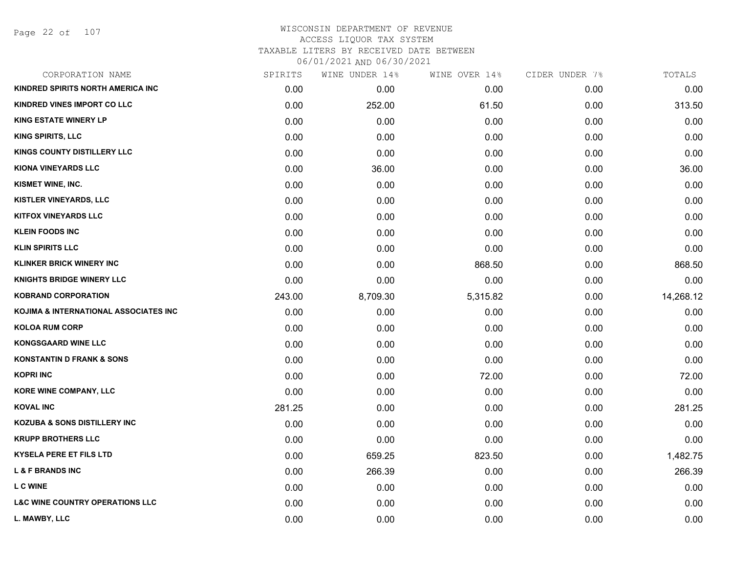# WISCONSIN DEPARTMENT OF REVENUE
## ACCESS LIQUOR TAX SYSTEM
### TAXABLE LITERS BY RECEIVED DATE BETWEEN 06/01/2021 AND 06/30/2021

| CORPORATION NAME | SPIRITS | WINE UNDER 14% | WINE OVER 14% | CIDER UNDER 7% | TOTALS |
|---|---|---|---|---|---|
| KINDRED SPIRITS NORTH AMERICA INC | 0.00 | 0.00 | 0.00 | 0.00 | 0.00 |
| KINDRED VINES IMPORT CO LLC | 0.00 | 252.00 | 61.50 | 0.00 | 313.50 |
| KING ESTATE WINERY LP | 0.00 | 0.00 | 0.00 | 0.00 | 0.00 |
| KING SPIRITS, LLC | 0.00 | 0.00 | 0.00 | 0.00 | 0.00 |
| KINGS COUNTY DISTILLERY LLC | 0.00 | 0.00 | 0.00 | 0.00 | 0.00 |
| KIONA VINEYARDS LLC | 0.00 | 36.00 | 0.00 | 0.00 | 36.00 |
| KISMET WINE, INC. | 0.00 | 0.00 | 0.00 | 0.00 | 0.00 |
| KISTLER VINEYARDS, LLC | 0.00 | 0.00 | 0.00 | 0.00 | 0.00 |
| KITFOX VINEYARDS LLC | 0.00 | 0.00 | 0.00 | 0.00 | 0.00 |
| KLEIN FOODS INC | 0.00 | 0.00 | 0.00 | 0.00 | 0.00 |
| KLIN SPIRITS LLC | 0.00 | 0.00 | 0.00 | 0.00 | 0.00 |
| KLINKER BRICK WINERY INC | 0.00 | 0.00 | 868.50 | 0.00 | 868.50 |
| KNIGHTS BRIDGE WINERY LLC | 0.00 | 0.00 | 0.00 | 0.00 | 0.00 |
| KOBRAND CORPORATION | 243.00 | 8,709.30 | 5,315.82 | 0.00 | 14,268.12 |
| KOJIMA & INTERNATIONAL ASSOCIATES INC | 0.00 | 0.00 | 0.00 | 0.00 | 0.00 |
| KOLOA RUM CORP | 0.00 | 0.00 | 0.00 | 0.00 | 0.00 |
| KONGSGAARD WINE LLC | 0.00 | 0.00 | 0.00 | 0.00 | 0.00 |
| KONSTANTIN D FRANK & SONS | 0.00 | 0.00 | 0.00 | 0.00 | 0.00 |
| KOPRI INC | 0.00 | 0.00 | 72.00 | 0.00 | 72.00 |
| KORE WINE COMPANY, LLC | 0.00 | 0.00 | 0.00 | 0.00 | 0.00 |
| KOVAL INC | 281.25 | 0.00 | 0.00 | 0.00 | 281.25 |
| KOZUBA & SONS DISTILLERY INC | 0.00 | 0.00 | 0.00 | 0.00 | 0.00 |
| KRUPP BROTHERS LLC | 0.00 | 0.00 | 0.00 | 0.00 | 0.00 |
| KYSELA PERE ET FILS LTD | 0.00 | 659.25 | 823.50 | 0.00 | 1,482.75 |
| L & F BRANDS INC | 0.00 | 266.39 | 0.00 | 0.00 | 266.39 |
| L C WINE | 0.00 | 0.00 | 0.00 | 0.00 | 0.00 |
| L&C WINE COUNTRY OPERATIONS LLC | 0.00 | 0.00 | 0.00 | 0.00 | 0.00 |
| L. MAWBY, LLC | 0.00 | 0.00 | 0.00 | 0.00 | 0.00 |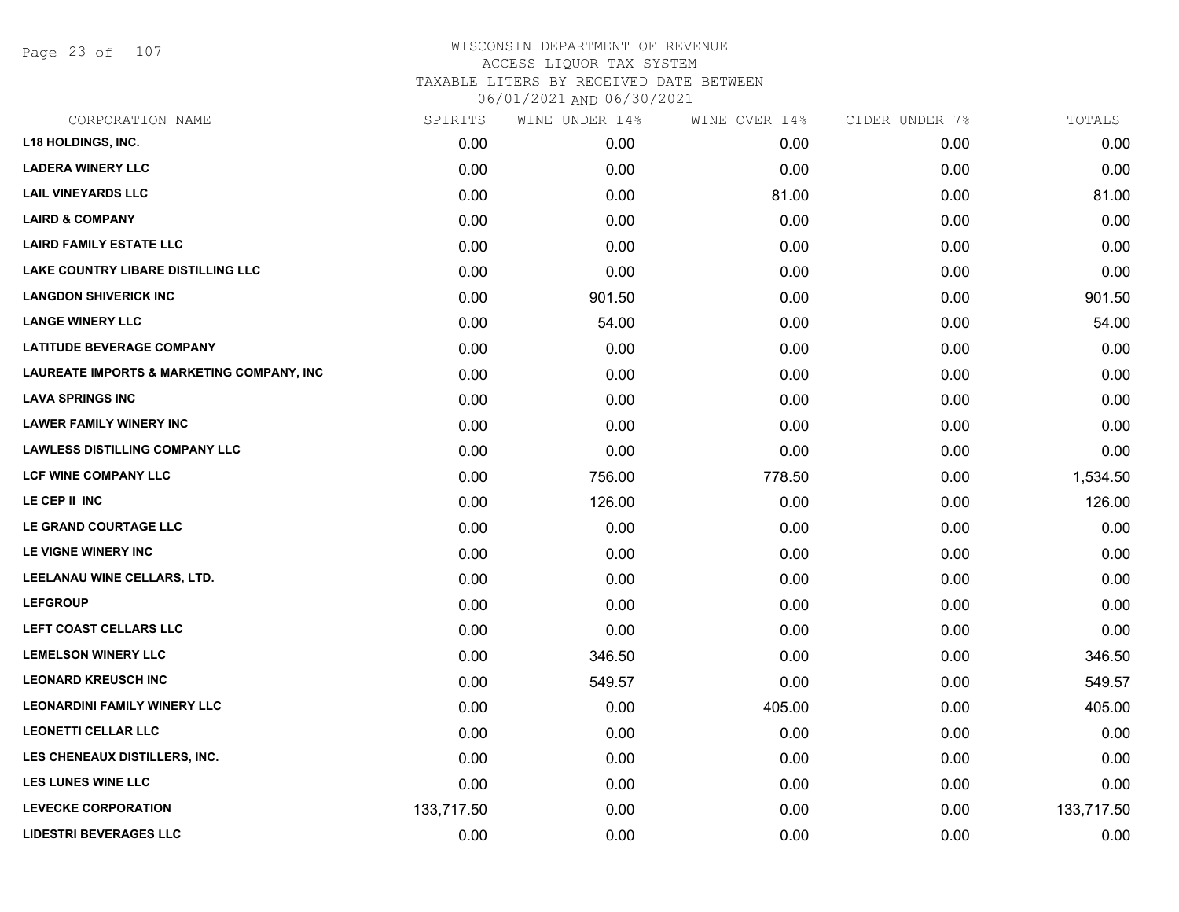# WISCONSIN DEPARTMENT OF REVENUE
ACCESS LIQUOR TAX SYSTEM
TAXABLE LITERS BY RECEIVED DATE BETWEEN
06/01/2021 AND 06/30/2021

| CORPORATION NAME | SPIRITS | WINE UNDER 14% | WINE OVER 14% | CIDER UNDER 7% | TOTALS |
|---|---|---|---|---|---|
| L18 HOLDINGS, INC. | 0.00 | 0.00 | 0.00 | 0.00 | 0.00 |
| LADERA WINERY LLC | 0.00 | 0.00 | 0.00 | 0.00 | 0.00 |
| LAIL VINEYARDS LLC | 0.00 | 0.00 | 81.00 | 0.00 | 81.00 |
| LAIRD & COMPANY | 0.00 | 0.00 | 0.00 | 0.00 | 0.00 |
| LAIRD FAMILY ESTATE LLC | 0.00 | 0.00 | 0.00 | 0.00 | 0.00 |
| LAKE COUNTRY LIBARE DISTILLING LLC | 0.00 | 0.00 | 0.00 | 0.00 | 0.00 |
| LANGDON SHIVERICK INC | 0.00 | 901.50 | 0.00 | 0.00 | 901.50 |
| LANGE WINERY LLC | 0.00 | 54.00 | 0.00 | 0.00 | 54.00 |
| LATITUDE BEVERAGE COMPANY | 0.00 | 0.00 | 0.00 | 0.00 | 0.00 |
| LAUREATE IMPORTS & MARKETING COMPANY, INC | 0.00 | 0.00 | 0.00 | 0.00 | 0.00 |
| LAVA SPRINGS INC | 0.00 | 0.00 | 0.00 | 0.00 | 0.00 |
| LAWER FAMILY WINERY INC | 0.00 | 0.00 | 0.00 | 0.00 | 0.00 |
| LAWLESS DISTILLING COMPANY LLC | 0.00 | 0.00 | 0.00 | 0.00 | 0.00 |
| LCF WINE COMPANY LLC | 0.00 | 756.00 | 778.50 | 0.00 | 1,534.50 |
| LE CEP II INC | 0.00 | 126.00 | 0.00 | 0.00 | 126.00 |
| LE GRAND COURTAGE LLC | 0.00 | 0.00 | 0.00 | 0.00 | 0.00 |
| LE VIGNE WINERY INC | 0.00 | 0.00 | 0.00 | 0.00 | 0.00 |
| LEELANAU WINE CELLARS, LTD. | 0.00 | 0.00 | 0.00 | 0.00 | 0.00 |
| LEFGROUP | 0.00 | 0.00 | 0.00 | 0.00 | 0.00 |
| LEFT COAST CELLARS LLC | 0.00 | 0.00 | 0.00 | 0.00 | 0.00 |
| LEMELSON WINERY LLC | 0.00 | 346.50 | 0.00 | 0.00 | 346.50 |
| LEONARD KREUSCH INC | 0.00 | 549.57 | 0.00 | 0.00 | 549.57 |
| LEONARDINI FAMILY WINERY LLC | 0.00 | 0.00 | 405.00 | 0.00 | 405.00 |
| LEONETTI CELLAR LLC | 0.00 | 0.00 | 0.00 | 0.00 | 0.00 |
| LES CHENEAUX DISTILLERS, INC. | 0.00 | 0.00 | 0.00 | 0.00 | 0.00 |
| LES LUNES WINE LLC | 0.00 | 0.00 | 0.00 | 0.00 | 0.00 |
| LEVECKE CORPORATION | 133,717.50 | 0.00 | 0.00 | 0.00 | 133,717.50 |
| LIDESTRI BEVERAGES LLC | 0.00 | 0.00 | 0.00 | 0.00 | 0.00 |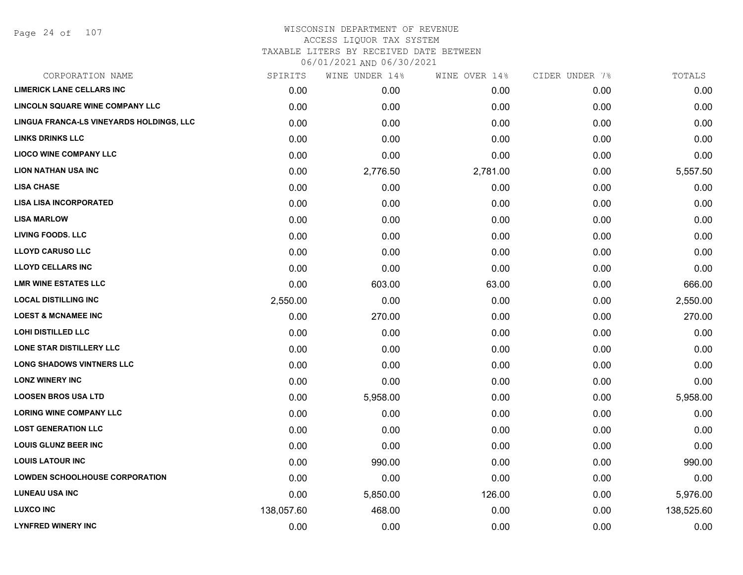WISCONSIN DEPARTMENT OF REVENUE
ACCESS LIQUOR TAX SYSTEM
TAXABLE LITERS BY RECEIVED DATE BETWEEN
06/01/2021 AND 06/30/2021

| CORPORATION NAME | SPIRITS | WINE UNDER 14% | WINE OVER 14% | CIDER UNDER 7% | TOTALS |
|---|---|---|---|---|---|
| LIMERICK LANE CELLARS INC | 0.00 | 0.00 | 0.00 | 0.00 | 0.00 |
| LINCOLN SQUARE WINE COMPANY LLC | 0.00 | 0.00 | 0.00 | 0.00 | 0.00 |
| LINGUA FRANCA-LS VINEYARDS HOLDINGS, LLC | 0.00 | 0.00 | 0.00 | 0.00 | 0.00 |
| LINKS DRINKS LLC | 0.00 | 0.00 | 0.00 | 0.00 | 0.00 |
| LIOCO WINE COMPANY LLC | 0.00 | 0.00 | 0.00 | 0.00 | 0.00 |
| LION NATHAN USA INC | 0.00 | 2,776.50 | 2,781.00 | 0.00 | 5,557.50 |
| LISA CHASE | 0.00 | 0.00 | 0.00 | 0.00 | 0.00 |
| LISA LISA INCORPORATED | 0.00 | 0.00 | 0.00 | 0.00 | 0.00 |
| LISA MARLOW | 0.00 | 0.00 | 0.00 | 0.00 | 0.00 |
| LIVING FOODS. LLC | 0.00 | 0.00 | 0.00 | 0.00 | 0.00 |
| LLOYD CARUSO LLC | 0.00 | 0.00 | 0.00 | 0.00 | 0.00 |
| LLOYD CELLARS INC | 0.00 | 0.00 | 0.00 | 0.00 | 0.00 |
| LMR WINE ESTATES LLC | 0.00 | 603.00 | 63.00 | 0.00 | 666.00 |
| LOCAL DISTILLING INC | 2,550.00 | 0.00 | 0.00 | 0.00 | 2,550.00 |
| LOEST & MCNAMEE INC | 0.00 | 270.00 | 0.00 | 0.00 | 270.00 |
| LOHI DISTILLED LLC | 0.00 | 0.00 | 0.00 | 0.00 | 0.00 |
| LONE STAR DISTILLERY LLC | 0.00 | 0.00 | 0.00 | 0.00 | 0.00 |
| LONG SHADOWS VINTNERS LLC | 0.00 | 0.00 | 0.00 | 0.00 | 0.00 |
| LONZ WINERY INC | 0.00 | 0.00 | 0.00 | 0.00 | 0.00 |
| LOOSEN BROS USA LTD | 0.00 | 5,958.00 | 0.00 | 0.00 | 5,958.00 |
| LORING WINE COMPANY LLC | 0.00 | 0.00 | 0.00 | 0.00 | 0.00 |
| LOST GENERATION LLC | 0.00 | 0.00 | 0.00 | 0.00 | 0.00 |
| LOUIS GLUNZ BEER INC | 0.00 | 0.00 | 0.00 | 0.00 | 0.00 |
| LOUIS LATOUR INC | 0.00 | 990.00 | 0.00 | 0.00 | 990.00 |
| LOWDEN SCHOOLHOUSE CORPORATION | 0.00 | 0.00 | 0.00 | 0.00 | 0.00 |
| LUNEAU USA INC | 0.00 | 5,850.00 | 126.00 | 0.00 | 5,976.00 |
| LUXCO INC | 138,057.60 | 468.00 | 0.00 | 0.00 | 138,525.60 |
| LYNFRED WINERY INC | 0.00 | 0.00 | 0.00 | 0.00 | 0.00 |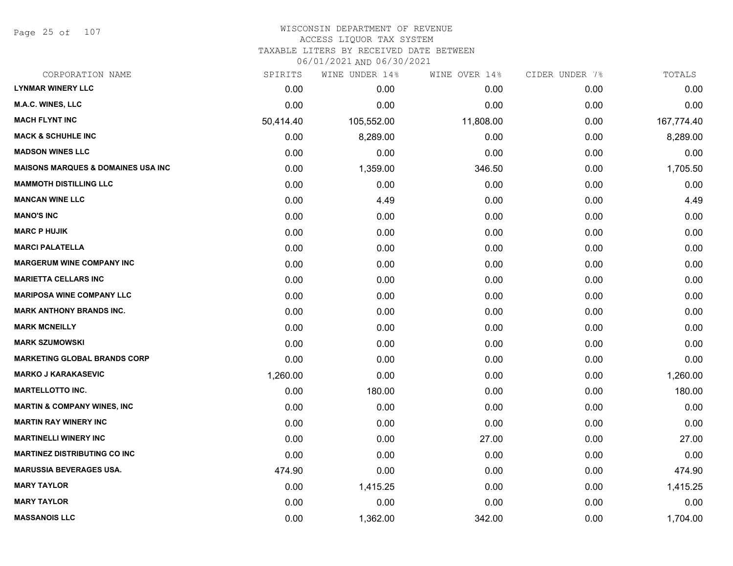# WISCONSIN DEPARTMENT OF REVENUE
ACCESS LIQUOR TAX SYSTEM
TAXABLE LITERS BY RECEIVED DATE BETWEEN
06/01/2021 AND 06/30/2021

| CORPORATION NAME | SPIRITS | WINE UNDER 14% | WINE OVER 14% | CIDER UNDER 7% | TOTALS |
|---|---|---|---|---|---|
| LYNMAR WINERY LLC | 0.00 | 0.00 | 0.00 | 0.00 | 0.00 |
| M.A.C. WINES, LLC | 0.00 | 0.00 | 0.00 | 0.00 | 0.00 |
| MACH FLYNT INC | 50,414.40 | 105,552.00 | 11,808.00 | 0.00 | 167,774.40 |
| MACK & SCHUHLE INC | 0.00 | 8,289.00 | 0.00 | 0.00 | 8,289.00 |
| MADSON WINES LLC | 0.00 | 0.00 | 0.00 | 0.00 | 0.00 |
| MAISONS MARQUES & DOMAINES USA INC | 0.00 | 1,359.00 | 346.50 | 0.00 | 1,705.50 |
| MAMMOTH DISTILLING LLC | 0.00 | 0.00 | 0.00 | 0.00 | 0.00 |
| MANCAN WINE LLC | 0.00 | 4.49 | 0.00 | 0.00 | 4.49 |
| MANO'S INC | 0.00 | 0.00 | 0.00 | 0.00 | 0.00 |
| MARC P HUJIK | 0.00 | 0.00 | 0.00 | 0.00 | 0.00 |
| MARCI PALATELLA | 0.00 | 0.00 | 0.00 | 0.00 | 0.00 |
| MARGERUM WINE COMPANY INC | 0.00 | 0.00 | 0.00 | 0.00 | 0.00 |
| MARIETTA CELLARS INC | 0.00 | 0.00 | 0.00 | 0.00 | 0.00 |
| MARIPOSA WINE COMPANY LLC | 0.00 | 0.00 | 0.00 | 0.00 | 0.00 |
| MARK ANTHONY BRANDS INC. | 0.00 | 0.00 | 0.00 | 0.00 | 0.00 |
| MARK MCNEILLY | 0.00 | 0.00 | 0.00 | 0.00 | 0.00 |
| MARK SZUMOWSKI | 0.00 | 0.00 | 0.00 | 0.00 | 0.00 |
| MARKETING GLOBAL BRANDS CORP | 0.00 | 0.00 | 0.00 | 0.00 | 0.00 |
| MARKO J KARAKASEVIC | 1,260.00 | 0.00 | 0.00 | 0.00 | 1,260.00 |
| MARTELLOTTO INC. | 0.00 | 180.00 | 0.00 | 0.00 | 180.00 |
| MARTIN & COMPANY WINES, INC | 0.00 | 0.00 | 0.00 | 0.00 | 0.00 |
| MARTIN RAY WINERY INC | 0.00 | 0.00 | 0.00 | 0.00 | 0.00 |
| MARTINELLI WINERY INC | 0.00 | 0.00 | 27.00 | 0.00 | 27.00 |
| MARTINEZ DISTRIBUTING CO INC | 0.00 | 0.00 | 0.00 | 0.00 | 0.00 |
| MARUSSIA BEVERAGES USA. | 474.90 | 0.00 | 0.00 | 0.00 | 474.90 |
| MARY TAYLOR | 0.00 | 1,415.25 | 0.00 | 0.00 | 1,415.25 |
| MARY TAYLOR | 0.00 | 0.00 | 0.00 | 0.00 | 0.00 |
| MASSANOIS LLC | 0.00 | 1,362.00 | 342.00 | 0.00 | 1,704.00 |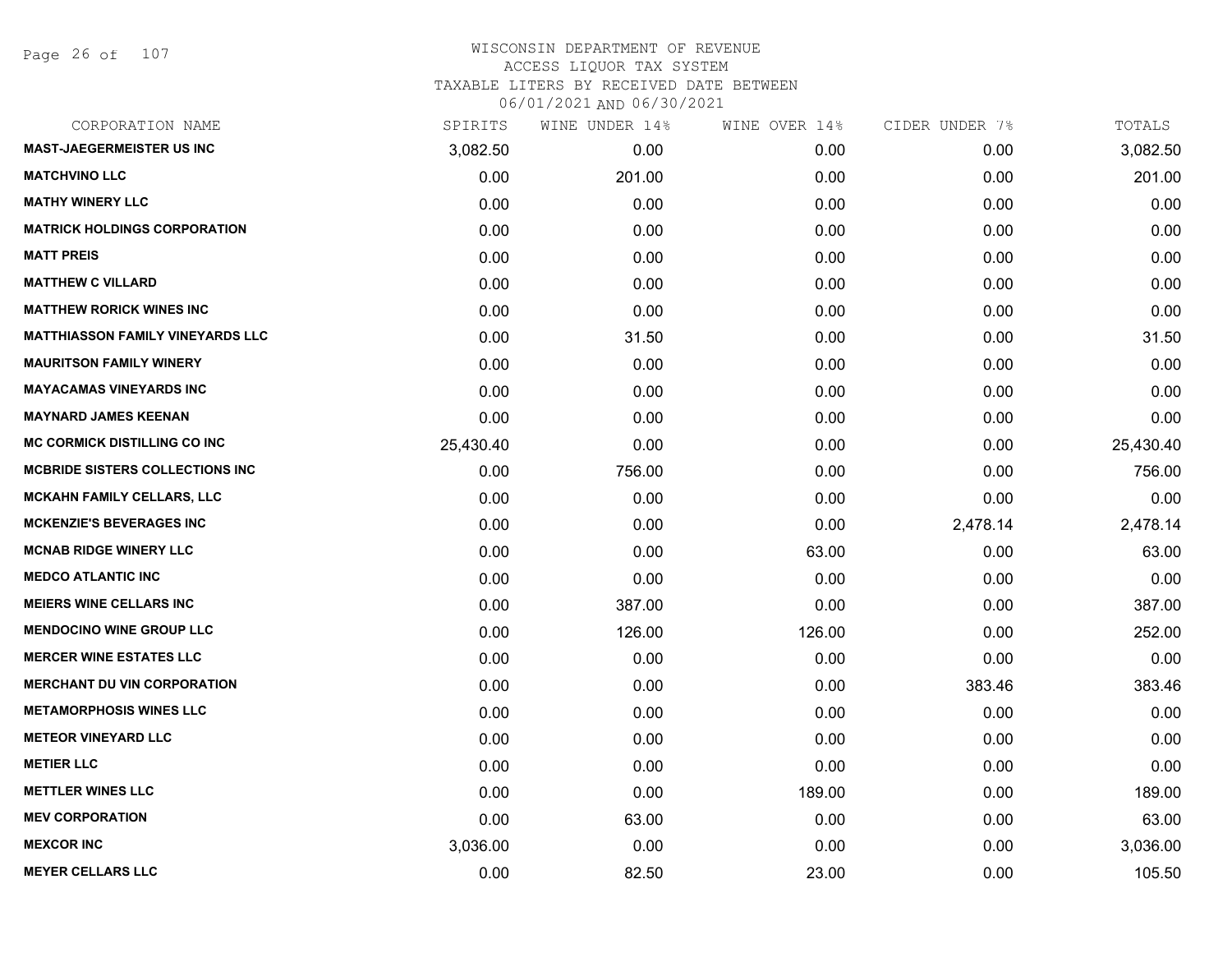# WISCONSIN DEPARTMENT OF REVENUE
## ACCESS LIQUOR TAX SYSTEM
### TAXABLE LITERS BY RECEIVED DATE BETWEEN 06/01/2021 AND 06/30/2021

| CORPORATION NAME | SPIRITS | WINE UNDER 14% | WINE OVER 14% | CIDER UNDER 7% | TOTALS |
|---|---|---|---|---|---|
| MAST-JAEGERMEISTER US INC | 3,082.50 | 0.00 | 0.00 | 0.00 | 3,082.50 |
| MATCHVINO LLC | 0.00 | 201.00 | 0.00 | 0.00 | 201.00 |
| MATHY WINERY LLC | 0.00 | 0.00 | 0.00 | 0.00 | 0.00 |
| MATRICK HOLDINGS CORPORATION | 0.00 | 0.00 | 0.00 | 0.00 | 0.00 |
| MATT PREIS | 0.00 | 0.00 | 0.00 | 0.00 | 0.00 |
| MATTHEW C VILLARD | 0.00 | 0.00 | 0.00 | 0.00 | 0.00 |
| MATTHEW RORICK WINES INC | 0.00 | 0.00 | 0.00 | 0.00 | 0.00 |
| MATTHIASSON FAMILY VINEYARDS LLC | 0.00 | 31.50 | 0.00 | 0.00 | 31.50 |
| MAURITSON FAMILY WINERY | 0.00 | 0.00 | 0.00 | 0.00 | 0.00 |
| MAYACAMAS VINEYARDS INC | 0.00 | 0.00 | 0.00 | 0.00 | 0.00 |
| MAYNARD JAMES KEENAN | 0.00 | 0.00 | 0.00 | 0.00 | 0.00 |
| MC CORMICK DISTILLING CO INC | 25,430.40 | 0.00 | 0.00 | 0.00 | 25,430.40 |
| MCBRIDE SISTERS COLLECTIONS INC | 0.00 | 756.00 | 0.00 | 0.00 | 756.00 |
| MCKAHN FAMILY CELLARS, LLC | 0.00 | 0.00 | 0.00 | 0.00 | 0.00 |
| MCKENZIE'S BEVERAGES INC | 0.00 | 0.00 | 0.00 | 2,478.14 | 2,478.14 |
| MCNAB RIDGE WINERY LLC | 0.00 | 0.00 | 63.00 | 0.00 | 63.00 |
| MEDCO ATLANTIC INC | 0.00 | 0.00 | 0.00 | 0.00 | 0.00 |
| MEIERS WINE CELLARS INC | 0.00 | 387.00 | 0.00 | 0.00 | 387.00 |
| MENDOCINO WINE GROUP LLC | 0.00 | 126.00 | 126.00 | 0.00 | 252.00 |
| MERCER WINE ESTATES LLC | 0.00 | 0.00 | 0.00 | 0.00 | 0.00 |
| MERCHANT DU VIN CORPORATION | 0.00 | 0.00 | 0.00 | 383.46 | 383.46 |
| METAMORPHOSIS WINES LLC | 0.00 | 0.00 | 0.00 | 0.00 | 0.00 |
| METEOR VINEYARD LLC | 0.00 | 0.00 | 0.00 | 0.00 | 0.00 |
| METIER LLC | 0.00 | 0.00 | 0.00 | 0.00 | 0.00 |
| METTLER WINES LLC | 0.00 | 0.00 | 189.00 | 0.00 | 189.00 |
| MEV CORPORATION | 0.00 | 63.00 | 0.00 | 0.00 | 63.00 |
| MEXCOR INC | 3,036.00 | 0.00 | 0.00 | 0.00 | 3,036.00 |
| MEYER CELLARS LLC | 0.00 | 82.50 | 23.00 | 0.00 | 105.50 |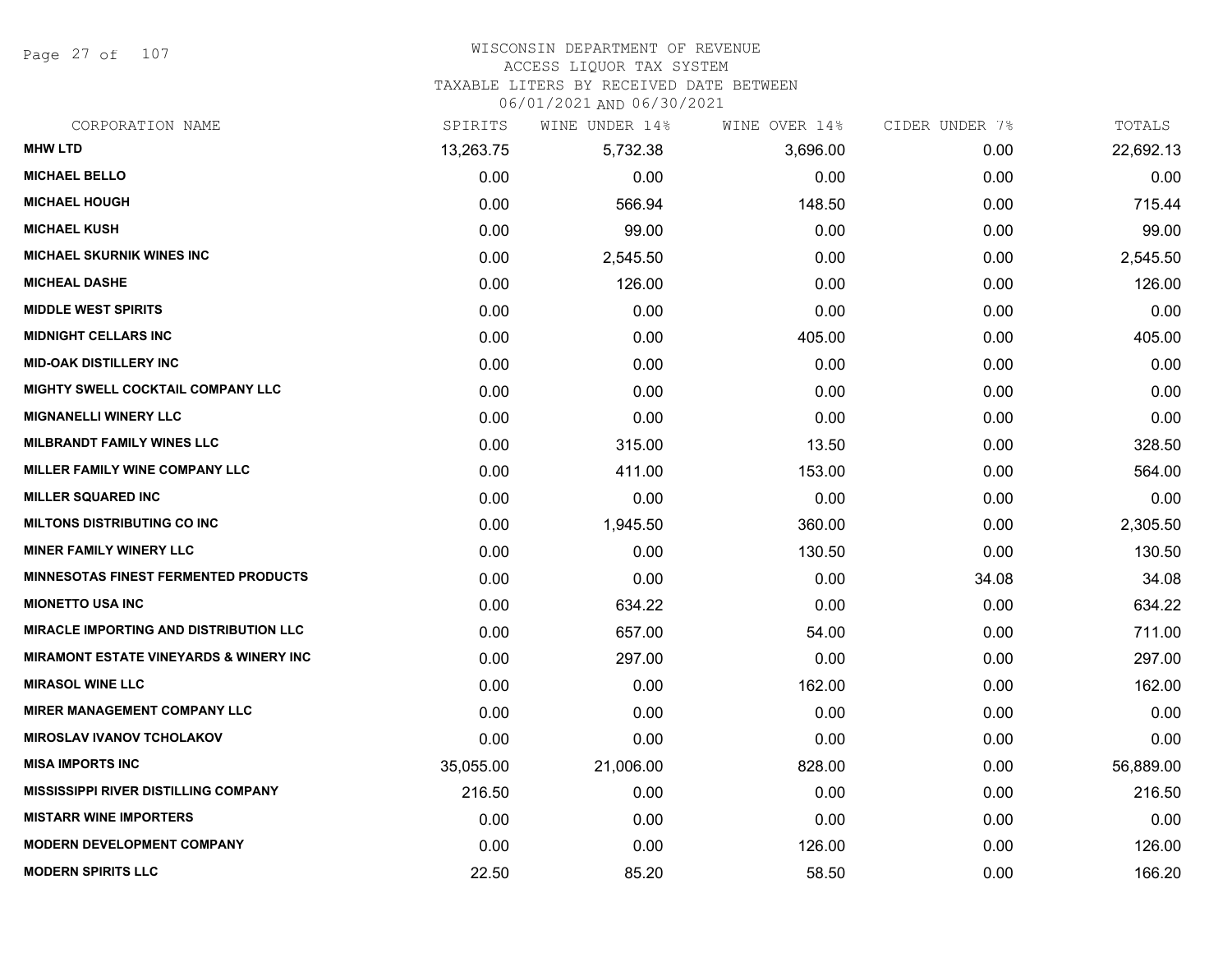# WISCONSIN DEPARTMENT OF REVENUE
## ACCESS LIQUOR TAX SYSTEM
### TAXABLE LITERS BY RECEIVED DATE BETWEEN 06/01/2021 AND 06/30/2021

| CORPORATION NAME | SPIRITS | WINE UNDER 14% | WINE OVER 14% | CIDER UNDER 7% | TOTALS |
|---|---|---|---|---|---|
| MHW LTD | 13,263.75 | 5,732.38 | 3,696.00 | 0.00 | 22,692.13 |
| MICHAEL BELLO | 0.00 | 0.00 | 0.00 | 0.00 | 0.00 |
| MICHAEL HOUGH | 0.00 | 566.94 | 148.50 | 0.00 | 715.44 |
| MICHAEL KUSH | 0.00 | 99.00 | 0.00 | 0.00 | 99.00 |
| MICHAEL SKURNIK WINES INC | 0.00 | 2,545.50 | 0.00 | 0.00 | 2,545.50 |
| MICHEAL DASHE | 0.00 | 126.00 | 0.00 | 0.00 | 126.00 |
| MIDDLE WEST SPIRITS | 0.00 | 0.00 | 0.00 | 0.00 | 0.00 |
| MIDNIGHT CELLARS INC | 0.00 | 0.00 | 405.00 | 0.00 | 405.00 |
| MID-OAK DISTILLERY INC | 0.00 | 0.00 | 0.00 | 0.00 | 0.00 |
| MIGHTY SWELL COCKTAIL COMPANY LLC | 0.00 | 0.00 | 0.00 | 0.00 | 0.00 |
| MIGNANELLI WINERY LLC | 0.00 | 0.00 | 0.00 | 0.00 | 0.00 |
| MILBRANDT FAMILY WINES LLC | 0.00 | 315.00 | 13.50 | 0.00 | 328.50 |
| MILLER FAMILY WINE COMPANY LLC | 0.00 | 411.00 | 153.00 | 0.00 | 564.00 |
| MILLER SQUARED INC | 0.00 | 0.00 | 0.00 | 0.00 | 0.00 |
| MILTONS DISTRIBUTING CO INC | 0.00 | 1,945.50 | 360.00 | 0.00 | 2,305.50 |
| MINER FAMILY WINERY LLC | 0.00 | 0.00 | 130.50 | 0.00 | 130.50 |
| MINNESOTAS FINEST FERMENTED PRODUCTS | 0.00 | 0.00 | 0.00 | 34.08 | 34.08 |
| MIONETTO USA INC | 0.00 | 634.22 | 0.00 | 0.00 | 634.22 |
| MIRACLE IMPORTING AND DISTRIBUTION LLC | 0.00 | 657.00 | 54.00 | 0.00 | 711.00 |
| MIRAMONT ESTATE VINEYARDS & WINERY INC | 0.00 | 297.00 | 0.00 | 0.00 | 297.00 |
| MIRASOL WINE LLC | 0.00 | 0.00 | 162.00 | 0.00 | 162.00 |
| MIRER MANAGEMENT COMPANY LLC | 0.00 | 0.00 | 0.00 | 0.00 | 0.00 |
| MIROSLAV IVANOV TCHOLAKOV | 0.00 | 0.00 | 0.00 | 0.00 | 0.00 |
| MISA IMPORTS INC | 35,055.00 | 21,006.00 | 828.00 | 0.00 | 56,889.00 |
| MISSISSIPPI RIVER DISTILLING COMPANY | 216.50 | 0.00 | 0.00 | 0.00 | 216.50 |
| MISTARR WINE IMPORTERS | 0.00 | 0.00 | 0.00 | 0.00 | 0.00 |
| MODERN DEVELOPMENT COMPANY | 0.00 | 0.00 | 126.00 | 0.00 | 126.00 |
| MODERN SPIRITS LLC | 22.50 | 85.20 | 58.50 | 0.00 | 166.20 |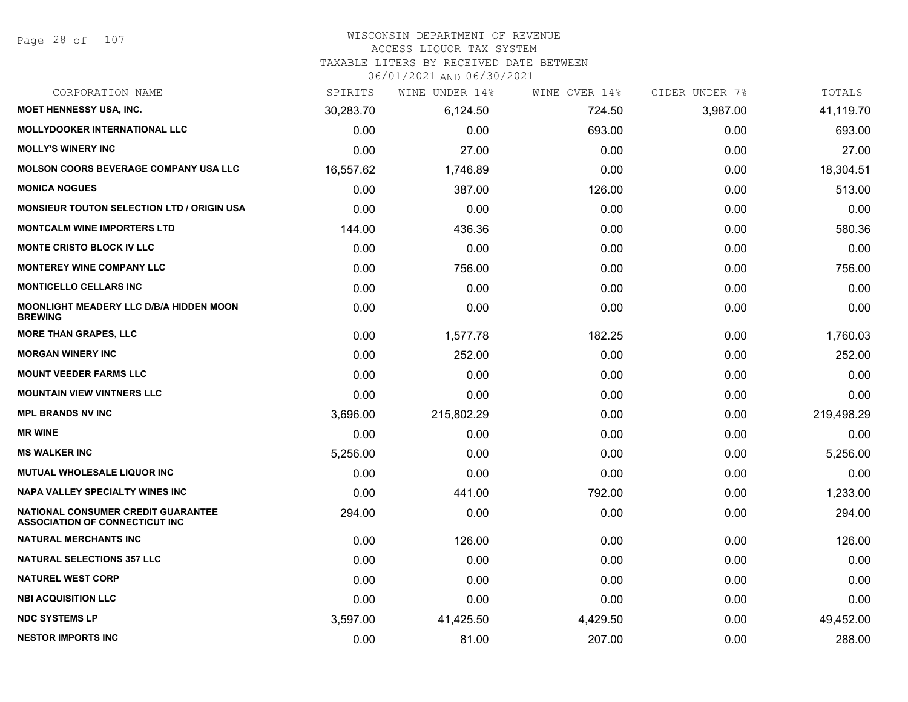WISCONSIN DEPARTMENT OF REVENUE
ACCESS LIQUOR TAX SYSTEM
TAXABLE LITERS BY RECEIVED DATE BETWEEN
06/01/2021 AND 06/30/2021

| CORPORATION NAME | SPIRITS | WINE UNDER 14% | WINE OVER 14% | CIDER UNDER 7% | TOTALS |
|---|---|---|---|---|---|
| MOET HENNESSY USA, INC. | 30,283.70 | 6,124.50 | 724.50 | 3,987.00 | 41,119.70 |
| MOLLYDOOKER INTERNATIONAL LLC | 0.00 | 0.00 | 693.00 | 0.00 | 693.00 |
| MOLLY'S WINERY INC | 0.00 | 27.00 | 0.00 | 0.00 | 27.00 |
| MOLSON COORS BEVERAGE COMPANY USA LLC | 16,557.62 | 1,746.89 | 0.00 | 0.00 | 18,304.51 |
| MONICA NOGUES | 0.00 | 387.00 | 126.00 | 0.00 | 513.00 |
| MONSIEUR TOUTON SELECTION LTD / ORIGIN USA | 0.00 | 0.00 | 0.00 | 0.00 | 0.00 |
| MONTCALM WINE IMPORTERS LTD | 144.00 | 436.36 | 0.00 | 0.00 | 580.36 |
| MONTE CRISTO BLOCK IV LLC | 0.00 | 0.00 | 0.00 | 0.00 | 0.00 |
| MONTEREY WINE COMPANY LLC | 0.00 | 756.00 | 0.00 | 0.00 | 756.00 |
| MONTICELLO CELLARS INC | 0.00 | 0.00 | 0.00 | 0.00 | 0.00 |
| MOONLIGHT MEADERY LLC D/B/A HIDDEN MOON BREWING | 0.00 | 0.00 | 0.00 | 0.00 | 0.00 |
| MORE THAN GRAPES, LLC | 0.00 | 1,577.78 | 182.25 | 0.00 | 1,760.03 |
| MORGAN WINERY INC | 0.00 | 252.00 | 0.00 | 0.00 | 252.00 |
| MOUNT VEEDER FARMS LLC | 0.00 | 0.00 | 0.00 | 0.00 | 0.00 |
| MOUNTAIN VIEW VINTNERS LLC | 0.00 | 0.00 | 0.00 | 0.00 | 0.00 |
| MPL BRANDS NV INC | 3,696.00 | 215,802.29 | 0.00 | 0.00 | 219,498.29 |
| MR WINE | 0.00 | 0.00 | 0.00 | 0.00 | 0.00 |
| MS WALKER INC | 5,256.00 | 0.00 | 0.00 | 0.00 | 5,256.00 |
| MUTUAL WHOLESALE LIQUOR INC | 0.00 | 0.00 | 0.00 | 0.00 | 0.00 |
| NAPA VALLEY SPECIALTY WINES INC | 0.00 | 441.00 | 792.00 | 0.00 | 1,233.00 |
| NATIONAL CONSUMER CREDIT GUARANTEE ASSOCIATION OF CONNECTICUT INC | 294.00 | 0.00 | 0.00 | 0.00 | 294.00 |
| NATURAL MERCHANTS INC | 0.00 | 126.00 | 0.00 | 0.00 | 126.00 |
| NATURAL SELECTIONS 357 LLC | 0.00 | 0.00 | 0.00 | 0.00 | 0.00 |
| NATUREL WEST CORP | 0.00 | 0.00 | 0.00 | 0.00 | 0.00 |
| NBI ACQUISITION LLC | 0.00 | 0.00 | 0.00 | 0.00 | 0.00 |
| NDC SYSTEMS LP | 3,597.00 | 41,425.50 | 4,429.50 | 0.00 | 49,452.00 |
| NESTOR IMPORTS INC | 0.00 | 81.00 | 207.00 | 0.00 | 288.00 |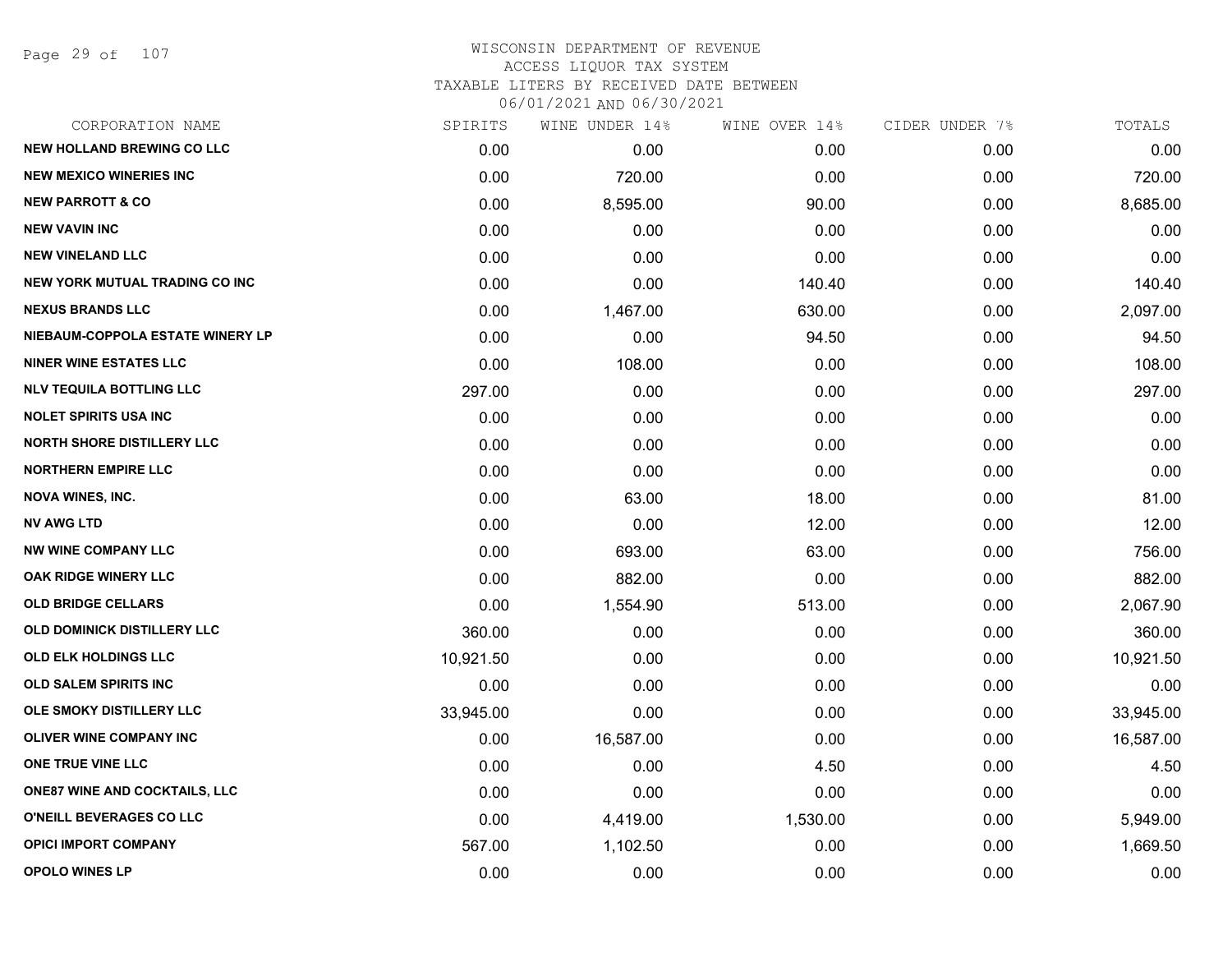WISCONSIN DEPARTMENT OF REVENUE
ACCESS LIQUOR TAX SYSTEM
TAXABLE LITERS BY RECEIVED DATE BETWEEN
06/01/2021 AND 06/30/2021

| CORPORATION NAME | SPIRITS | WINE UNDER 14% | WINE OVER 14% | CIDER UNDER 7% | TOTALS |
|---|---|---|---|---|---|
| NEW HOLLAND BREWING CO LLC | 0.00 | 0.00 | 0.00 | 0.00 | 0.00 |
| NEW MEXICO WINERIES INC | 0.00 | 720.00 | 0.00 | 0.00 | 720.00 |
| NEW PARROTT & CO | 0.00 | 8,595.00 | 90.00 | 0.00 | 8,685.00 |
| NEW VAVIN INC | 0.00 | 0.00 | 0.00 | 0.00 | 0.00 |
| NEW VINELAND LLC | 0.00 | 0.00 | 0.00 | 0.00 | 0.00 |
| NEW YORK MUTUAL TRADING CO INC | 0.00 | 0.00 | 140.40 | 0.00 | 140.40 |
| NEXUS BRANDS LLC | 0.00 | 1,467.00 | 630.00 | 0.00 | 2,097.00 |
| NIEBAUM-COPPOLA ESTATE WINERY LP | 0.00 | 0.00 | 94.50 | 0.00 | 94.50 |
| NINER WINE ESTATES LLC | 0.00 | 108.00 | 0.00 | 0.00 | 108.00 |
| NLV TEQUILA BOTTLING LLC | 297.00 | 0.00 | 0.00 | 0.00 | 297.00 |
| NOLET SPIRITS USA INC | 0.00 | 0.00 | 0.00 | 0.00 | 0.00 |
| NORTH SHORE DISTILLERY LLC | 0.00 | 0.00 | 0.00 | 0.00 | 0.00 |
| NORTHERN EMPIRE LLC | 0.00 | 0.00 | 0.00 | 0.00 | 0.00 |
| NOVA WINES, INC. | 0.00 | 63.00 | 18.00 | 0.00 | 81.00 |
| NV AWG LTD | 0.00 | 0.00 | 12.00 | 0.00 | 12.00 |
| NW WINE COMPANY LLC | 0.00 | 693.00 | 63.00 | 0.00 | 756.00 |
| OAK RIDGE WINERY LLC | 0.00 | 882.00 | 0.00 | 0.00 | 882.00 |
| OLD BRIDGE CELLARS | 0.00 | 1,554.90 | 513.00 | 0.00 | 2,067.90 |
| OLD DOMINICK DISTILLERY LLC | 360.00 | 0.00 | 0.00 | 0.00 | 360.00 |
| OLD ELK HOLDINGS LLC | 10,921.50 | 0.00 | 0.00 | 0.00 | 10,921.50 |
| OLD SALEM SPIRITS INC | 0.00 | 0.00 | 0.00 | 0.00 | 0.00 |
| OLE SMOKY DISTILLERY LLC | 33,945.00 | 0.00 | 0.00 | 0.00 | 33,945.00 |
| OLIVER WINE COMPANY INC | 0.00 | 16,587.00 | 0.00 | 0.00 | 16,587.00 |
| ONE TRUE VINE LLC | 0.00 | 0.00 | 4.50 | 0.00 | 4.50 |
| ONE87 WINE AND COCKTAILS, LLC | 0.00 | 0.00 | 0.00 | 0.00 | 0.00 |
| O'NEILL BEVERAGES CO LLC | 0.00 | 4,419.00 | 1,530.00 | 0.00 | 5,949.00 |
| OPICI IMPORT COMPANY | 567.00 | 1,102.50 | 0.00 | 0.00 | 1,669.50 |
| OPOLO WINES LP | 0.00 | 0.00 | 0.00 | 0.00 | 0.00 |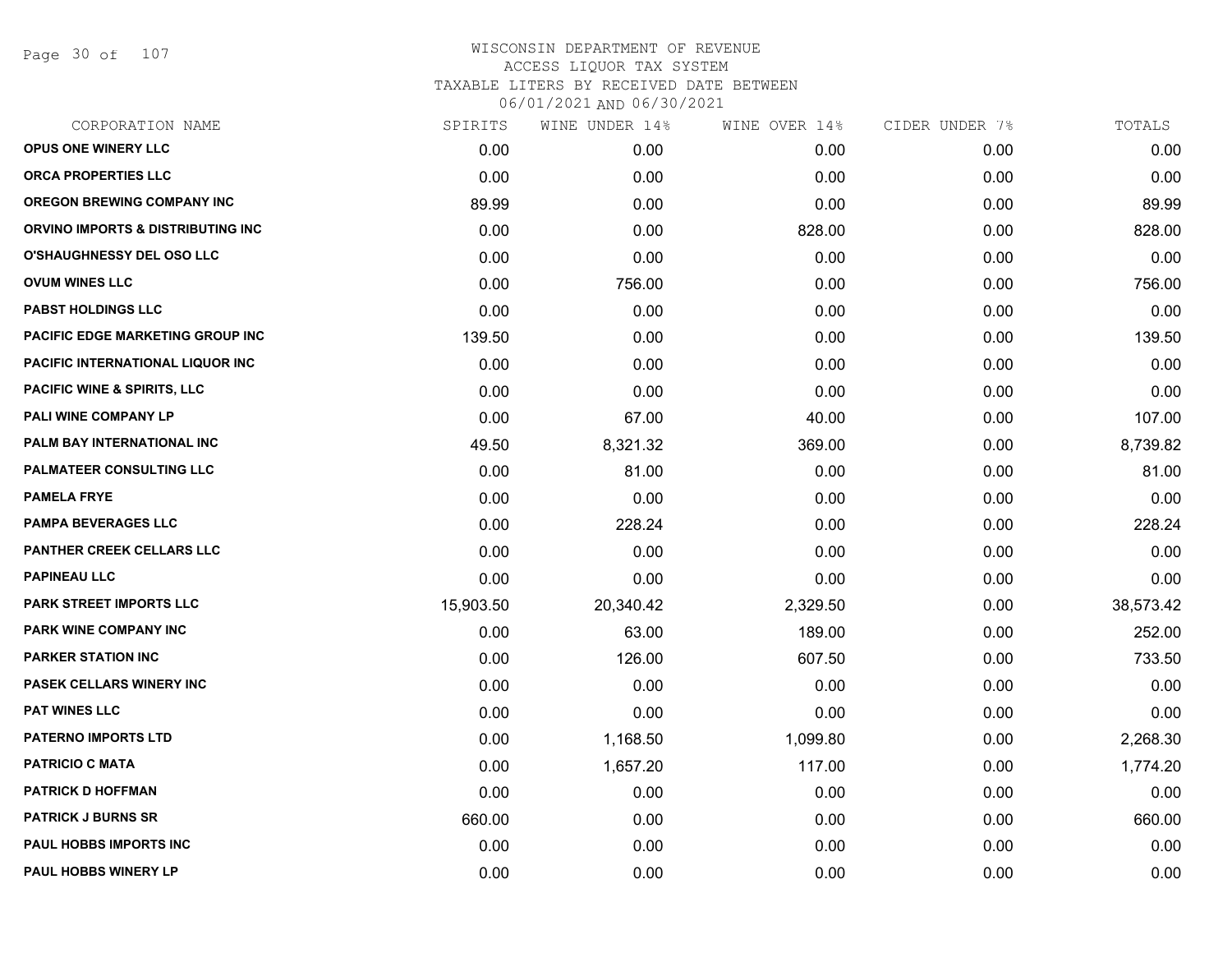# WISCONSIN DEPARTMENT OF REVENUE
## ACCESS LIQUOR TAX SYSTEM
### TAXABLE LITERS BY RECEIVED DATE BETWEEN 06/01/2021 AND 06/30/2021

| CORPORATION NAME | SPIRITS | WINE UNDER 14% | WINE OVER 14% | CIDER UNDER 7% | TOTALS |
|---|---|---|---|---|---|
| OPUS ONE WINERY LLC | 0.00 | 0.00 | 0.00 | 0.00 | 0.00 |
| ORCA PROPERTIES LLC | 0.00 | 0.00 | 0.00 | 0.00 | 0.00 |
| OREGON BREWING COMPANY INC | 89.99 | 0.00 | 0.00 | 0.00 | 89.99 |
| ORVINO IMPORTS & DISTRIBUTING INC | 0.00 | 0.00 | 828.00 | 0.00 | 828.00 |
| O'SHAUGHNESSY DEL OSO LLC | 0.00 | 0.00 | 0.00 | 0.00 | 0.00 |
| OVUM WINES LLC | 0.00 | 756.00 | 0.00 | 0.00 | 756.00 |
| PABST HOLDINGS LLC | 0.00 | 0.00 | 0.00 | 0.00 | 0.00 |
| PACIFIC EDGE MARKETING GROUP INC | 139.50 | 0.00 | 0.00 | 0.00 | 139.50 |
| PACIFIC INTERNATIONAL LIQUOR INC | 0.00 | 0.00 | 0.00 | 0.00 | 0.00 |
| PACIFIC WINE & SPIRITS, LLC | 0.00 | 0.00 | 0.00 | 0.00 | 0.00 |
| PALI WINE COMPANY LP | 0.00 | 67.00 | 40.00 | 0.00 | 107.00 |
| PALM BAY INTERNATIONAL INC | 49.50 | 8,321.32 | 369.00 | 0.00 | 8,739.82 |
| PALMATEER CONSULTING LLC | 0.00 | 81.00 | 0.00 | 0.00 | 81.00 |
| PAMELA FRYE | 0.00 | 0.00 | 0.00 | 0.00 | 0.00 |
| PAMPA BEVERAGES LLC | 0.00 | 228.24 | 0.00 | 0.00 | 228.24 |
| PANTHER CREEK CELLARS LLC | 0.00 | 0.00 | 0.00 | 0.00 | 0.00 |
| PAPINEAU LLC | 0.00 | 0.00 | 0.00 | 0.00 | 0.00 |
| PARK STREET IMPORTS LLC | 15,903.50 | 20,340.42 | 2,329.50 | 0.00 | 38,573.42 |
| PARK WINE COMPANY INC | 0.00 | 63.00 | 189.00 | 0.00 | 252.00 |
| PARKER STATION INC | 0.00 | 126.00 | 607.50 | 0.00 | 733.50 |
| PASEK CELLARS WINERY INC | 0.00 | 0.00 | 0.00 | 0.00 | 0.00 |
| PAT WINES LLC | 0.00 | 0.00 | 0.00 | 0.00 | 0.00 |
| PATERNO IMPORTS LTD | 0.00 | 1,168.50 | 1,099.80 | 0.00 | 2,268.30 |
| PATRICIO C MATA | 0.00 | 1,657.20 | 117.00 | 0.00 | 1,774.20 |
| PATRICK D HOFFMAN | 0.00 | 0.00 | 0.00 | 0.00 | 0.00 |
| PATRICK J BURNS SR | 660.00 | 0.00 | 0.00 | 0.00 | 660.00 |
| PAUL HOBBS IMPORTS INC | 0.00 | 0.00 | 0.00 | 0.00 | 0.00 |
| PAUL HOBBS WINERY LP | 0.00 | 0.00 | 0.00 | 0.00 | 0.00 |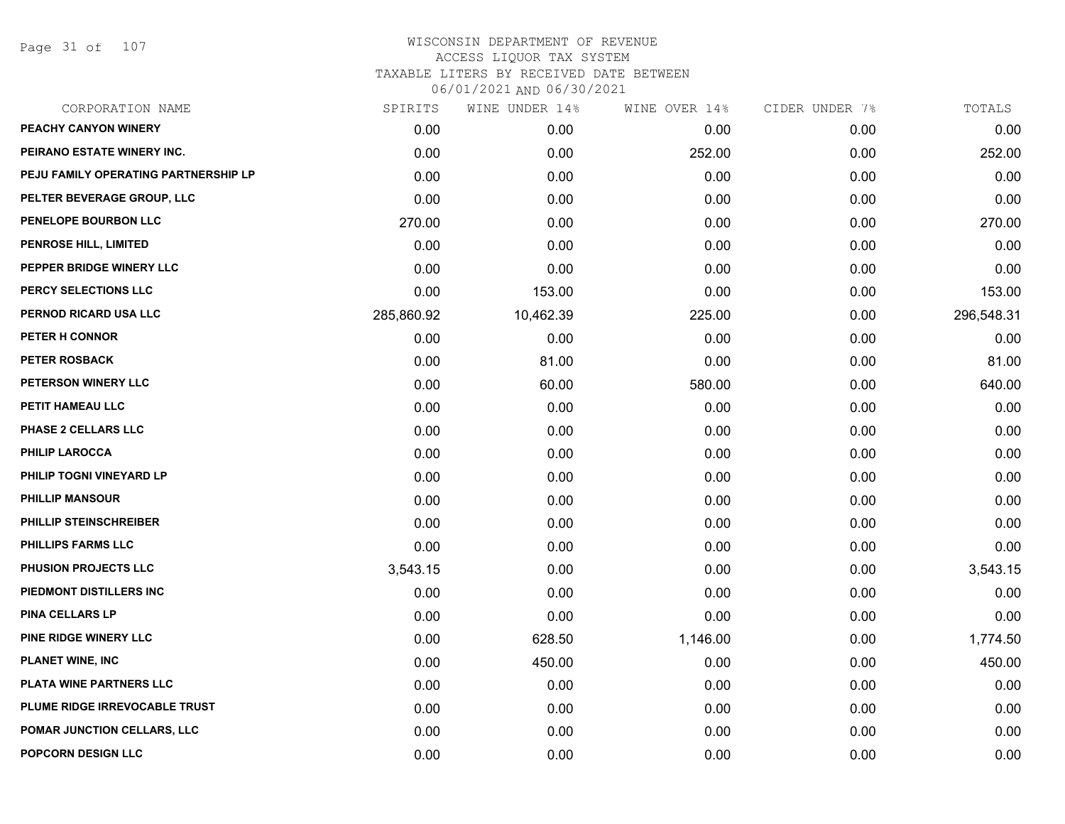WISCONSIN DEPARTMENT OF REVENUE
ACCESS LIQUOR TAX SYSTEM
TAXABLE LITERS BY RECEIVED DATE BETWEEN
06/01/2021 AND 06/30/2021

| CORPORATION NAME | SPIRITS | WINE UNDER 14% | WINE OVER 14% | CIDER UNDER 7% | TOTALS |
|---|---|---|---|---|---|
| PEACHY CANYON WINERY | 0.00 | 0.00 | 0.00 | 0.00 | 0.00 |
| PEIRANO ESTATE WINERY INC. | 0.00 | 0.00 | 252.00 | 0.00 | 252.00 |
| PEJU FAMILY OPERATING PARTNERSHIP LP | 0.00 | 0.00 | 0.00 | 0.00 | 0.00 |
| PELTER BEVERAGE GROUP, LLC | 0.00 | 0.00 | 0.00 | 0.00 | 0.00 |
| PENELOPE BOURBON LLC | 270.00 | 0.00 | 0.00 | 0.00 | 270.00 |
| PENROSE HILL, LIMITED | 0.00 | 0.00 | 0.00 | 0.00 | 0.00 |
| PEPPER BRIDGE WINERY LLC | 0.00 | 0.00 | 0.00 | 0.00 | 0.00 |
| PERCY SELECTIONS LLC | 0.00 | 153.00 | 0.00 | 0.00 | 153.00 |
| PERNOD RICARD USA LLC | 285,860.92 | 10,462.39 | 225.00 | 0.00 | 296,548.31 |
| PETER H CONNOR | 0.00 | 0.00 | 0.00 | 0.00 | 0.00 |
| PETER ROSBACK | 0.00 | 81.00 | 0.00 | 0.00 | 81.00 |
| PETERSON WINERY LLC | 0.00 | 60.00 | 580.00 | 0.00 | 640.00 |
| PETIT HAMEAU LLC | 0.00 | 0.00 | 0.00 | 0.00 | 0.00 |
| PHASE 2 CELLARS LLC | 0.00 | 0.00 | 0.00 | 0.00 | 0.00 |
| PHILIP LAROCCA | 0.00 | 0.00 | 0.00 | 0.00 | 0.00 |
| PHILIP TOGNI VINEYARD LP | 0.00 | 0.00 | 0.00 | 0.00 | 0.00 |
| PHILLIP MANSOUR | 0.00 | 0.00 | 0.00 | 0.00 | 0.00 |
| PHILLIP STEINSCHREIBER | 0.00 | 0.00 | 0.00 | 0.00 | 0.00 |
| PHILLIPS FARMS LLC | 0.00 | 0.00 | 0.00 | 0.00 | 0.00 |
| PHUSION PROJECTS LLC | 3,543.15 | 0.00 | 0.00 | 0.00 | 3,543.15 |
| PIEDMONT DISTILLERS INC | 0.00 | 0.00 | 0.00 | 0.00 | 0.00 |
| PINA CELLARS LP | 0.00 | 0.00 | 0.00 | 0.00 | 0.00 |
| PINE RIDGE WINERY LLC | 0.00 | 628.50 | 1,146.00 | 0.00 | 1,774.50 |
| PLANET WINE, INC | 0.00 | 450.00 | 0.00 | 0.00 | 450.00 |
| PLATA WINE PARTNERS LLC | 0.00 | 0.00 | 0.00 | 0.00 | 0.00 |
| PLUME RIDGE IRREVOCABLE TRUST | 0.00 | 0.00 | 0.00 | 0.00 | 0.00 |
| POMAR JUNCTION CELLARS, LLC | 0.00 | 0.00 | 0.00 | 0.00 | 0.00 |
| POPCORN DESIGN LLC | 0.00 | 0.00 | 0.00 | 0.00 | 0.00 |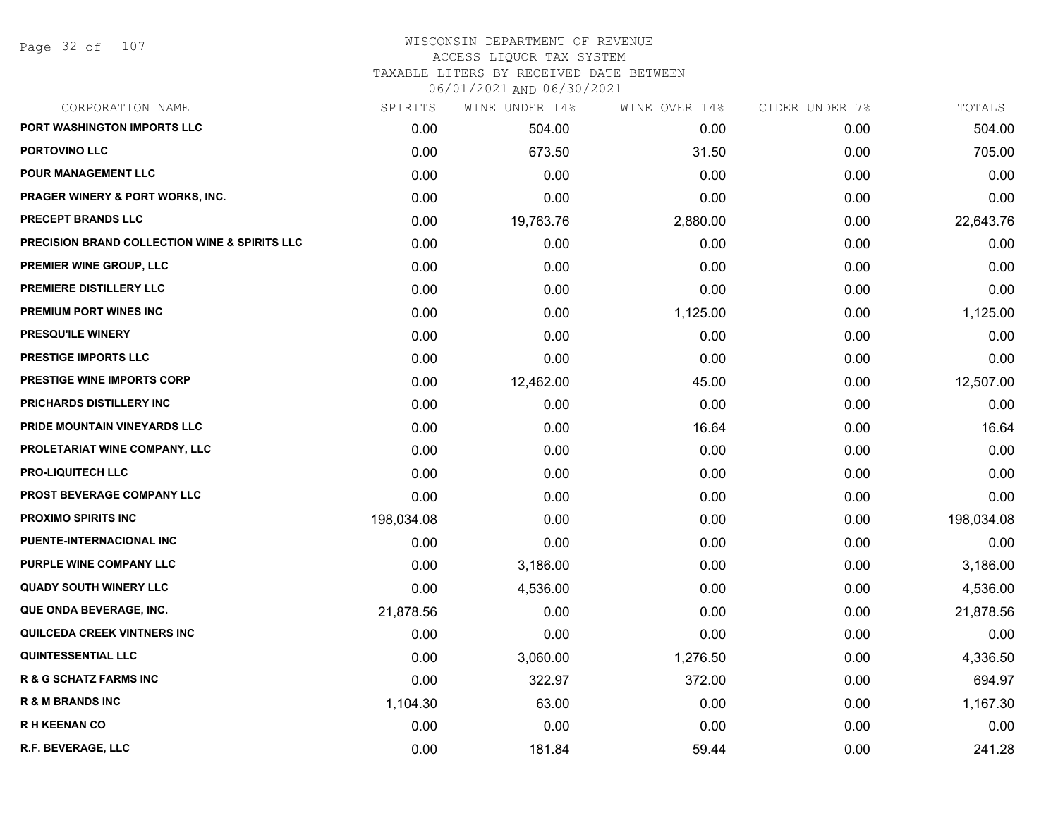WISCONSIN DEPARTMENT OF REVENUE
ACCESS LIQUOR TAX SYSTEM
TAXABLE LITERS BY RECEIVED DATE BETWEEN
06/01/2021 AND 06/30/2021

| CORPORATION NAME | SPIRITS | WINE UNDER 14% | WINE OVER 14% | CIDER UNDER 7% | TOTALS |
|---|---|---|---|---|---|
| PORT WASHINGTON IMPORTS LLC | 0.00 | 504.00 | 0.00 | 0.00 | 504.00 |
| PORTOVINO LLC | 0.00 | 673.50 | 31.50 | 0.00 | 705.00 |
| POUR MANAGEMENT LLC | 0.00 | 0.00 | 0.00 | 0.00 | 0.00 |
| PRAGER WINERY & PORT WORKS, INC. | 0.00 | 0.00 | 0.00 | 0.00 | 0.00 |
| PRECEPT BRANDS LLC | 0.00 | 19,763.76 | 2,880.00 | 0.00 | 22,643.76 |
| PRECISION BRAND COLLECTION WINE & SPIRITS LLC | 0.00 | 0.00 | 0.00 | 0.00 | 0.00 |
| PREMIER WINE GROUP, LLC | 0.00 | 0.00 | 0.00 | 0.00 | 0.00 |
| PREMIERE DISTILLERY LLC | 0.00 | 0.00 | 0.00 | 0.00 | 0.00 |
| PREMIUM PORT WINES INC | 0.00 | 0.00 | 1,125.00 | 0.00 | 1,125.00 |
| PRESQU'ILE WINERY | 0.00 | 0.00 | 0.00 | 0.00 | 0.00 |
| PRESTIGE IMPORTS LLC | 0.00 | 0.00 | 0.00 | 0.00 | 0.00 |
| PRESTIGE WINE IMPORTS CORP | 0.00 | 12,462.00 | 45.00 | 0.00 | 12,507.00 |
| PRICHARDS DISTILLERY INC | 0.00 | 0.00 | 0.00 | 0.00 | 0.00 |
| PRIDE MOUNTAIN VINEYARDS LLC | 0.00 | 0.00 | 16.64 | 0.00 | 16.64 |
| PROLETARIAT WINE COMPANY, LLC | 0.00 | 0.00 | 0.00 | 0.00 | 0.00 |
| PRO-LIQUITECH LLC | 0.00 | 0.00 | 0.00 | 0.00 | 0.00 |
| PROST BEVERAGE COMPANY LLC | 0.00 | 0.00 | 0.00 | 0.00 | 0.00 |
| PROXIMO SPIRITS INC | 198,034.08 | 0.00 | 0.00 | 0.00 | 198,034.08 |
| PUENTE-INTERNACIONAL INC | 0.00 | 0.00 | 0.00 | 0.00 | 0.00 |
| PURPLE WINE COMPANY LLC | 0.00 | 3,186.00 | 0.00 | 0.00 | 3,186.00 |
| QUADY SOUTH WINERY LLC | 0.00 | 4,536.00 | 0.00 | 0.00 | 4,536.00 |
| QUE ONDA BEVERAGE, INC. | 21,878.56 | 0.00 | 0.00 | 0.00 | 21,878.56 |
| QUILCEDA CREEK VINTNERS INC | 0.00 | 0.00 | 0.00 | 0.00 | 0.00 |
| QUINTESSENTIAL LLC | 0.00 | 3,060.00 | 1,276.50 | 0.00 | 4,336.50 |
| R & G SCHATZ FARMS INC | 0.00 | 322.97 | 372.00 | 0.00 | 694.97 |
| R & M BRANDS INC | 1,104.30 | 63.00 | 0.00 | 0.00 | 1,167.30 |
| R H KEENAN CO | 0.00 | 0.00 | 0.00 | 0.00 | 0.00 |
| R.F. BEVERAGE, LLC | 0.00 | 181.84 | 59.44 | 0.00 | 241.28 |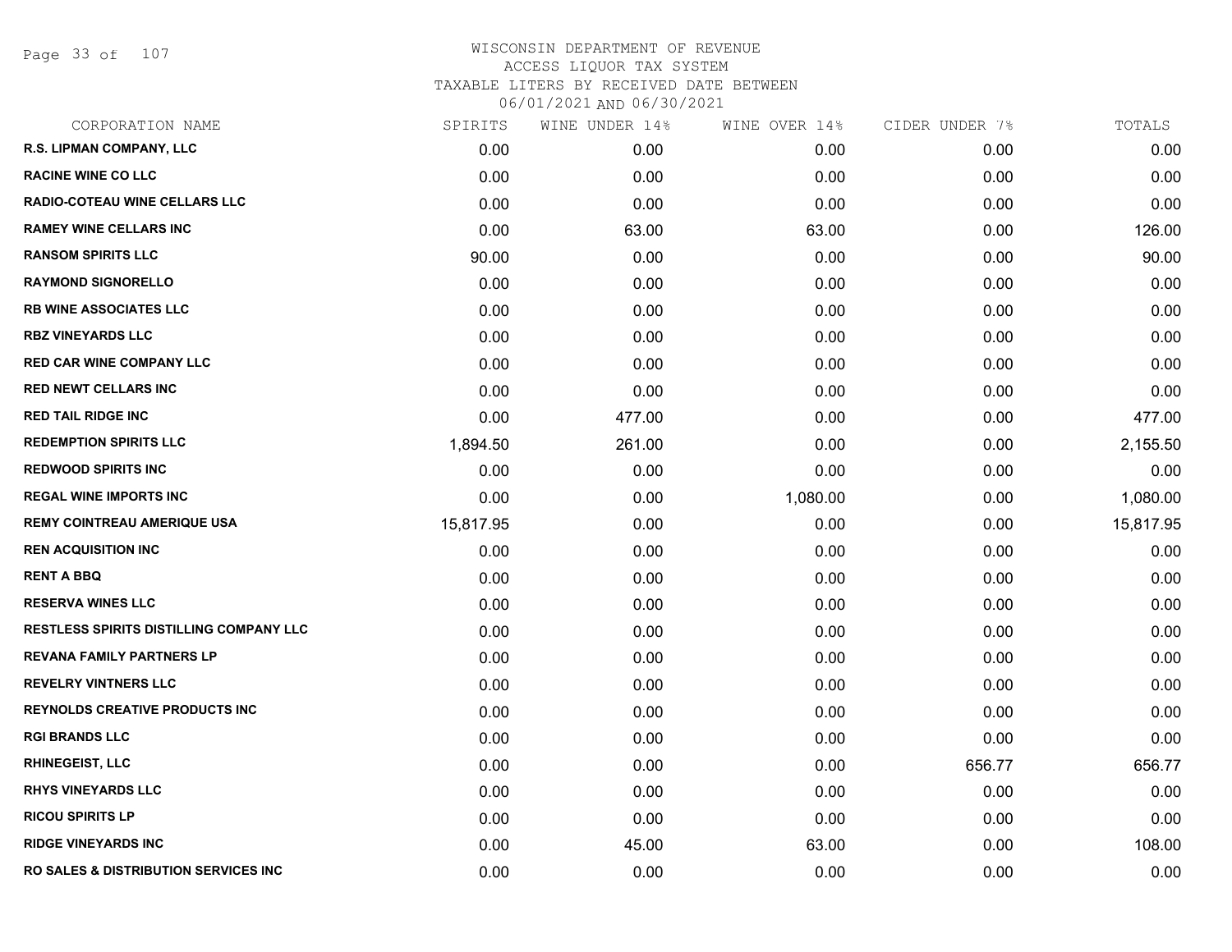WISCONSIN DEPARTMENT OF REVENUE
ACCESS LIQUOR TAX SYSTEM
TAXABLE LITERS BY RECEIVED DATE BETWEEN
06/01/2021 AND 06/30/2021

| CORPORATION NAME | SPIRITS | WINE UNDER 14% | WINE OVER 14% | CIDER UNDER 7% | TOTALS |
|---|---|---|---|---|---|
| R.S. LIPMAN COMPANY, LLC | 0.00 | 0.00 | 0.00 | 0.00 | 0.00 |
| RACINE WINE CO LLC | 0.00 | 0.00 | 0.00 | 0.00 | 0.00 |
| RADIO-COTEAU WINE CELLARS LLC | 0.00 | 0.00 | 0.00 | 0.00 | 0.00 |
| RAMEY WINE CELLARS INC | 0.00 | 63.00 | 63.00 | 0.00 | 126.00 |
| RANSOM SPIRITS LLC | 90.00 | 0.00 | 0.00 | 0.00 | 90.00 |
| RAYMOND SIGNORELLO | 0.00 | 0.00 | 0.00 | 0.00 | 0.00 |
| RB WINE ASSOCIATES LLC | 0.00 | 0.00 | 0.00 | 0.00 | 0.00 |
| RBZ VINEYARDS LLC | 0.00 | 0.00 | 0.00 | 0.00 | 0.00 |
| RED CAR WINE COMPANY LLC | 0.00 | 0.00 | 0.00 | 0.00 | 0.00 |
| RED NEWT CELLARS INC | 0.00 | 0.00 | 0.00 | 0.00 | 0.00 |
| RED TAIL RIDGE INC | 0.00 | 477.00 | 0.00 | 0.00 | 477.00 |
| REDEMPTION SPIRITS LLC | 1,894.50 | 261.00 | 0.00 | 0.00 | 2,155.50 |
| REDWOOD SPIRITS INC | 0.00 | 0.00 | 0.00 | 0.00 | 0.00 |
| REGAL WINE IMPORTS INC | 0.00 | 0.00 | 1,080.00 | 0.00 | 1,080.00 |
| REMY COINTREAU AMERIQUE USA | 15,817.95 | 0.00 | 0.00 | 0.00 | 15,817.95 |
| REN ACQUISITION INC | 0.00 | 0.00 | 0.00 | 0.00 | 0.00 |
| RENT A BBQ | 0.00 | 0.00 | 0.00 | 0.00 | 0.00 |
| RESERVA WINES LLC | 0.00 | 0.00 | 0.00 | 0.00 | 0.00 |
| RESTLESS SPIRITS DISTILLING COMPANY LLC | 0.00 | 0.00 | 0.00 | 0.00 | 0.00 |
| REVANA FAMILY PARTNERS LP | 0.00 | 0.00 | 0.00 | 0.00 | 0.00 |
| REVELRY VINTNERS LLC | 0.00 | 0.00 | 0.00 | 0.00 | 0.00 |
| REYNOLDS CREATIVE PRODUCTS INC | 0.00 | 0.00 | 0.00 | 0.00 | 0.00 |
| RGI BRANDS LLC | 0.00 | 0.00 | 0.00 | 0.00 | 0.00 |
| RHINEGEIST, LLC | 0.00 | 0.00 | 0.00 | 656.77 | 656.77 |
| RHYS VINEYARDS LLC | 0.00 | 0.00 | 0.00 | 0.00 | 0.00 |
| RICOU SPIRITS LP | 0.00 | 0.00 | 0.00 | 0.00 | 0.00 |
| RIDGE VINEYARDS INC | 0.00 | 45.00 | 63.00 | 0.00 | 108.00 |
| RO SALES & DISTRIBUTION SERVICES INC | 0.00 | 0.00 | 0.00 | 0.00 | 0.00 |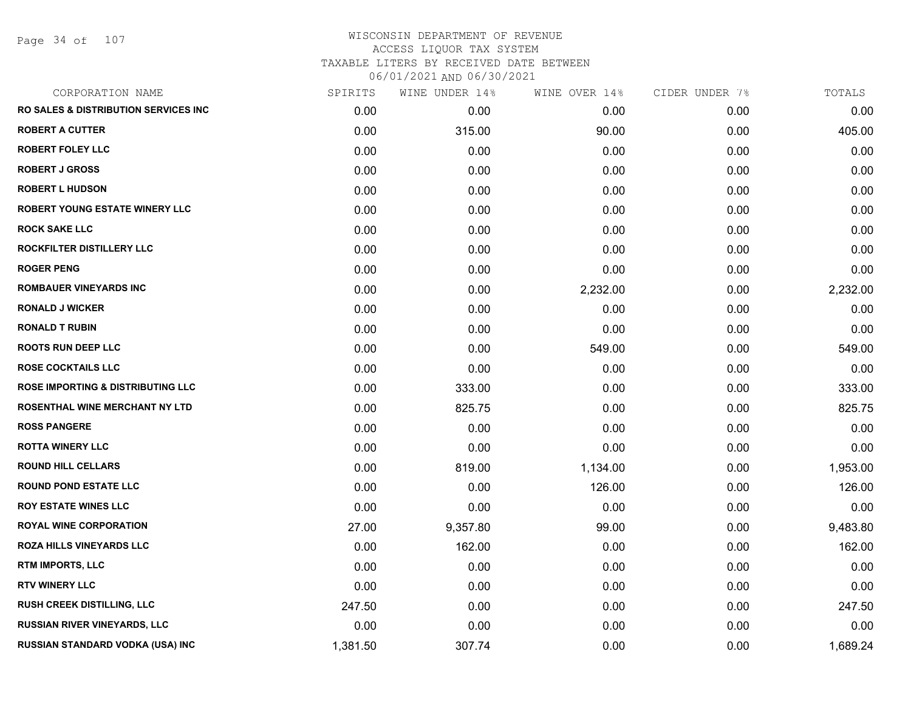# WISCONSIN DEPARTMENT OF REVENUE
## ACCESS LIQUOR TAX SYSTEM
### TAXABLE LITERS BY RECEIVED DATE BETWEEN 06/01/2021 AND 06/30/2021

| CORPORATION NAME | SPIRITS | WINE UNDER 14% | WINE OVER 14% | CIDER UNDER 7% | TOTALS |
|---|---|---|---|---|---|
| RO SALES & DISTRIBUTION SERVICES INC | 0.00 | 0.00 | 0.00 | 0.00 | 0.00 |
| ROBERT A CUTTER | 0.00 | 315.00 | 90.00 | 0.00 | 405.00 |
| ROBERT FOLEY LLC | 0.00 | 0.00 | 0.00 | 0.00 | 0.00 |
| ROBERT J GROSS | 0.00 | 0.00 | 0.00 | 0.00 | 0.00 |
| ROBERT L HUDSON | 0.00 | 0.00 | 0.00 | 0.00 | 0.00 |
| ROBERT YOUNG ESTATE WINERY LLC | 0.00 | 0.00 | 0.00 | 0.00 | 0.00 |
| ROCK SAKE LLC | 0.00 | 0.00 | 0.00 | 0.00 | 0.00 |
| ROCKFILTER DISTILLERY LLC | 0.00 | 0.00 | 0.00 | 0.00 | 0.00 |
| ROGER PENG | 0.00 | 0.00 | 0.00 | 0.00 | 0.00 |
| ROMBAUER VINEYARDS INC | 0.00 | 0.00 | 2,232.00 | 0.00 | 2,232.00 |
| RONALD J WICKER | 0.00 | 0.00 | 0.00 | 0.00 | 0.00 |
| RONALD T RUBIN | 0.00 | 0.00 | 0.00 | 0.00 | 0.00 |
| ROOTS RUN DEEP LLC | 0.00 | 0.00 | 549.00 | 0.00 | 549.00 |
| ROSE COCKTAILS LLC | 0.00 | 0.00 | 0.00 | 0.00 | 0.00 |
| ROSE IMPORTING & DISTRIBUTING LLC | 0.00 | 333.00 | 0.00 | 0.00 | 333.00 |
| ROSENTHAL WINE MERCHANT NY LTD | 0.00 | 825.75 | 0.00 | 0.00 | 825.75 |
| ROSS PANGERE | 0.00 | 0.00 | 0.00 | 0.00 | 0.00 |
| ROTTA WINERY LLC | 0.00 | 0.00 | 0.00 | 0.00 | 0.00 |
| ROUND HILL CELLARS | 0.00 | 819.00 | 1,134.00 | 0.00 | 1,953.00 |
| ROUND POND ESTATE LLC | 0.00 | 0.00 | 126.00 | 0.00 | 126.00 |
| ROY ESTATE WINES LLC | 0.00 | 0.00 | 0.00 | 0.00 | 0.00 |
| ROYAL WINE CORPORATION | 27.00 | 9,357.80 | 99.00 | 0.00 | 9,483.80 |
| ROZA HILLS VINEYARDS LLC | 0.00 | 162.00 | 0.00 | 0.00 | 162.00 |
| RTM IMPORTS, LLC | 0.00 | 0.00 | 0.00 | 0.00 | 0.00 |
| RTV WINERY LLC | 0.00 | 0.00 | 0.00 | 0.00 | 0.00 |
| RUSH CREEK DISTILLING, LLC | 247.50 | 0.00 | 0.00 | 0.00 | 247.50 |
| RUSSIAN RIVER VINEYARDS, LLC | 0.00 | 0.00 | 0.00 | 0.00 | 0.00 |
| RUSSIAN STANDARD VODKA (USA) INC | 1,381.50 | 307.74 | 0.00 | 0.00 | 1,689.24 |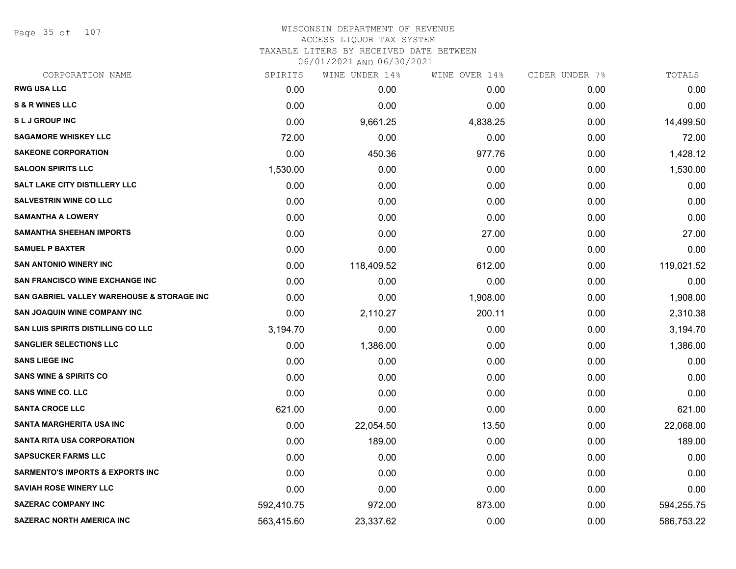# WISCONSIN DEPARTMENT OF REVENUE
## ACCESS LIQUOR TAX SYSTEM
### TAXABLE LITERS BY RECEIVED DATE BETWEEN 06/01/2021 AND 06/30/2021

| CORPORATION NAME | SPIRITS | WINE UNDER 14% | WINE OVER 14% | CIDER UNDER 7% | TOTALS |
|---|---|---|---|---|---|
| RWG USA LLC | 0.00 | 0.00 | 0.00 | 0.00 | 0.00 |
| S & R WINES LLC | 0.00 | 0.00 | 0.00 | 0.00 | 0.00 |
| S L J GROUP INC | 0.00 | 9,661.25 | 4,838.25 | 0.00 | 14,499.50 |
| SAGAMORE WHISKEY LLC | 72.00 | 0.00 | 0.00 | 0.00 | 72.00 |
| SAKEONE CORPORATION | 0.00 | 450.36 | 977.76 | 0.00 | 1,428.12 |
| SALOON SPIRITS LLC | 1,530.00 | 0.00 | 0.00 | 0.00 | 1,530.00 |
| SALT LAKE CITY DISTILLERY LLC | 0.00 | 0.00 | 0.00 | 0.00 | 0.00 |
| SALVESTRIN WINE CO LLC | 0.00 | 0.00 | 0.00 | 0.00 | 0.00 |
| SAMANTHA A LOWERY | 0.00 | 0.00 | 0.00 | 0.00 | 0.00 |
| SAMANTHA SHEEHAN IMPORTS | 0.00 | 0.00 | 27.00 | 0.00 | 27.00 |
| SAMUEL P BAXTER | 0.00 | 0.00 | 0.00 | 0.00 | 0.00 |
| SAN ANTONIO WINERY INC | 0.00 | 118,409.52 | 612.00 | 0.00 | 119,021.52 |
| SAN FRANCISCO WINE EXCHANGE INC | 0.00 | 0.00 | 0.00 | 0.00 | 0.00 |
| SAN GABRIEL VALLEY WAREHOUSE & STORAGE INC | 0.00 | 0.00 | 1,908.00 | 0.00 | 1,908.00 |
| SAN JOAQUIN WINE COMPANY INC | 0.00 | 2,110.27 | 200.11 | 0.00 | 2,310.38 |
| SAN LUIS SPIRITS DISTILLING CO LLC | 3,194.70 | 0.00 | 0.00 | 0.00 | 3,194.70 |
| SANGLIER SELECTIONS LLC | 0.00 | 1,386.00 | 0.00 | 0.00 | 1,386.00 |
| SANS LIEGE INC | 0.00 | 0.00 | 0.00 | 0.00 | 0.00 |
| SANS WINE & SPIRITS CO | 0.00 | 0.00 | 0.00 | 0.00 | 0.00 |
| SANS WINE CO. LLC | 0.00 | 0.00 | 0.00 | 0.00 | 0.00 |
| SANTA CROCE LLC | 621.00 | 0.00 | 0.00 | 0.00 | 621.00 |
| SANTA MARGHERITA USA INC | 0.00 | 22,054.50 | 13.50 | 0.00 | 22,068.00 |
| SANTA RITA USA CORPORATION | 0.00 | 189.00 | 0.00 | 0.00 | 189.00 |
| SAPSUCKER FARMS LLC | 0.00 | 0.00 | 0.00 | 0.00 | 0.00 |
| SARMENTO'S IMPORTS & EXPORTS INC | 0.00 | 0.00 | 0.00 | 0.00 | 0.00 |
| SAVIAH ROSE WINERY LLC | 0.00 | 0.00 | 0.00 | 0.00 | 0.00 |
| SAZERAC COMPANY INC | 592,410.75 | 972.00 | 873.00 | 0.00 | 594,255.75 |
| SAZERAC NORTH AMERICA INC | 563,415.60 | 23,337.62 | 0.00 | 0.00 | 586,753.22 |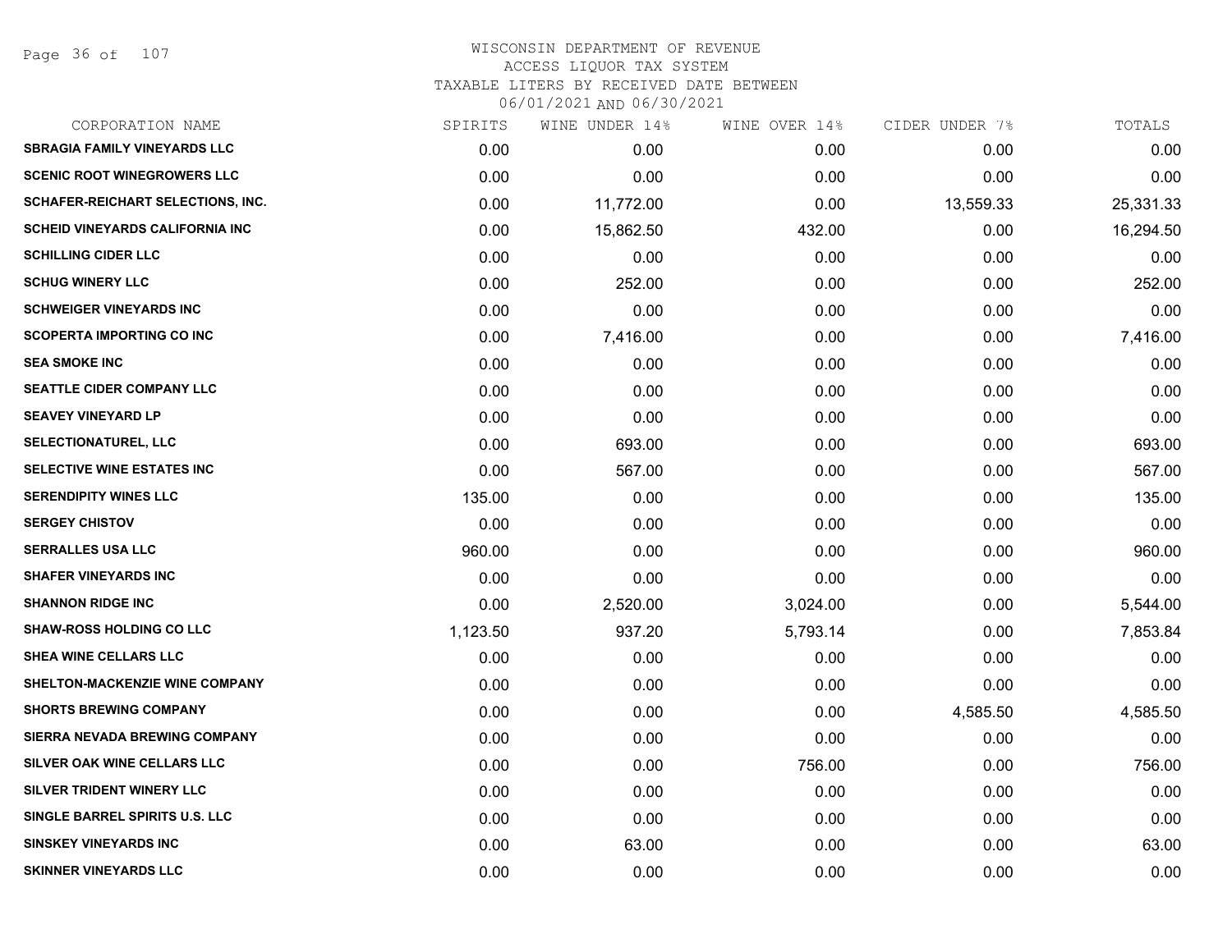WISCONSIN DEPARTMENT OF REVENUE
ACCESS LIQUOR TAX SYSTEM
TAXABLE LITERS BY RECEIVED DATE BETWEEN
06/01/2021 AND 06/30/2021

| CORPORATION NAME | SPIRITS | WINE UNDER 14% | WINE OVER 14% | CIDER UNDER 7% | TOTALS |
|---|---|---|---|---|---|
| **SBRAGIA FAMILY VINEYARDS LLC** | 0.00 | 0.00 | 0.00 | 0.00 | 0.00 |
| **SCENIC ROOT WINEGROWERS LLC** | 0.00 | 0.00 | 0.00 | 0.00 | 0.00 |
| **SCHAFER-REICHART SELECTIONS, INC.** | 0.00 | 11,772.00 | 0.00 | 13,559.33 | 25,331.33 |
| **SCHEID VINEYARDS CALIFORNIA INC** | 0.00 | 15,862.50 | 432.00 | 0.00 | 16,294.50 |
| **SCHILLING CIDER LLC** | 0.00 | 0.00 | 0.00 | 0.00 | 0.00 |
| **SCHUG WINERY LLC** | 0.00 | 252.00 | 0.00 | 0.00 | 252.00 |
| **SCHWEIGER VINEYARDS INC** | 0.00 | 0.00 | 0.00 | 0.00 | 0.00 |
| **SCOPERTA IMPORTING CO INC** | 0.00 | 7,416.00 | 0.00 | 0.00 | 7,416.00 |
| **SEA SMOKE INC** | 0.00 | 0.00 | 0.00 | 0.00 | 0.00 |
| **SEATTLE CIDER COMPANY LLC** | 0.00 | 0.00 | 0.00 | 0.00 | 0.00 |
| **SEAVEY VINEYARD LP** | 0.00 | 0.00 | 0.00 | 0.00 | 0.00 |
| **SELECTIONATUREL, LLC** | 0.00 | 693.00 | 0.00 | 0.00 | 693.00 |
| **SELECTIVE WINE ESTATES INC** | 0.00 | 567.00 | 0.00 | 0.00 | 567.00 |
| **SERENDIPITY WINES LLC** | 135.00 | 0.00 | 0.00 | 0.00 | 135.00 |
| **SERGEY CHISTOV** | 0.00 | 0.00 | 0.00 | 0.00 | 0.00 |
| **SERRALLES USA LLC** | 960.00 | 0.00 | 0.00 | 0.00 | 960.00 |
| **SHAFER VINEYARDS INC** | 0.00 | 0.00 | 0.00 | 0.00 | 0.00 |
| **SHANNON RIDGE INC** | 0.00 | 2,520.00 | 3,024.00 | 0.00 | 5,544.00 |
| **SHAW-ROSS HOLDING CO LLC** | 1,123.50 | 937.20 | 5,793.14 | 0.00 | 7,853.84 |
| **SHEA WINE CELLARS LLC** | 0.00 | 0.00 | 0.00 | 0.00 | 0.00 |
| **SHELTON-MACKENZIE WINE COMPANY** | 0.00 | 0.00 | 0.00 | 0.00 | 0.00 |
| **SHORTS BREWING COMPANY** | 0.00 | 0.00 | 0.00 | 4,585.50 | 4,585.50 |
| **SIERRA NEVADA BREWING COMPANY** | 0.00 | 0.00 | 0.00 | 0.00 | 0.00 |
| **SILVER OAK WINE CELLARS LLC** | 0.00 | 0.00 | 756.00 | 0.00 | 756.00 |
| **SILVER TRIDENT WINERY LLC** | 0.00 | 0.00 | 0.00 | 0.00 | 0.00 |
| **SINGLE BARREL SPIRITS U.S. LLC** | 0.00 | 0.00 | 0.00 | 0.00 | 0.00 |
| **SINSKEY VINEYARDS INC** | 0.00 | 63.00 | 0.00 | 0.00 | 63.00 |
| **SKINNER VINEYARDS LLC** | 0.00 | 0.00 | 0.00 | 0.00 | 0.00 |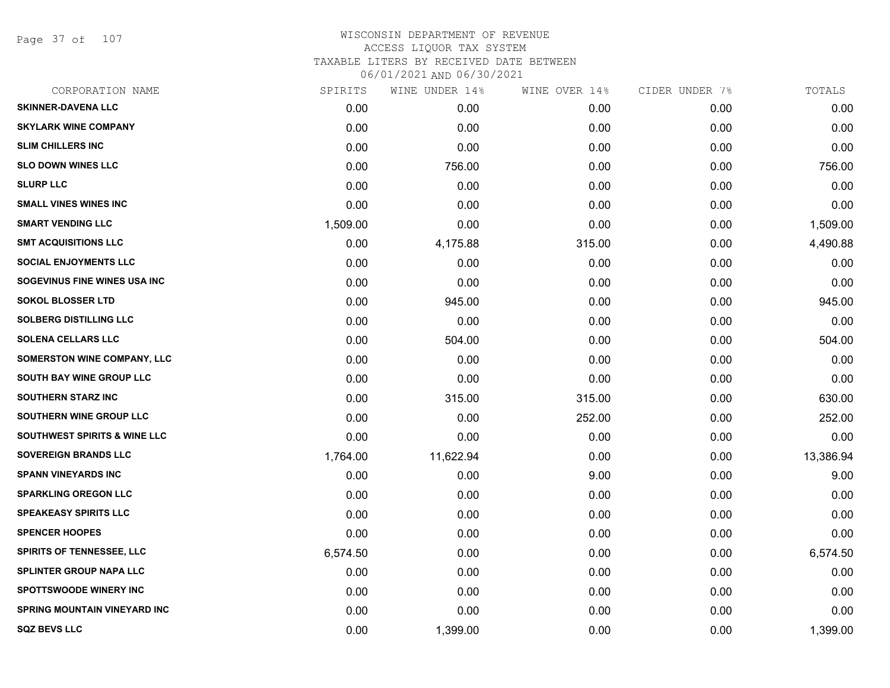# WISCONSIN DEPARTMENT OF REVENUE
ACCESS LIQUOR TAX SYSTEM
TAXABLE LITERS BY RECEIVED DATE BETWEEN
06/01/2021 AND 06/30/2021

| CORPORATION NAME | SPIRITS | WINE UNDER 14% | WINE OVER 14% | CIDER UNDER 7% | TOTALS |
|---|---|---|---|---|---|
| SKINNER-DAVENA LLC | 0.00 | 0.00 | 0.00 | 0.00 | 0.00 |
| SKYLARK WINE COMPANY | 0.00 | 0.00 | 0.00 | 0.00 | 0.00 |
| SLIM CHILLERS INC | 0.00 | 0.00 | 0.00 | 0.00 | 0.00 |
| SLO DOWN WINES LLC | 0.00 | 756.00 | 0.00 | 0.00 | 756.00 |
| SLURP LLC | 0.00 | 0.00 | 0.00 | 0.00 | 0.00 |
| SMALL VINES WINES INC | 0.00 | 0.00 | 0.00 | 0.00 | 0.00 |
| SMART VENDING LLC | 1,509.00 | 0.00 | 0.00 | 0.00 | 1,509.00 |
| SMT ACQUISITIONS LLC | 0.00 | 4,175.88 | 315.00 | 0.00 | 4,490.88 |
| SOCIAL ENJOYMENTS LLC | 0.00 | 0.00 | 0.00 | 0.00 | 0.00 |
| SOGEVINUS FINE WINES USA INC | 0.00 | 0.00 | 0.00 | 0.00 | 0.00 |
| SOKOL BLOSSER LTD | 0.00 | 945.00 | 0.00 | 0.00 | 945.00 |
| SOLBERG DISTILLING LLC | 0.00 | 0.00 | 0.00 | 0.00 | 0.00 |
| SOLENA CELLARS LLC | 0.00 | 504.00 | 0.00 | 0.00 | 504.00 |
| SOMERSTON WINE COMPANY, LLC | 0.00 | 0.00 | 0.00 | 0.00 | 0.00 |
| SOUTH BAY WINE GROUP LLC | 0.00 | 0.00 | 0.00 | 0.00 | 0.00 |
| SOUTHERN STARZ INC | 0.00 | 315.00 | 315.00 | 0.00 | 630.00 |
| SOUTHERN WINE GROUP LLC | 0.00 | 0.00 | 252.00 | 0.00 | 252.00 |
| SOUTHWEST SPIRITS & WINE LLC | 0.00 | 0.00 | 0.00 | 0.00 | 0.00 |
| SOVEREIGN BRANDS LLC | 1,764.00 | 11,622.94 | 0.00 | 0.00 | 13,386.94 |
| SPANN VINEYARDS INC | 0.00 | 0.00 | 9.00 | 0.00 | 9.00 |
| SPARKLING OREGON LLC | 0.00 | 0.00 | 0.00 | 0.00 | 0.00 |
| SPEAKEASY SPIRITS LLC | 0.00 | 0.00 | 0.00 | 0.00 | 0.00 |
| SPENCER HOOPES | 0.00 | 0.00 | 0.00 | 0.00 | 0.00 |
| SPIRITS OF TENNESSEE, LLC | 6,574.50 | 0.00 | 0.00 | 0.00 | 6,574.50 |
| SPLINTER GROUP NAPA LLC | 0.00 | 0.00 | 0.00 | 0.00 | 0.00 |
| SPOTTSWOODE WINERY INC | 0.00 | 0.00 | 0.00 | 0.00 | 0.00 |
| SPRING MOUNTAIN VINEYARD INC | 0.00 | 0.00 | 0.00 | 0.00 | 0.00 |
| SQZ BEVS LLC | 0.00 | 1,399.00 | 0.00 | 0.00 | 1,399.00 |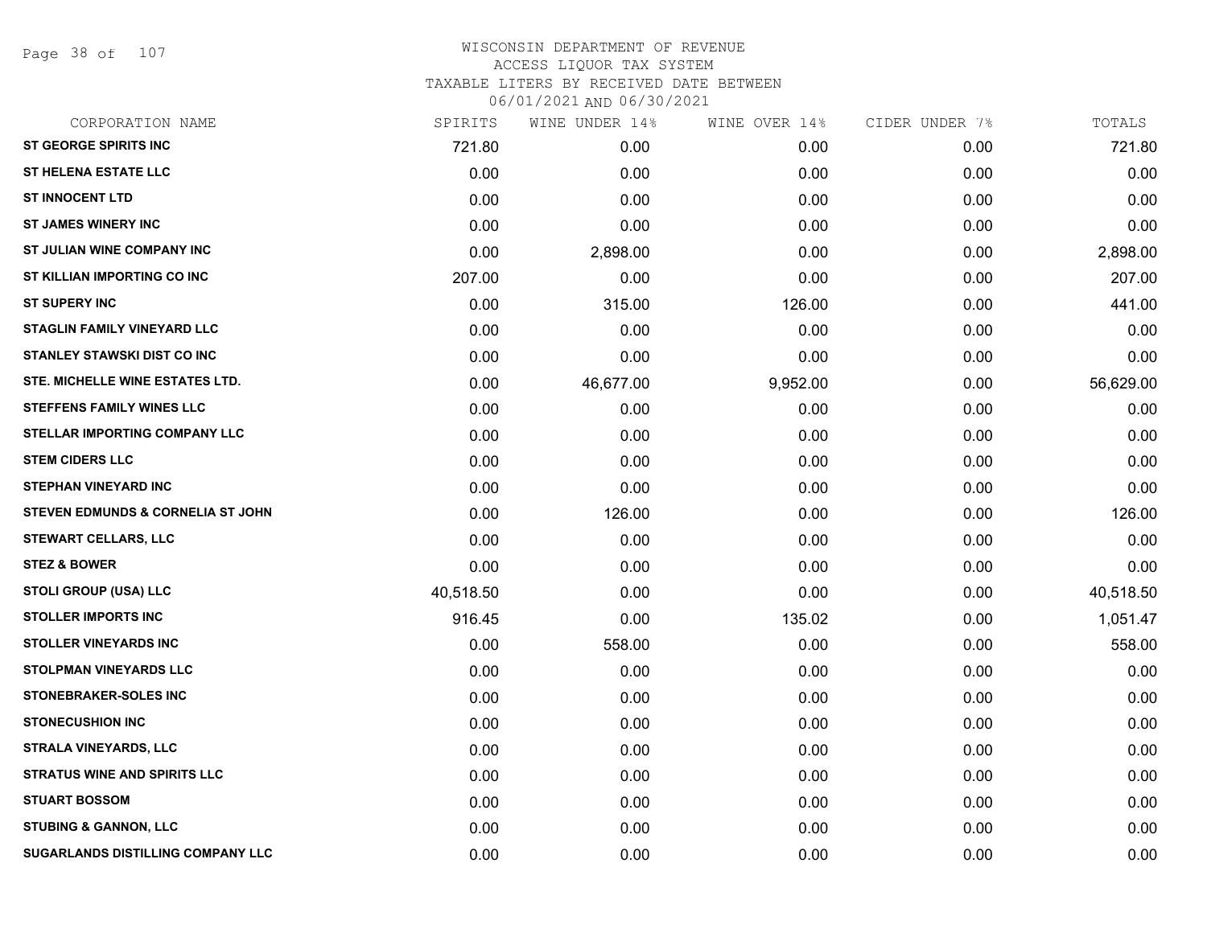WISCONSIN DEPARTMENT OF REVENUE
ACCESS LIQUOR TAX SYSTEM
TAXABLE LITERS BY RECEIVED DATE BETWEEN
06/01/2021 AND 06/30/2021

| CORPORATION NAME | SPIRITS | WINE UNDER 14% | WINE OVER 14% | CIDER UNDER 7% | TOTALS |
|---|---|---|---|---|---|
| ST GEORGE SPIRITS INC | 721.80 | 0.00 | 0.00 | 0.00 | 721.80 |
| ST HELENA ESTATE LLC | 0.00 | 0.00 | 0.00 | 0.00 | 0.00 |
| ST INNOCENT LTD | 0.00 | 0.00 | 0.00 | 0.00 | 0.00 |
| ST JAMES WINERY INC | 0.00 | 0.00 | 0.00 | 0.00 | 0.00 |
| ST JULIAN WINE COMPANY INC | 0.00 | 2,898.00 | 0.00 | 0.00 | 2,898.00 |
| ST KILLIAN IMPORTING CO INC | 207.00 | 0.00 | 0.00 | 0.00 | 207.00 |
| ST SUPERY INC | 0.00 | 315.00 | 126.00 | 0.00 | 441.00 |
| STAGLIN FAMILY VINEYARD LLC | 0.00 | 0.00 | 0.00 | 0.00 | 0.00 |
| STANLEY STAWSKI DIST CO INC | 0.00 | 0.00 | 0.00 | 0.00 | 0.00 |
| STE. MICHELLE WINE ESTATES LTD. | 0.00 | 46,677.00 | 9,952.00 | 0.00 | 56,629.00 |
| STEFFENS FAMILY WINES LLC | 0.00 | 0.00 | 0.00 | 0.00 | 0.00 |
| STELLAR IMPORTING COMPANY LLC | 0.00 | 0.00 | 0.00 | 0.00 | 0.00 |
| STEM CIDERS LLC | 0.00 | 0.00 | 0.00 | 0.00 | 0.00 |
| STEPHAN VINEYARD INC | 0.00 | 0.00 | 0.00 | 0.00 | 0.00 |
| STEVEN EDMUNDS & CORNELIA ST JOHN | 0.00 | 126.00 | 0.00 | 0.00 | 126.00 |
| STEWART CELLARS, LLC | 0.00 | 0.00 | 0.00 | 0.00 | 0.00 |
| STEZ & BOWER | 0.00 | 0.00 | 0.00 | 0.00 | 0.00 |
| STOLI GROUP (USA) LLC | 40,518.50 | 0.00 | 0.00 | 0.00 | 40,518.50 |
| STOLLER IMPORTS INC | 916.45 | 0.00 | 135.02 | 0.00 | 1,051.47 |
| STOLLER VINEYARDS INC | 0.00 | 558.00 | 0.00 | 0.00 | 558.00 |
| STOLPMAN VINEYARDS LLC | 0.00 | 0.00 | 0.00 | 0.00 | 0.00 |
| STONEBRAKER-SOLES INC | 0.00 | 0.00 | 0.00 | 0.00 | 0.00 |
| STONECUSHION INC | 0.00 | 0.00 | 0.00 | 0.00 | 0.00 |
| STRALA VINEYARDS, LLC | 0.00 | 0.00 | 0.00 | 0.00 | 0.00 |
| STRATUS WINE AND SPIRITS LLC | 0.00 | 0.00 | 0.00 | 0.00 | 0.00 |
| STUART BOSSOM | 0.00 | 0.00 | 0.00 | 0.00 | 0.00 |
| STUBING & GANNON, LLC | 0.00 | 0.00 | 0.00 | 0.00 | 0.00 |
| SUGARLANDS DISTILLING COMPANY LLC | 0.00 | 0.00 | 0.00 | 0.00 | 0.00 |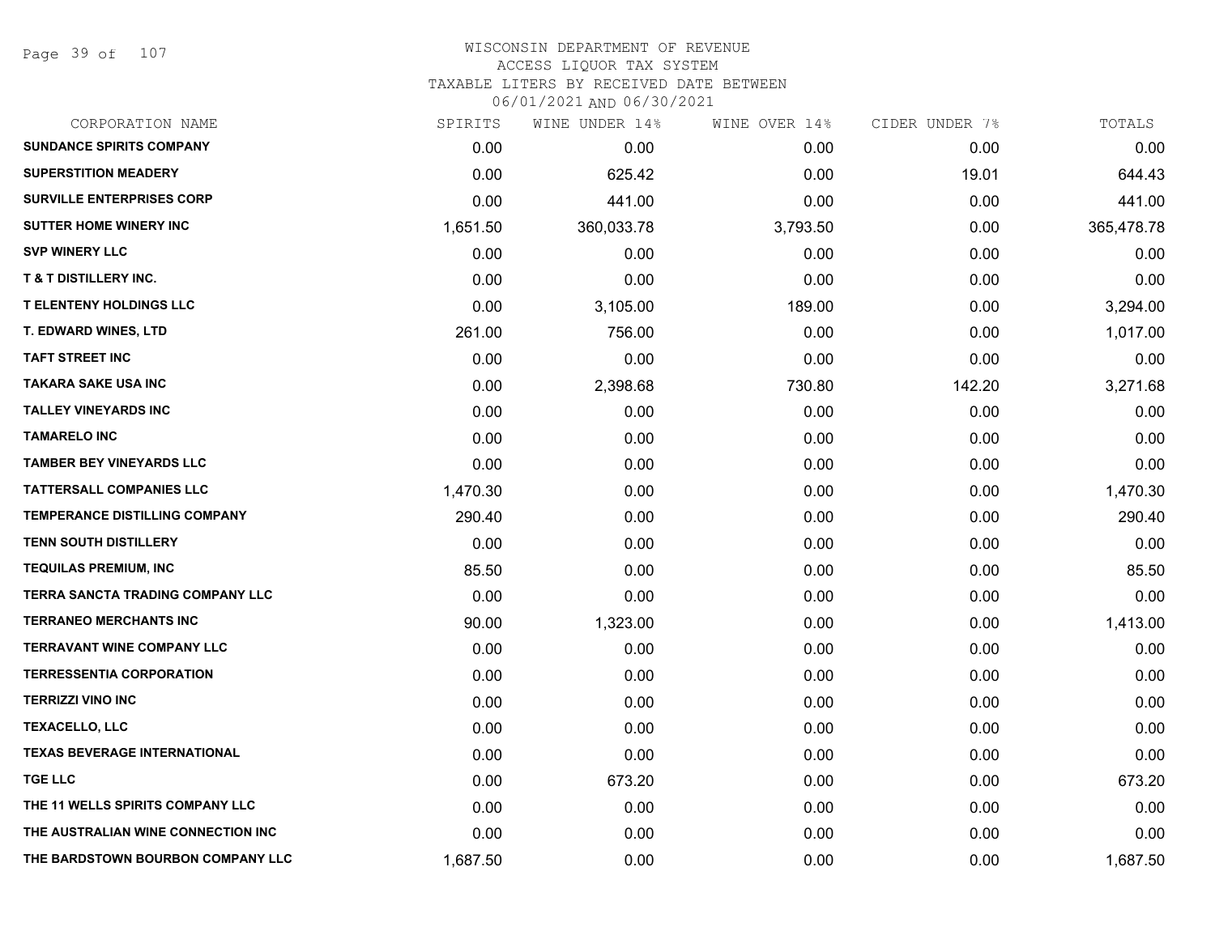WISCONSIN DEPARTMENT OF REVENUE
ACCESS LIQUOR TAX SYSTEM
TAXABLE LITERS BY RECEIVED DATE BETWEEN
06/01/2021 AND 06/30/2021

| CORPORATION NAME | SPIRITS | WINE UNDER 14% | WINE OVER 14% | CIDER UNDER 7% | TOTALS |
|---|---|---|---|---|---|
| SUNDANCE SPIRITS COMPANY | 0.00 | 0.00 | 0.00 | 0.00 | 0.00 |
| SUPERSTITION MEADERY | 0.00 | 625.42 | 0.00 | 19.01 | 644.43 |
| SURVILLE ENTERPRISES CORP | 0.00 | 441.00 | 0.00 | 0.00 | 441.00 |
| SUTTER HOME WINERY INC | 1,651.50 | 360,033.78 | 3,793.50 | 0.00 | 365,478.78 |
| SVP WINERY LLC | 0.00 | 0.00 | 0.00 | 0.00 | 0.00 |
| T & T DISTILLERY INC. | 0.00 | 0.00 | 0.00 | 0.00 | 0.00 |
| T ELENTENY HOLDINGS LLC | 0.00 | 3,105.00 | 189.00 | 0.00 | 3,294.00 |
| T. EDWARD WINES, LTD | 261.00 | 756.00 | 0.00 | 0.00 | 1,017.00 |
| TAFT STREET INC | 0.00 | 0.00 | 0.00 | 0.00 | 0.00 |
| TAKARA SAKE USA INC | 0.00 | 2,398.68 | 730.80 | 142.20 | 3,271.68 |
| TALLEY VINEYARDS INC | 0.00 | 0.00 | 0.00 | 0.00 | 0.00 |
| TAMARELO INC | 0.00 | 0.00 | 0.00 | 0.00 | 0.00 |
| TAMBER BEY VINEYARDS LLC | 0.00 | 0.00 | 0.00 | 0.00 | 0.00 |
| TATTERSALL COMPANIES LLC | 1,470.30 | 0.00 | 0.00 | 0.00 | 1,470.30 |
| TEMPERANCE DISTILLING COMPANY | 290.40 | 0.00 | 0.00 | 0.00 | 290.40 |
| TENN SOUTH DISTILLERY | 0.00 | 0.00 | 0.00 | 0.00 | 0.00 |
| TEQUILAS PREMIUM, INC | 85.50 | 0.00 | 0.00 | 0.00 | 85.50 |
| TERRA SANCTA TRADING COMPANY LLC | 0.00 | 0.00 | 0.00 | 0.00 | 0.00 |
| TERRANEO MERCHANTS INC | 90.00 | 1,323.00 | 0.00 | 0.00 | 1,413.00 |
| TERRAVANT WINE COMPANY LLC | 0.00 | 0.00 | 0.00 | 0.00 | 0.00 |
| TERRESSENTIA CORPORATION | 0.00 | 0.00 | 0.00 | 0.00 | 0.00 |
| TERRIZZI VINO INC | 0.00 | 0.00 | 0.00 | 0.00 | 0.00 |
| TEXACELLO, LLC | 0.00 | 0.00 | 0.00 | 0.00 | 0.00 |
| TEXAS BEVERAGE INTERNATIONAL | 0.00 | 0.00 | 0.00 | 0.00 | 0.00 |
| TGE LLC | 0.00 | 673.20 | 0.00 | 0.00 | 673.20 |
| THE 11 WELLS SPIRITS COMPANY LLC | 0.00 | 0.00 | 0.00 | 0.00 | 0.00 |
| THE AUSTRALIAN WINE CONNECTION INC | 0.00 | 0.00 | 0.00 | 0.00 | 0.00 |
| THE BARDSTOWN BOURBON COMPANY LLC | 1,687.50 | 0.00 | 0.00 | 0.00 | 1,687.50 |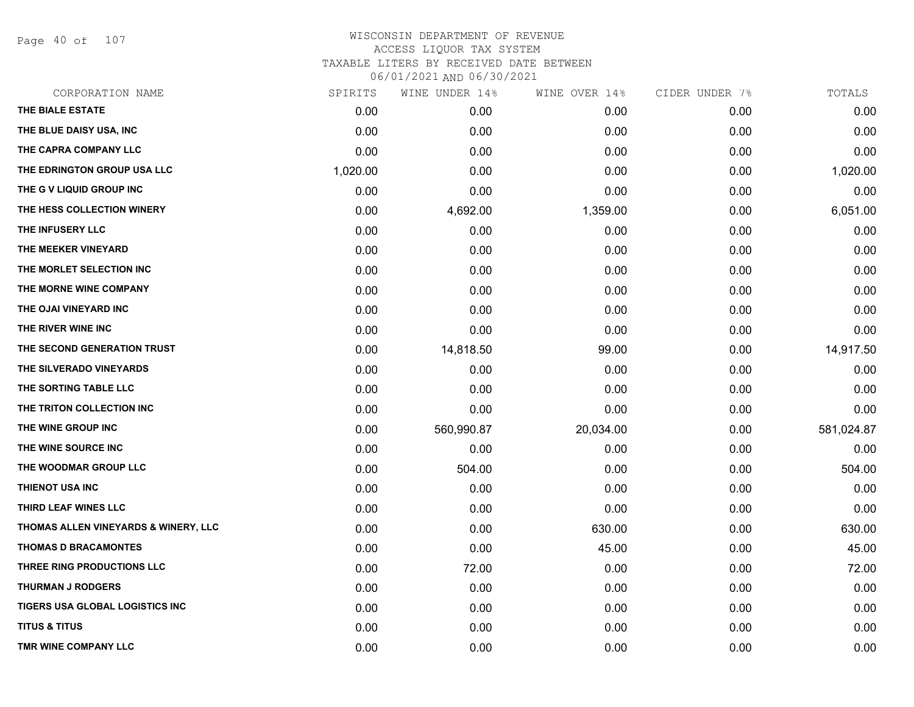WISCONSIN DEPARTMENT OF REVENUE
ACCESS LIQUOR TAX SYSTEM
TAXABLE LITERS BY RECEIVED DATE BETWEEN
06/01/2021 AND 06/30/2021

| CORPORATION NAME | SPIRITS | WINE UNDER 14% | WINE OVER 14% | CIDER UNDER 7% | TOTALS |
|---|---|---|---|---|---|
| THE BIALE ESTATE | 0.00 | 0.00 | 0.00 | 0.00 | 0.00 |
| THE BLUE DAISY USA, INC | 0.00 | 0.00 | 0.00 | 0.00 | 0.00 |
| THE CAPRA COMPANY LLC | 0.00 | 0.00 | 0.00 | 0.00 | 0.00 |
| THE EDRINGTON GROUP USA LLC | 1,020.00 | 0.00 | 0.00 | 0.00 | 1,020.00 |
| THE G V LIQUID GROUP INC | 0.00 | 0.00 | 0.00 | 0.00 | 0.00 |
| THE HESS COLLECTION WINERY | 0.00 | 4,692.00 | 1,359.00 | 0.00 | 6,051.00 |
| THE INFUSERY LLC | 0.00 | 0.00 | 0.00 | 0.00 | 0.00 |
| THE MEEKER VINEYARD | 0.00 | 0.00 | 0.00 | 0.00 | 0.00 |
| THE MORLET SELECTION INC | 0.00 | 0.00 | 0.00 | 0.00 | 0.00 |
| THE MORNE WINE COMPANY | 0.00 | 0.00 | 0.00 | 0.00 | 0.00 |
| THE OJAI VINEYARD INC | 0.00 | 0.00 | 0.00 | 0.00 | 0.00 |
| THE RIVER WINE INC | 0.00 | 0.00 | 0.00 | 0.00 | 0.00 |
| THE SECOND GENERATION TRUST | 0.00 | 14,818.50 | 99.00 | 0.00 | 14,917.50 |
| THE SILVERADO VINEYARDS | 0.00 | 0.00 | 0.00 | 0.00 | 0.00 |
| THE SORTING TABLE LLC | 0.00 | 0.00 | 0.00 | 0.00 | 0.00 |
| THE TRITON COLLECTION INC | 0.00 | 0.00 | 0.00 | 0.00 | 0.00 |
| THE WINE GROUP INC | 0.00 | 560,990.87 | 20,034.00 | 0.00 | 581,024.87 |
| THE WINE SOURCE INC | 0.00 | 0.00 | 0.00 | 0.00 | 0.00 |
| THE WOODMAR GROUP LLC | 0.00 | 504.00 | 0.00 | 0.00 | 504.00 |
| THIENOT USA INC | 0.00 | 0.00 | 0.00 | 0.00 | 0.00 |
| THIRD LEAF WINES LLC | 0.00 | 0.00 | 0.00 | 0.00 | 0.00 |
| THOMAS ALLEN VINEYARDS & WINERY, LLC | 0.00 | 0.00 | 630.00 | 0.00 | 630.00 |
| THOMAS D BRACAMONTES | 0.00 | 0.00 | 45.00 | 0.00 | 45.00 |
| THREE RING PRODUCTIONS LLC | 0.00 | 72.00 | 0.00 | 0.00 | 72.00 |
| THURMAN J RODGERS | 0.00 | 0.00 | 0.00 | 0.00 | 0.00 |
| TIGERS USA GLOBAL LOGISTICS INC | 0.00 | 0.00 | 0.00 | 0.00 | 0.00 |
| TITUS & TITUS | 0.00 | 0.00 | 0.00 | 0.00 | 0.00 |
| TMR WINE COMPANY LLC | 0.00 | 0.00 | 0.00 | 0.00 | 0.00 |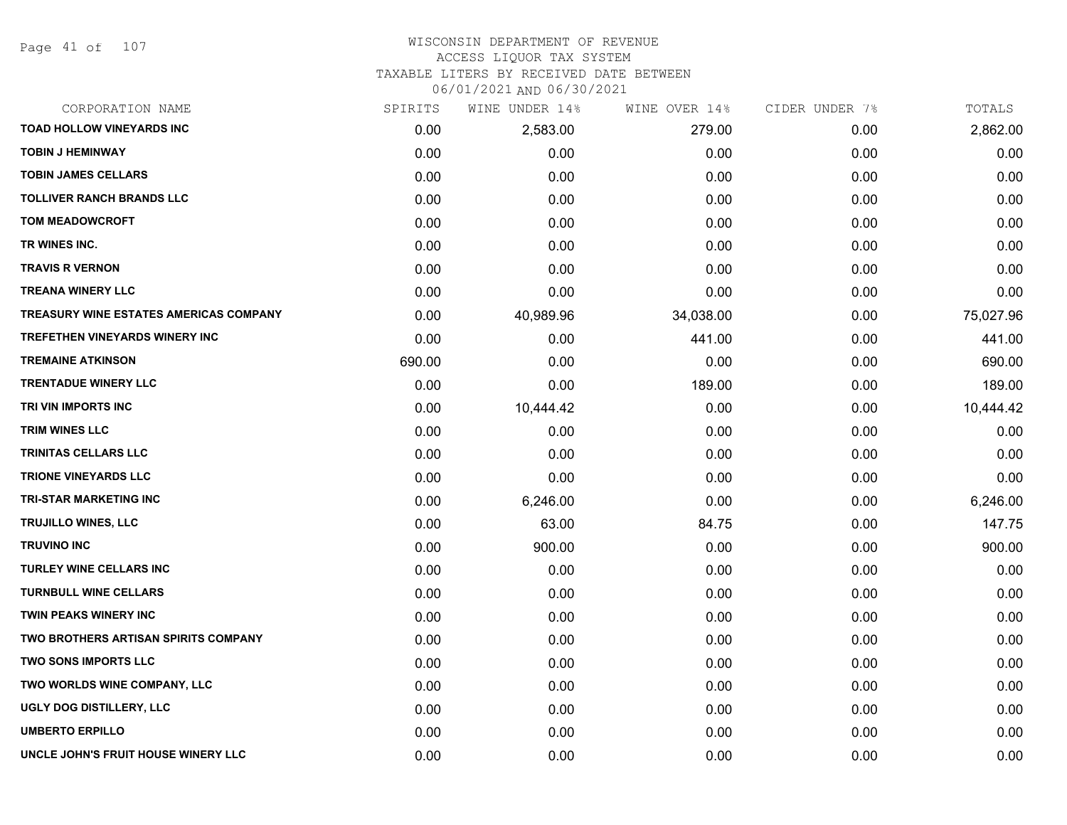WISCONSIN DEPARTMENT OF REVENUE
ACCESS LIQUOR TAX SYSTEM
TAXABLE LITERS BY RECEIVED DATE BETWEEN
06/01/2021 AND 06/30/2021

| CORPORATION NAME | SPIRITS | WINE UNDER 14% | WINE OVER 14% | CIDER UNDER 7% | TOTALS |
|---|---|---|---|---|---|
| TOAD HOLLOW VINEYARDS INC | 0.00 | 2,583.00 | 279.00 | 0.00 | 2,862.00 |
| TOBIN J HEMINWAY | 0.00 | 0.00 | 0.00 | 0.00 | 0.00 |
| TOBIN JAMES CELLARS | 0.00 | 0.00 | 0.00 | 0.00 | 0.00 |
| TOLLIVER RANCH BRANDS LLC | 0.00 | 0.00 | 0.00 | 0.00 | 0.00 |
| TOM MEADOWCROFT | 0.00 | 0.00 | 0.00 | 0.00 | 0.00 |
| TR WINES INC. | 0.00 | 0.00 | 0.00 | 0.00 | 0.00 |
| TRAVIS R VERNON | 0.00 | 0.00 | 0.00 | 0.00 | 0.00 |
| TREANA WINERY LLC | 0.00 | 0.00 | 0.00 | 0.00 | 0.00 |
| TREASURY WINE ESTATES AMERICAS COMPANY | 0.00 | 40,989.96 | 34,038.00 | 0.00 | 75,027.96 |
| TREFETHEN VINEYARDS WINERY INC | 0.00 | 0.00 | 441.00 | 0.00 | 441.00 |
| TREMAINE ATKINSON | 690.00 | 0.00 | 0.00 | 0.00 | 690.00 |
| TRENTADUE WINERY LLC | 0.00 | 0.00 | 189.00 | 0.00 | 189.00 |
| TRI VIN IMPORTS INC | 0.00 | 10,444.42 | 0.00 | 0.00 | 10,444.42 |
| TRIM WINES LLC | 0.00 | 0.00 | 0.00 | 0.00 | 0.00 |
| TRINITAS CELLARS LLC | 0.00 | 0.00 | 0.00 | 0.00 | 0.00 |
| TRIONE VINEYARDS LLC | 0.00 | 0.00 | 0.00 | 0.00 | 0.00 |
| TRI-STAR MARKETING INC | 0.00 | 6,246.00 | 0.00 | 0.00 | 6,246.00 |
| TRUJILLO WINES, LLC | 0.00 | 63.00 | 84.75 | 0.00 | 147.75 |
| TRUVINO INC | 0.00 | 900.00 | 0.00 | 0.00 | 900.00 |
| TURLEY WINE CELLARS INC | 0.00 | 0.00 | 0.00 | 0.00 | 0.00 |
| TURNBULL WINE CELLARS | 0.00 | 0.00 | 0.00 | 0.00 | 0.00 |
| TWIN PEAKS WINERY INC | 0.00 | 0.00 | 0.00 | 0.00 | 0.00 |
| TWO BROTHERS ARTISAN SPIRITS COMPANY | 0.00 | 0.00 | 0.00 | 0.00 | 0.00 |
| TWO SONS IMPORTS LLC | 0.00 | 0.00 | 0.00 | 0.00 | 0.00 |
| TWO WORLDS WINE COMPANY, LLC | 0.00 | 0.00 | 0.00 | 0.00 | 0.00 |
| UGLY DOG DISTILLERY, LLC | 0.00 | 0.00 | 0.00 | 0.00 | 0.00 |
| UMBERTO ERPILLO | 0.00 | 0.00 | 0.00 | 0.00 | 0.00 |
| UNCLE JOHN'S FRUIT HOUSE WINERY LLC | 0.00 | 0.00 | 0.00 | 0.00 | 0.00 |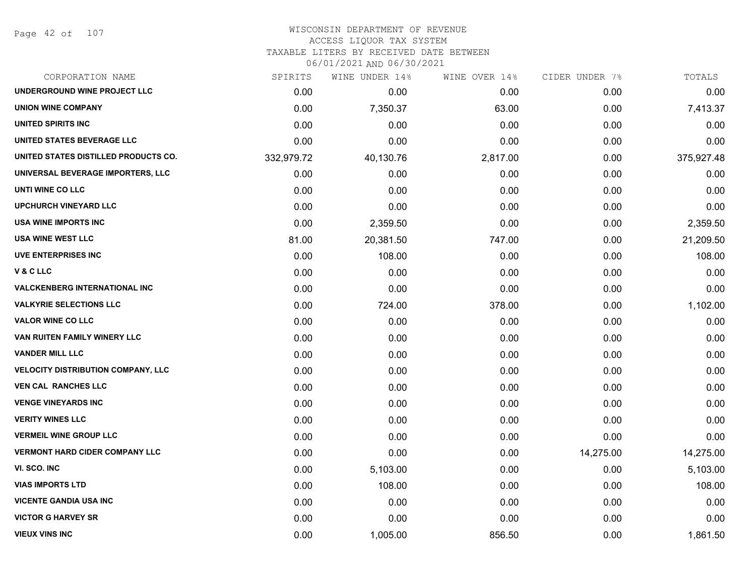WISCONSIN DEPARTMENT OF REVENUE
ACCESS LIQUOR TAX SYSTEM
TAXABLE LITERS BY RECEIVED DATE BETWEEN
06/01/2021 AND 06/30/2021

| CORPORATION NAME | SPIRITS | WINE UNDER 14% | WINE OVER 14% | CIDER UNDER 7% | TOTALS |
|---|---|---|---|---|---|
| UNDERGROUND WINE PROJECT LLC | 0.00 | 0.00 | 0.00 | 0.00 | 0.00 |
| UNION WINE COMPANY | 0.00 | 7,350.37 | 63.00 | 0.00 | 7,413.37 |
| UNITED SPIRITS INC | 0.00 | 0.00 | 0.00 | 0.00 | 0.00 |
| UNITED STATES BEVERAGE LLC | 0.00 | 0.00 | 0.00 | 0.00 | 0.00 |
| UNITED STATES DISTILLED PRODUCTS CO. | 332,979.72 | 40,130.76 | 2,817.00 | 0.00 | 375,927.48 |
| UNIVERSAL BEVERAGE IMPORTERS, LLC | 0.00 | 0.00 | 0.00 | 0.00 | 0.00 |
| UNTI WINE CO LLC | 0.00 | 0.00 | 0.00 | 0.00 | 0.00 |
| UPCHURCH VINEYARD LLC | 0.00 | 0.00 | 0.00 | 0.00 | 0.00 |
| USA WINE IMPORTS INC | 0.00 | 2,359.50 | 0.00 | 0.00 | 2,359.50 |
| USA WINE WEST LLC | 81.00 | 20,381.50 | 747.00 | 0.00 | 21,209.50 |
| UVE ENTERPRISES INC | 0.00 | 108.00 | 0.00 | 0.00 | 108.00 |
| V & C LLC | 0.00 | 0.00 | 0.00 | 0.00 | 0.00 |
| VALCKENBERG INTERNATIONAL INC | 0.00 | 0.00 | 0.00 | 0.00 | 0.00 |
| VALKYRIE SELECTIONS LLC | 0.00 | 724.00 | 378.00 | 0.00 | 1,102.00 |
| VALOR WINE CO LLC | 0.00 | 0.00 | 0.00 | 0.00 | 0.00 |
| VAN RUITEN FAMILY WINERY LLC | 0.00 | 0.00 | 0.00 | 0.00 | 0.00 |
| VANDER MILL LLC | 0.00 | 0.00 | 0.00 | 0.00 | 0.00 |
| VELOCITY DISTRIBUTION COMPANY, LLC | 0.00 | 0.00 | 0.00 | 0.00 | 0.00 |
| VEN CAL RANCHES LLC | 0.00 | 0.00 | 0.00 | 0.00 | 0.00 |
| VENGE VINEYARDS INC | 0.00 | 0.00 | 0.00 | 0.00 | 0.00 |
| VERITY WINES LLC | 0.00 | 0.00 | 0.00 | 0.00 | 0.00 |
| VERMEIL WINE GROUP LLC | 0.00 | 0.00 | 0.00 | 0.00 | 0.00 |
| VERMONT HARD CIDER COMPANY LLC | 0.00 | 0.00 | 0.00 | 14,275.00 | 14,275.00 |
| VI. SCO. INC | 0.00 | 5,103.00 | 0.00 | 0.00 | 5,103.00 |
| VIAS IMPORTS LTD | 0.00 | 108.00 | 0.00 | 0.00 | 108.00 |
| VICENTE GANDIA USA INC | 0.00 | 0.00 | 0.00 | 0.00 | 0.00 |
| VICTOR G HARVEY SR | 0.00 | 0.00 | 0.00 | 0.00 | 0.00 |
| VIEUX VINS INC | 0.00 | 1,005.00 | 856.50 | 0.00 | 1,861.50 |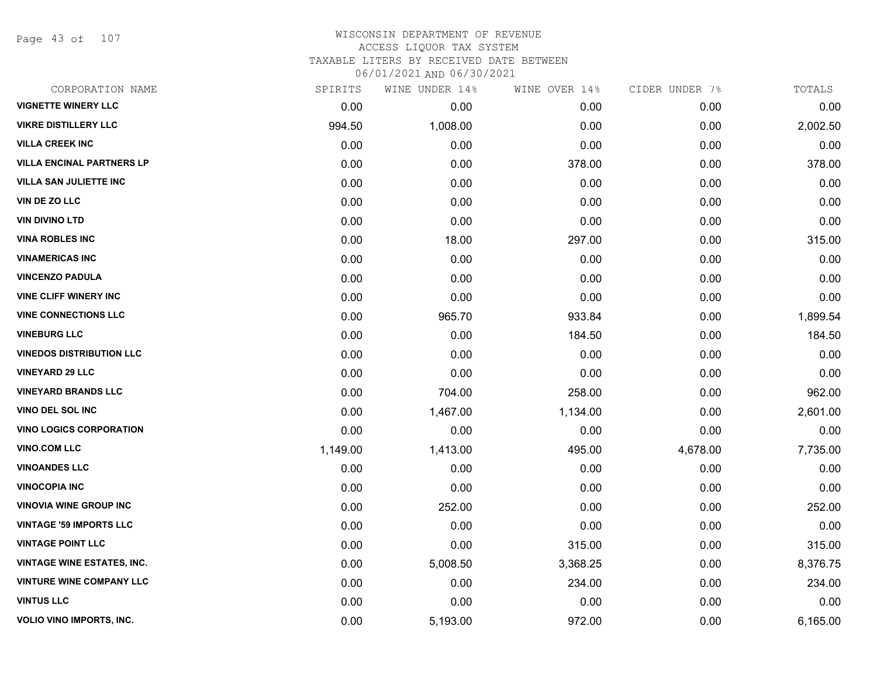# WISCONSIN DEPARTMENT OF REVENUE
ACCESS LIQUOR TAX SYSTEM
TAXABLE LITERS BY RECEIVED DATE BETWEEN
06/01/2021 AND 06/30/2021

| CORPORATION NAME | SPIRITS | WINE UNDER 14% | WINE OVER 14% | CIDER UNDER 7% | TOTALS |
|---|---|---|---|---|---|
| VIGNETTE WINERY LLC | 0.00 | 0.00 | 0.00 | 0.00 | 0.00 |
| VIKRE DISTILLERY LLC | 994.50 | 1,008.00 | 0.00 | 0.00 | 2,002.50 |
| VILLA CREEK INC | 0.00 | 0.00 | 0.00 | 0.00 | 0.00 |
| VILLA ENCINAL PARTNERS LP | 0.00 | 0.00 | 378.00 | 0.00 | 378.00 |
| VILLA SAN JULIETTE INC | 0.00 | 0.00 | 0.00 | 0.00 | 0.00 |
| VIN DE ZO LLC | 0.00 | 0.00 | 0.00 | 0.00 | 0.00 |
| VIN DIVINO LTD | 0.00 | 0.00 | 0.00 | 0.00 | 0.00 |
| VINA ROBLES INC | 0.00 | 18.00 | 297.00 | 0.00 | 315.00 |
| VINAMERICAS INC | 0.00 | 0.00 | 0.00 | 0.00 | 0.00 |
| VINCENZO PADULA | 0.00 | 0.00 | 0.00 | 0.00 | 0.00 |
| VINE CLIFF WINERY INC | 0.00 | 0.00 | 0.00 | 0.00 | 0.00 |
| VINE CONNECTIONS LLC | 0.00 | 965.70 | 933.84 | 0.00 | 1,899.54 |
| VINEBURG LLC | 0.00 | 0.00 | 184.50 | 0.00 | 184.50 |
| VINEDOS DISTRIBUTION LLC | 0.00 | 0.00 | 0.00 | 0.00 | 0.00 |
| VINEYARD 29 LLC | 0.00 | 0.00 | 0.00 | 0.00 | 0.00 |
| VINEYARD BRANDS LLC | 0.00 | 704.00 | 258.00 | 0.00 | 962.00 |
| VINO DEL SOL INC | 0.00 | 1,467.00 | 1,134.00 | 0.00 | 2,601.00 |
| VINO LOGICS CORPORATION | 0.00 | 0.00 | 0.00 | 0.00 | 0.00 |
| VINO.COM LLC | 1,149.00 | 1,413.00 | 495.00 | 4,678.00 | 7,735.00 |
| VINOANDES LLC | 0.00 | 0.00 | 0.00 | 0.00 | 0.00 |
| VINOCOPIA INC | 0.00 | 0.00 | 0.00 | 0.00 | 0.00 |
| VINOVIA WINE GROUP INC | 0.00 | 252.00 | 0.00 | 0.00 | 252.00 |
| VINTAGE '59 IMPORTS LLC | 0.00 | 0.00 | 0.00 | 0.00 | 0.00 |
| VINTAGE POINT LLC | 0.00 | 0.00 | 315.00 | 0.00 | 315.00 |
| VINTAGE WINE ESTATES, INC. | 0.00 | 5,008.50 | 3,368.25 | 0.00 | 8,376.75 |
| VINTURE WINE COMPANY LLC | 0.00 | 0.00 | 234.00 | 0.00 | 234.00 |
| VINTUS LLC | 0.00 | 0.00 | 0.00 | 0.00 | 0.00 |
| VOLIO VINO IMPORTS, INC. | 0.00 | 5,193.00 | 972.00 | 0.00 | 6,165.00 |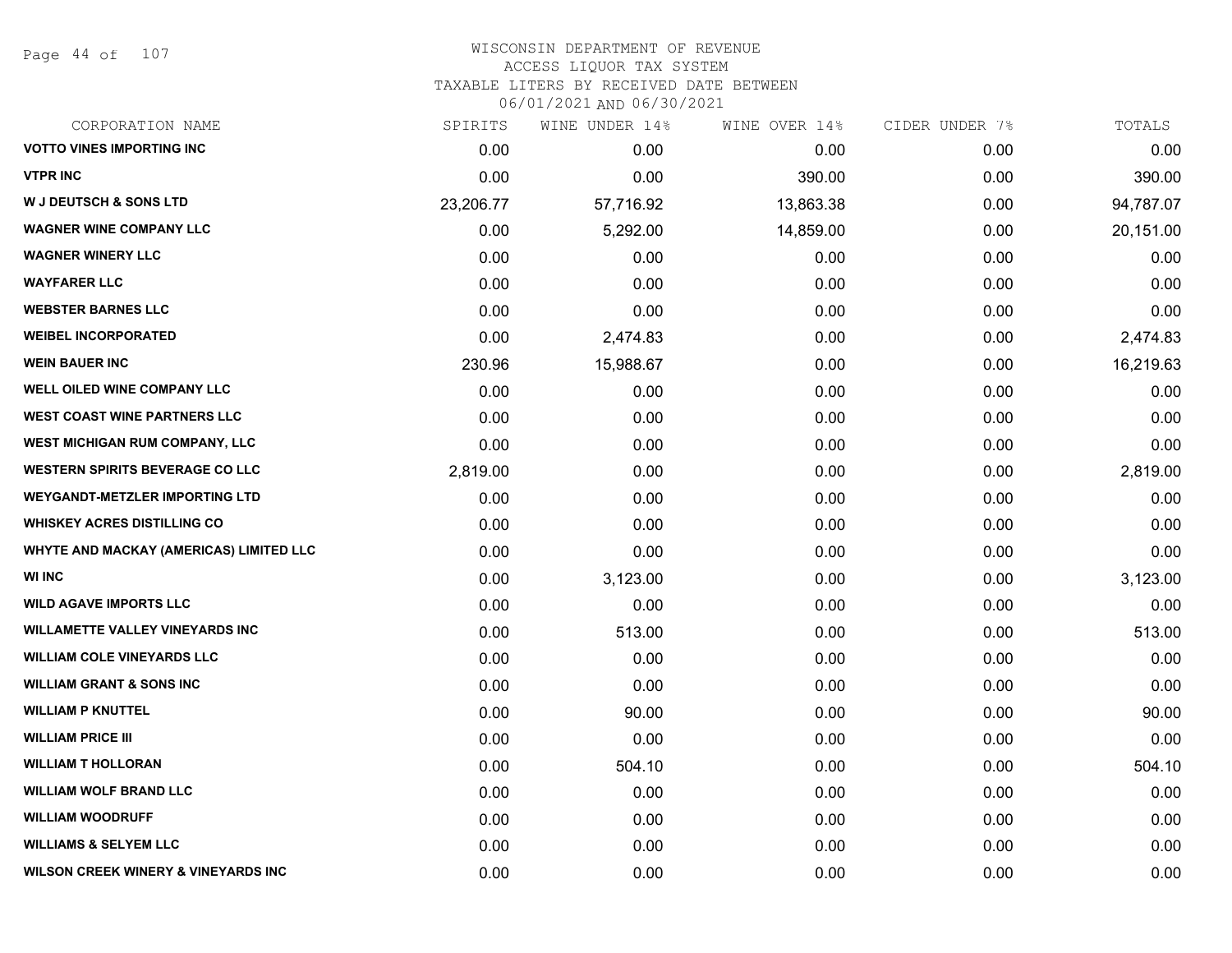# WISCONSIN DEPARTMENT OF REVENUE
## ACCESS LIQUOR TAX SYSTEM
### TAXABLE LITERS BY RECEIVED DATE BETWEEN 06/01/2021 AND 06/30/2021

| CORPORATION NAME | SPIRITS | WINE UNDER 14% | WINE OVER 14% | CIDER UNDER 7% | TOTALS |
|---|---|---|---|---|---|
| VOTTO VINES IMPORTING INC | 0.00 | 0.00 | 0.00 | 0.00 | 0.00 |
| VTPR INC | 0.00 | 0.00 | 390.00 | 0.00 | 390.00 |
| W J DEUTSCH & SONS LTD | 23,206.77 | 57,716.92 | 13,863.38 | 0.00 | 94,787.07 |
| WAGNER WINE COMPANY LLC | 0.00 | 5,292.00 | 14,859.00 | 0.00 | 20,151.00 |
| WAGNER WINERY LLC | 0.00 | 0.00 | 0.00 | 0.00 | 0.00 |
| WAYFARER LLC | 0.00 | 0.00 | 0.00 | 0.00 | 0.00 |
| WEBSTER BARNES LLC | 0.00 | 0.00 | 0.00 | 0.00 | 0.00 |
| WEIBEL INCORPORATED | 0.00 | 2,474.83 | 0.00 | 0.00 | 2,474.83 |
| WEIN BAUER INC | 230.96 | 15,988.67 | 0.00 | 0.00 | 16,219.63 |
| WELL OILED WINE COMPANY LLC | 0.00 | 0.00 | 0.00 | 0.00 | 0.00 |
| WEST COAST WINE PARTNERS LLC | 0.00 | 0.00 | 0.00 | 0.00 | 0.00 |
| WEST MICHIGAN RUM COMPANY, LLC | 0.00 | 0.00 | 0.00 | 0.00 | 0.00 |
| WESTERN SPIRITS BEVERAGE CO LLC | 2,819.00 | 0.00 | 0.00 | 0.00 | 2,819.00 |
| WEYGANDT-METZLER IMPORTING LTD | 0.00 | 0.00 | 0.00 | 0.00 | 0.00 |
| WHISKEY ACRES DISTILLING CO | 0.00 | 0.00 | 0.00 | 0.00 | 0.00 |
| WHYTE AND MACKAY (AMERICAS) LIMITED LLC | 0.00 | 0.00 | 0.00 | 0.00 | 0.00 |
| WI INC | 0.00 | 3,123.00 | 0.00 | 0.00 | 3,123.00 |
| WILD AGAVE IMPORTS LLC | 0.00 | 0.00 | 0.00 | 0.00 | 0.00 |
| WILLAMETTE VALLEY VINEYARDS INC | 0.00 | 513.00 | 0.00 | 0.00 | 513.00 |
| WILLIAM COLE VINEYARDS LLC | 0.00 | 0.00 | 0.00 | 0.00 | 0.00 |
| WILLIAM GRANT & SONS INC | 0.00 | 0.00 | 0.00 | 0.00 | 0.00 |
| WILLIAM P KNUTTEL | 0.00 | 90.00 | 0.00 | 0.00 | 90.00 |
| WILLIAM PRICE III | 0.00 | 0.00 | 0.00 | 0.00 | 0.00 |
| WILLIAM T HOLLORAN | 0.00 | 504.10 | 0.00 | 0.00 | 504.10 |
| WILLIAM WOLF BRAND LLC | 0.00 | 0.00 | 0.00 | 0.00 | 0.00 |
| WILLIAM WOODRUFF | 0.00 | 0.00 | 0.00 | 0.00 | 0.00 |
| WILLIAMS & SELYEM LLC | 0.00 | 0.00 | 0.00 | 0.00 | 0.00 |
| WILSON CREEK WINERY & VINEYARDS INC | 0.00 | 0.00 | 0.00 | 0.00 | 0.00 |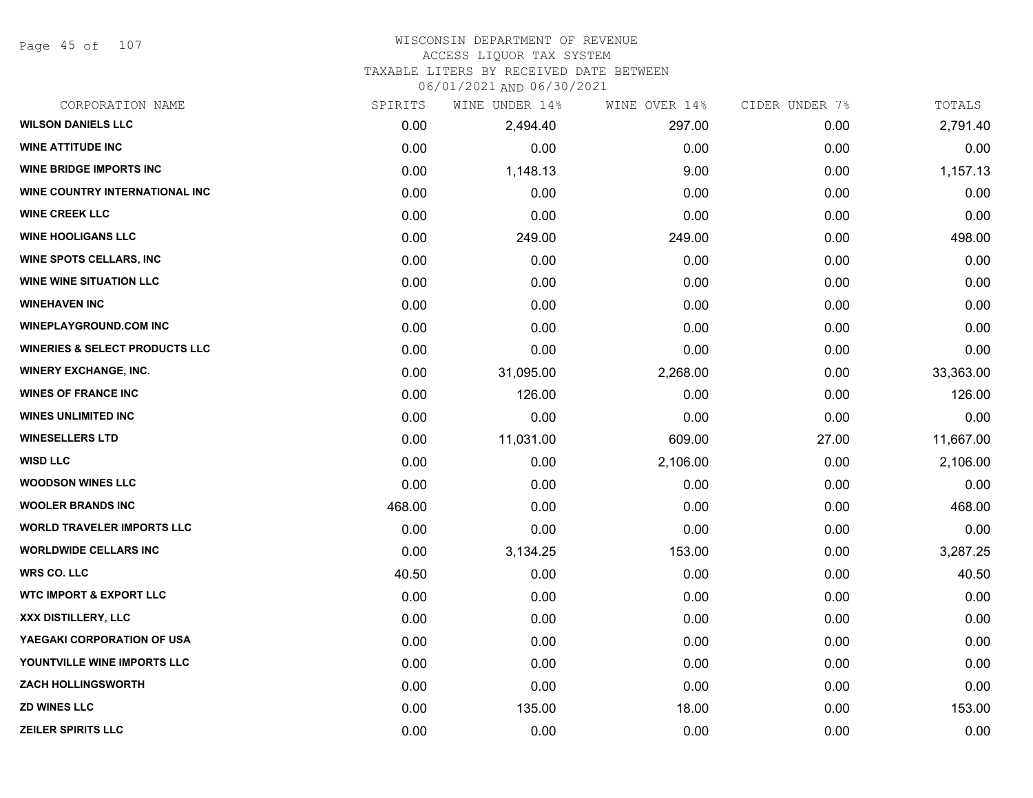WISCONSIN DEPARTMENT OF REVENUE
ACCESS LIQUOR TAX SYSTEM
TAXABLE LITERS BY RECEIVED DATE BETWEEN
06/01/2021 AND 06/30/2021

| CORPORATION NAME | SPIRITS | WINE UNDER 14% | WINE OVER 14% | CIDER UNDER 7% | TOTALS |
|---|---|---|---|---|---|
| WILSON DANIELS LLC | 0.00 | 2,494.40 | 297.00 | 0.00 | 2,791.40 |
| WINE ATTITUDE INC | 0.00 | 0.00 | 0.00 | 0.00 | 0.00 |
| WINE BRIDGE IMPORTS INC | 0.00 | 1,148.13 | 9.00 | 0.00 | 1,157.13 |
| WINE COUNTRY INTERNATIONAL INC | 0.00 | 0.00 | 0.00 | 0.00 | 0.00 |
| WINE CREEK LLC | 0.00 | 0.00 | 0.00 | 0.00 | 0.00 |
| WINE HOOLIGANS LLC | 0.00 | 249.00 | 249.00 | 0.00 | 498.00 |
| WINE SPOTS CELLARS, INC | 0.00 | 0.00 | 0.00 | 0.00 | 0.00 |
| WINE WINE SITUATION LLC | 0.00 | 0.00 | 0.00 | 0.00 | 0.00 |
| WINEHAVEN INC | 0.00 | 0.00 | 0.00 | 0.00 | 0.00 |
| WINEPLAYGROUND.COM INC | 0.00 | 0.00 | 0.00 | 0.00 | 0.00 |
| WINERIES & SELECT PRODUCTS LLC | 0.00 | 0.00 | 0.00 | 0.00 | 0.00 |
| WINERY EXCHANGE, INC. | 0.00 | 31,095.00 | 2,268.00 | 0.00 | 33,363.00 |
| WINES OF FRANCE INC | 0.00 | 126.00 | 0.00 | 0.00 | 126.00 |
| WINES UNLIMITED INC | 0.00 | 0.00 | 0.00 | 0.00 | 0.00 |
| WINESELLERS LTD | 0.00 | 11,031.00 | 609.00 | 27.00 | 11,667.00 |
| WISD LLC | 0.00 | 0.00 | 2,106.00 | 0.00 | 2,106.00 |
| WOODSON WINES LLC | 0.00 | 0.00 | 0.00 | 0.00 | 0.00 |
| WOOLER BRANDS INC | 468.00 | 0.00 | 0.00 | 0.00 | 468.00 |
| WORLD TRAVELER IMPORTS LLC | 0.00 | 0.00 | 0.00 | 0.00 | 0.00 |
| WORLDWIDE CELLARS INC | 0.00 | 3,134.25 | 153.00 | 0.00 | 3,287.25 |
| WRS CO. LLC | 40.50 | 0.00 | 0.00 | 0.00 | 40.50 |
| WTC IMPORT & EXPORT LLC | 0.00 | 0.00 | 0.00 | 0.00 | 0.00 |
| XXX DISTILLERY, LLC | 0.00 | 0.00 | 0.00 | 0.00 | 0.00 |
| YAEGAKI CORPORATION OF USA | 0.00 | 0.00 | 0.00 | 0.00 | 0.00 |
| YOUNTVILLE WINE IMPORTS LLC | 0.00 | 0.00 | 0.00 | 0.00 | 0.00 |
| ZACH HOLLINGSWORTH | 0.00 | 0.00 | 0.00 | 0.00 | 0.00 |
| ZD WINES LLC | 0.00 | 135.00 | 18.00 | 0.00 | 153.00 |
| ZEILER SPIRITS LLC | 0.00 | 0.00 | 0.00 | 0.00 | 0.00 |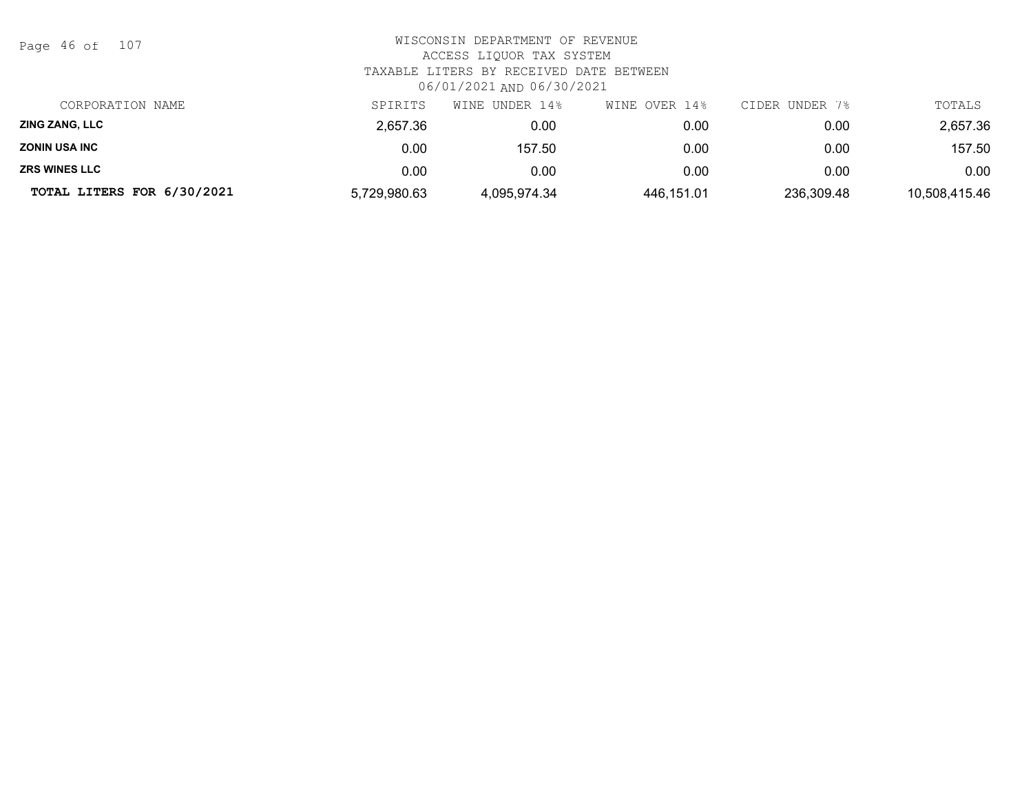WISCONSIN DEPARTMENT OF REVENUE
ACCESS LIQUOR TAX SYSTEM
TAXABLE LITERS BY RECEIVED DATE BETWEEN
06/01/2021 AND 06/30/2021

| CORPORATION NAME | SPIRITS | WINE UNDER 14% | WINE OVER 14% | CIDER UNDER 7% | TOTALS |
|---|---|---|---|---|---|
| ZING ZANG, LLC | 2,657.36 | 0.00 | 0.00 | 0.00 | 2,657.36 |
| ZONIN USA INC | 0.00 | 157.50 | 0.00 | 0.00 | 157.50 |
| ZRS WINES LLC | 0.00 | 0.00 | 0.00 | 0.00 | 0.00 |
| **TOTAL LITERS FOR 6/30/2021** | 5,729,980.63 | 4,095,974.34 | 446,151.01 | 236,309.48 | 10,508,415.46 |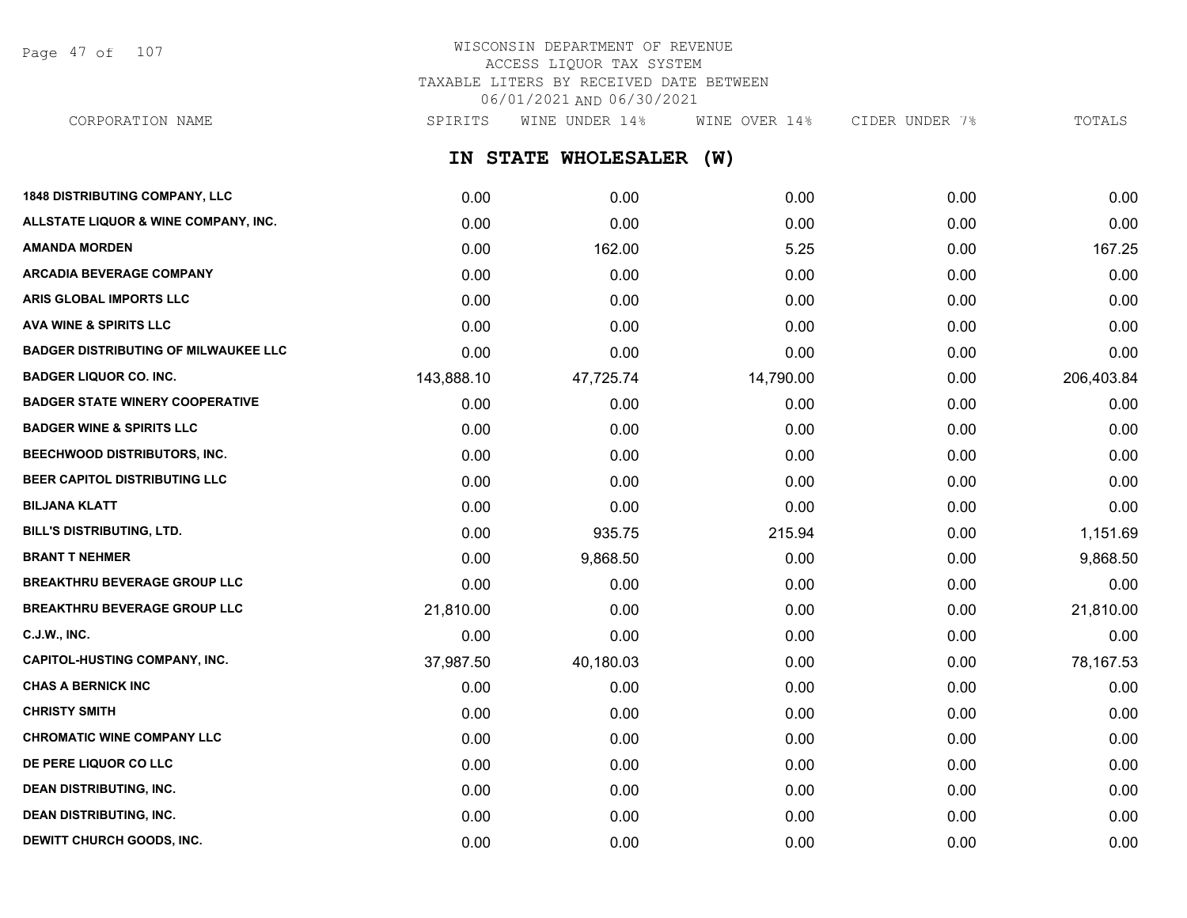WISCONSIN DEPARTMENT OF REVENUE
ACCESS LIQUOR TAX SYSTEM
TAXABLE LITERS BY RECEIVED DATE BETWEEN
06/01/2021 AND 06/30/2021

## IN STATE WHOLESALER (W)

| CORPORATION NAME | SPIRITS | WINE UNDER 14% | WINE OVER 14% | CIDER UNDER 7% | TOTALS |
|---|---|---|---|---|---|
| 1848 DISTRIBUTING COMPANY, LLC | 0.00 | 0.00 | 0.00 | 0.00 | 0.00 |
| ALLSTATE LIQUOR & WINE COMPANY, INC. | 0.00 | 0.00 | 0.00 | 0.00 | 0.00 |
| AMANDA MORDEN | 0.00 | 162.00 | 5.25 | 0.00 | 167.25 |
| ARCADIA BEVERAGE COMPANY | 0.00 | 0.00 | 0.00 | 0.00 | 0.00 |
| ARIS GLOBAL IMPORTS LLC | 0.00 | 0.00 | 0.00 | 0.00 | 0.00 |
| AVA WINE & SPIRITS LLC | 0.00 | 0.00 | 0.00 | 0.00 | 0.00 |
| BADGER DISTRIBUTING OF MILWAUKEE LLC | 0.00 | 0.00 | 0.00 | 0.00 | 0.00 |
| BADGER LIQUOR CO. INC. | 143,888.10 | 47,725.74 | 14,790.00 | 0.00 | 206,403.84 |
| BADGER STATE WINERY COOPERATIVE | 0.00 | 0.00 | 0.00 | 0.00 | 0.00 |
| BADGER WINE & SPIRITS LLC | 0.00 | 0.00 | 0.00 | 0.00 | 0.00 |
| BEECHWOOD DISTRIBUTORS, INC. | 0.00 | 0.00 | 0.00 | 0.00 | 0.00 |
| BEER CAPITOL DISTRIBUTING LLC | 0.00 | 0.00 | 0.00 | 0.00 | 0.00 |
| BILJANA KLATT | 0.00 | 0.00 | 0.00 | 0.00 | 0.00 |
| BILL'S DISTRIBUTING, LTD. | 0.00 | 935.75 | 215.94 | 0.00 | 1,151.69 |
| BRANT T NEHMER | 0.00 | 9,868.50 | 0.00 | 0.00 | 9,868.50 |
| BREAKTHRU BEVERAGE GROUP LLC | 0.00 | 0.00 | 0.00 | 0.00 | 0.00 |
| BREAKTHRU BEVERAGE GROUP LLC | 21,810.00 | 0.00 | 0.00 | 0.00 | 21,810.00 |
| C.J.W., INC. | 0.00 | 0.00 | 0.00 | 0.00 | 0.00 |
| CAPITOL-HUSTING COMPANY, INC. | 37,987.50 | 40,180.03 | 0.00 | 0.00 | 78,167.53 |
| CHAS A BERNICK INC | 0.00 | 0.00 | 0.00 | 0.00 | 0.00 |
| CHRISTY SMITH | 0.00 | 0.00 | 0.00 | 0.00 | 0.00 |
| CHROMATIC WINE COMPANY LLC | 0.00 | 0.00 | 0.00 | 0.00 | 0.00 |
| DE PERE LIQUOR CO LLC | 0.00 | 0.00 | 0.00 | 0.00 | 0.00 |
| DEAN DISTRIBUTING, INC. | 0.00 | 0.00 | 0.00 | 0.00 | 0.00 |
| DEAN DISTRIBUTING, INC. | 0.00 | 0.00 | 0.00 | 0.00 | 0.00 |
| DEWITT CHURCH GOODS, INC. | 0.00 | 0.00 | 0.00 | 0.00 | 0.00 |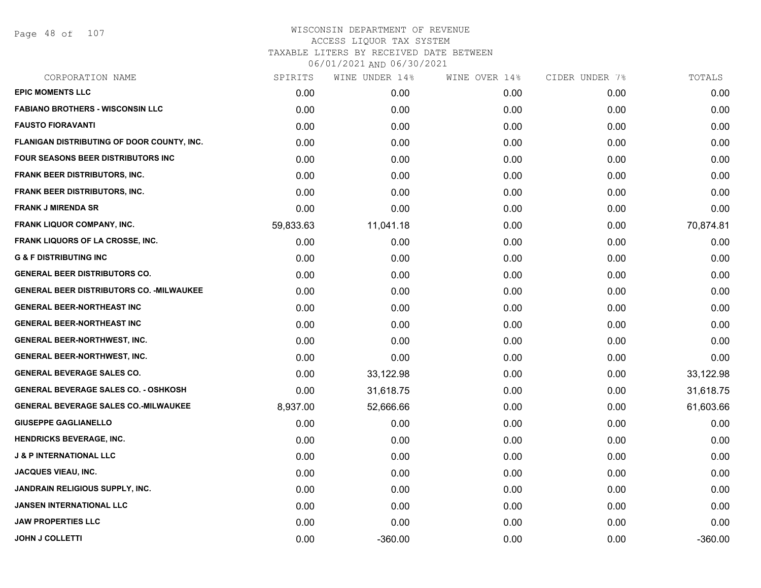# WISCONSIN DEPARTMENT OF REVENUE
## ACCESS LIQUOR TAX SYSTEM
## TAXABLE LITERS BY RECEIVED DATE BETWEEN 06/01/2021 AND 06/30/2021

| CORPORATION NAME | SPIRITS | WINE UNDER 14% | WINE OVER 14% | CIDER UNDER 7% | TOTALS |
|---|---|---|---|---|---|
| EPIC MOMENTS LLC | 0.00 | 0.00 | 0.00 | 0.00 | 0.00 |
| FABIANO BROTHERS - WISCONSIN LLC | 0.00 | 0.00 | 0.00 | 0.00 | 0.00 |
| FAUSTO FIORAVANTI | 0.00 | 0.00 | 0.00 | 0.00 | 0.00 |
| FLANIGAN DISTRIBUTING OF DOOR COUNTY, INC. | 0.00 | 0.00 | 0.00 | 0.00 | 0.00 |
| FOUR SEASONS BEER DISTRIBUTORS INC | 0.00 | 0.00 | 0.00 | 0.00 | 0.00 |
| FRANK BEER DISTRIBUTORS, INC. | 0.00 | 0.00 | 0.00 | 0.00 | 0.00 |
| FRANK BEER DISTRIBUTORS, INC. | 0.00 | 0.00 | 0.00 | 0.00 | 0.00 |
| FRANK J MIRENDA SR | 0.00 | 0.00 | 0.00 | 0.00 | 0.00 |
| FRANK LIQUOR COMPANY, INC. | 59,833.63 | 11,041.18 | 0.00 | 0.00 | 70,874.81 |
| FRANK LIQUORS OF LA CROSSE, INC. | 0.00 | 0.00 | 0.00 | 0.00 | 0.00 |
| G & F DISTRIBUTING INC | 0.00 | 0.00 | 0.00 | 0.00 | 0.00 |
| GENERAL BEER DISTRIBUTORS CO. | 0.00 | 0.00 | 0.00 | 0.00 | 0.00 |
| GENERAL BEER DISTRIBUTORS CO. -MILWAUKEE | 0.00 | 0.00 | 0.00 | 0.00 | 0.00 |
| GENERAL BEER-NORTHEAST INC | 0.00 | 0.00 | 0.00 | 0.00 | 0.00 |
| GENERAL BEER-NORTHEAST INC | 0.00 | 0.00 | 0.00 | 0.00 | 0.00 |
| GENERAL BEER-NORTHWEST, INC. | 0.00 | 0.00 | 0.00 | 0.00 | 0.00 |
| GENERAL BEER-NORTHWEST, INC. | 0.00 | 0.00 | 0.00 | 0.00 | 0.00 |
| GENERAL BEVERAGE SALES CO. | 0.00 | 33,122.98 | 0.00 | 0.00 | 33,122.98 |
| GENERAL BEVERAGE SALES CO. - OSHKOSH | 0.00 | 31,618.75 | 0.00 | 0.00 | 31,618.75 |
| GENERAL BEVERAGE SALES CO.-MILWAUKEE | 8,937.00 | 52,666.66 | 0.00 | 0.00 | 61,603.66 |
| GIUSEPPE GAGLIANELLO | 0.00 | 0.00 | 0.00 | 0.00 | 0.00 |
| HENDRICKS BEVERAGE, INC. | 0.00 | 0.00 | 0.00 | 0.00 | 0.00 |
| J & P INTERNATIONAL LLC | 0.00 | 0.00 | 0.00 | 0.00 | 0.00 |
| JACQUES VIEAU, INC. | 0.00 | 0.00 | 0.00 | 0.00 | 0.00 |
| JANDRAIN RELIGIOUS SUPPLY, INC. | 0.00 | 0.00 | 0.00 | 0.00 | 0.00 |
| JANSEN INTERNATIONAL LLC | 0.00 | 0.00 | 0.00 | 0.00 | 0.00 |
| JAW PROPERTIES LLC | 0.00 | 0.00 | 0.00 | 0.00 | 0.00 |
| JOHN J COLLETTI | 0.00 | -360.00 | 0.00 | 0.00 | -360.00 |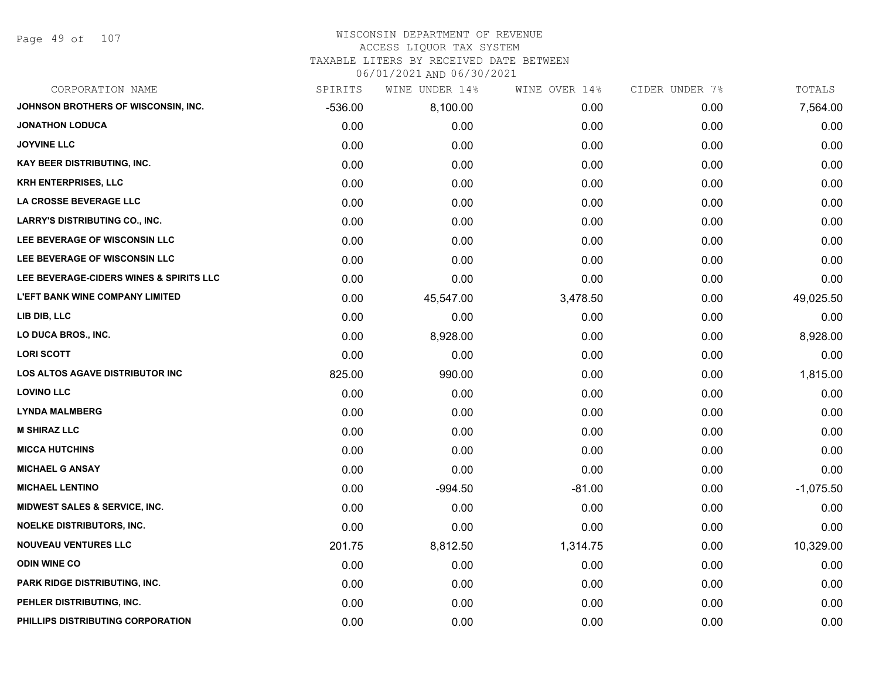# WISCONSIN DEPARTMENT OF REVENUE
## ACCESS LIQUOR TAX SYSTEM
### TAXABLE LITERS BY RECEIVED DATE BETWEEN 06/01/2021 AND 06/30/2021

| CORPORATION NAME | SPIRITS | WINE UNDER 14% | WINE OVER 14% | CIDER UNDER 7% | TOTALS |
|---|---|---|---|---|---|
| JOHNSON BROTHERS OF WISCONSIN, INC. | -536.00 | 8,100.00 | 0.00 | 0.00 | 7,564.00 |
| JONATHON LODUCA | 0.00 | 0.00 | 0.00 | 0.00 | 0.00 |
| JOYVINE LLC | 0.00 | 0.00 | 0.00 | 0.00 | 0.00 |
| KAY BEER DISTRIBUTING, INC. | 0.00 | 0.00 | 0.00 | 0.00 | 0.00 |
| KRH ENTERPRISES, LLC | 0.00 | 0.00 | 0.00 | 0.00 | 0.00 |
| LA CROSSE BEVERAGE LLC | 0.00 | 0.00 | 0.00 | 0.00 | 0.00 |
| LARRY'S DISTRIBUTING CO., INC. | 0.00 | 0.00 | 0.00 | 0.00 | 0.00 |
| LEE BEVERAGE OF WISCONSIN LLC | 0.00 | 0.00 | 0.00 | 0.00 | 0.00 |
| LEE BEVERAGE OF WISCONSIN LLC | 0.00 | 0.00 | 0.00 | 0.00 | 0.00 |
| LEE BEVERAGE-CIDERS WINES & SPIRITS LLC | 0.00 | 0.00 | 0.00 | 0.00 | 0.00 |
| L'EFT BANK WINE COMPANY LIMITED | 0.00 | 45,547.00 | 3,478.50 | 0.00 | 49,025.50 |
| LIB DIB, LLC | 0.00 | 0.00 | 0.00 | 0.00 | 0.00 |
| LO DUCA BROS., INC. | 0.00 | 8,928.00 | 0.00 | 0.00 | 8,928.00 |
| LORI SCOTT | 0.00 | 0.00 | 0.00 | 0.00 | 0.00 |
| LOS ALTOS AGAVE DISTRIBUTOR INC | 825.00 | 990.00 | 0.00 | 0.00 | 1,815.00 |
| LOVINO LLC | 0.00 | 0.00 | 0.00 | 0.00 | 0.00 |
| LYNDA MALMBERG | 0.00 | 0.00 | 0.00 | 0.00 | 0.00 |
| M SHIRAZ LLC | 0.00 | 0.00 | 0.00 | 0.00 | 0.00 |
| MICCA HUTCHINS | 0.00 | 0.00 | 0.00 | 0.00 | 0.00 |
| MICHAEL G ANSAY | 0.00 | 0.00 | 0.00 | 0.00 | 0.00 |
| MICHAEL LENTINO | 0.00 | -994.50 | -81.00 | 0.00 | -1,075.50 |
| MIDWEST SALES & SERVICE, INC. | 0.00 | 0.00 | 0.00 | 0.00 | 0.00 |
| NOELKE DISTRIBUTORS, INC. | 0.00 | 0.00 | 0.00 | 0.00 | 0.00 |
| NOUVEAU VENTURES LLC | 201.75 | 8,812.50 | 1,314.75 | 0.00 | 10,329.00 |
| ODIN WINE CO | 0.00 | 0.00 | 0.00 | 0.00 | 0.00 |
| PARK RIDGE DISTRIBUTING, INC. | 0.00 | 0.00 | 0.00 | 0.00 | 0.00 |
| PEHLER DISTRIBUTING, INC. | 0.00 | 0.00 | 0.00 | 0.00 | 0.00 |
| PHILLIPS DISTRIBUTING CORPORATION | 0.00 | 0.00 | 0.00 | 0.00 | 0.00 |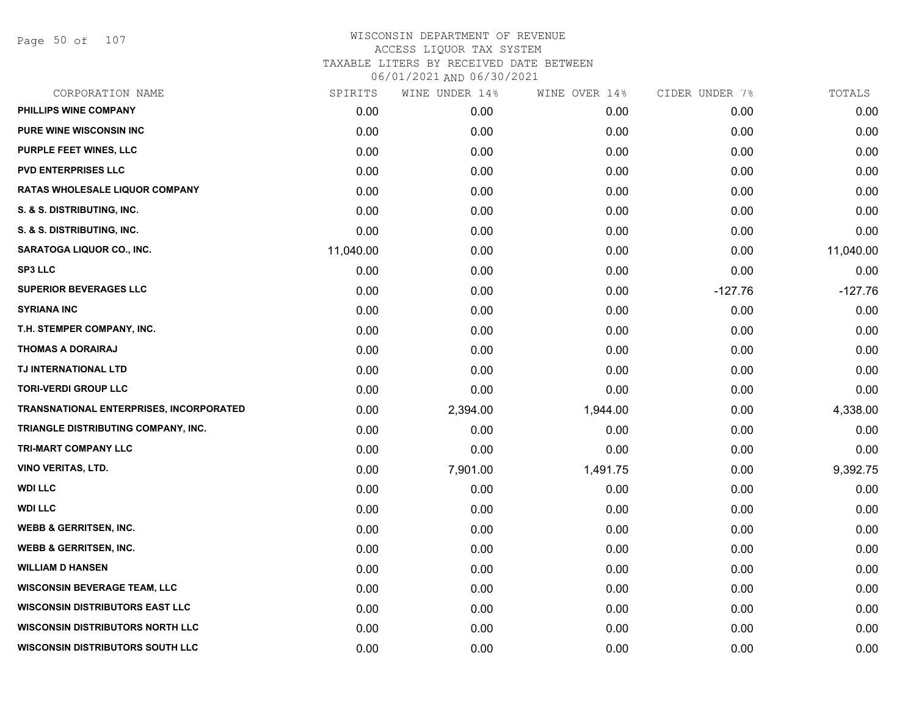WISCONSIN DEPARTMENT OF REVENUE
ACCESS LIQUOR TAX SYSTEM
TAXABLE LITERS BY RECEIVED DATE BETWEEN
06/01/2021 AND 06/30/2021

| CORPORATION NAME | SPIRITS | WINE UNDER 14% | WINE OVER 14% | CIDER UNDER 7% | TOTALS |
|---|---|---|---|---|---|
| PHILLIPS WINE COMPANY | 0.00 | 0.00 | 0.00 | 0.00 | 0.00 |
| PURE WINE WISCONSIN INC | 0.00 | 0.00 | 0.00 | 0.00 | 0.00 |
| PURPLE FEET WINES, LLC | 0.00 | 0.00 | 0.00 | 0.00 | 0.00 |
| PVD ENTERPRISES LLC | 0.00 | 0.00 | 0.00 | 0.00 | 0.00 |
| RATAS WHOLESALE LIQUOR COMPANY | 0.00 | 0.00 | 0.00 | 0.00 | 0.00 |
| S. & S. DISTRIBUTING, INC. | 0.00 | 0.00 | 0.00 | 0.00 | 0.00 |
| S. & S. DISTRIBUTING, INC. | 0.00 | 0.00 | 0.00 | 0.00 | 0.00 |
| SARATOGA LIQUOR CO., INC. | 11,040.00 | 0.00 | 0.00 | 0.00 | 11,040.00 |
| SP3 LLC | 0.00 | 0.00 | 0.00 | 0.00 | 0.00 |
| SUPERIOR BEVERAGES LLC | 0.00 | 0.00 | 0.00 | -127.76 | -127.76 |
| SYRIANA INC | 0.00 | 0.00 | 0.00 | 0.00 | 0.00 |
| T.H. STEMPER COMPANY, INC. | 0.00 | 0.00 | 0.00 | 0.00 | 0.00 |
| THOMAS A DORAIRAJ | 0.00 | 0.00 | 0.00 | 0.00 | 0.00 |
| TJ INTERNATIONAL LTD | 0.00 | 0.00 | 0.00 | 0.00 | 0.00 |
| TORI-VERDI GROUP LLC | 0.00 | 0.00 | 0.00 | 0.00 | 0.00 |
| TRANSNATIONAL ENTERPRISES, INCORPORATED | 0.00 | 2,394.00 | 1,944.00 | 0.00 | 4,338.00 |
| TRIANGLE DISTRIBUTING COMPANY, INC. | 0.00 | 0.00 | 0.00 | 0.00 | 0.00 |
| TRI-MART COMPANY LLC | 0.00 | 0.00 | 0.00 | 0.00 | 0.00 |
| VINO VERITAS, LTD. | 0.00 | 7,901.00 | 1,491.75 | 0.00 | 9,392.75 |
| WDI LLC | 0.00 | 0.00 | 0.00 | 0.00 | 0.00 |
| WDI LLC | 0.00 | 0.00 | 0.00 | 0.00 | 0.00 |
| WEBB & GERRITSEN, INC. | 0.00 | 0.00 | 0.00 | 0.00 | 0.00 |
| WEBB & GERRITSEN, INC. | 0.00 | 0.00 | 0.00 | 0.00 | 0.00 |
| WILLIAM D HANSEN | 0.00 | 0.00 | 0.00 | 0.00 | 0.00 |
| WISCONSIN BEVERAGE TEAM, LLC | 0.00 | 0.00 | 0.00 | 0.00 | 0.00 |
| WISCONSIN DISTRIBUTORS EAST LLC | 0.00 | 0.00 | 0.00 | 0.00 | 0.00 |
| WISCONSIN DISTRIBUTORS NORTH LLC | 0.00 | 0.00 | 0.00 | 0.00 | 0.00 |
| WISCONSIN DISTRIBUTORS SOUTH LLC | 0.00 | 0.00 | 0.00 | 0.00 | 0.00 |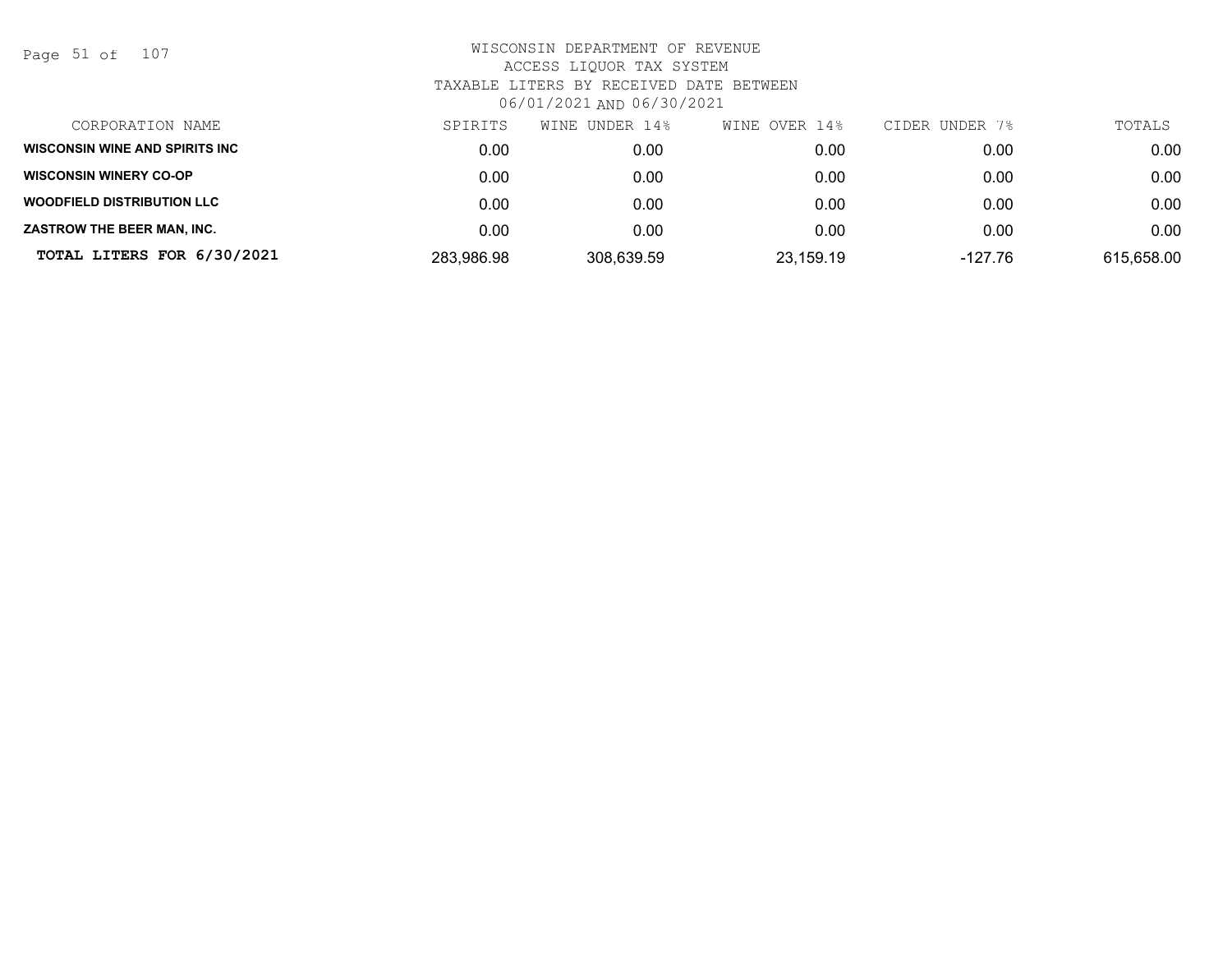WISCONSIN DEPARTMENT OF REVENUE
ACCESS LIQUOR TAX SYSTEM
TAXABLE LITERS BY RECEIVED DATE BETWEEN
06/01/2021 AND 06/30/2021

| CORPORATION NAME | SPIRITS | WINE UNDER 14% | WINE OVER 14% | CIDER UNDER 7% | TOTALS |
|---|---|---|---|---|---|
| **WISCONSIN WINE AND SPIRITS INC** | 0.00 | 0.00 | 0.00 | 0.00 | 0.00 |
| **WISCONSIN WINERY CO-OP** | 0.00 | 0.00 | 0.00 | 0.00 | 0.00 |
| **WOODFIELD DISTRIBUTION LLC** | 0.00 | 0.00 | 0.00 | 0.00 | 0.00 |
| **ZASTROW THE BEER MAN, INC.** | 0.00 | 0.00 | 0.00 | 0.00 | 0.00 |
| **TOTAL LITERS FOR 6/30/2021** | 283,986.98 | 308,639.59 | 23,159.19 | -127.76 | 615,658.00 |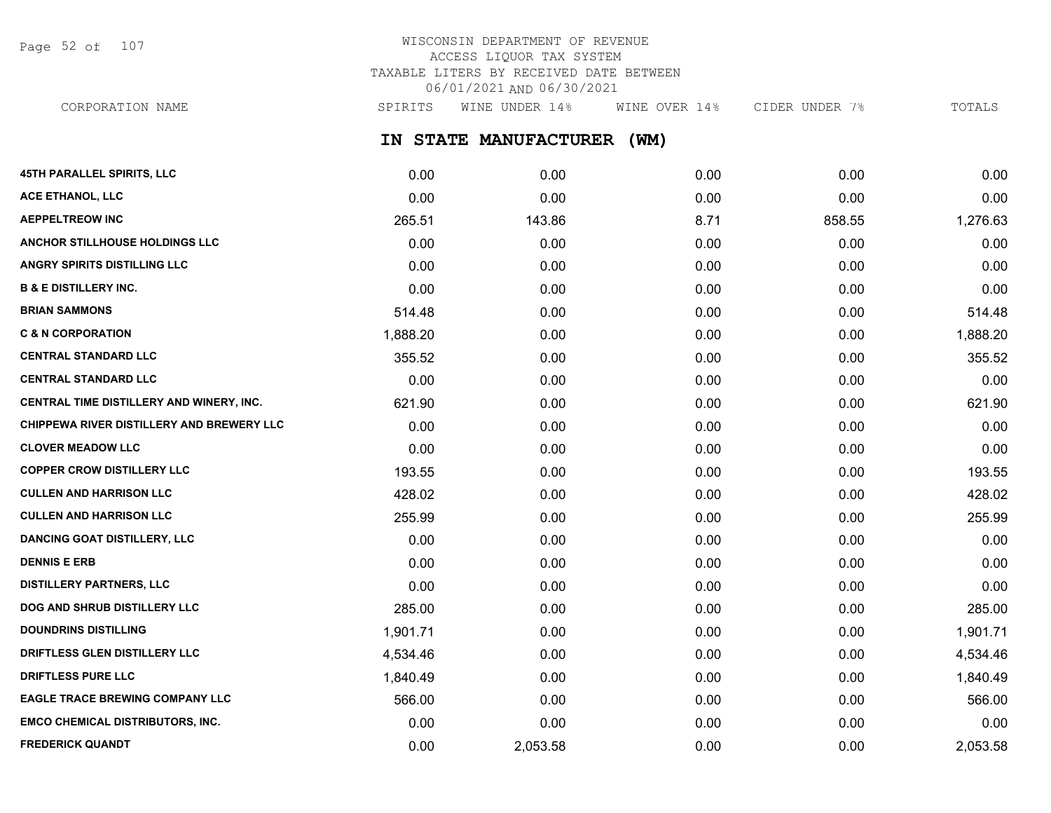WISCONSIN DEPARTMENT OF REVENUE
ACCESS LIQUOR TAX SYSTEM
TAXABLE LITERS BY RECEIVED DATE BETWEEN
06/01/2021 AND 06/30/2021

## IN STATE MANUFACTURER (WM)

| CORPORATION NAME | SPIRITS | WINE UNDER 14% | WINE OVER 14% | CIDER UNDER 7% | TOTALS |
|---|---|---|---|---|---|
| 45TH PARALLEL SPIRITS, LLC | 0.00 | 0.00 | 0.00 | 0.00 | 0.00 |
| ACE ETHANOL, LLC | 0.00 | 0.00 | 0.00 | 0.00 | 0.00 |
| AEPPELTREOW INC | 265.51 | 143.86 | 8.71 | 858.55 | 1,276.63 |
| ANCHOR STILLHOUSE HOLDINGS LLC | 0.00 | 0.00 | 0.00 | 0.00 | 0.00 |
| ANGRY SPIRITS DISTILLING LLC | 0.00 | 0.00 | 0.00 | 0.00 | 0.00 |
| B & E DISTILLERY INC. | 0.00 | 0.00 | 0.00 | 0.00 | 0.00 |
| BRIAN SAMMONS | 514.48 | 0.00 | 0.00 | 0.00 | 514.48 |
| C & N CORPORATION | 1,888.20 | 0.00 | 0.00 | 0.00 | 1,888.20 |
| CENTRAL STANDARD LLC | 355.52 | 0.00 | 0.00 | 0.00 | 355.52 |
| CENTRAL STANDARD LLC | 0.00 | 0.00 | 0.00 | 0.00 | 0.00 |
| CENTRAL TIME DISTILLERY AND WINERY, INC. | 621.90 | 0.00 | 0.00 | 0.00 | 621.90 |
| CHIPPEWA RIVER DISTILLERY AND BREWERY LLC | 0.00 | 0.00 | 0.00 | 0.00 | 0.00 |
| CLOVER MEADOW LLC | 0.00 | 0.00 | 0.00 | 0.00 | 0.00 |
| COPPER CROW DISTILLERY LLC | 193.55 | 0.00 | 0.00 | 0.00 | 193.55 |
| CULLEN AND HARRISON LLC | 428.02 | 0.00 | 0.00 | 0.00 | 428.02 |
| CULLEN AND HARRISON LLC | 255.99 | 0.00 | 0.00 | 0.00 | 255.99 |
| DANCING GOAT DISTILLERY, LLC | 0.00 | 0.00 | 0.00 | 0.00 | 0.00 |
| DENNIS E ERB | 0.00 | 0.00 | 0.00 | 0.00 | 0.00 |
| DISTILLERY PARTNERS, LLC | 0.00 | 0.00 | 0.00 | 0.00 | 0.00 |
| DOG AND SHRUB DISTILLERY LLC | 285.00 | 0.00 | 0.00 | 0.00 | 285.00 |
| DOUNDRINS DISTILLING | 1,901.71 | 0.00 | 0.00 | 0.00 | 1,901.71 |
| DRIFTLESS GLEN DISTILLERY LLC | 4,534.46 | 0.00 | 0.00 | 0.00 | 4,534.46 |
| DRIFTLESS PURE LLC | 1,840.49 | 0.00 | 0.00 | 0.00 | 1,840.49 |
| EAGLE TRACE BREWING COMPANY LLC | 566.00 | 0.00 | 0.00 | 0.00 | 566.00 |
| EMCO CHEMICAL DISTRIBUTORS, INC. | 0.00 | 0.00 | 0.00 | 0.00 | 0.00 |
| FREDERICK QUANDT | 0.00 | 2,053.58 | 0.00 | 0.00 | 2,053.58 |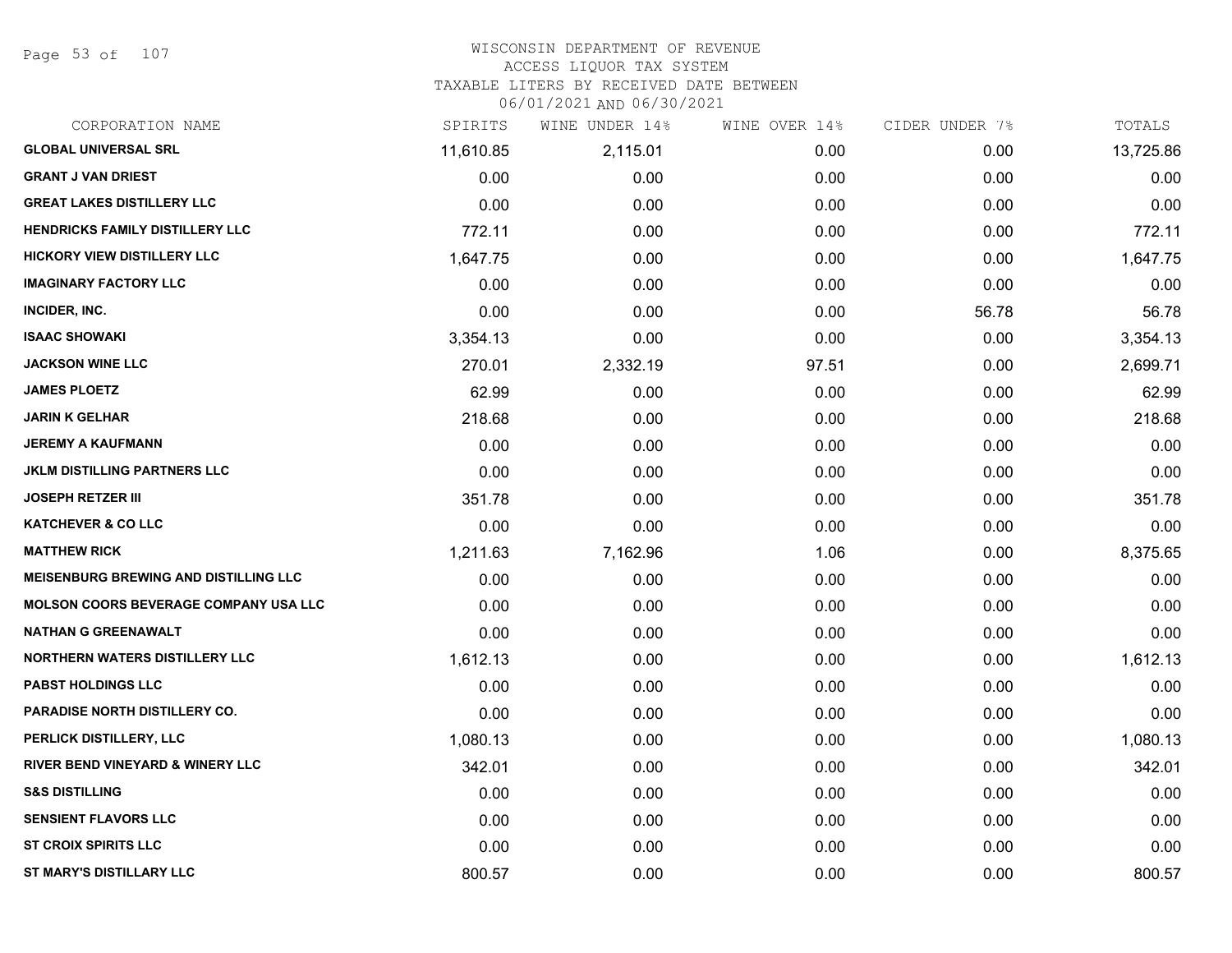# WISCONSIN DEPARTMENT OF REVENUE
## ACCESS LIQUOR TAX SYSTEM
### TAXABLE LITERS BY RECEIVED DATE BETWEEN 06/01/2021 AND 06/30/2021

| CORPORATION NAME | SPIRITS | WINE UNDER 14% | WINE OVER 14% | CIDER UNDER 7% | TOTALS |
|---|---|---|---|---|---|
| GLOBAL UNIVERSAL SRL | 11,610.85 | 2,115.01 | 0.00 | 0.00 | 13,725.86 |
| GRANT J VAN DRIEST | 0.00 | 0.00 | 0.00 | 0.00 | 0.00 |
| GREAT LAKES DISTILLERY LLC | 0.00 | 0.00 | 0.00 | 0.00 | 0.00 |
| HENDRICKS FAMILY DISTILLERY LLC | 772.11 | 0.00 | 0.00 | 0.00 | 772.11 |
| HICKORY VIEW DISTILLERY LLC | 1,647.75 | 0.00 | 0.00 | 0.00 | 1,647.75 |
| IMAGINARY FACTORY LLC | 0.00 | 0.00 | 0.00 | 0.00 | 0.00 |
| INCIDER, INC. | 0.00 | 0.00 | 0.00 | 56.78 | 56.78 |
| ISAAC SHOWAKI | 3,354.13 | 0.00 | 0.00 | 0.00 | 3,354.13 |
| JACKSON WINE LLC | 270.01 | 2,332.19 | 97.51 | 0.00 | 2,699.71 |
| JAMES PLOETZ | 62.99 | 0.00 | 0.00 | 0.00 | 62.99 |
| JARIN K GELHAR | 218.68 | 0.00 | 0.00 | 0.00 | 218.68 |
| JEREMY A KAUFMANN | 0.00 | 0.00 | 0.00 | 0.00 | 0.00 |
| JKLM DISTILLING PARTNERS LLC | 0.00 | 0.00 | 0.00 | 0.00 | 0.00 |
| JOSEPH RETZER III | 351.78 | 0.00 | 0.00 | 0.00 | 351.78 |
| KATCHEVER & CO LLC | 0.00 | 0.00 | 0.00 | 0.00 | 0.00 |
| MATTHEW RICK | 1,211.63 | 7,162.96 | 1.06 | 0.00 | 8,375.65 |
| MEISENBURG BREWING AND DISTILLING LLC | 0.00 | 0.00 | 0.00 | 0.00 | 0.00 |
| MOLSON COORS BEVERAGE COMPANY USA LLC | 0.00 | 0.00 | 0.00 | 0.00 | 0.00 |
| NATHAN G GREENAWALT | 0.00 | 0.00 | 0.00 | 0.00 | 0.00 |
| NORTHERN WATERS DISTILLERY LLC | 1,612.13 | 0.00 | 0.00 | 0.00 | 1,612.13 |
| PABST HOLDINGS LLC | 0.00 | 0.00 | 0.00 | 0.00 | 0.00 |
| PARADISE NORTH DISTILLERY CO. | 0.00 | 0.00 | 0.00 | 0.00 | 0.00 |
| PERLICK DISTILLERY, LLC | 1,080.13 | 0.00 | 0.00 | 0.00 | 1,080.13 |
| RIVER BEND VINEYARD & WINERY LLC | 342.01 | 0.00 | 0.00 | 0.00 | 342.01 |
| S&S DISTILLING | 0.00 | 0.00 | 0.00 | 0.00 | 0.00 |
| SENSIENT FLAVORS LLC | 0.00 | 0.00 | 0.00 | 0.00 | 0.00 |
| ST CROIX SPIRITS LLC | 0.00 | 0.00 | 0.00 | 0.00 | 0.00 |
| ST MARY'S DISTILLARY LLC | 800.57 | 0.00 | 0.00 | 0.00 | 800.57 |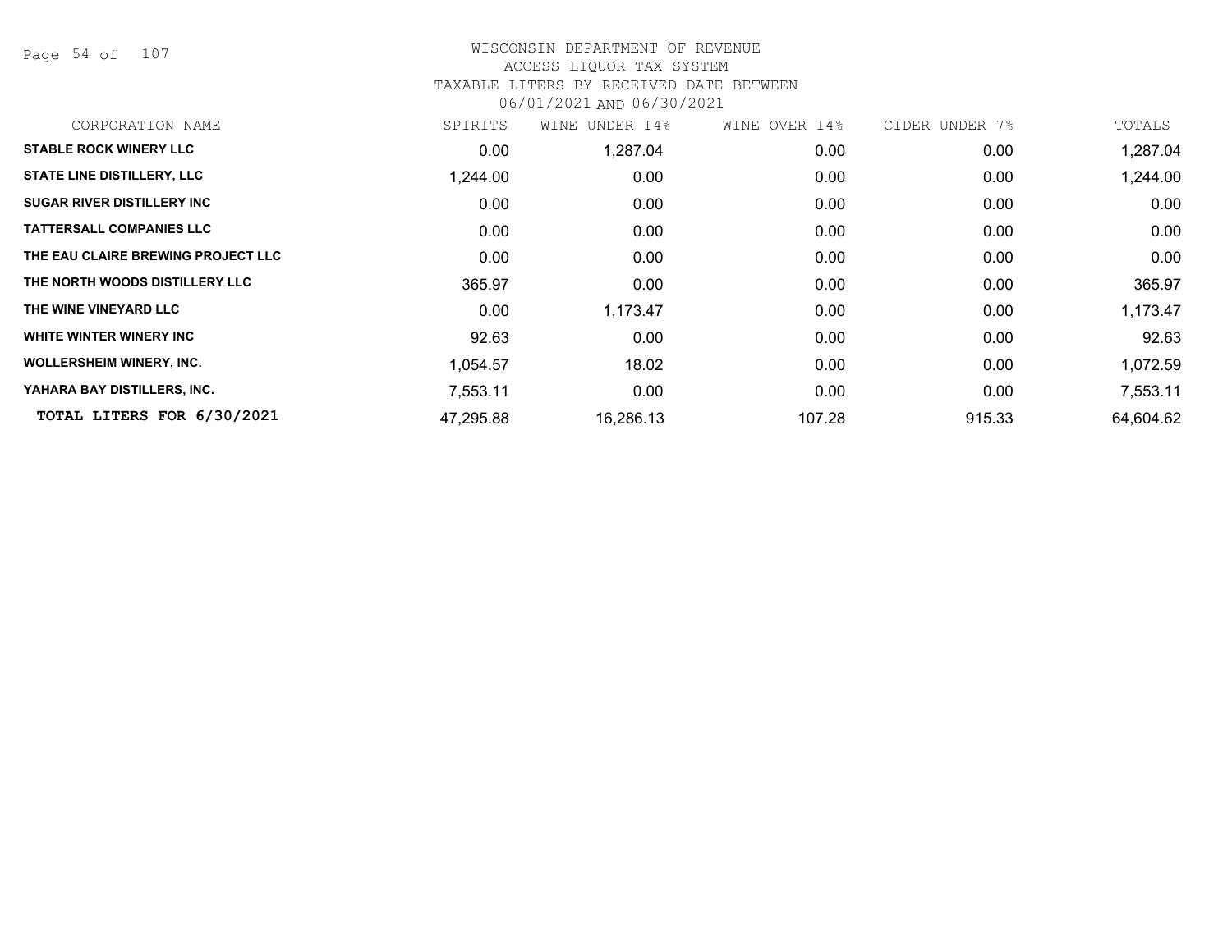# WISCONSIN DEPARTMENT OF REVENUE

ACCESS LIQUOR TAX SYSTEM

TAXABLE LITERS BY RECEIVED DATE BETWEEN

06/01/2021 AND 06/30/2021

| CORPORATION NAME | SPIRITS | WINE UNDER 14% | WINE OVER 14% | CIDER UNDER 7% | TOTALS |
|---|---|---|---|---|---|
| STABLE ROCK WINERY LLC | 0.00 | 1,287.04 | 0.00 | 0.00 | 1,287.04 |
| STATE LINE DISTILLERY, LLC | 1,244.00 | 0.00 | 0.00 | 0.00 | 1,244.00 |
| SUGAR RIVER DISTILLERY INC | 0.00 | 0.00 | 0.00 | 0.00 | 0.00 |
| TATTERSALL COMPANIES LLC | 0.00 | 0.00 | 0.00 | 0.00 | 0.00 |
| THE EAU CLAIRE BREWING PROJECT LLC | 0.00 | 0.00 | 0.00 | 0.00 | 0.00 |
| THE NORTH WOODS DISTILLERY LLC | 365.97 | 0.00 | 0.00 | 0.00 | 365.97 |
| THE WINE VINEYARD LLC | 0.00 | 1,173.47 | 0.00 | 0.00 | 1,173.47 |
| WHITE WINTER WINERY INC | 92.63 | 0.00 | 0.00 | 0.00 | 92.63 |
| WOLLERSHEIM WINERY, INC. | 1,054.57 | 18.02 | 0.00 | 0.00 | 1,072.59 |
| YAHARA BAY DISTILLERS, INC. | 7,553.11 | 0.00 | 0.00 | 0.00 | 7,553.11 |
| **TOTAL LITERS FOR 6/30/2021** | 47,295.88 | 16,286.13 | 107.28 | 915.33 | 64,604.62 |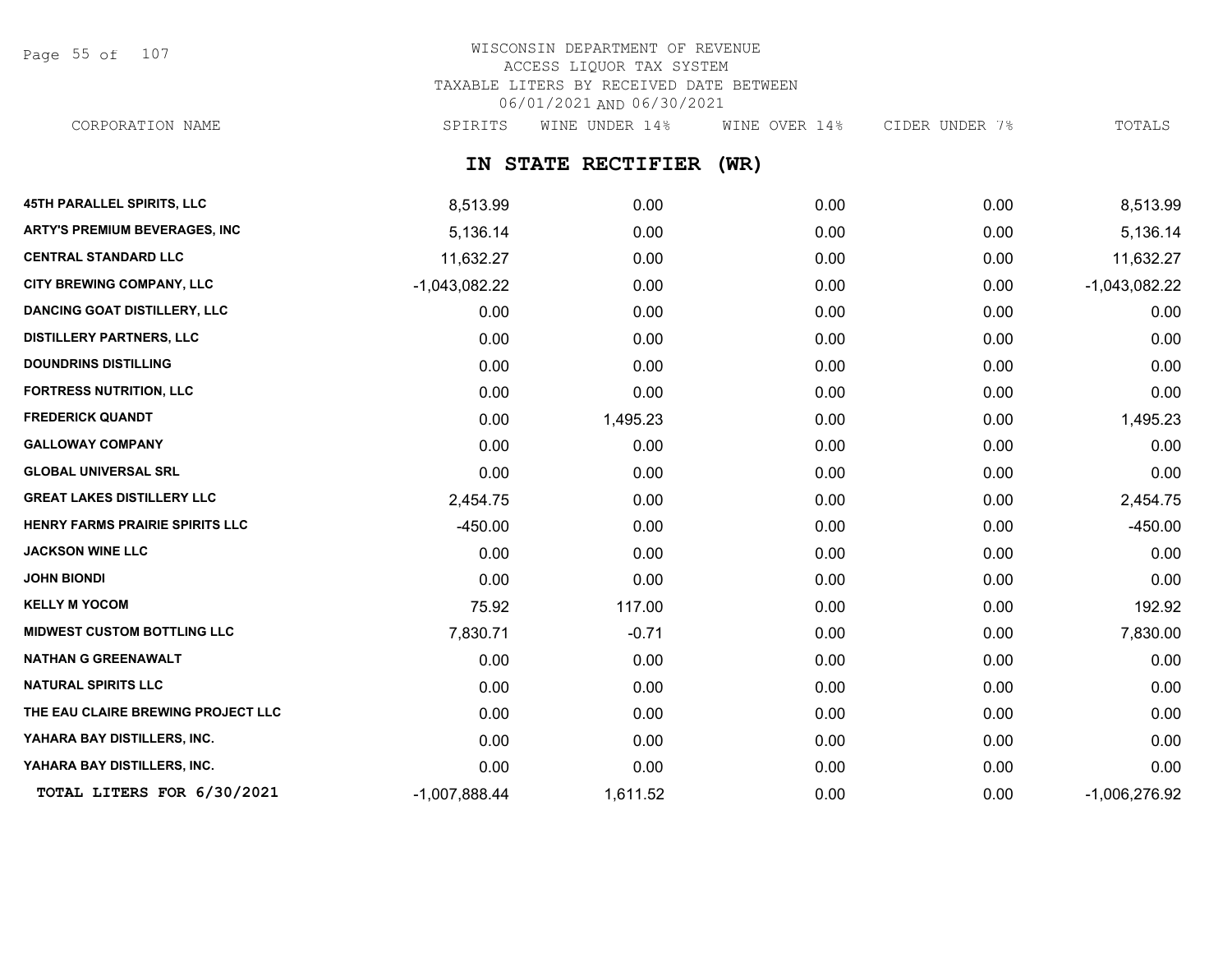WISCONSIN DEPARTMENT OF REVENUE
ACCESS LIQUOR TAX SYSTEM
TAXABLE LITERS BY RECEIVED DATE BETWEEN
06/01/2021 AND 06/30/2021

## IN STATE RECTIFIER (WR)

| CORPORATION NAME | SPIRITS | WINE UNDER 14% | WINE OVER 14% | CIDER UNDER 7% | TOTALS |
|---|---|---|---|---|---|
| 45TH PARALLEL SPIRITS, LLC | 8,513.99 | 0.00 | 0.00 | 0.00 | 8,513.99 |
| ARTY'S PREMIUM BEVERAGES, INC | 5,136.14 | 0.00 | 0.00 | 0.00 | 5,136.14 |
| CENTRAL STANDARD LLC | 11,632.27 | 0.00 | 0.00 | 0.00 | 11,632.27 |
| CITY BREWING COMPANY, LLC | -1,043,082.22 | 0.00 | 0.00 | 0.00 | -1,043,082.22 |
| DANCING GOAT DISTILLERY, LLC | 0.00 | 0.00 | 0.00 | 0.00 | 0.00 |
| DISTILLERY PARTNERS, LLC | 0.00 | 0.00 | 0.00 | 0.00 | 0.00 |
| DOUNDRINS DISTILLING | 0.00 | 0.00 | 0.00 | 0.00 | 0.00 |
| FORTRESS NUTRITION, LLC | 0.00 | 0.00 | 0.00 | 0.00 | 0.00 |
| FREDERICK QUANDT | 0.00 | 1,495.23 | 0.00 | 0.00 | 1,495.23 |
| GALLOWAY COMPANY | 0.00 | 0.00 | 0.00 | 0.00 | 0.00 |
| GLOBAL UNIVERSAL SRL | 0.00 | 0.00 | 0.00 | 0.00 | 0.00 |
| GREAT LAKES DISTILLERY LLC | 2,454.75 | 0.00 | 0.00 | 0.00 | 2,454.75 |
| HENRY FARMS PRAIRIE SPIRITS LLC | -450.00 | 0.00 | 0.00 | 0.00 | -450.00 |
| JACKSON WINE LLC | 0.00 | 0.00 | 0.00 | 0.00 | 0.00 |
| JOHN BIONDI | 0.00 | 0.00 | 0.00 | 0.00 | 0.00 |
| KELLY M YOCOM | 75.92 | 117.00 | 0.00 | 0.00 | 192.92 |
| MIDWEST CUSTOM BOTTLING LLC | 7,830.71 | -0.71 | 0.00 | 0.00 | 7,830.00 |
| NATHAN G GREENAWALT | 0.00 | 0.00 | 0.00 | 0.00 | 0.00 |
| NATURAL SPIRITS LLC | 0.00 | 0.00 | 0.00 | 0.00 | 0.00 |
| THE EAU CLAIRE BREWING PROJECT LLC | 0.00 | 0.00 | 0.00 | 0.00 | 0.00 |
| YAHARA BAY DISTILLERS, INC. | 0.00 | 0.00 | 0.00 | 0.00 | 0.00 |
| YAHARA BAY DISTILLERS, INC. | 0.00 | 0.00 | 0.00 | 0.00 | 0.00 |
| **TOTAL LITERS FOR 6/30/2021** | -1,007,888.44 | 1,611.52 | 0.00 | 0.00 | -1,006,276.92 |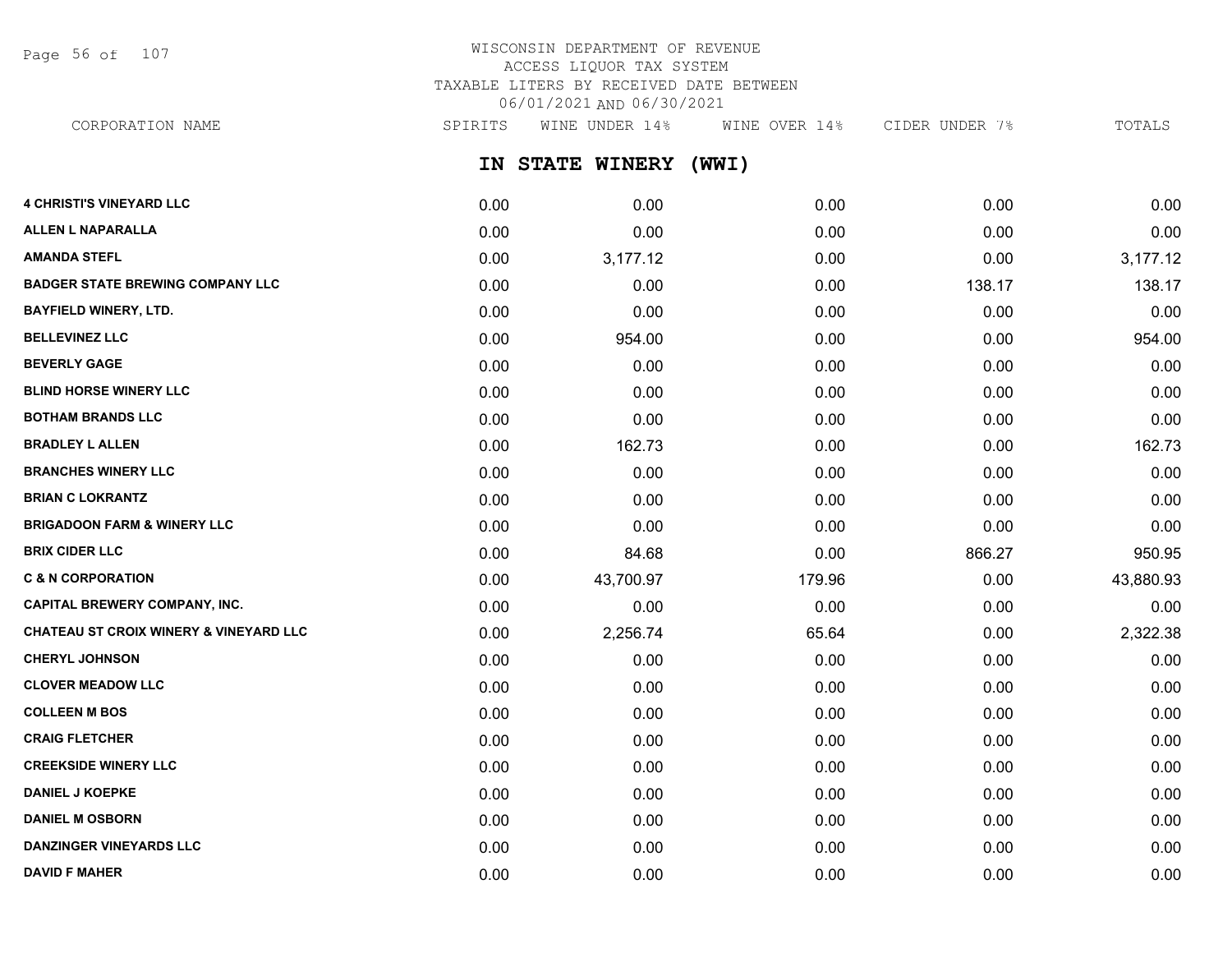# WISCONSIN DEPARTMENT OF REVENUE
## ACCESS LIQUOR TAX SYSTEM
## TAXABLE LITERS BY RECEIVED DATE BETWEEN 06/01/2021 AND 06/30/2021

### IN STATE WINERY (WWI)

| CORPORATION NAME | SPIRITS | WINE UNDER 14% | WINE OVER 14% | CIDER UNDER 7% | TOTALS |
|---|---|---|---|---|---|
| **4 CHRISTI'S VINEYARD LLC** | 0.00 | 0.00 | 0.00 | 0.00 | 0.00 |
| **ALLEN L NAPARALLA** | 0.00 | 0.00 | 0.00 | 0.00 | 0.00 |
| **AMANDA STEFL** | 0.00 | 3,177.12 | 0.00 | 0.00 | 3,177.12 |
| **BADGER STATE BREWING COMPANY LLC** | 0.00 | 0.00 | 0.00 | 138.17 | 138.17 |
| **BAYFIELD WINERY, LTD.** | 0.00 | 0.00 | 0.00 | 0.00 | 0.00 |
| **BELLEVINEZ LLC** | 0.00 | 954.00 | 0.00 | 0.00 | 954.00 |
| **BEVERLY GAGE** | 0.00 | 0.00 | 0.00 | 0.00 | 0.00 |
| **BLIND HORSE WINERY LLC** | 0.00 | 0.00 | 0.00 | 0.00 | 0.00 |
| **BOTHAM BRANDS LLC** | 0.00 | 0.00 | 0.00 | 0.00 | 0.00 |
| **BRADLEY L ALLEN** | 0.00 | 162.73 | 0.00 | 0.00 | 162.73 |
| **BRANCHES WINERY LLC** | 0.00 | 0.00 | 0.00 | 0.00 | 0.00 |
| **BRIAN C LOKRANTZ** | 0.00 | 0.00 | 0.00 | 0.00 | 0.00 |
| **BRIGADOON FARM & WINERY LLC** | 0.00 | 0.00 | 0.00 | 0.00 | 0.00 |
| **BRIX CIDER LLC** | 0.00 | 84.68 | 0.00 | 866.27 | 950.95 |
| **C & N CORPORATION** | 0.00 | 43,700.97 | 179.96 | 0.00 | 43,880.93 |
| **CAPITAL BREWERY COMPANY, INC.** | 0.00 | 0.00 | 0.00 | 0.00 | 0.00 |
| **CHATEAU ST CROIX WINERY & VINEYARD LLC** | 0.00 | 2,256.74 | 65.64 | 0.00 | 2,322.38 |
| **CHERYL JOHNSON** | 0.00 | 0.00 | 0.00 | 0.00 | 0.00 |
| **CLOVER MEADOW LLC** | 0.00 | 0.00 | 0.00 | 0.00 | 0.00 |
| **COLLEEN M BOS** | 0.00 | 0.00 | 0.00 | 0.00 | 0.00 |
| **CRAIG FLETCHER** | 0.00 | 0.00 | 0.00 | 0.00 | 0.00 |
| **CREEKSIDE WINERY LLC** | 0.00 | 0.00 | 0.00 | 0.00 | 0.00 |
| **DANIEL J KOEPKE** | 0.00 | 0.00 | 0.00 | 0.00 | 0.00 |
| **DANIEL M OSBORN** | 0.00 | 0.00 | 0.00 | 0.00 | 0.00 |
| **DANZINGER VINEYARDS LLC** | 0.00 | 0.00 | 0.00 | 0.00 | 0.00 |
| **DAVID F MAHER** | 0.00 | 0.00 | 0.00 | 0.00 | 0.00 |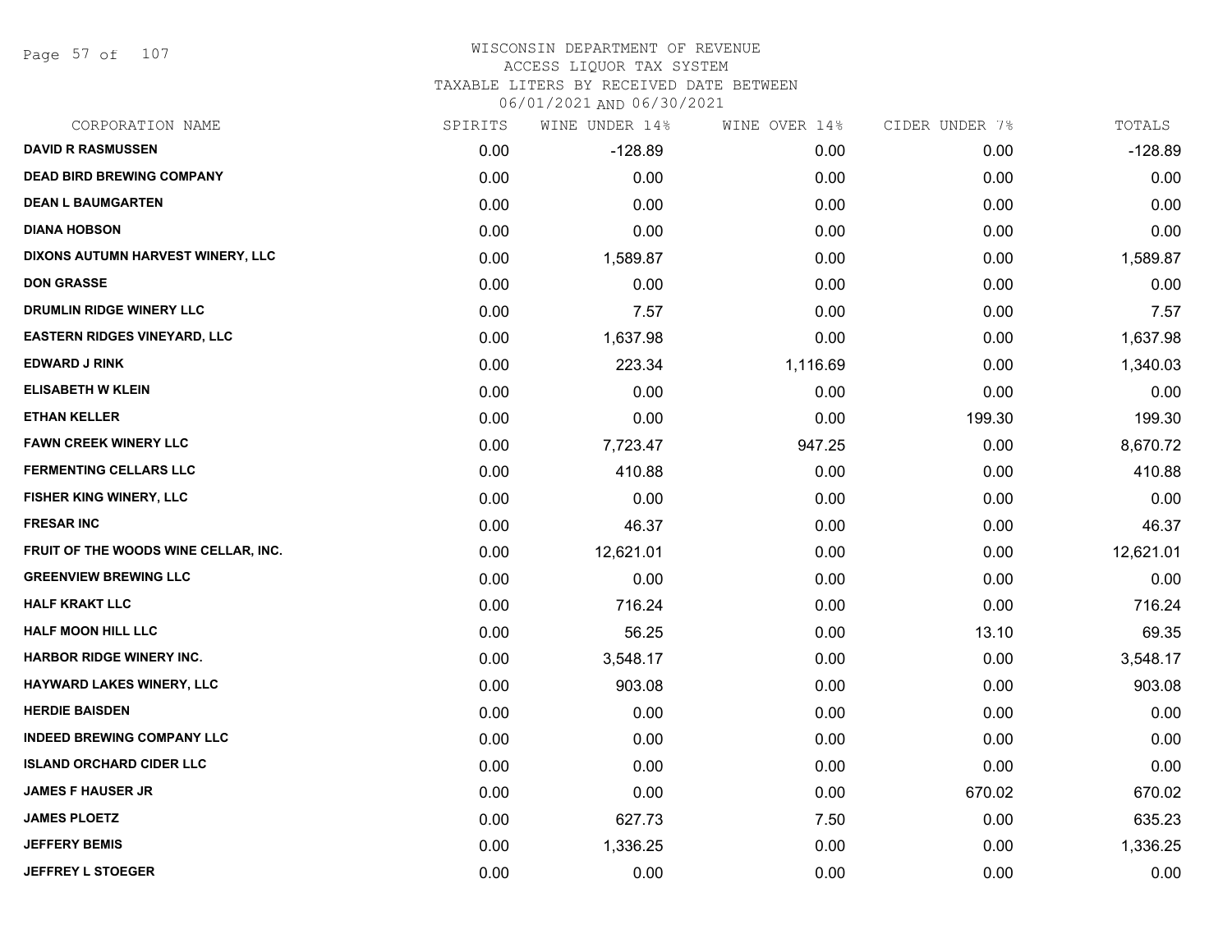WISCONSIN DEPARTMENT OF REVENUE
ACCESS LIQUOR TAX SYSTEM
TAXABLE LITERS BY RECEIVED DATE BETWEEN
06/01/2021 AND 06/30/2021

| CORPORATION NAME | SPIRITS | WINE UNDER 14% | WINE OVER 14% | CIDER UNDER 7% | TOTALS |
|---|---|---|---|---|---|
| DAVID R RASMUSSEN | 0.00 | -128.89 | 0.00 | 0.00 | -128.89 |
| DEAD BIRD BREWING COMPANY | 0.00 | 0.00 | 0.00 | 0.00 | 0.00 |
| DEAN L BAUMGARTEN | 0.00 | 0.00 | 0.00 | 0.00 | 0.00 |
| DIANA HOBSON | 0.00 | 0.00 | 0.00 | 0.00 | 0.00 |
| DIXONS AUTUMN HARVEST WINERY, LLC | 0.00 | 1,589.87 | 0.00 | 0.00 | 1,589.87 |
| DON GRASSE | 0.00 | 0.00 | 0.00 | 0.00 | 0.00 |
| DRUMLIN RIDGE WINERY LLC | 0.00 | 7.57 | 0.00 | 0.00 | 7.57 |
| EASTERN RIDGES VINEYARD, LLC | 0.00 | 1,637.98 | 0.00 | 0.00 | 1,637.98 |
| EDWARD J RINK | 0.00 | 223.34 | 1,116.69 | 0.00 | 1,340.03 |
| ELISABETH W KLEIN | 0.00 | 0.00 | 0.00 | 0.00 | 0.00 |
| ETHAN KELLER | 0.00 | 0.00 | 0.00 | 199.30 | 199.30 |
| FAWN CREEK WINERY LLC | 0.00 | 7,723.47 | 947.25 | 0.00 | 8,670.72 |
| FERMENTING CELLARS LLC | 0.00 | 410.88 | 0.00 | 0.00 | 410.88 |
| FISHER KING WINERY, LLC | 0.00 | 0.00 | 0.00 | 0.00 | 0.00 |
| FRESAR INC | 0.00 | 46.37 | 0.00 | 0.00 | 46.37 |
| FRUIT OF THE WOODS WINE CELLAR, INC. | 0.00 | 12,621.01 | 0.00 | 0.00 | 12,621.01 |
| GREENVIEW BREWING LLC | 0.00 | 0.00 | 0.00 | 0.00 | 0.00 |
| HALF KRAKT LLC | 0.00 | 716.24 | 0.00 | 0.00 | 716.24 |
| HALF MOON HILL LLC | 0.00 | 56.25 | 0.00 | 13.10 | 69.35 |
| HARBOR RIDGE WINERY INC. | 0.00 | 3,548.17 | 0.00 | 0.00 | 3,548.17 |
| HAYWARD LAKES WINERY, LLC | 0.00 | 903.08 | 0.00 | 0.00 | 903.08 |
| HERDIE BAISDEN | 0.00 | 0.00 | 0.00 | 0.00 | 0.00 |
| INDEED BREWING COMPANY LLC | 0.00 | 0.00 | 0.00 | 0.00 | 0.00 |
| ISLAND ORCHARD CIDER LLC | 0.00 | 0.00 | 0.00 | 0.00 | 0.00 |
| JAMES F HAUSER JR | 0.00 | 0.00 | 0.00 | 670.02 | 670.02 |
| JAMES PLOETZ | 0.00 | 627.73 | 7.50 | 0.00 | 635.23 |
| JEFFERY BEMIS | 0.00 | 1,336.25 | 0.00 | 0.00 | 1,336.25 |
| JEFFREY L STOEGER | 0.00 | 0.00 | 0.00 | 0.00 | 0.00 |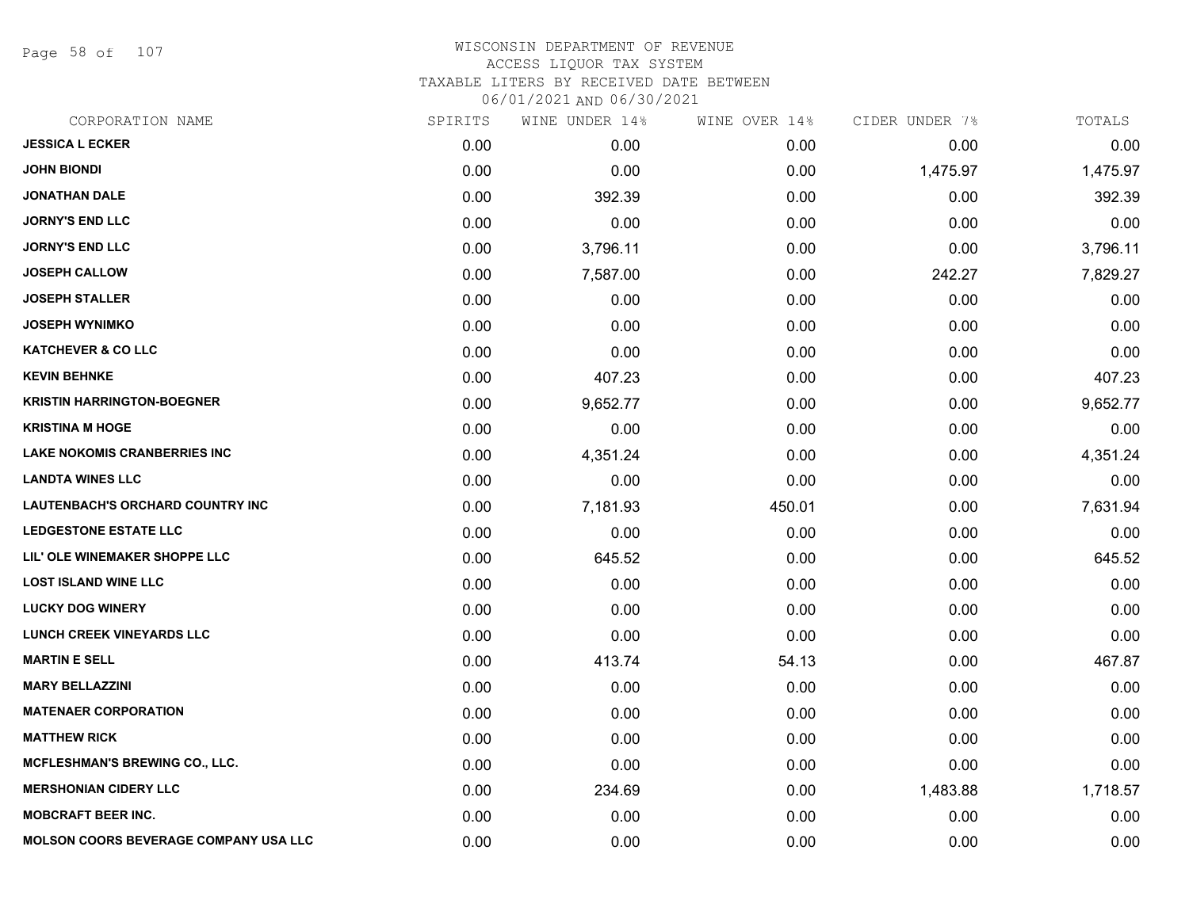WISCONSIN DEPARTMENT OF REVENUE
ACCESS LIQUOR TAX SYSTEM
TAXABLE LITERS BY RECEIVED DATE BETWEEN
06/01/2021 AND 06/30/2021

| CORPORATION NAME | SPIRITS | WINE UNDER 14% | WINE OVER 14% | CIDER UNDER 7% | TOTALS |
|---|---|---|---|---|---|
| JESSICA L ECKER | 0.00 | 0.00 | 0.00 | 0.00 | 0.00 |
| JOHN BIONDI | 0.00 | 0.00 | 0.00 | 1,475.97 | 1,475.97 |
| JONATHAN DALE | 0.00 | 392.39 | 0.00 | 0.00 | 392.39 |
| JORNY'S END LLC | 0.00 | 0.00 | 0.00 | 0.00 | 0.00 |
| JORNY'S END LLC | 0.00 | 3,796.11 | 0.00 | 0.00 | 3,796.11 |
| JOSEPH CALLOW | 0.00 | 7,587.00 | 0.00 | 242.27 | 7,829.27 |
| JOSEPH STALLER | 0.00 | 0.00 | 0.00 | 0.00 | 0.00 |
| JOSEPH WYNIMKO | 0.00 | 0.00 | 0.00 | 0.00 | 0.00 |
| KATCHEVER & CO LLC | 0.00 | 0.00 | 0.00 | 0.00 | 0.00 |
| KEVIN BEHNKE | 0.00 | 407.23 | 0.00 | 0.00 | 407.23 |
| KRISTIN HARRINGTON-BOEGNER | 0.00 | 9,652.77 | 0.00 | 0.00 | 9,652.77 |
| KRISTINA M HOGE | 0.00 | 0.00 | 0.00 | 0.00 | 0.00 |
| LAKE NOKOMIS CRANBERRIES INC | 0.00 | 4,351.24 | 0.00 | 0.00 | 4,351.24 |
| LANDTA WINES LLC | 0.00 | 0.00 | 0.00 | 0.00 | 0.00 |
| LAUTENBACH'S ORCHARD COUNTRY INC | 0.00 | 7,181.93 | 450.01 | 0.00 | 7,631.94 |
| LEDGESTONE ESTATE LLC | 0.00 | 0.00 | 0.00 | 0.00 | 0.00 |
| LIL' OLE WINEMAKER SHOPPE LLC | 0.00 | 645.52 | 0.00 | 0.00 | 645.52 |
| LOST ISLAND WINE LLC | 0.00 | 0.00 | 0.00 | 0.00 | 0.00 |
| LUCKY DOG WINERY | 0.00 | 0.00 | 0.00 | 0.00 | 0.00 |
| LUNCH CREEK VINEYARDS LLC | 0.00 | 0.00 | 0.00 | 0.00 | 0.00 |
| MARTIN E SELL | 0.00 | 413.74 | 54.13 | 0.00 | 467.87 |
| MARY BELLAZZINI | 0.00 | 0.00 | 0.00 | 0.00 | 0.00 |
| MATENAER CORPORATION | 0.00 | 0.00 | 0.00 | 0.00 | 0.00 |
| MATTHEW RICK | 0.00 | 0.00 | 0.00 | 0.00 | 0.00 |
| MCFLESHMAN'S BREWING CO., LLC. | 0.00 | 0.00 | 0.00 | 0.00 | 0.00 |
| MERSHONIAN CIDERY LLC | 0.00 | 234.69 | 0.00 | 1,483.88 | 1,718.57 |
| MOBCRAFT BEER INC. | 0.00 | 0.00 | 0.00 | 0.00 | 0.00 |
| MOLSON COORS BEVERAGE COMPANY USA LLC | 0.00 | 0.00 | 0.00 | 0.00 | 0.00 |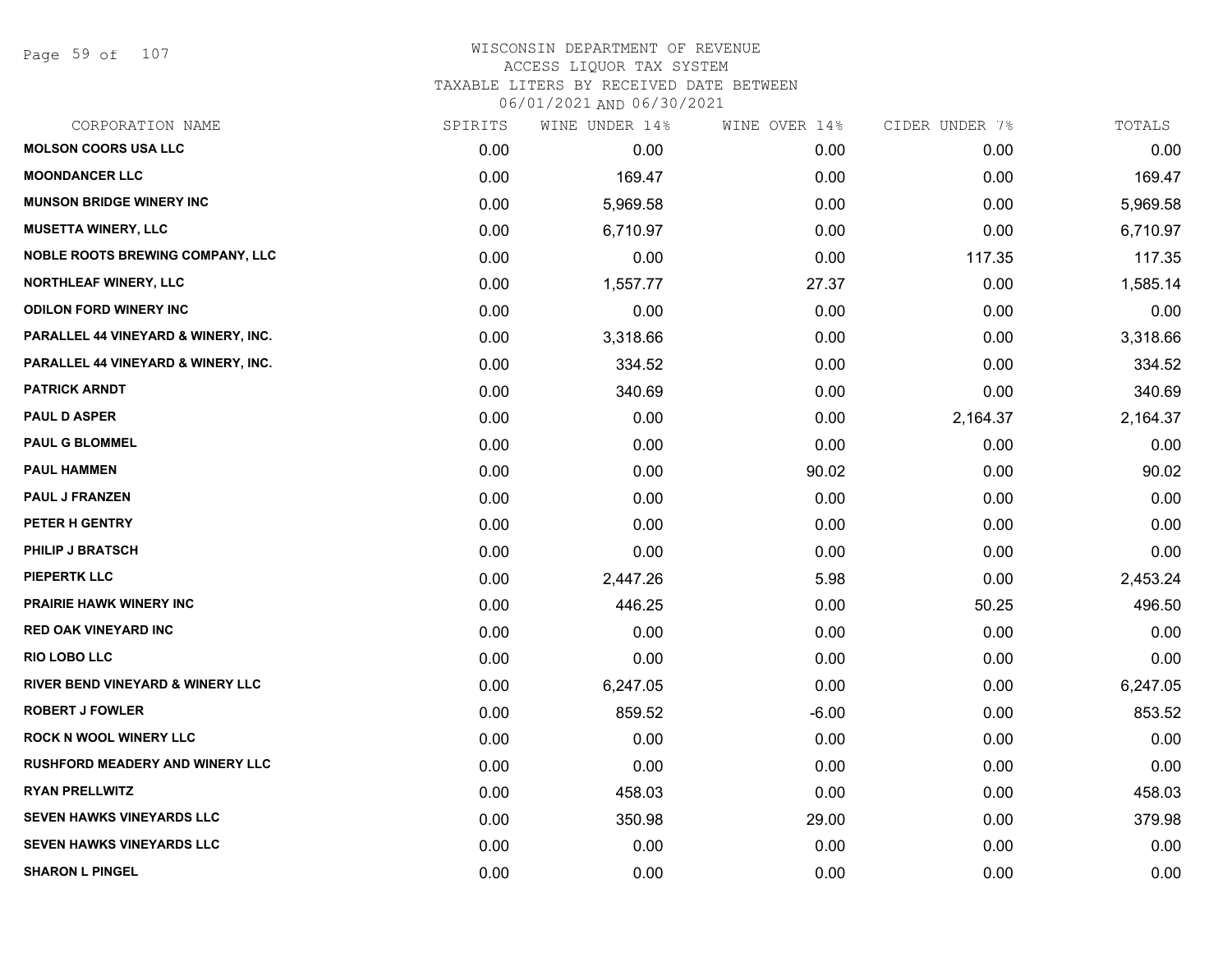WISCONSIN DEPARTMENT OF REVENUE
ACCESS LIQUOR TAX SYSTEM
TAXABLE LITERS BY RECEIVED DATE BETWEEN
06/01/2021 AND 06/30/2021

| CORPORATION NAME | SPIRITS | WINE UNDER 14% | WINE OVER 14% | CIDER UNDER 7% | TOTALS |
|---|---|---|---|---|---|
| MOLSON COORS USA LLC | 0.00 | 0.00 | 0.00 | 0.00 | 0.00 |
| MOONDANCER LLC | 0.00 | 169.47 | 0.00 | 0.00 | 169.47 |
| MUNSON BRIDGE WINERY INC | 0.00 | 5,969.58 | 0.00 | 0.00 | 5,969.58 |
| MUSETTA WINERY, LLC | 0.00 | 6,710.97 | 0.00 | 0.00 | 6,710.97 |
| NOBLE ROOTS BREWING COMPANY, LLC | 0.00 | 0.00 | 0.00 | 117.35 | 117.35 |
| NORTHLEAF WINERY, LLC | 0.00 | 1,557.77 | 27.37 | 0.00 | 1,585.14 |
| ODILON FORD WINERY INC | 0.00 | 0.00 | 0.00 | 0.00 | 0.00 |
| PARALLEL 44 VINEYARD & WINERY, INC. | 0.00 | 3,318.66 | 0.00 | 0.00 | 3,318.66 |
| PARALLEL 44 VINEYARD & WINERY, INC. | 0.00 | 334.52 | 0.00 | 0.00 | 334.52 |
| PATRICK ARNDT | 0.00 | 340.69 | 0.00 | 0.00 | 340.69 |
| PAUL D ASPER | 0.00 | 0.00 | 0.00 | 2,164.37 | 2,164.37 |
| PAUL G BLOMMEL | 0.00 | 0.00 | 0.00 | 0.00 | 0.00 |
| PAUL HAMMEN | 0.00 | 0.00 | 90.02 | 0.00 | 90.02 |
| PAUL J FRANZEN | 0.00 | 0.00 | 0.00 | 0.00 | 0.00 |
| PETER H GENTRY | 0.00 | 0.00 | 0.00 | 0.00 | 0.00 |
| PHILIP J BRATSCH | 0.00 | 0.00 | 0.00 | 0.00 | 0.00 |
| PIEPERTK LLC | 0.00 | 2,447.26 | 5.98 | 0.00 | 2,453.24 |
| PRAIRIE HAWK WINERY INC | 0.00 | 446.25 | 0.00 | 50.25 | 496.50 |
| RED OAK VINEYARD INC | 0.00 | 0.00 | 0.00 | 0.00 | 0.00 |
| RIO LOBO LLC | 0.00 | 0.00 | 0.00 | 0.00 | 0.00 |
| RIVER BEND VINEYARD & WINERY LLC | 0.00 | 6,247.05 | 0.00 | 0.00 | 6,247.05 |
| ROBERT J FOWLER | 0.00 | 859.52 | -6.00 | 0.00 | 853.52 |
| ROCK N WOOL WINERY LLC | 0.00 | 0.00 | 0.00 | 0.00 | 0.00 |
| RUSHFORD MEADERY AND WINERY LLC | 0.00 | 0.00 | 0.00 | 0.00 | 0.00 |
| RYAN PRELLWITZ | 0.00 | 458.03 | 0.00 | 0.00 | 458.03 |
| SEVEN HAWKS VINEYARDS LLC | 0.00 | 350.98 | 29.00 | 0.00 | 379.98 |
| SEVEN HAWKS VINEYARDS LLC | 0.00 | 0.00 | 0.00 | 0.00 | 0.00 |
| SHARON L PINGEL | 0.00 | 0.00 | 0.00 | 0.00 | 0.00 |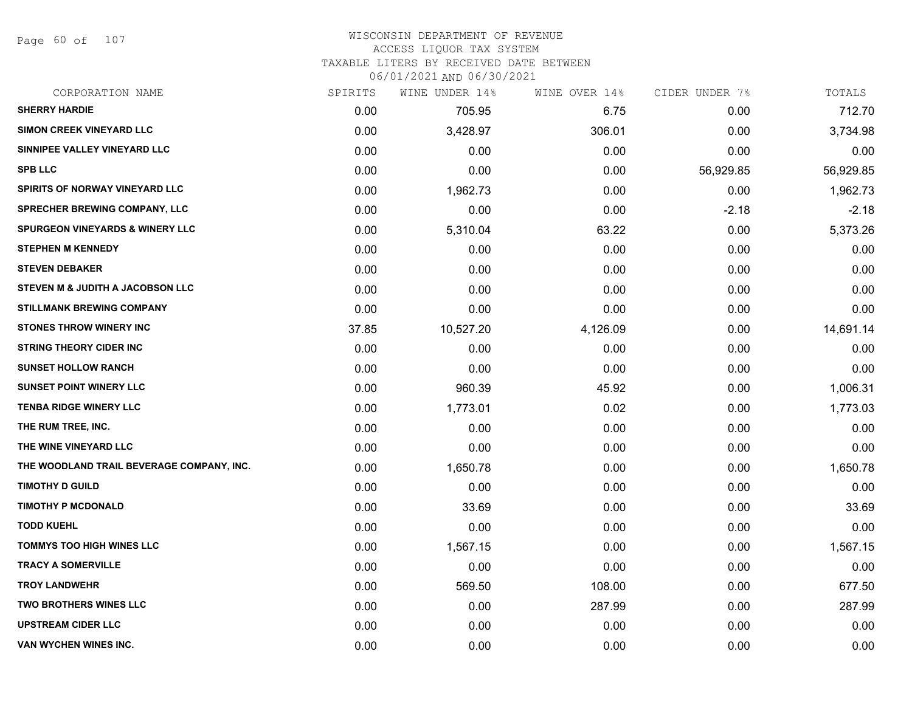# WISCONSIN DEPARTMENT OF REVENUE
## ACCESS LIQUOR TAX SYSTEM
### TAXABLE LITERS BY RECEIVED DATE BETWEEN 06/01/2021 AND 06/30/2021

| CORPORATION NAME | SPIRITS | WINE UNDER 14% | WINE OVER 14% | CIDER UNDER 7% | TOTALS |
|---|---|---|---|---|---|
| SHERRY HARDIE | 0.00 | 705.95 | 6.75 | 0.00 | 712.70 |
| SIMON CREEK VINEYARD LLC | 0.00 | 3,428.97 | 306.01 | 0.00 | 3,734.98 |
| SINNIPEE VALLEY VINEYARD LLC | 0.00 | 0.00 | 0.00 | 0.00 | 0.00 |
| SPB LLC | 0.00 | 0.00 | 0.00 | 56,929.85 | 56,929.85 |
| SPIRITS OF NORWAY VINEYARD LLC | 0.00 | 1,962.73 | 0.00 | 0.00 | 1,962.73 |
| SPRECHER BREWING COMPANY, LLC | 0.00 | 0.00 | 0.00 | -2.18 | -2.18 |
| SPURGEON VINEYARDS & WINERY LLC | 0.00 | 5,310.04 | 63.22 | 0.00 | 5,373.26 |
| STEPHEN M KENNEDY | 0.00 | 0.00 | 0.00 | 0.00 | 0.00 |
| STEVEN DEBAKER | 0.00 | 0.00 | 0.00 | 0.00 | 0.00 |
| STEVEN M & JUDITH A JACOBSON LLC | 0.00 | 0.00 | 0.00 | 0.00 | 0.00 |
| STILLMANK BREWING COMPANY | 0.00 | 0.00 | 0.00 | 0.00 | 0.00 |
| STONES THROW WINERY INC | 37.85 | 10,527.20 | 4,126.09 | 0.00 | 14,691.14 |
| STRING THEORY CIDER INC | 0.00 | 0.00 | 0.00 | 0.00 | 0.00 |
| SUNSET HOLLOW RANCH | 0.00 | 0.00 | 0.00 | 0.00 | 0.00 |
| SUNSET POINT WINERY LLC | 0.00 | 960.39 | 45.92 | 0.00 | 1,006.31 |
| TENBA RIDGE WINERY LLC | 0.00 | 1,773.01 | 0.02 | 0.00 | 1,773.03 |
| THE RUM TREE, INC. | 0.00 | 0.00 | 0.00 | 0.00 | 0.00 |
| THE WINE VINEYARD LLC | 0.00 | 0.00 | 0.00 | 0.00 | 0.00 |
| THE WOODLAND TRAIL BEVERAGE COMPANY, INC. | 0.00 | 1,650.78 | 0.00 | 0.00 | 1,650.78 |
| TIMOTHY D GUILD | 0.00 | 0.00 | 0.00 | 0.00 | 0.00 |
| TIMOTHY P MCDONALD | 0.00 | 33.69 | 0.00 | 0.00 | 33.69 |
| TODD KUEHL | 0.00 | 0.00 | 0.00 | 0.00 | 0.00 |
| TOMMYS TOO HIGH WINES LLC | 0.00 | 1,567.15 | 0.00 | 0.00 | 1,567.15 |
| TRACY A SOMERVILLE | 0.00 | 0.00 | 0.00 | 0.00 | 0.00 |
| TROY LANDWEHR | 0.00 | 569.50 | 108.00 | 0.00 | 677.50 |
| TWO BROTHERS WINES LLC | 0.00 | 0.00 | 287.99 | 0.00 | 287.99 |
| UPSTREAM CIDER LLC | 0.00 | 0.00 | 0.00 | 0.00 | 0.00 |
| VAN WYCHEN WINES INC. | 0.00 | 0.00 | 0.00 | 0.00 | 0.00 |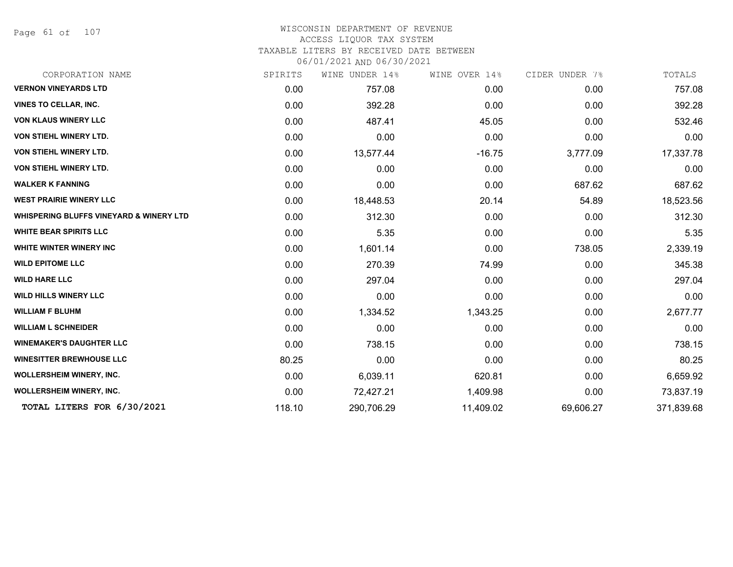# WISCONSIN DEPARTMENT OF REVENUE
## ACCESS LIQUOR TAX SYSTEM
### TAXABLE LITERS BY RECEIVED DATE BETWEEN 06/01/2021 AND 06/30/2021

| CORPORATION NAME | SPIRITS | WINE UNDER 14% | WINE OVER 14% | CIDER UNDER 7% | TOTALS |
|---|---|---|---|---|---|
| **VERNON VINEYARDS LTD** | 0.00 | 757.08 | 0.00 | 0.00 | 757.08 |
| **VINES TO CELLAR, INC.** | 0.00 | 392.28 | 0.00 | 0.00 | 392.28 |
| **VON KLAUS WINERY LLC** | 0.00 | 487.41 | 45.05 | 0.00 | 532.46 |
| **VON STIEHL WINERY LTD.** | 0.00 | 0.00 | 0.00 | 0.00 | 0.00 |
| **VON STIEHL WINERY LTD.** | 0.00 | 13,577.44 | -16.75 | 3,777.09 | 17,337.78 |
| **VON STIEHL WINERY LTD.** | 0.00 | 0.00 | 0.00 | 0.00 | 0.00 |
| **WALKER K FANNING** | 0.00 | 0.00 | 0.00 | 687.62 | 687.62 |
| **WEST PRAIRIE WINERY LLC** | 0.00 | 18,448.53 | 20.14 | 54.89 | 18,523.56 |
| **WHISPERING BLUFFS VINEYARD & WINERY LTD** | 0.00 | 312.30 | 0.00 | 0.00 | 312.30 |
| **WHITE BEAR SPIRITS LLC** | 0.00 | 5.35 | 0.00 | 0.00 | 5.35 |
| **WHITE WINTER WINERY INC** | 0.00 | 1,601.14 | 0.00 | 738.05 | 2,339.19 |
| **WILD EPITOME LLC** | 0.00 | 270.39 | 74.99 | 0.00 | 345.38 |
| **WILD HARE LLC** | 0.00 | 297.04 | 0.00 | 0.00 | 297.04 |
| **WILD HILLS WINERY LLC** | 0.00 | 0.00 | 0.00 | 0.00 | 0.00 |
| **WILLIAM F BLUHM** | 0.00 | 1,334.52 | 1,343.25 | 0.00 | 2,677.77 |
| **WILLIAM L SCHNEIDER** | 0.00 | 0.00 | 0.00 | 0.00 | 0.00 |
| **WINEMAKER'S DAUGHTER LLC** | 0.00 | 738.15 | 0.00 | 0.00 | 738.15 |
| **WINESITTER BREWHOUSE LLC** | 80.25 | 0.00 | 0.00 | 0.00 | 80.25 |
| **WOLLERSHEIM WINERY, INC.** | 0.00 | 6,039.11 | 620.81 | 0.00 | 6,659.92 |
| **WOLLERSHEIM WINERY, INC.** | 0.00 | 72,427.21 | 1,409.98 | 0.00 | 73,837.19 |
| **TOTAL LITERS FOR 6/30/2021** | 118.10 | 290,706.29 | 11,409.02 | 69,606.27 | 371,839.68 |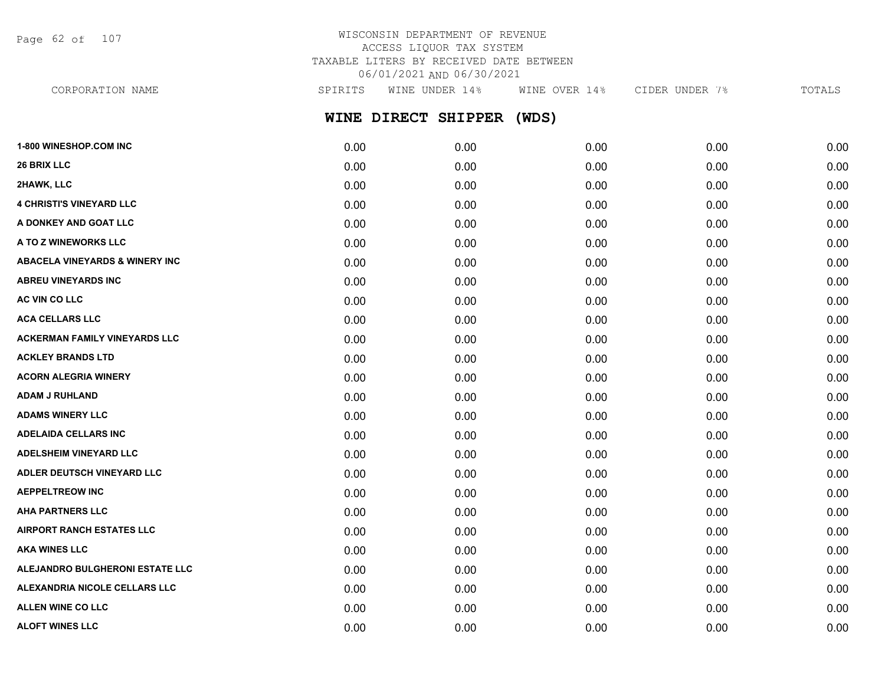WISCONSIN DEPARTMENT OF REVENUE
ACCESS LIQUOR TAX SYSTEM
TAXABLE LITERS BY RECEIVED DATE BETWEEN
06/01/2021 AND 06/30/2021

## WINE DIRECT SHIPPER (WDS)

| CORPORATION NAME | SPIRITS | WINE UNDER 14% | WINE OVER 14% | CIDER UNDER 7% | TOTALS |
|---|---|---|---|---|---|
| 1-800 WINESHOP.COM INC | 0.00 | 0.00 | 0.00 | 0.00 | 0.00 |
| 26 BRIX LLC | 0.00 | 0.00 | 0.00 | 0.00 | 0.00 |
| 2HAWK, LLC | 0.00 | 0.00 | 0.00 | 0.00 | 0.00 |
| 4 CHRISTI'S VINEYARD LLC | 0.00 | 0.00 | 0.00 | 0.00 | 0.00 |
| A DONKEY AND GOAT LLC | 0.00 | 0.00 | 0.00 | 0.00 | 0.00 |
| A TO Z WINEWORKS LLC | 0.00 | 0.00 | 0.00 | 0.00 | 0.00 |
| ABACELA VINEYARDS & WINERY INC | 0.00 | 0.00 | 0.00 | 0.00 | 0.00 |
| ABREU VINEYARDS INC | 0.00 | 0.00 | 0.00 | 0.00 | 0.00 |
| AC VIN CO LLC | 0.00 | 0.00 | 0.00 | 0.00 | 0.00 |
| ACA CELLARS LLC | 0.00 | 0.00 | 0.00 | 0.00 | 0.00 |
| ACKERMAN FAMILY VINEYARDS LLC | 0.00 | 0.00 | 0.00 | 0.00 | 0.00 |
| ACKLEY BRANDS LTD | 0.00 | 0.00 | 0.00 | 0.00 | 0.00 |
| ACORN ALEGRIA WINERY | 0.00 | 0.00 | 0.00 | 0.00 | 0.00 |
| ADAM J RUHLAND | 0.00 | 0.00 | 0.00 | 0.00 | 0.00 |
| ADAMS WINERY LLC | 0.00 | 0.00 | 0.00 | 0.00 | 0.00 |
| ADELAIDA CELLARS INC | 0.00 | 0.00 | 0.00 | 0.00 | 0.00 |
| ADELSHEIM VINEYARD LLC | 0.00 | 0.00 | 0.00 | 0.00 | 0.00 |
| ADLER DEUTSCH VINEYARD LLC | 0.00 | 0.00 | 0.00 | 0.00 | 0.00 |
| AEPPELTREOW INC | 0.00 | 0.00 | 0.00 | 0.00 | 0.00 |
| AHA PARTNERS LLC | 0.00 | 0.00 | 0.00 | 0.00 | 0.00 |
| AIRPORT RANCH ESTATES LLC | 0.00 | 0.00 | 0.00 | 0.00 | 0.00 |
| AKA WINES LLC | 0.00 | 0.00 | 0.00 | 0.00 | 0.00 |
| ALEJANDRO BULGHERONI ESTATE LLC | 0.00 | 0.00 | 0.00 | 0.00 | 0.00 |
| ALEXANDRIA NICOLE CELLARS LLC | 0.00 | 0.00 | 0.00 | 0.00 | 0.00 |
| ALLEN WINE CO LLC | 0.00 | 0.00 | 0.00 | 0.00 | 0.00 |
| ALOFT WINES LLC | 0.00 | 0.00 | 0.00 | 0.00 | 0.00 |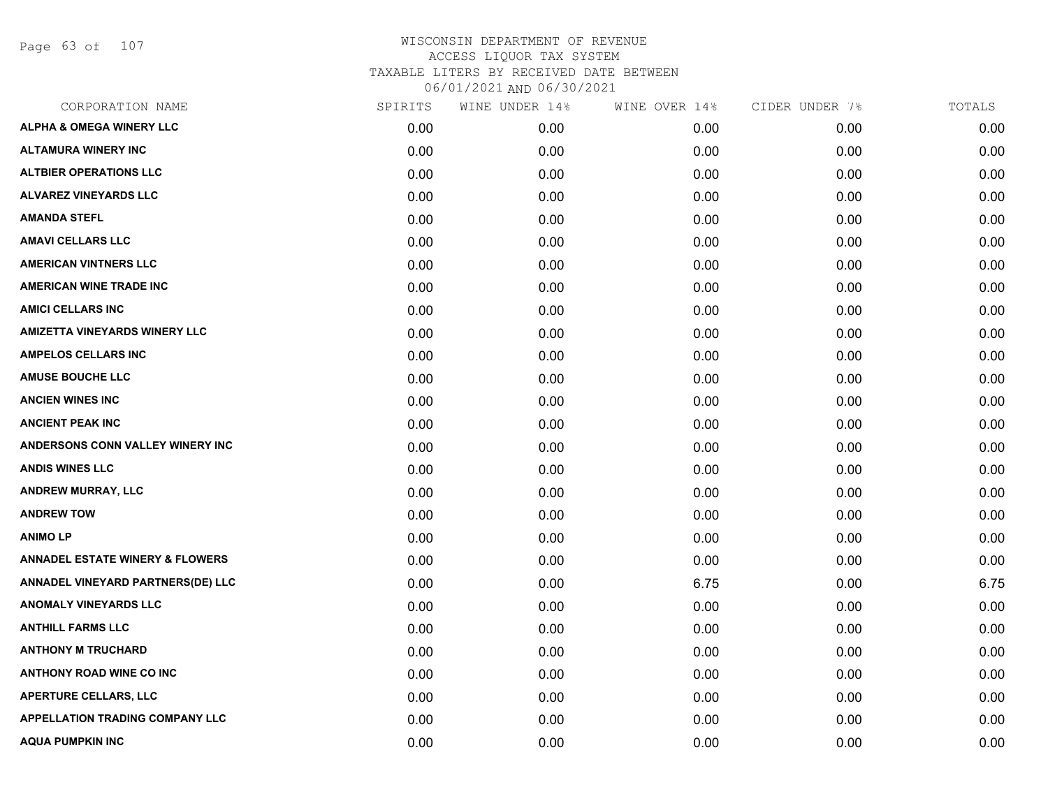WISCONSIN DEPARTMENT OF REVENUE
ACCESS LIQUOR TAX SYSTEM
TAXABLE LITERS BY RECEIVED DATE BETWEEN
06/01/2021 AND 06/30/2021

| CORPORATION NAME | SPIRITS | WINE UNDER 14% | WINE OVER 14% | CIDER UNDER 7% | TOTALS |
|---|---|---|---|---|---|
| ALPHA & OMEGA WINERY LLC | 0.00 | 0.00 | 0.00 | 0.00 | 0.00 |
| ALTAMURA WINERY INC | 0.00 | 0.00 | 0.00 | 0.00 | 0.00 |
| ALTBIER OPERATIONS LLC | 0.00 | 0.00 | 0.00 | 0.00 | 0.00 |
| ALVAREZ VINEYARDS LLC | 0.00 | 0.00 | 0.00 | 0.00 | 0.00 |
| AMANDA STEFL | 0.00 | 0.00 | 0.00 | 0.00 | 0.00 |
| AMAVI CELLARS LLC | 0.00 | 0.00 | 0.00 | 0.00 | 0.00 |
| AMERICAN VINTNERS LLC | 0.00 | 0.00 | 0.00 | 0.00 | 0.00 |
| AMERICAN WINE TRADE INC | 0.00 | 0.00 | 0.00 | 0.00 | 0.00 |
| AMICI CELLARS INC | 0.00 | 0.00 | 0.00 | 0.00 | 0.00 |
| AMIZETTA VINEYARDS WINERY LLC | 0.00 | 0.00 | 0.00 | 0.00 | 0.00 |
| AMPELOS CELLARS INC | 0.00 | 0.00 | 0.00 | 0.00 | 0.00 |
| AMUSE BOUCHE LLC | 0.00 | 0.00 | 0.00 | 0.00 | 0.00 |
| ANCIEN WINES INC | 0.00 | 0.00 | 0.00 | 0.00 | 0.00 |
| ANCIENT PEAK INC | 0.00 | 0.00 | 0.00 | 0.00 | 0.00 |
| ANDERSONS CONN VALLEY WINERY INC | 0.00 | 0.00 | 0.00 | 0.00 | 0.00 |
| ANDIS WINES LLC | 0.00 | 0.00 | 0.00 | 0.00 | 0.00 |
| ANDREW MURRAY, LLC | 0.00 | 0.00 | 0.00 | 0.00 | 0.00 |
| ANDREW TOW | 0.00 | 0.00 | 0.00 | 0.00 | 0.00 |
| ANIMO LP | 0.00 | 0.00 | 0.00 | 0.00 | 0.00 |
| ANNADEL ESTATE WINERY & FLOWERS | 0.00 | 0.00 | 0.00 | 0.00 | 0.00 |
| ANNADEL VINEYARD PARTNERS(DE) LLC | 0.00 | 0.00 | 6.75 | 0.00 | 6.75 |
| ANOMALY VINEYARDS LLC | 0.00 | 0.00 | 0.00 | 0.00 | 0.00 |
| ANTHILL FARMS LLC | 0.00 | 0.00 | 0.00 | 0.00 | 0.00 |
| ANTHONY M TRUCHARD | 0.00 | 0.00 | 0.00 | 0.00 | 0.00 |
| ANTHONY ROAD WINE CO INC | 0.00 | 0.00 | 0.00 | 0.00 | 0.00 |
| APERTURE CELLARS, LLC | 0.00 | 0.00 | 0.00 | 0.00 | 0.00 |
| APPELLATION TRADING COMPANY LLC | 0.00 | 0.00 | 0.00 | 0.00 | 0.00 |
| AQUA PUMPKIN INC | 0.00 | 0.00 | 0.00 | 0.00 | 0.00 |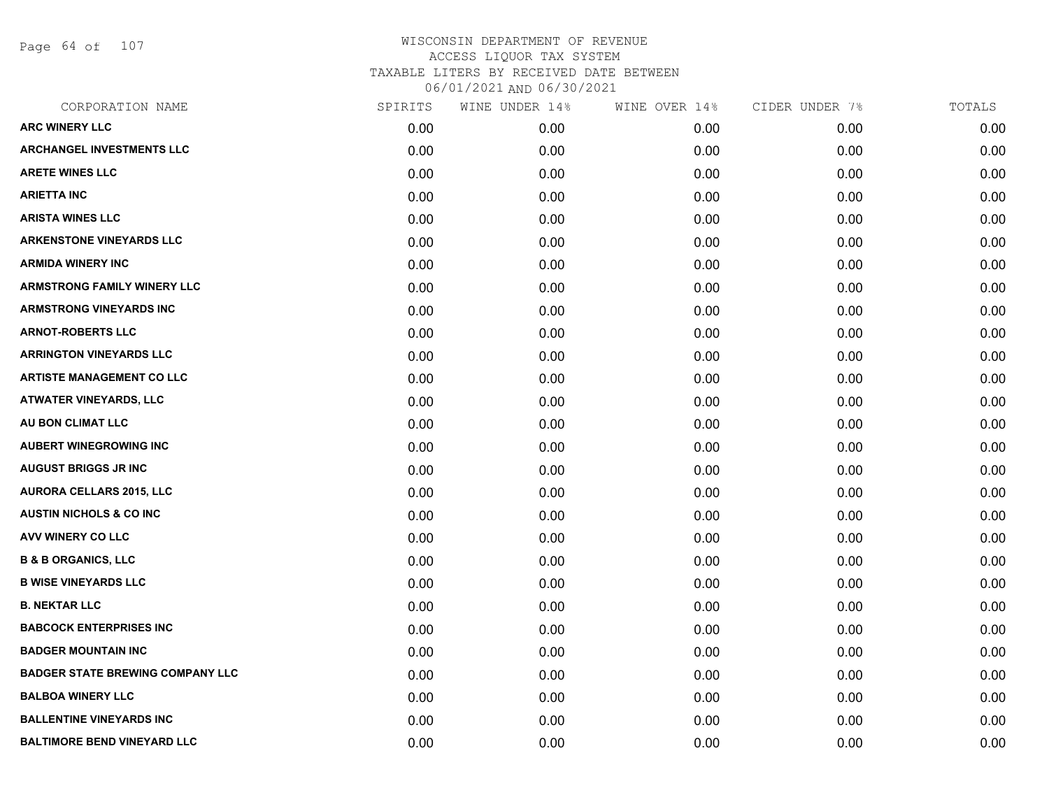WISCONSIN DEPARTMENT OF REVENUE
ACCESS LIQUOR TAX SYSTEM
TAXABLE LITERS BY RECEIVED DATE BETWEEN
06/01/2021 AND 06/30/2021

| CORPORATION NAME | SPIRITS | WINE UNDER 14% | WINE OVER 14% | CIDER UNDER 7% | TOTALS |
|---|---|---|---|---|---|
| ARC WINERY LLC | 0.00 | 0.00 | 0.00 | 0.00 | 0.00 |
| ARCHANGEL INVESTMENTS LLC | 0.00 | 0.00 | 0.00 | 0.00 | 0.00 |
| ARETE WINES LLC | 0.00 | 0.00 | 0.00 | 0.00 | 0.00 |
| ARIETTA INC | 0.00 | 0.00 | 0.00 | 0.00 | 0.00 |
| ARISTA WINES LLC | 0.00 | 0.00 | 0.00 | 0.00 | 0.00 |
| ARKENSTONE VINEYARDS LLC | 0.00 | 0.00 | 0.00 | 0.00 | 0.00 |
| ARMIDA WINERY INC | 0.00 | 0.00 | 0.00 | 0.00 | 0.00 |
| ARMSTRONG FAMILY WINERY LLC | 0.00 | 0.00 | 0.00 | 0.00 | 0.00 |
| ARMSTRONG VINEYARDS INC | 0.00 | 0.00 | 0.00 | 0.00 | 0.00 |
| ARNOT-ROBERTS LLC | 0.00 | 0.00 | 0.00 | 0.00 | 0.00 |
| ARRINGTON VINEYARDS LLC | 0.00 | 0.00 | 0.00 | 0.00 | 0.00 |
| ARTISTE MANAGEMENT CO LLC | 0.00 | 0.00 | 0.00 | 0.00 | 0.00 |
| ATWATER VINEYARDS, LLC | 0.00 | 0.00 | 0.00 | 0.00 | 0.00 |
| AU BON CLIMAT LLC | 0.00 | 0.00 | 0.00 | 0.00 | 0.00 |
| AUBERT WINEGROWING INC | 0.00 | 0.00 | 0.00 | 0.00 | 0.00 |
| AUGUST BRIGGS JR INC | 0.00 | 0.00 | 0.00 | 0.00 | 0.00 |
| AURORA CELLARS 2015, LLC | 0.00 | 0.00 | 0.00 | 0.00 | 0.00 |
| AUSTIN NICHOLS & CO INC | 0.00 | 0.00 | 0.00 | 0.00 | 0.00 |
| AVV WINERY CO LLC | 0.00 | 0.00 | 0.00 | 0.00 | 0.00 |
| B & B ORGANICS, LLC | 0.00 | 0.00 | 0.00 | 0.00 | 0.00 |
| B WISE VINEYARDS LLC | 0.00 | 0.00 | 0.00 | 0.00 | 0.00 |
| B. NEKTAR LLC | 0.00 | 0.00 | 0.00 | 0.00 | 0.00 |
| BABCOCK ENTERPRISES INC | 0.00 | 0.00 | 0.00 | 0.00 | 0.00 |
| BADGER MOUNTAIN INC | 0.00 | 0.00 | 0.00 | 0.00 | 0.00 |
| BADGER STATE BREWING COMPANY LLC | 0.00 | 0.00 | 0.00 | 0.00 | 0.00 |
| BALBOA WINERY LLC | 0.00 | 0.00 | 0.00 | 0.00 | 0.00 |
| BALLENTINE VINEYARDS INC | 0.00 | 0.00 | 0.00 | 0.00 | 0.00 |
| BALTIMORE BEND VINEYARD LLC | 0.00 | 0.00 | 0.00 | 0.00 | 0.00 |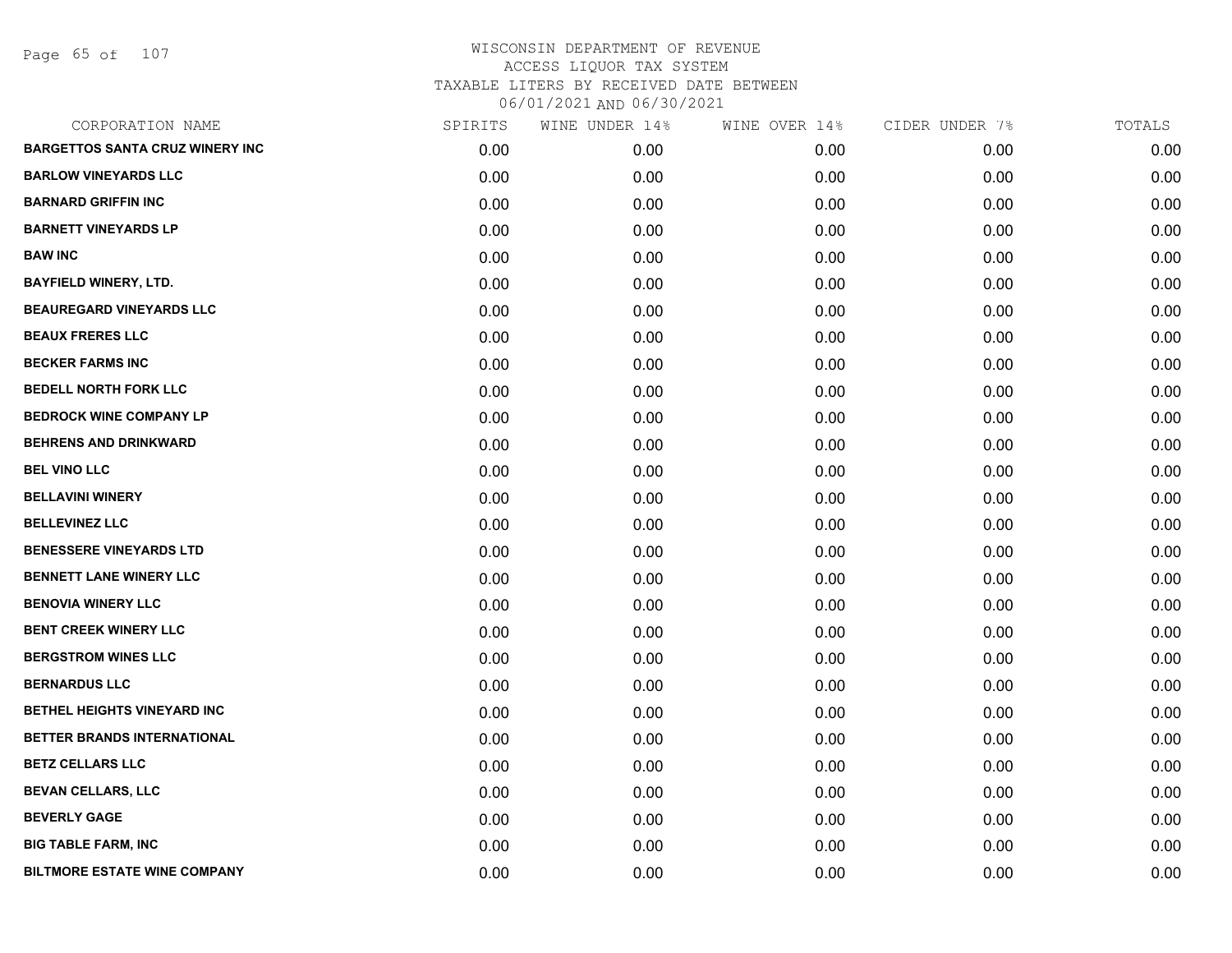# WISCONSIN DEPARTMENT OF REVENUE
## ACCESS LIQUOR TAX SYSTEM
### TAXABLE LITERS BY RECEIVED DATE BETWEEN 06/01/2021 AND 06/30/2021

| CORPORATION NAME | SPIRITS | WINE UNDER 14% | WINE OVER 14% | CIDER UNDER 7% | TOTALS |
|---|---|---|---|---|---|
| BARGETTOS SANTA CRUZ WINERY INC | 0.00 | 0.00 | 0.00 | 0.00 | 0.00 |
| BARLOW VINEYARDS LLC | 0.00 | 0.00 | 0.00 | 0.00 | 0.00 |
| BARNARD GRIFFIN INC | 0.00 | 0.00 | 0.00 | 0.00 | 0.00 |
| BARNETT VINEYARDS LP | 0.00 | 0.00 | 0.00 | 0.00 | 0.00 |
| BAW INC | 0.00 | 0.00 | 0.00 | 0.00 | 0.00 |
| BAYFIELD WINERY, LTD. | 0.00 | 0.00 | 0.00 | 0.00 | 0.00 |
| BEAUREGARD VINEYARDS LLC | 0.00 | 0.00 | 0.00 | 0.00 | 0.00 |
| BEAUX FRERES LLC | 0.00 | 0.00 | 0.00 | 0.00 | 0.00 |
| BECKER FARMS INC | 0.00 | 0.00 | 0.00 | 0.00 | 0.00 |
| BEDELL NORTH FORK LLC | 0.00 | 0.00 | 0.00 | 0.00 | 0.00 |
| BEDROCK WINE COMPANY LP | 0.00 | 0.00 | 0.00 | 0.00 | 0.00 |
| BEHRENS AND DRINKWARD | 0.00 | 0.00 | 0.00 | 0.00 | 0.00 |
| BEL VINO LLC | 0.00 | 0.00 | 0.00 | 0.00 | 0.00 |
| BELLAVINI WINERY | 0.00 | 0.00 | 0.00 | 0.00 | 0.00 |
| BELLEVINEZ LLC | 0.00 | 0.00 | 0.00 | 0.00 | 0.00 |
| BENESSERE VINEYARDS LTD | 0.00 | 0.00 | 0.00 | 0.00 | 0.00 |
| BENNETT LANE WINERY LLC | 0.00 | 0.00 | 0.00 | 0.00 | 0.00 |
| BENOVIA WINERY LLC | 0.00 | 0.00 | 0.00 | 0.00 | 0.00 |
| BENT CREEK WINERY LLC | 0.00 | 0.00 | 0.00 | 0.00 | 0.00 |
| BERGSTROM WINES LLC | 0.00 | 0.00 | 0.00 | 0.00 | 0.00 |
| BERNARDUS LLC | 0.00 | 0.00 | 0.00 | 0.00 | 0.00 |
| BETHEL HEIGHTS VINEYARD INC | 0.00 | 0.00 | 0.00 | 0.00 | 0.00 |
| BETTER BRANDS INTERNATIONAL | 0.00 | 0.00 | 0.00 | 0.00 | 0.00 |
| BETZ CELLARS LLC | 0.00 | 0.00 | 0.00 | 0.00 | 0.00 |
| BEVAN CELLARS, LLC | 0.00 | 0.00 | 0.00 | 0.00 | 0.00 |
| BEVERLY GAGE | 0.00 | 0.00 | 0.00 | 0.00 | 0.00 |
| BIG TABLE FARM, INC | 0.00 | 0.00 | 0.00 | 0.00 | 0.00 |
| BILTMORE ESTATE WINE COMPANY | 0.00 | 0.00 | 0.00 | 0.00 | 0.00 |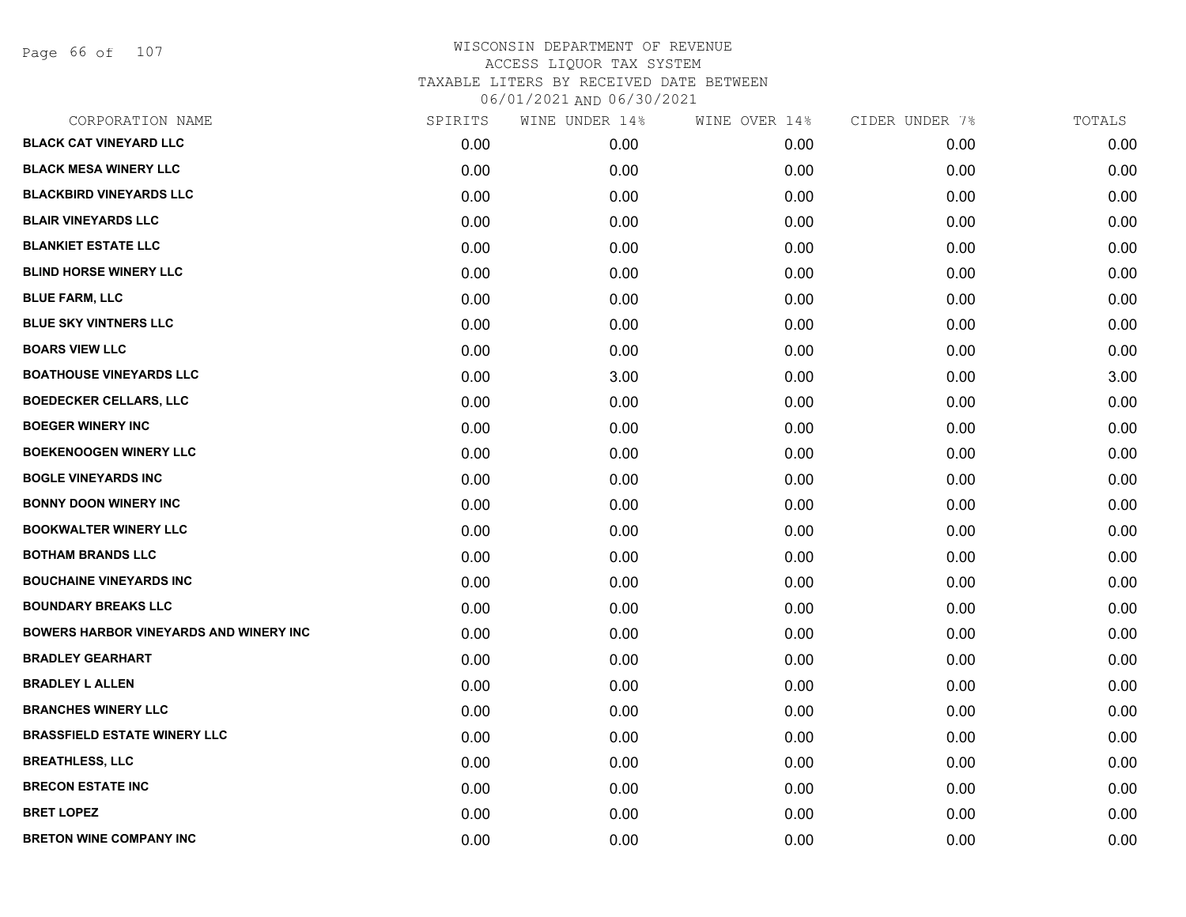# WISCONSIN DEPARTMENT OF REVENUE
ACCESS LIQUOR TAX SYSTEM
TAXABLE LITERS BY RECEIVED DATE BETWEEN
06/01/2021 AND 06/30/2021

| CORPORATION NAME | SPIRITS | WINE UNDER 14% | WINE OVER 14% | CIDER UNDER 7% | TOTALS |
|---|---|---|---|---|---|
| **BLACK CAT VINEYARD LLC** | 0.00 | 0.00 | 0.00 | 0.00 | 0.00 |
| **BLACK MESA WINERY LLC** | 0.00 | 0.00 | 0.00 | 0.00 | 0.00 |
| **BLACKBIRD VINEYARDS LLC** | 0.00 | 0.00 | 0.00 | 0.00 | 0.00 |
| **BLAIR VINEYARDS LLC** | 0.00 | 0.00 | 0.00 | 0.00 | 0.00 |
| **BLANKIET ESTATE LLC** | 0.00 | 0.00 | 0.00 | 0.00 | 0.00 |
| **BLIND HORSE WINERY LLC** | 0.00 | 0.00 | 0.00 | 0.00 | 0.00 |
| **BLUE FARM, LLC** | 0.00 | 0.00 | 0.00 | 0.00 | 0.00 |
| **BLUE SKY VINTNERS LLC** | 0.00 | 0.00 | 0.00 | 0.00 | 0.00 |
| **BOARS VIEW LLC** | 0.00 | 0.00 | 0.00 | 0.00 | 0.00 |
| **BOATHOUSE VINEYARDS LLC** | 0.00 | 3.00 | 0.00 | 0.00 | 3.00 |
| **BOEDECKER CELLARS, LLC** | 0.00 | 0.00 | 0.00 | 0.00 | 0.00 |
| **BOEGER WINERY INC** | 0.00 | 0.00 | 0.00 | 0.00 | 0.00 |
| **BOEKENOOGEN WINERY LLC** | 0.00 | 0.00 | 0.00 | 0.00 | 0.00 |
| **BOGLE VINEYARDS INC** | 0.00 | 0.00 | 0.00 | 0.00 | 0.00 |
| **BONNY DOON WINERY INC** | 0.00 | 0.00 | 0.00 | 0.00 | 0.00 |
| **BOOKWALTER WINERY LLC** | 0.00 | 0.00 | 0.00 | 0.00 | 0.00 |
| **BOTHAM BRANDS LLC** | 0.00 | 0.00 | 0.00 | 0.00 | 0.00 |
| **BOUCHAINE VINEYARDS INC** | 0.00 | 0.00 | 0.00 | 0.00 | 0.00 |
| **BOUNDARY BREAKS LLC** | 0.00 | 0.00 | 0.00 | 0.00 | 0.00 |
| **BOWERS HARBOR VINEYARDS AND WINERY INC** | 0.00 | 0.00 | 0.00 | 0.00 | 0.00 |
| **BRADLEY GEARHART** | 0.00 | 0.00 | 0.00 | 0.00 | 0.00 |
| **BRADLEY L ALLEN** | 0.00 | 0.00 | 0.00 | 0.00 | 0.00 |
| **BRANCHES WINERY LLC** | 0.00 | 0.00 | 0.00 | 0.00 | 0.00 |
| **BRASSFIELD ESTATE WINERY LLC** | 0.00 | 0.00 | 0.00 | 0.00 | 0.00 |
| **BREATHLESS, LLC** | 0.00 | 0.00 | 0.00 | 0.00 | 0.00 |
| **BRECON ESTATE INC** | 0.00 | 0.00 | 0.00 | 0.00 | 0.00 |
| **BRET LOPEZ** | 0.00 | 0.00 | 0.00 | 0.00 | 0.00 |
| **BRETON WINE COMPANY INC** | 0.00 | 0.00 | 0.00 | 0.00 | 0.00 |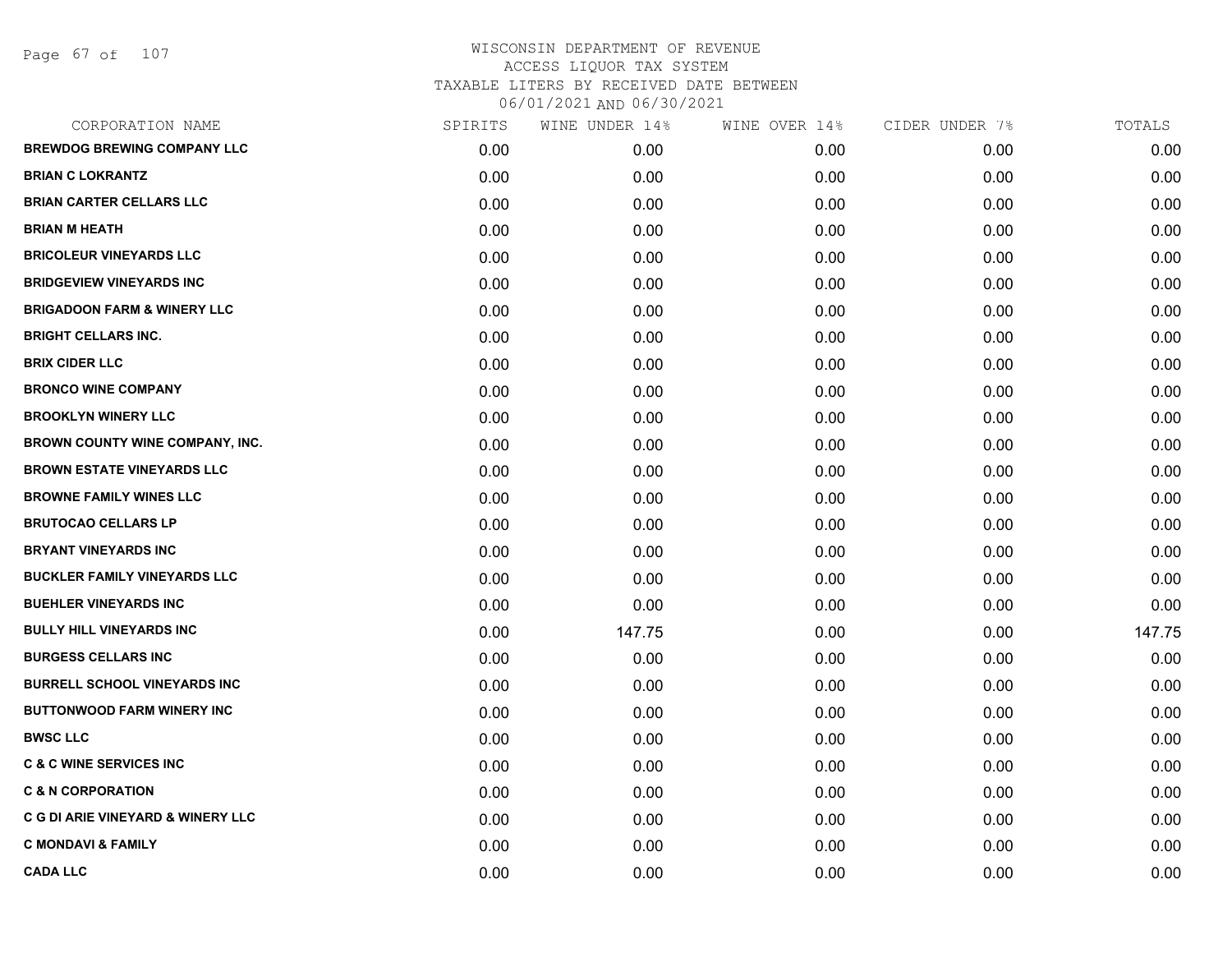# WISCONSIN DEPARTMENT OF REVENUE
ACCESS LIQUOR TAX SYSTEM
TAXABLE LITERS BY RECEIVED DATE BETWEEN
06/01/2021 AND 06/30/2021

| CORPORATION NAME | SPIRITS | WINE UNDER 14% | WINE OVER 14% | CIDER UNDER 7% | TOTALS |
|---|---|---|---|---|---|
| BREWDOG BREWING COMPANY LLC | 0.00 | 0.00 | 0.00 | 0.00 | 0.00 |
| BRIAN C LOKRANTZ | 0.00 | 0.00 | 0.00 | 0.00 | 0.00 |
| BRIAN CARTER CELLARS LLC | 0.00 | 0.00 | 0.00 | 0.00 | 0.00 |
| BRIAN M HEATH | 0.00 | 0.00 | 0.00 | 0.00 | 0.00 |
| BRICOLEUR VINEYARDS LLC | 0.00 | 0.00 | 0.00 | 0.00 | 0.00 |
| BRIDGEVIEW VINEYARDS INC | 0.00 | 0.00 | 0.00 | 0.00 | 0.00 |
| BRIGADOON FARM & WINERY LLC | 0.00 | 0.00 | 0.00 | 0.00 | 0.00 |
| BRIGHT CELLARS INC. | 0.00 | 0.00 | 0.00 | 0.00 | 0.00 |
| BRIX CIDER LLC | 0.00 | 0.00 | 0.00 | 0.00 | 0.00 |
| BRONCO WINE COMPANY | 0.00 | 0.00 | 0.00 | 0.00 | 0.00 |
| BROOKLYN WINERY LLC | 0.00 | 0.00 | 0.00 | 0.00 | 0.00 |
| BROWN COUNTY WINE COMPANY, INC. | 0.00 | 0.00 | 0.00 | 0.00 | 0.00 |
| BROWN ESTATE VINEYARDS LLC | 0.00 | 0.00 | 0.00 | 0.00 | 0.00 |
| BROWNE FAMILY WINES LLC | 0.00 | 0.00 | 0.00 | 0.00 | 0.00 |
| BRUTOCAO CELLARS LP | 0.00 | 0.00 | 0.00 | 0.00 | 0.00 |
| BRYANT VINEYARDS INC | 0.00 | 0.00 | 0.00 | 0.00 | 0.00 |
| BUCKLER FAMILY VINEYARDS LLC | 0.00 | 0.00 | 0.00 | 0.00 | 0.00 |
| BUEHLER VINEYARDS INC | 0.00 | 0.00 | 0.00 | 0.00 | 0.00 |
| BULLY HILL VINEYARDS INC | 0.00 | 147.75 | 0.00 | 0.00 | 147.75 |
| BURGESS CELLARS INC | 0.00 | 0.00 | 0.00 | 0.00 | 0.00 |
| BURRELL SCHOOL VINEYARDS INC | 0.00 | 0.00 | 0.00 | 0.00 | 0.00 |
| BUTTONWOOD FARM WINERY INC | 0.00 | 0.00 | 0.00 | 0.00 | 0.00 |
| BWSC LLC | 0.00 | 0.00 | 0.00 | 0.00 | 0.00 |
| C & C WINE SERVICES INC | 0.00 | 0.00 | 0.00 | 0.00 | 0.00 |
| C & N CORPORATION | 0.00 | 0.00 | 0.00 | 0.00 | 0.00 |
| C G DI ARIE VINEYARD & WINERY LLC | 0.00 | 0.00 | 0.00 | 0.00 | 0.00 |
| C MONDAVI & FAMILY | 0.00 | 0.00 | 0.00 | 0.00 | 0.00 |
| CADA LLC | 0.00 | 0.00 | 0.00 | 0.00 | 0.00 |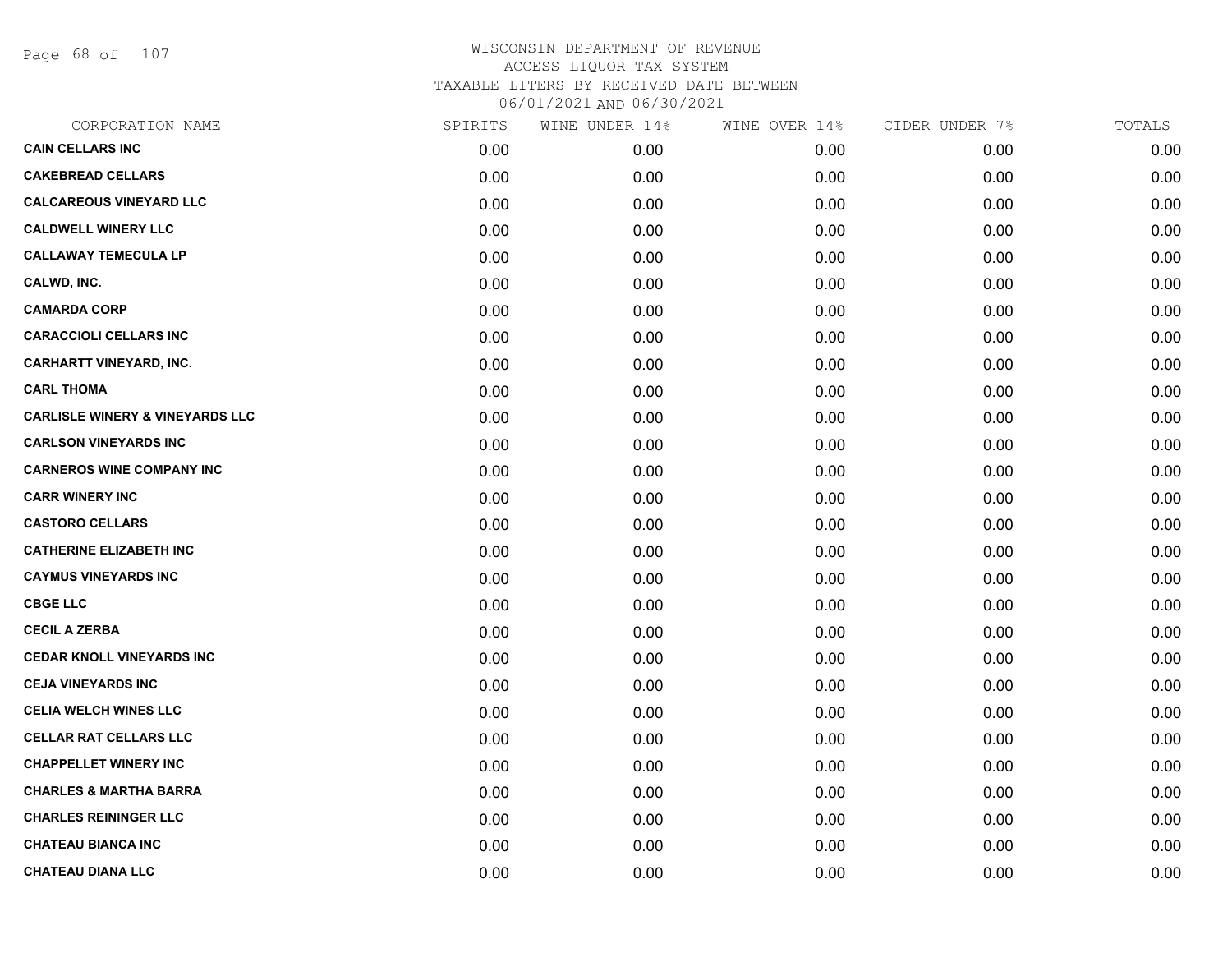WISCONSIN DEPARTMENT OF REVENUE
ACCESS LIQUOR TAX SYSTEM
TAXABLE LITERS BY RECEIVED DATE BETWEEN
06/01/2021 AND 06/30/2021

| CORPORATION NAME | SPIRITS | WINE UNDER 14% | WINE OVER 14% | CIDER UNDER 7% | TOTALS |
|---|---|---|---|---|---|
| CAIN CELLARS INC | 0.00 | 0.00 | 0.00 | 0.00 | 0.00 |
| CAKEBREAD CELLARS | 0.00 | 0.00 | 0.00 | 0.00 | 0.00 |
| CALCAREOUS VINEYARD LLC | 0.00 | 0.00 | 0.00 | 0.00 | 0.00 |
| CALDWELL WINERY LLC | 0.00 | 0.00 | 0.00 | 0.00 | 0.00 |
| CALLAWAY TEMECULA LP | 0.00 | 0.00 | 0.00 | 0.00 | 0.00 |
| CALWD, INC. | 0.00 | 0.00 | 0.00 | 0.00 | 0.00 |
| CAMARDA CORP | 0.00 | 0.00 | 0.00 | 0.00 | 0.00 |
| CARACCIOLI CELLARS INC | 0.00 | 0.00 | 0.00 | 0.00 | 0.00 |
| CARHARTT VINEYARD, INC. | 0.00 | 0.00 | 0.00 | 0.00 | 0.00 |
| CARL THOMA | 0.00 | 0.00 | 0.00 | 0.00 | 0.00 |
| CARLISLE WINERY & VINEYARDS LLC | 0.00 | 0.00 | 0.00 | 0.00 | 0.00 |
| CARLSON VINEYARDS INC | 0.00 | 0.00 | 0.00 | 0.00 | 0.00 |
| CARNEROS WINE COMPANY INC | 0.00 | 0.00 | 0.00 | 0.00 | 0.00 |
| CARR WINERY INC | 0.00 | 0.00 | 0.00 | 0.00 | 0.00 |
| CASTORO CELLARS | 0.00 | 0.00 | 0.00 | 0.00 | 0.00 |
| CATHERINE ELIZABETH INC | 0.00 | 0.00 | 0.00 | 0.00 | 0.00 |
| CAYMUS VINEYARDS INC | 0.00 | 0.00 | 0.00 | 0.00 | 0.00 |
| CBGE LLC | 0.00 | 0.00 | 0.00 | 0.00 | 0.00 |
| CECIL A ZERBA | 0.00 | 0.00 | 0.00 | 0.00 | 0.00 |
| CEDAR KNOLL VINEYARDS INC | 0.00 | 0.00 | 0.00 | 0.00 | 0.00 |
| CEJA VINEYARDS INC | 0.00 | 0.00 | 0.00 | 0.00 | 0.00 |
| CELIA WELCH WINES LLC | 0.00 | 0.00 | 0.00 | 0.00 | 0.00 |
| CELLAR RAT CELLARS LLC | 0.00 | 0.00 | 0.00 | 0.00 | 0.00 |
| CHAPPELLET WINERY INC | 0.00 | 0.00 | 0.00 | 0.00 | 0.00 |
| CHARLES & MARTHA BARRA | 0.00 | 0.00 | 0.00 | 0.00 | 0.00 |
| CHARLES REININGER LLC | 0.00 | 0.00 | 0.00 | 0.00 | 0.00 |
| CHATEAU BIANCA INC | 0.00 | 0.00 | 0.00 | 0.00 | 0.00 |
| CHATEAU DIANA LLC | 0.00 | 0.00 | 0.00 | 0.00 | 0.00 |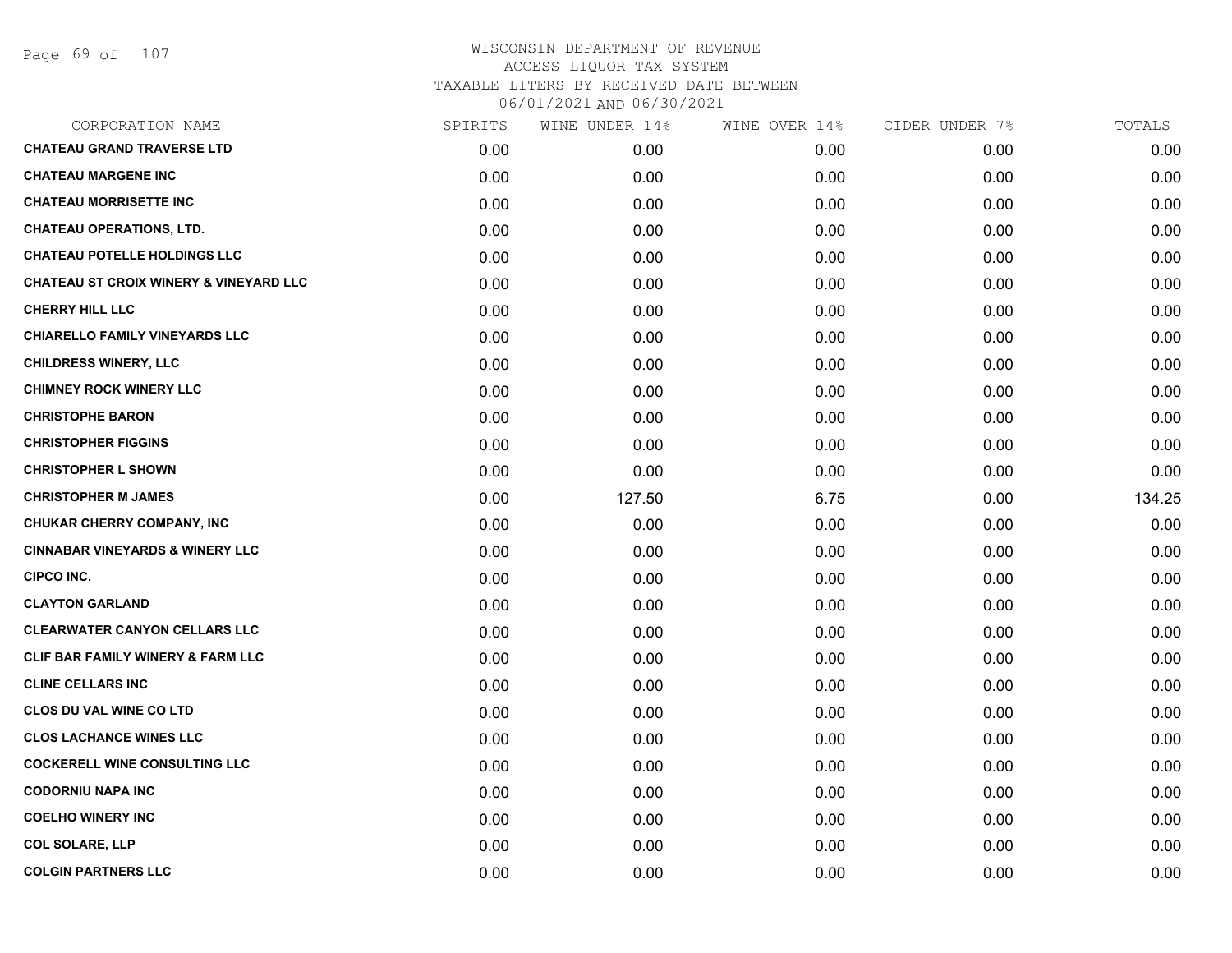# WISCONSIN DEPARTMENT OF REVENUE
## ACCESS LIQUOR TAX SYSTEM
## TAXABLE LITERS BY RECEIVED DATE BETWEEN 06/01/2021 AND 06/30/2021

| CORPORATION NAME | SPIRITS | WINE UNDER 14% | WINE OVER 14% | CIDER UNDER 7% | TOTALS |
|---|---|---|---|---|---|
| CHATEAU GRAND TRAVERSE LTD | 0.00 | 0.00 | 0.00 | 0.00 | 0.00 |
| CHATEAU MARGENE INC | 0.00 | 0.00 | 0.00 | 0.00 | 0.00 |
| CHATEAU MORRISETTE INC | 0.00 | 0.00 | 0.00 | 0.00 | 0.00 |
| CHATEAU OPERATIONS, LTD. | 0.00 | 0.00 | 0.00 | 0.00 | 0.00 |
| CHATEAU POTELLE HOLDINGS LLC | 0.00 | 0.00 | 0.00 | 0.00 | 0.00 |
| CHATEAU ST CROIX WINERY & VINEYARD LLC | 0.00 | 0.00 | 0.00 | 0.00 | 0.00 |
| CHERRY HILL LLC | 0.00 | 0.00 | 0.00 | 0.00 | 0.00 |
| CHIARELLO FAMILY VINEYARDS LLC | 0.00 | 0.00 | 0.00 | 0.00 | 0.00 |
| CHILDRESS WINERY, LLC | 0.00 | 0.00 | 0.00 | 0.00 | 0.00 |
| CHIMNEY ROCK WINERY LLC | 0.00 | 0.00 | 0.00 | 0.00 | 0.00 |
| CHRISTOPHE BARON | 0.00 | 0.00 | 0.00 | 0.00 | 0.00 |
| CHRISTOPHER FIGGINS | 0.00 | 0.00 | 0.00 | 0.00 | 0.00 |
| CHRISTOPHER L SHOWN | 0.00 | 0.00 | 0.00 | 0.00 | 0.00 |
| CHRISTOPHER M JAMES | 0.00 | 127.50 | 6.75 | 0.00 | 134.25 |
| CHUKAR CHERRY COMPANY, INC | 0.00 | 0.00 | 0.00 | 0.00 | 0.00 |
| CINNABAR VINEYARDS & WINERY LLC | 0.00 | 0.00 | 0.00 | 0.00 | 0.00 |
| CIPCO INC. | 0.00 | 0.00 | 0.00 | 0.00 | 0.00 |
| CLAYTON GARLAND | 0.00 | 0.00 | 0.00 | 0.00 | 0.00 |
| CLEARWATER CANYON CELLARS LLC | 0.00 | 0.00 | 0.00 | 0.00 | 0.00 |
| CLIF BAR FAMILY WINERY & FARM LLC | 0.00 | 0.00 | 0.00 | 0.00 | 0.00 |
| CLINE CELLARS INC | 0.00 | 0.00 | 0.00 | 0.00 | 0.00 |
| CLOS DU VAL WINE CO LTD | 0.00 | 0.00 | 0.00 | 0.00 | 0.00 |
| CLOS LACHANCE WINES LLC | 0.00 | 0.00 | 0.00 | 0.00 | 0.00 |
| COCKERELL WINE CONSULTING LLC | 0.00 | 0.00 | 0.00 | 0.00 | 0.00 |
| CODORNIU NAPA INC | 0.00 | 0.00 | 0.00 | 0.00 | 0.00 |
| COELHO WINERY INC | 0.00 | 0.00 | 0.00 | 0.00 | 0.00 |
| COL SOLARE, LLP | 0.00 | 0.00 | 0.00 | 0.00 | 0.00 |
| COLGIN PARTNERS LLC | 0.00 | 0.00 | 0.00 | 0.00 | 0.00 |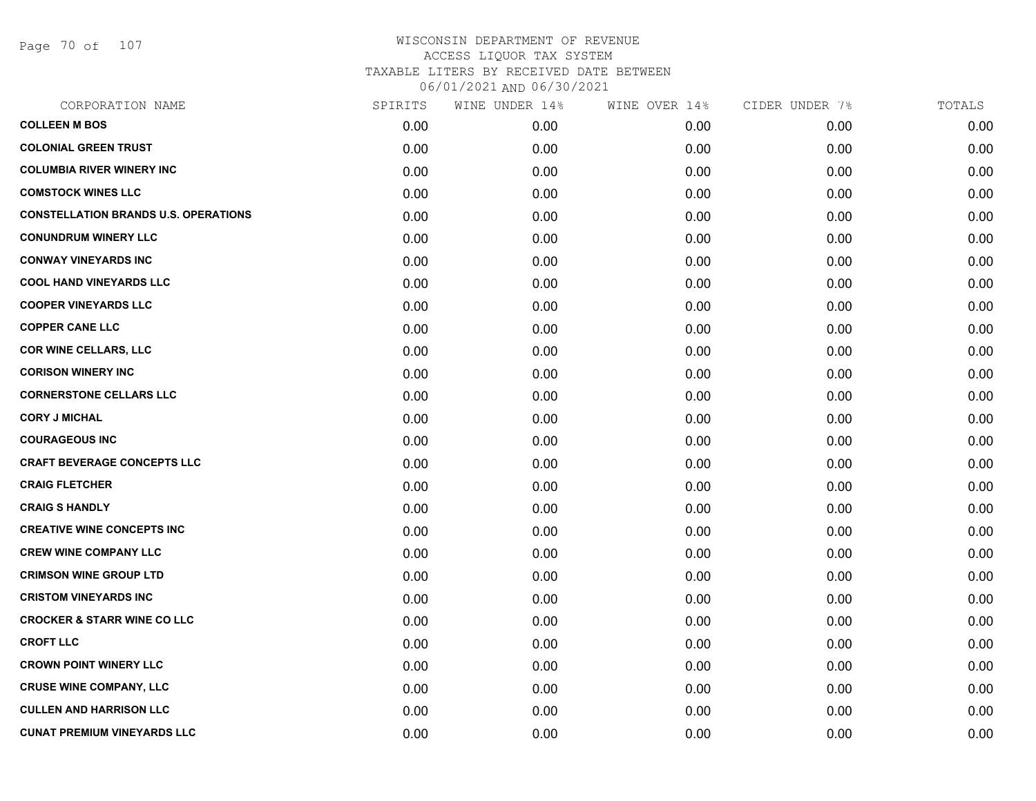WISCONSIN DEPARTMENT OF REVENUE
ACCESS LIQUOR TAX SYSTEM
TAXABLE LITERS BY RECEIVED DATE BETWEEN
06/01/2021 AND 06/30/2021

| CORPORATION NAME | SPIRITS | WINE UNDER 14% | WINE OVER 14% | CIDER UNDER 7% | TOTALS |
|---|---|---|---|---|---|
| COLLEEN M BOS | 0.00 | 0.00 | 0.00 | 0.00 | 0.00 |
| COLONIAL GREEN TRUST | 0.00 | 0.00 | 0.00 | 0.00 | 0.00 |
| COLUMBIA RIVER WINERY INC | 0.00 | 0.00 | 0.00 | 0.00 | 0.00 |
| COMSTOCK WINES LLC | 0.00 | 0.00 | 0.00 | 0.00 | 0.00 |
| CONSTELLATION BRANDS U.S. OPERATIONS | 0.00 | 0.00 | 0.00 | 0.00 | 0.00 |
| CONUNDRUM WINERY LLC | 0.00 | 0.00 | 0.00 | 0.00 | 0.00 |
| CONWAY VINEYARDS INC | 0.00 | 0.00 | 0.00 | 0.00 | 0.00 |
| COOL HAND VINEYARDS LLC | 0.00 | 0.00 | 0.00 | 0.00 | 0.00 |
| COOPER VINEYARDS LLC | 0.00 | 0.00 | 0.00 | 0.00 | 0.00 |
| COPPER CANE LLC | 0.00 | 0.00 | 0.00 | 0.00 | 0.00 |
| COR WINE CELLARS, LLC | 0.00 | 0.00 | 0.00 | 0.00 | 0.00 |
| CORISON WINERY INC | 0.00 | 0.00 | 0.00 | 0.00 | 0.00 |
| CORNERSTONE CELLARS LLC | 0.00 | 0.00 | 0.00 | 0.00 | 0.00 |
| CORY J MICHAL | 0.00 | 0.00 | 0.00 | 0.00 | 0.00 |
| COURAGEOUS INC | 0.00 | 0.00 | 0.00 | 0.00 | 0.00 |
| CRAFT BEVERAGE CONCEPTS LLC | 0.00 | 0.00 | 0.00 | 0.00 | 0.00 |
| CRAIG FLETCHER | 0.00 | 0.00 | 0.00 | 0.00 | 0.00 |
| CRAIG S HANDLY | 0.00 | 0.00 | 0.00 | 0.00 | 0.00 |
| CREATIVE WINE CONCEPTS INC | 0.00 | 0.00 | 0.00 | 0.00 | 0.00 |
| CREW WINE COMPANY LLC | 0.00 | 0.00 | 0.00 | 0.00 | 0.00 |
| CRIMSON WINE GROUP LTD | 0.00 | 0.00 | 0.00 | 0.00 | 0.00 |
| CRISTOM VINEYARDS INC | 0.00 | 0.00 | 0.00 | 0.00 | 0.00 |
| CROCKER & STARR WINE CO LLC | 0.00 | 0.00 | 0.00 | 0.00 | 0.00 |
| CROFT LLC | 0.00 | 0.00 | 0.00 | 0.00 | 0.00 |
| CROWN POINT WINERY LLC | 0.00 | 0.00 | 0.00 | 0.00 | 0.00 |
| CRUSE WINE COMPANY, LLC | 0.00 | 0.00 | 0.00 | 0.00 | 0.00 |
| CULLEN AND HARRISON LLC | 0.00 | 0.00 | 0.00 | 0.00 | 0.00 |
| CUNAT PREMIUM VINEYARDS LLC | 0.00 | 0.00 | 0.00 | 0.00 | 0.00 |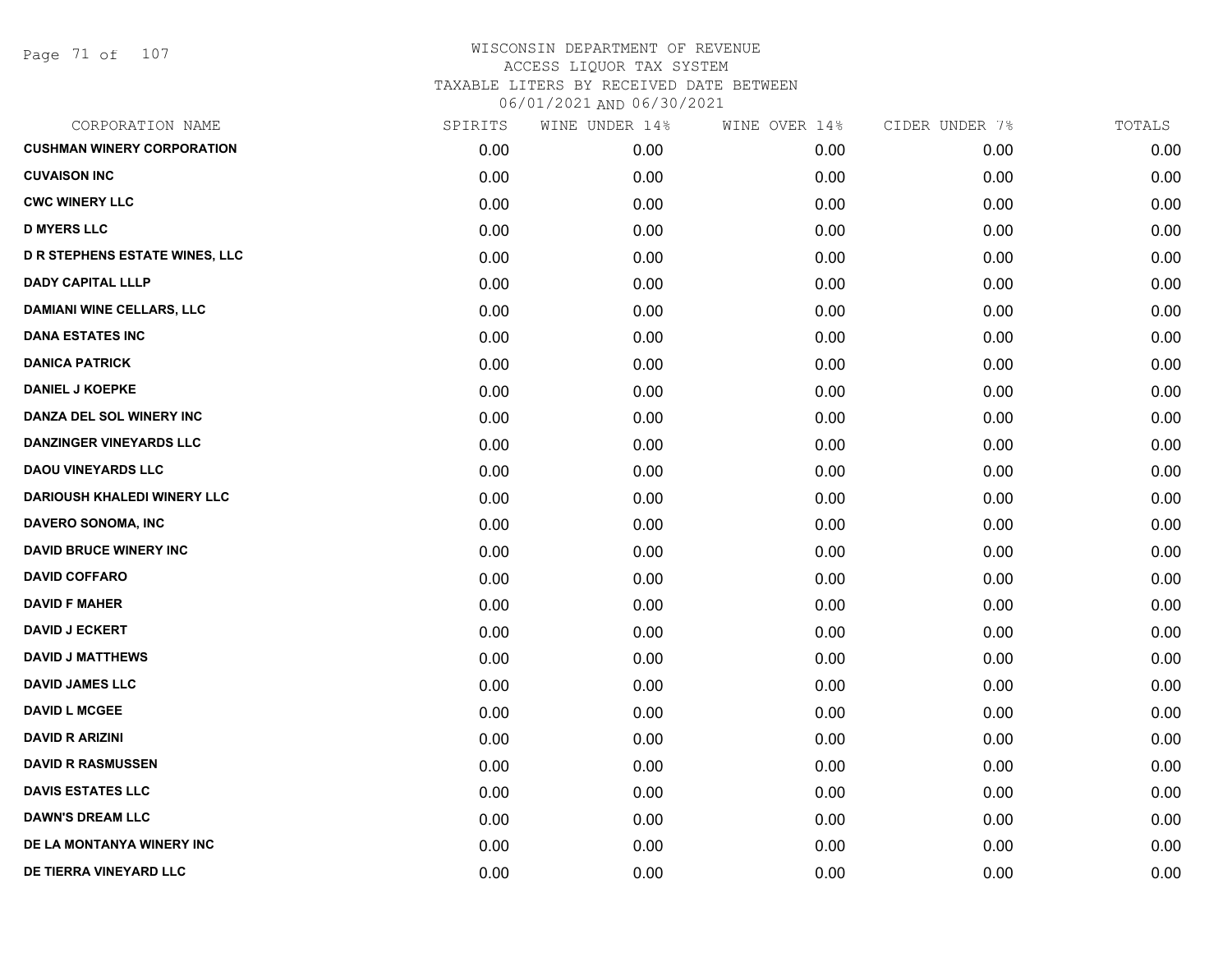# WISCONSIN DEPARTMENT OF REVENUE
## ACCESS LIQUOR TAX SYSTEM
### TAXABLE LITERS BY RECEIVED DATE BETWEEN 06/01/2021 AND 06/30/2021

| CORPORATION NAME | SPIRITS | WINE UNDER 14% | WINE OVER 14% | CIDER UNDER 7% | TOTALS |
|---|---|---|---|---|---|
| **CUSHMAN WINERY CORPORATION** | 0.00 | 0.00 | 0.00 | 0.00 | 0.00 |
| **CUVAISON INC** | 0.00 | 0.00 | 0.00 | 0.00 | 0.00 |
| **CWC WINERY LLC** | 0.00 | 0.00 | 0.00 | 0.00 | 0.00 |
| **D MYERS LLC** | 0.00 | 0.00 | 0.00 | 0.00 | 0.00 |
| **D R STEPHENS ESTATE WINES, LLC** | 0.00 | 0.00 | 0.00 | 0.00 | 0.00 |
| **DADY CAPITAL LLLP** | 0.00 | 0.00 | 0.00 | 0.00 | 0.00 |
| **DAMIANI WINE CELLARS, LLC** | 0.00 | 0.00 | 0.00 | 0.00 | 0.00 |
| **DANA ESTATES INC** | 0.00 | 0.00 | 0.00 | 0.00 | 0.00 |
| **DANICA PATRICK** | 0.00 | 0.00 | 0.00 | 0.00 | 0.00 |
| **DANIEL J KOEPKE** | 0.00 | 0.00 | 0.00 | 0.00 | 0.00 |
| **DANZA DEL SOL WINERY INC** | 0.00 | 0.00 | 0.00 | 0.00 | 0.00 |
| **DANZINGER VINEYARDS LLC** | 0.00 | 0.00 | 0.00 | 0.00 | 0.00 |
| **DAOU VINEYARDS LLC** | 0.00 | 0.00 | 0.00 | 0.00 | 0.00 |
| **DARIOUSH KHALEDI WINERY LLC** | 0.00 | 0.00 | 0.00 | 0.00 | 0.00 |
| **DAVERO SONOMA, INC** | 0.00 | 0.00 | 0.00 | 0.00 | 0.00 |
| **DAVID BRUCE WINERY INC** | 0.00 | 0.00 | 0.00 | 0.00 | 0.00 |
| **DAVID COFFARO** | 0.00 | 0.00 | 0.00 | 0.00 | 0.00 |
| **DAVID F MAHER** | 0.00 | 0.00 | 0.00 | 0.00 | 0.00 |
| **DAVID J ECKERT** | 0.00 | 0.00 | 0.00 | 0.00 | 0.00 |
| **DAVID J MATTHEWS** | 0.00 | 0.00 | 0.00 | 0.00 | 0.00 |
| **DAVID JAMES LLC** | 0.00 | 0.00 | 0.00 | 0.00 | 0.00 |
| **DAVID L MCGEE** | 0.00 | 0.00 | 0.00 | 0.00 | 0.00 |
| **DAVID R ARIZINI** | 0.00 | 0.00 | 0.00 | 0.00 | 0.00 |
| **DAVID R RASMUSSEN** | 0.00 | 0.00 | 0.00 | 0.00 | 0.00 |
| **DAVIS ESTATES LLC** | 0.00 | 0.00 | 0.00 | 0.00 | 0.00 |
| **DAWN'S DREAM LLC** | 0.00 | 0.00 | 0.00 | 0.00 | 0.00 |
| **DE LA MONTANYA WINERY INC** | 0.00 | 0.00 | 0.00 | 0.00 | 0.00 |
| **DE TIERRA VINEYARD LLC** | 0.00 | 0.00 | 0.00 | 0.00 | 0.00 |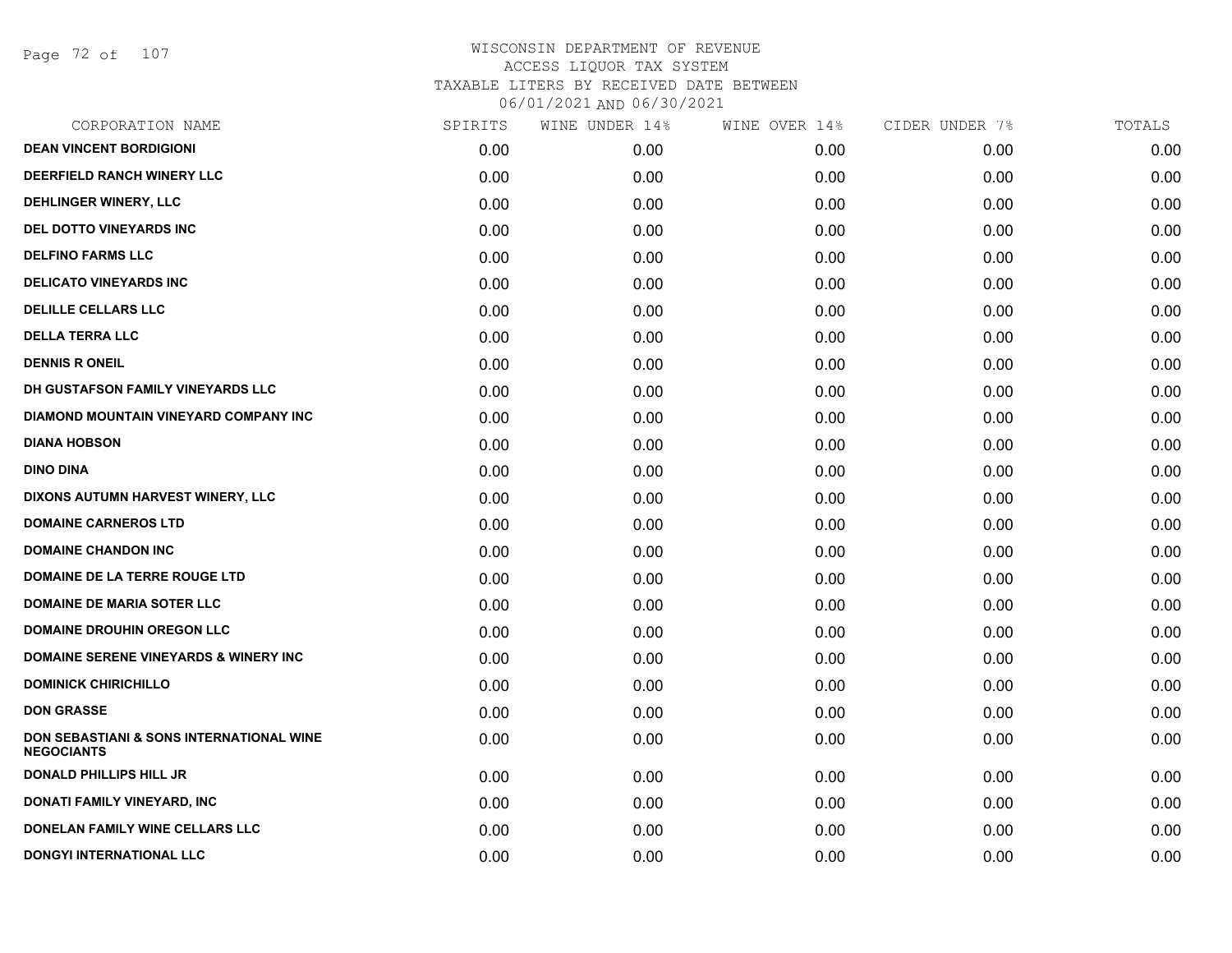# WISCONSIN DEPARTMENT OF REVENUE
ACCESS LIQUOR TAX SYSTEM
TAXABLE LITERS BY RECEIVED DATE BETWEEN
06/01/2021 AND 06/30/2021

| CORPORATION NAME | SPIRITS | WINE UNDER 14% | WINE OVER 14% | CIDER UNDER 7% | TOTALS |
|---|---|---|---|---|---|
| DEAN VINCENT BORDIGIONI | 0.00 | 0.00 | 0.00 | 0.00 | 0.00 |
| DEERFIELD RANCH WINERY LLC | 0.00 | 0.00 | 0.00 | 0.00 | 0.00 |
| DEHLINGER WINERY, LLC | 0.00 | 0.00 | 0.00 | 0.00 | 0.00 |
| DEL DOTTO VINEYARDS INC | 0.00 | 0.00 | 0.00 | 0.00 | 0.00 |
| DELFINO FARMS LLC | 0.00 | 0.00 | 0.00 | 0.00 | 0.00 |
| DELICATO VINEYARDS INC | 0.00 | 0.00 | 0.00 | 0.00 | 0.00 |
| DELILLE CELLARS LLC | 0.00 | 0.00 | 0.00 | 0.00 | 0.00 |
| DELLA TERRA LLC | 0.00 | 0.00 | 0.00 | 0.00 | 0.00 |
| DENNIS R ONEIL | 0.00 | 0.00 | 0.00 | 0.00 | 0.00 |
| DH GUSTAFSON FAMILY VINEYARDS LLC | 0.00 | 0.00 | 0.00 | 0.00 | 0.00 |
| DIAMOND MOUNTAIN VINEYARD COMPANY INC | 0.00 | 0.00 | 0.00 | 0.00 | 0.00 |
| DIANA HOBSON | 0.00 | 0.00 | 0.00 | 0.00 | 0.00 |
| DINO DINA | 0.00 | 0.00 | 0.00 | 0.00 | 0.00 |
| DIXONS AUTUMN HARVEST WINERY, LLC | 0.00 | 0.00 | 0.00 | 0.00 | 0.00 |
| DOMAINE CARNEROS LTD | 0.00 | 0.00 | 0.00 | 0.00 | 0.00 |
| DOMAINE CHANDON INC | 0.00 | 0.00 | 0.00 | 0.00 | 0.00 |
| DOMAINE DE LA TERRE ROUGE LTD | 0.00 | 0.00 | 0.00 | 0.00 | 0.00 |
| DOMAINE DE MARIA SOTER LLC | 0.00 | 0.00 | 0.00 | 0.00 | 0.00 |
| DOMAINE DROUHIN OREGON LLC | 0.00 | 0.00 | 0.00 | 0.00 | 0.00 |
| DOMAINE SERENE VINEYARDS & WINERY INC | 0.00 | 0.00 | 0.00 | 0.00 | 0.00 |
| DOMINICK CHIRICHILLO | 0.00 | 0.00 | 0.00 | 0.00 | 0.00 |
| DON GRASSE | 0.00 | 0.00 | 0.00 | 0.00 | 0.00 |
| DON SEBASTIANI & SONS INTERNATIONAL WINE NEGOCIANTS | 0.00 | 0.00 | 0.00 | 0.00 | 0.00 |
| DONALD PHILLIPS HILL JR | 0.00 | 0.00 | 0.00 | 0.00 | 0.00 |
| DONATI FAMILY VINEYARD, INC | 0.00 | 0.00 | 0.00 | 0.00 | 0.00 |
| DONELAN FAMILY WINE CELLARS LLC | 0.00 | 0.00 | 0.00 | 0.00 | 0.00 |
| DONGYI INTERNATIONAL LLC | 0.00 | 0.00 | 0.00 | 0.00 | 0.00 |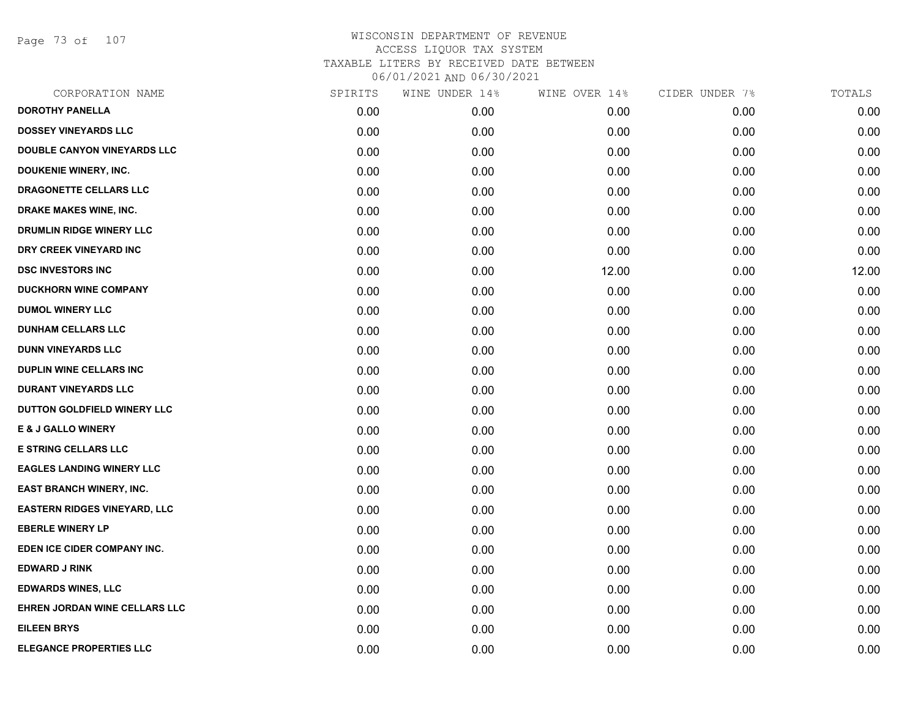WISCONSIN DEPARTMENT OF REVENUE
ACCESS LIQUOR TAX SYSTEM
TAXABLE LITERS BY RECEIVED DATE BETWEEN
06/01/2021 AND 06/30/2021

| CORPORATION NAME | SPIRITS | WINE UNDER 14% | WINE OVER 14% | CIDER UNDER 7% | TOTALS |
|---|---|---|---|---|---|
| **DOROTHY PANELLA** | 0.00 | 0.00 | 0.00 | 0.00 | 0.00 |
| **DOSSEY VINEYARDS LLC** | 0.00 | 0.00 | 0.00 | 0.00 | 0.00 |
| **DOUBLE CANYON VINEYARDS LLC** | 0.00 | 0.00 | 0.00 | 0.00 | 0.00 |
| **DOUKENIE WINERY, INC.** | 0.00 | 0.00 | 0.00 | 0.00 | 0.00 |
| **DRAGONETTE CELLARS LLC** | 0.00 | 0.00 | 0.00 | 0.00 | 0.00 |
| **DRAKE MAKES WINE, INC.** | 0.00 | 0.00 | 0.00 | 0.00 | 0.00 |
| **DRUMLIN RIDGE WINERY LLC** | 0.00 | 0.00 | 0.00 | 0.00 | 0.00 |
| **DRY CREEK VINEYARD INC** | 0.00 | 0.00 | 0.00 | 0.00 | 0.00 |
| **DSC INVESTORS INC** | 0.00 | 0.00 | 12.00 | 0.00 | 12.00 |
| **DUCKHORN WINE COMPANY** | 0.00 | 0.00 | 0.00 | 0.00 | 0.00 |
| **DUMOL WINERY LLC** | 0.00 | 0.00 | 0.00 | 0.00 | 0.00 |
| **DUNHAM CELLARS LLC** | 0.00 | 0.00 | 0.00 | 0.00 | 0.00 |
| **DUNN VINEYARDS LLC** | 0.00 | 0.00 | 0.00 | 0.00 | 0.00 |
| **DUPLIN WINE CELLARS INC** | 0.00 | 0.00 | 0.00 | 0.00 | 0.00 |
| **DURANT VINEYARDS LLC** | 0.00 | 0.00 | 0.00 | 0.00 | 0.00 |
| **DUTTON GOLDFIELD WINERY LLC** | 0.00 | 0.00 | 0.00 | 0.00 | 0.00 |
| **E & J GALLO WINERY** | 0.00 | 0.00 | 0.00 | 0.00 | 0.00 |
| **E STRING CELLARS LLC** | 0.00 | 0.00 | 0.00 | 0.00 | 0.00 |
| **EAGLES LANDING WINERY LLC** | 0.00 | 0.00 | 0.00 | 0.00 | 0.00 |
| **EAST BRANCH WINERY, INC.** | 0.00 | 0.00 | 0.00 | 0.00 | 0.00 |
| **EASTERN RIDGES VINEYARD, LLC** | 0.00 | 0.00 | 0.00 | 0.00 | 0.00 |
| **EBERLE WINERY LP** | 0.00 | 0.00 | 0.00 | 0.00 | 0.00 |
| **EDEN ICE CIDER COMPANY INC.** | 0.00 | 0.00 | 0.00 | 0.00 | 0.00 |
| **EDWARD J RINK** | 0.00 | 0.00 | 0.00 | 0.00 | 0.00 |
| **EDWARDS WINES, LLC** | 0.00 | 0.00 | 0.00 | 0.00 | 0.00 |
| **EHREN JORDAN WINE CELLARS LLC** | 0.00 | 0.00 | 0.00 | 0.00 | 0.00 |
| **EILEEN BRYS** | 0.00 | 0.00 | 0.00 | 0.00 | 0.00 |
| **ELEGANCE PROPERTIES LLC** | 0.00 | 0.00 | 0.00 | 0.00 | 0.00 |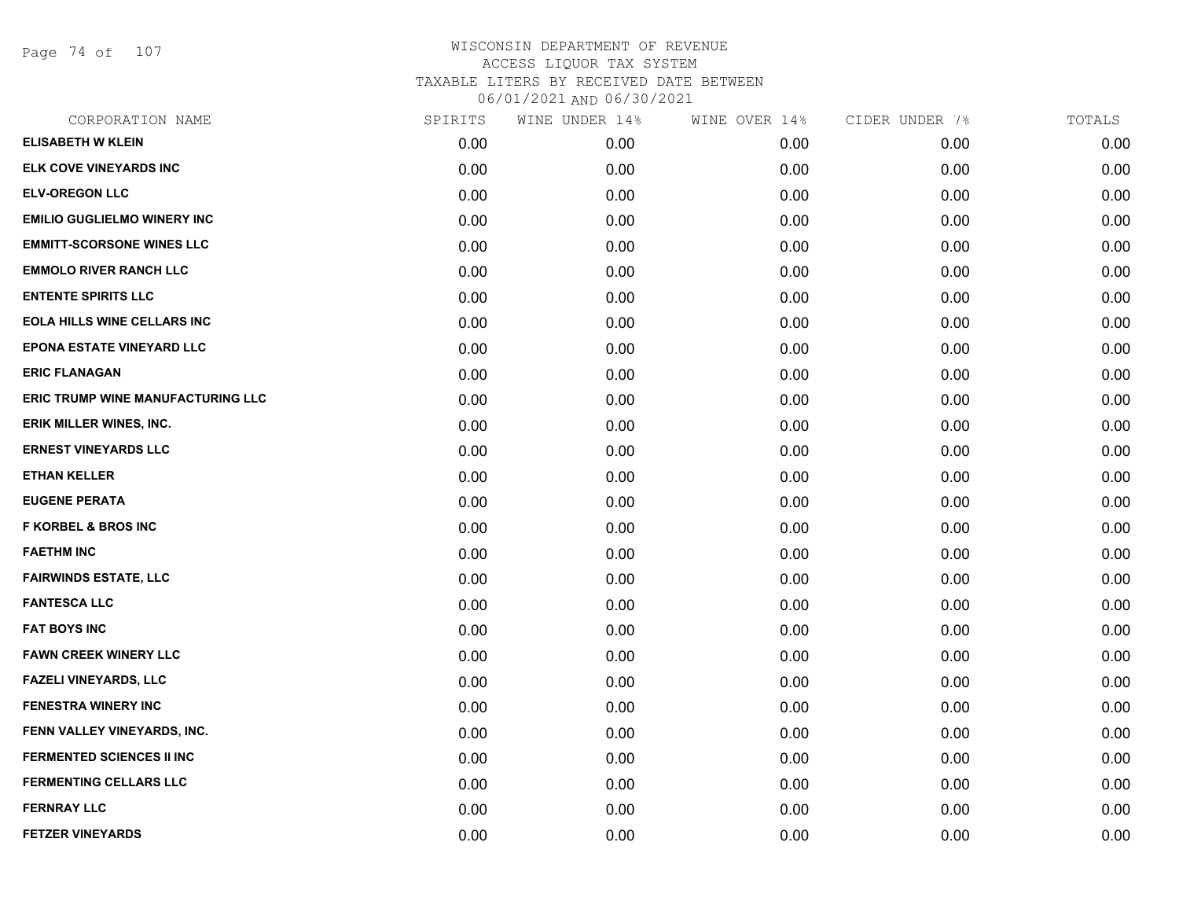WISCONSIN DEPARTMENT OF REVENUE
ACCESS LIQUOR TAX SYSTEM
TAXABLE LITERS BY RECEIVED DATE BETWEEN
06/01/2021 AND 06/30/2021

| CORPORATION NAME | SPIRITS | WINE UNDER 14% | WINE OVER 14% | CIDER UNDER 7% | TOTALS |
|---|---|---|---|---|---|
| ELISABETH W KLEIN | 0.00 | 0.00 | 0.00 | 0.00 | 0.00 |
| ELK COVE VINEYARDS INC | 0.00 | 0.00 | 0.00 | 0.00 | 0.00 |
| ELV-OREGON LLC | 0.00 | 0.00 | 0.00 | 0.00 | 0.00 |
| EMILIO GUGLIELMO WINERY INC | 0.00 | 0.00 | 0.00 | 0.00 | 0.00 |
| EMMITT-SCORSONE WINES LLC | 0.00 | 0.00 | 0.00 | 0.00 | 0.00 |
| EMMOLO RIVER RANCH LLC | 0.00 | 0.00 | 0.00 | 0.00 | 0.00 |
| ENTENTE SPIRITS LLC | 0.00 | 0.00 | 0.00 | 0.00 | 0.00 |
| EOLA HILLS WINE CELLARS INC | 0.00 | 0.00 | 0.00 | 0.00 | 0.00 |
| EPONA ESTATE VINEYARD LLC | 0.00 | 0.00 | 0.00 | 0.00 | 0.00 |
| ERIC FLANAGAN | 0.00 | 0.00 | 0.00 | 0.00 | 0.00 |
| ERIC TRUMP WINE MANUFACTURING LLC | 0.00 | 0.00 | 0.00 | 0.00 | 0.00 |
| ERIK MILLER WINES, INC. | 0.00 | 0.00 | 0.00 | 0.00 | 0.00 |
| ERNEST VINEYARDS LLC | 0.00 | 0.00 | 0.00 | 0.00 | 0.00 |
| ETHAN KELLER | 0.00 | 0.00 | 0.00 | 0.00 | 0.00 |
| EUGENE PERATA | 0.00 | 0.00 | 0.00 | 0.00 | 0.00 |
| F KORBEL & BROS INC | 0.00 | 0.00 | 0.00 | 0.00 | 0.00 |
| FAETHM INC | 0.00 | 0.00 | 0.00 | 0.00 | 0.00 |
| FAIRWINDS ESTATE, LLC | 0.00 | 0.00 | 0.00 | 0.00 | 0.00 |
| FANTESCA LLC | 0.00 | 0.00 | 0.00 | 0.00 | 0.00 |
| FAT BOYS INC | 0.00 | 0.00 | 0.00 | 0.00 | 0.00 |
| FAWN CREEK WINERY LLC | 0.00 | 0.00 | 0.00 | 0.00 | 0.00 |
| FAZELI VINEYARDS, LLC | 0.00 | 0.00 | 0.00 | 0.00 | 0.00 |
| FENESTRA WINERY INC | 0.00 | 0.00 | 0.00 | 0.00 | 0.00 |
| FENN VALLEY VINEYARDS, INC. | 0.00 | 0.00 | 0.00 | 0.00 | 0.00 |
| FERMENTED SCIENCES II INC | 0.00 | 0.00 | 0.00 | 0.00 | 0.00 |
| FERMENTING CELLARS LLC | 0.00 | 0.00 | 0.00 | 0.00 | 0.00 |
| FERNRAY LLC | 0.00 | 0.00 | 0.00 | 0.00 | 0.00 |
| FETZER VINEYARDS | 0.00 | 0.00 | 0.00 | 0.00 | 0.00 |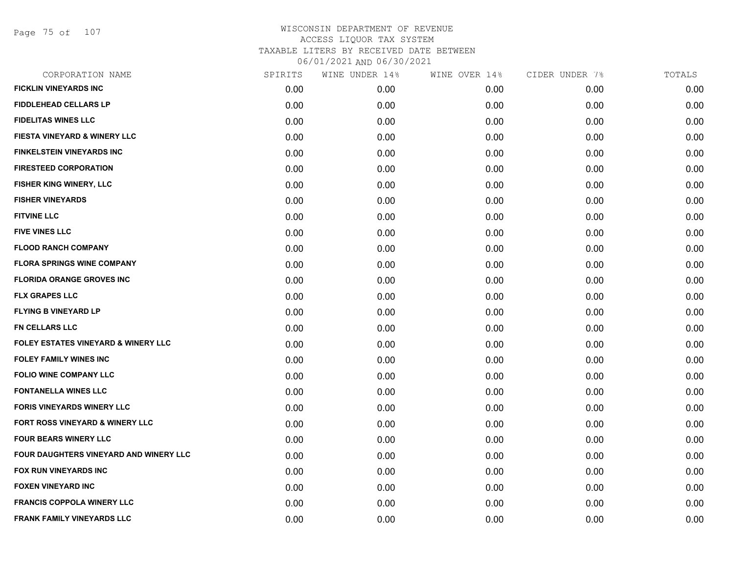# WISCONSIN DEPARTMENT OF REVENUE
## ACCESS LIQUOR TAX SYSTEM
### TAXABLE LITERS BY RECEIVED DATE BETWEEN 06/01/2021 AND 06/30/2021

| CORPORATION NAME | SPIRITS | WINE UNDER 14% | WINE OVER 14% | CIDER UNDER 7% | TOTALS |
|---|---|---|---|---|---|
| FICKLIN VINEYARDS INC | 0.00 | 0.00 | 0.00 | 0.00 | 0.00 |
| FIDDLEHEAD CELLARS LP | 0.00 | 0.00 | 0.00 | 0.00 | 0.00 |
| FIDELITAS WINES LLC | 0.00 | 0.00 | 0.00 | 0.00 | 0.00 |
| FIESTA VINEYARD & WINERY LLC | 0.00 | 0.00 | 0.00 | 0.00 | 0.00 |
| FINKELSTEIN VINEYARDS INC | 0.00 | 0.00 | 0.00 | 0.00 | 0.00 |
| FIRESTEED CORPORATION | 0.00 | 0.00 | 0.00 | 0.00 | 0.00 |
| FISHER KING WINERY, LLC | 0.00 | 0.00 | 0.00 | 0.00 | 0.00 |
| FISHER VINEYARDS | 0.00 | 0.00 | 0.00 | 0.00 | 0.00 |
| FITVINE LLC | 0.00 | 0.00 | 0.00 | 0.00 | 0.00 |
| FIVE VINES LLC | 0.00 | 0.00 | 0.00 | 0.00 | 0.00 |
| FLOOD RANCH COMPANY | 0.00 | 0.00 | 0.00 | 0.00 | 0.00 |
| FLORA SPRINGS WINE COMPANY | 0.00 | 0.00 | 0.00 | 0.00 | 0.00 |
| FLORIDA ORANGE GROVES INC | 0.00 | 0.00 | 0.00 | 0.00 | 0.00 |
| FLX GRAPES LLC | 0.00 | 0.00 | 0.00 | 0.00 | 0.00 |
| FLYING B VINEYARD LP | 0.00 | 0.00 | 0.00 | 0.00 | 0.00 |
| FN CELLARS LLC | 0.00 | 0.00 | 0.00 | 0.00 | 0.00 |
| FOLEY ESTATES VINEYARD & WINERY LLC | 0.00 | 0.00 | 0.00 | 0.00 | 0.00 |
| FOLEY FAMILY WINES INC | 0.00 | 0.00 | 0.00 | 0.00 | 0.00 |
| FOLIO WINE COMPANY LLC | 0.00 | 0.00 | 0.00 | 0.00 | 0.00 |
| FONTANELLA WINES LLC | 0.00 | 0.00 | 0.00 | 0.00 | 0.00 |
| FORIS VINEYARDS WINERY LLC | 0.00 | 0.00 | 0.00 | 0.00 | 0.00 |
| FORT ROSS VINEYARD & WINERY LLC | 0.00 | 0.00 | 0.00 | 0.00 | 0.00 |
| FOUR BEARS WINERY LLC | 0.00 | 0.00 | 0.00 | 0.00 | 0.00 |
| FOUR DAUGHTERS VINEYARD AND WINERY LLC | 0.00 | 0.00 | 0.00 | 0.00 | 0.00 |
| FOX RUN VINEYARDS INC | 0.00 | 0.00 | 0.00 | 0.00 | 0.00 |
| FOXEN VINEYARD INC | 0.00 | 0.00 | 0.00 | 0.00 | 0.00 |
| FRANCIS COPPOLA WINERY LLC | 0.00 | 0.00 | 0.00 | 0.00 | 0.00 |
| FRANK FAMILY VINEYARDS LLC | 0.00 | 0.00 | 0.00 | 0.00 | 0.00 |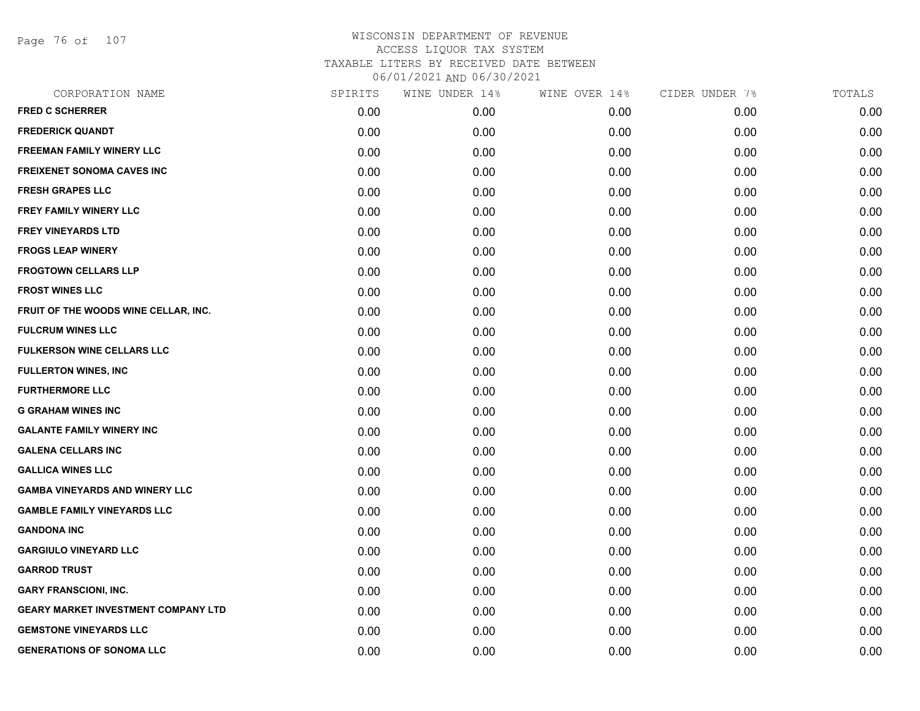WISCONSIN DEPARTMENT OF REVENUE
ACCESS LIQUOR TAX SYSTEM
TAXABLE LITERS BY RECEIVED DATE BETWEEN
06/01/2021 AND 06/30/2021

| CORPORATION NAME | SPIRITS | WINE UNDER 14% | WINE OVER 14% | CIDER UNDER 7% | TOTALS |
|---|---|---|---|---|---|
| FRED C SCHERRER | 0.00 | 0.00 | 0.00 | 0.00 | 0.00 |
| FREDERICK QUANDT | 0.00 | 0.00 | 0.00 | 0.00 | 0.00 |
| FREEMAN FAMILY WINERY LLC | 0.00 | 0.00 | 0.00 | 0.00 | 0.00 |
| FREIXENET SONOMA CAVES INC | 0.00 | 0.00 | 0.00 | 0.00 | 0.00 |
| FRESH GRAPES LLC | 0.00 | 0.00 | 0.00 | 0.00 | 0.00 |
| FREY FAMILY WINERY LLC | 0.00 | 0.00 | 0.00 | 0.00 | 0.00 |
| FREY VINEYARDS LTD | 0.00 | 0.00 | 0.00 | 0.00 | 0.00 |
| FROGS LEAP WINERY | 0.00 | 0.00 | 0.00 | 0.00 | 0.00 |
| FROGTOWN CELLARS LLP | 0.00 | 0.00 | 0.00 | 0.00 | 0.00 |
| FROST WINES LLC | 0.00 | 0.00 | 0.00 | 0.00 | 0.00 |
| FRUIT OF THE WOODS WINE CELLAR, INC. | 0.00 | 0.00 | 0.00 | 0.00 | 0.00 |
| FULCRUM WINES LLC | 0.00 | 0.00 | 0.00 | 0.00 | 0.00 |
| FULKERSON WINE CELLARS LLC | 0.00 | 0.00 | 0.00 | 0.00 | 0.00 |
| FULLERTON WINES, INC | 0.00 | 0.00 | 0.00 | 0.00 | 0.00 |
| FURTHERMORE LLC | 0.00 | 0.00 | 0.00 | 0.00 | 0.00 |
| G GRAHAM WINES INC | 0.00 | 0.00 | 0.00 | 0.00 | 0.00 |
| GALANTE FAMILY WINERY INC | 0.00 | 0.00 | 0.00 | 0.00 | 0.00 |
| GALENA CELLARS INC | 0.00 | 0.00 | 0.00 | 0.00 | 0.00 |
| GALLICA WINES LLC | 0.00 | 0.00 | 0.00 | 0.00 | 0.00 |
| GAMBA VINEYARDS AND WINERY LLC | 0.00 | 0.00 | 0.00 | 0.00 | 0.00 |
| GAMBLE FAMILY VINEYARDS LLC | 0.00 | 0.00 | 0.00 | 0.00 | 0.00 |
| GANDONA INC | 0.00 | 0.00 | 0.00 | 0.00 | 0.00 |
| GARGIULO VINEYARD LLC | 0.00 | 0.00 | 0.00 | 0.00 | 0.00 |
| GARROD TRUST | 0.00 | 0.00 | 0.00 | 0.00 | 0.00 |
| GARY FRANSCIONI, INC. | 0.00 | 0.00 | 0.00 | 0.00 | 0.00 |
| GEARY MARKET INVESTMENT COMPANY LTD | 0.00 | 0.00 | 0.00 | 0.00 | 0.00 |
| GEMSTONE VINEYARDS LLC | 0.00 | 0.00 | 0.00 | 0.00 | 0.00 |
| GENERATIONS OF SONOMA LLC | 0.00 | 0.00 | 0.00 | 0.00 | 0.00 |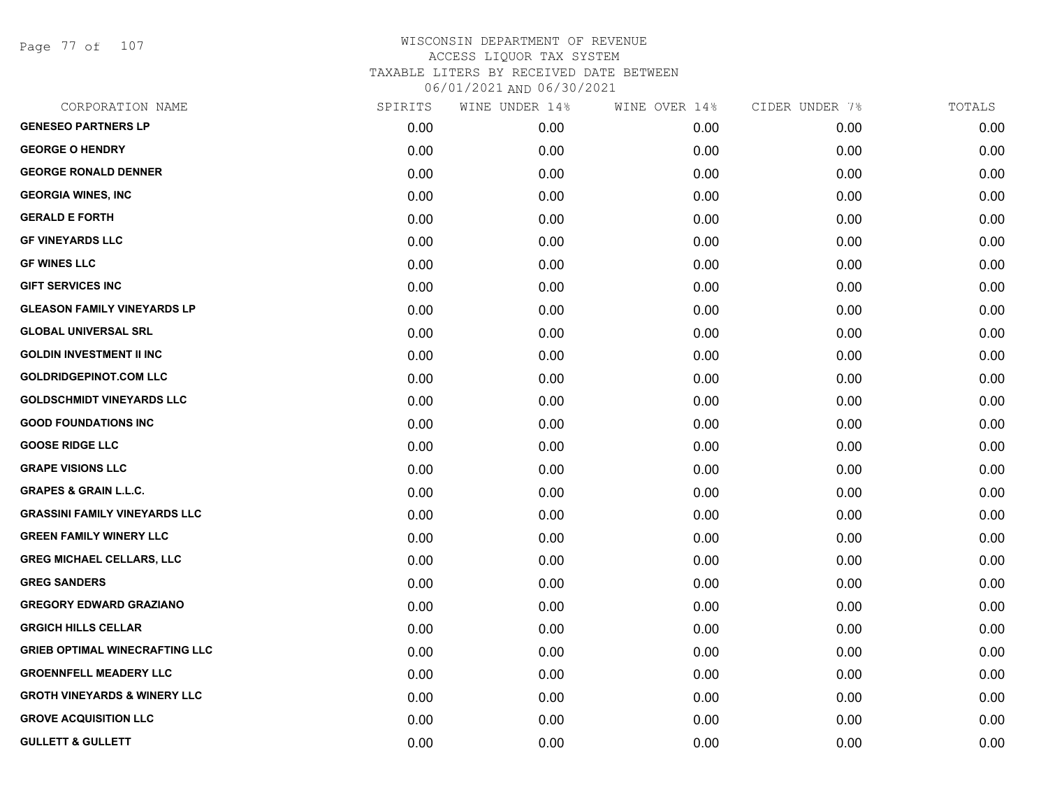WISCONSIN DEPARTMENT OF REVENUE
ACCESS LIQUOR TAX SYSTEM
TAXABLE LITERS BY RECEIVED DATE BETWEEN
06/01/2021 AND 06/30/2021

| CORPORATION NAME | SPIRITS | WINE UNDER 14% | WINE OVER 14% | CIDER UNDER 7% | TOTALS |
|---|---|---|---|---|---|
| GENESEO PARTNERS LP | 0.00 | 0.00 | 0.00 | 0.00 | 0.00 |
| GEORGE O HENDRY | 0.00 | 0.00 | 0.00 | 0.00 | 0.00 |
| GEORGE RONALD DENNER | 0.00 | 0.00 | 0.00 | 0.00 | 0.00 |
| GEORGIA WINES, INC | 0.00 | 0.00 | 0.00 | 0.00 | 0.00 |
| GERALD E FORTH | 0.00 | 0.00 | 0.00 | 0.00 | 0.00 |
| GF VINEYARDS LLC | 0.00 | 0.00 | 0.00 | 0.00 | 0.00 |
| GF WINES LLC | 0.00 | 0.00 | 0.00 | 0.00 | 0.00 |
| GIFT SERVICES INC | 0.00 | 0.00 | 0.00 | 0.00 | 0.00 |
| GLEASON FAMILY VINEYARDS LP | 0.00 | 0.00 | 0.00 | 0.00 | 0.00 |
| GLOBAL UNIVERSAL SRL | 0.00 | 0.00 | 0.00 | 0.00 | 0.00 |
| GOLDIN INVESTMENT II INC | 0.00 | 0.00 | 0.00 | 0.00 | 0.00 |
| GOLDRIDGEPINOT.COM LLC | 0.00 | 0.00 | 0.00 | 0.00 | 0.00 |
| GOLDSCHMIDT VINEYARDS LLC | 0.00 | 0.00 | 0.00 | 0.00 | 0.00 |
| GOOD FOUNDATIONS INC | 0.00 | 0.00 | 0.00 | 0.00 | 0.00 |
| GOOSE RIDGE LLC | 0.00 | 0.00 | 0.00 | 0.00 | 0.00 |
| GRAPE VISIONS LLC | 0.00 | 0.00 | 0.00 | 0.00 | 0.00 |
| GRAPES & GRAIN L.L.C. | 0.00 | 0.00 | 0.00 | 0.00 | 0.00 |
| GRASSINI FAMILY VINEYARDS LLC | 0.00 | 0.00 | 0.00 | 0.00 | 0.00 |
| GREEN FAMILY WINERY LLC | 0.00 | 0.00 | 0.00 | 0.00 | 0.00 |
| GREG MICHAEL CELLARS, LLC | 0.00 | 0.00 | 0.00 | 0.00 | 0.00 |
| GREG SANDERS | 0.00 | 0.00 | 0.00 | 0.00 | 0.00 |
| GREGORY EDWARD GRAZIANO | 0.00 | 0.00 | 0.00 | 0.00 | 0.00 |
| GRGICH HILLS CELLAR | 0.00 | 0.00 | 0.00 | 0.00 | 0.00 |
| GRIEB OPTIMAL WINECRAFTING LLC | 0.00 | 0.00 | 0.00 | 0.00 | 0.00 |
| GROENNFELL MEADERY LLC | 0.00 | 0.00 | 0.00 | 0.00 | 0.00 |
| GROTH VINEYARDS & WINERY LLC | 0.00 | 0.00 | 0.00 | 0.00 | 0.00 |
| GROVE ACQUISITION LLC | 0.00 | 0.00 | 0.00 | 0.00 | 0.00 |
| GULLETT & GULLETT | 0.00 | 0.00 | 0.00 | 0.00 | 0.00 |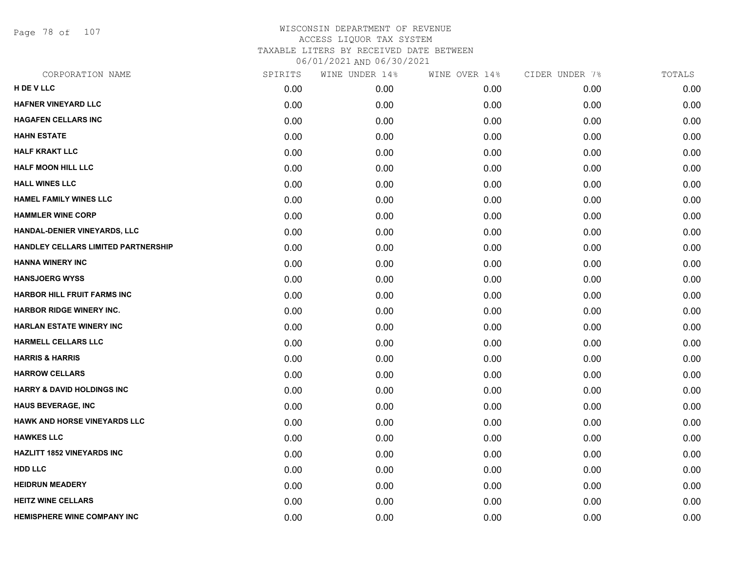# WISCONSIN DEPARTMENT OF REVENUE
ACCESS LIQUOR TAX SYSTEM
TAXABLE LITERS BY RECEIVED DATE BETWEEN
06/01/2021 AND 06/30/2021

| CORPORATION NAME | SPIRITS | WINE UNDER 14% | WINE OVER 14% | CIDER UNDER 7% | TOTALS |
|---|---|---|---|---|---|
| H DE V LLC | 0.00 | 0.00 | 0.00 | 0.00 | 0.00 |
| HAFNER VINEYARD LLC | 0.00 | 0.00 | 0.00 | 0.00 | 0.00 |
| HAGAFEN CELLARS INC | 0.00 | 0.00 | 0.00 | 0.00 | 0.00 |
| HAHN ESTATE | 0.00 | 0.00 | 0.00 | 0.00 | 0.00 |
| HALF KRAKT LLC | 0.00 | 0.00 | 0.00 | 0.00 | 0.00 |
| HALF MOON HILL LLC | 0.00 | 0.00 | 0.00 | 0.00 | 0.00 |
| HALL WINES LLC | 0.00 | 0.00 | 0.00 | 0.00 | 0.00 |
| HAMEL FAMILY WINES LLC | 0.00 | 0.00 | 0.00 | 0.00 | 0.00 |
| HAMMLER WINE CORP | 0.00 | 0.00 | 0.00 | 0.00 | 0.00 |
| HANDAL-DENIER VINEYARDS, LLC | 0.00 | 0.00 | 0.00 | 0.00 | 0.00 |
| HANDLEY CELLARS LIMITED PARTNERSHIP | 0.00 | 0.00 | 0.00 | 0.00 | 0.00 |
| HANNA WINERY INC | 0.00 | 0.00 | 0.00 | 0.00 | 0.00 |
| HANSJOERG WYSS | 0.00 | 0.00 | 0.00 | 0.00 | 0.00 |
| HARBOR HILL FRUIT FARMS INC | 0.00 | 0.00 | 0.00 | 0.00 | 0.00 |
| HARBOR RIDGE WINERY INC. | 0.00 | 0.00 | 0.00 | 0.00 | 0.00 |
| HARLAN ESTATE WINERY INC | 0.00 | 0.00 | 0.00 | 0.00 | 0.00 |
| HARMELL CELLARS LLC | 0.00 | 0.00 | 0.00 | 0.00 | 0.00 |
| HARRIS & HARRIS | 0.00 | 0.00 | 0.00 | 0.00 | 0.00 |
| HARROW CELLARS | 0.00 | 0.00 | 0.00 | 0.00 | 0.00 |
| HARRY & DAVID HOLDINGS INC | 0.00 | 0.00 | 0.00 | 0.00 | 0.00 |
| HAUS BEVERAGE, INC | 0.00 | 0.00 | 0.00 | 0.00 | 0.00 |
| HAWK AND HORSE VINEYARDS LLC | 0.00 | 0.00 | 0.00 | 0.00 | 0.00 |
| HAWKES LLC | 0.00 | 0.00 | 0.00 | 0.00 | 0.00 |
| HAZLITT 1852 VINEYARDS INC | 0.00 | 0.00 | 0.00 | 0.00 | 0.00 |
| HDD LLC | 0.00 | 0.00 | 0.00 | 0.00 | 0.00 |
| HEIDRUN MEADERY | 0.00 | 0.00 | 0.00 | 0.00 | 0.00 |
| HEITZ WINE CELLARS | 0.00 | 0.00 | 0.00 | 0.00 | 0.00 |
| HEMISPHERE WINE COMPANY INC | 0.00 | 0.00 | 0.00 | 0.00 | 0.00 |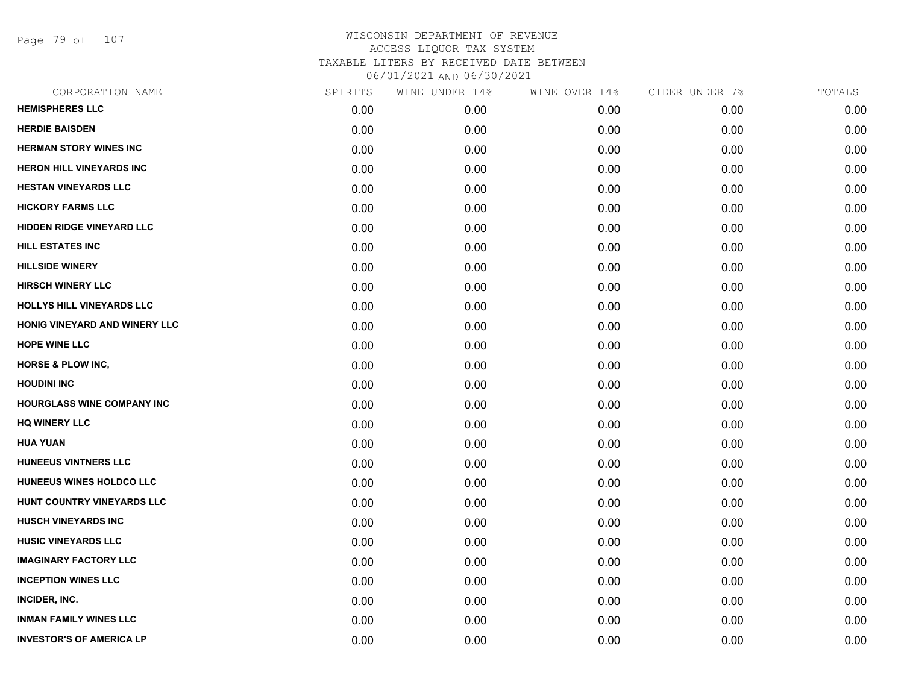WISCONSIN DEPARTMENT OF REVENUE
ACCESS LIQUOR TAX SYSTEM
TAXABLE LITERS BY RECEIVED DATE BETWEEN
06/01/2021 AND 06/30/2021

| CORPORATION NAME | SPIRITS | WINE UNDER 14% | WINE OVER 14% | CIDER UNDER 7% | TOTALS |
|---|---|---|---|---|---|
| HEMISPHERES LLC | 0.00 | 0.00 | 0.00 | 0.00 | 0.00 |
| HERDIE BAISDEN | 0.00 | 0.00 | 0.00 | 0.00 | 0.00 |
| HERMAN STORY WINES INC | 0.00 | 0.00 | 0.00 | 0.00 | 0.00 |
| HERON HILL VINEYARDS INC | 0.00 | 0.00 | 0.00 | 0.00 | 0.00 |
| HESTAN VINEYARDS LLC | 0.00 | 0.00 | 0.00 | 0.00 | 0.00 |
| HICKORY FARMS LLC | 0.00 | 0.00 | 0.00 | 0.00 | 0.00 |
| HIDDEN RIDGE VINEYARD LLC | 0.00 | 0.00 | 0.00 | 0.00 | 0.00 |
| HILL ESTATES INC | 0.00 | 0.00 | 0.00 | 0.00 | 0.00 |
| HILLSIDE WINERY | 0.00 | 0.00 | 0.00 | 0.00 | 0.00 |
| HIRSCH WINERY LLC | 0.00 | 0.00 | 0.00 | 0.00 | 0.00 |
| HOLLYS HILL VINEYARDS LLC | 0.00 | 0.00 | 0.00 | 0.00 | 0.00 |
| HONIG VINEYARD AND WINERY LLC | 0.00 | 0.00 | 0.00 | 0.00 | 0.00 |
| HOPE WINE LLC | 0.00 | 0.00 | 0.00 | 0.00 | 0.00 |
| HORSE & PLOW INC, | 0.00 | 0.00 | 0.00 | 0.00 | 0.00 |
| HOUDINI INC | 0.00 | 0.00 | 0.00 | 0.00 | 0.00 |
| HOURGLASS WINE COMPANY INC | 0.00 | 0.00 | 0.00 | 0.00 | 0.00 |
| HQ WINERY LLC | 0.00 | 0.00 | 0.00 | 0.00 | 0.00 |
| HUA YUAN | 0.00 | 0.00 | 0.00 | 0.00 | 0.00 |
| HUNEEUS VINTNERS LLC | 0.00 | 0.00 | 0.00 | 0.00 | 0.00 |
| HUNEEUS WINES HOLDCO LLC | 0.00 | 0.00 | 0.00 | 0.00 | 0.00 |
| HUNT COUNTRY VINEYARDS LLC | 0.00 | 0.00 | 0.00 | 0.00 | 0.00 |
| HUSCH VINEYARDS INC | 0.00 | 0.00 | 0.00 | 0.00 | 0.00 |
| HUSIC VINEYARDS LLC | 0.00 | 0.00 | 0.00 | 0.00 | 0.00 |
| IMAGINARY FACTORY LLC | 0.00 | 0.00 | 0.00 | 0.00 | 0.00 |
| INCEPTION WINES LLC | 0.00 | 0.00 | 0.00 | 0.00 | 0.00 |
| INCIDER, INC. | 0.00 | 0.00 | 0.00 | 0.00 | 0.00 |
| INMAN FAMILY WINES LLC | 0.00 | 0.00 | 0.00 | 0.00 | 0.00 |
| INVESTOR'S OF AMERICA LP | 0.00 | 0.00 | 0.00 | 0.00 | 0.00 |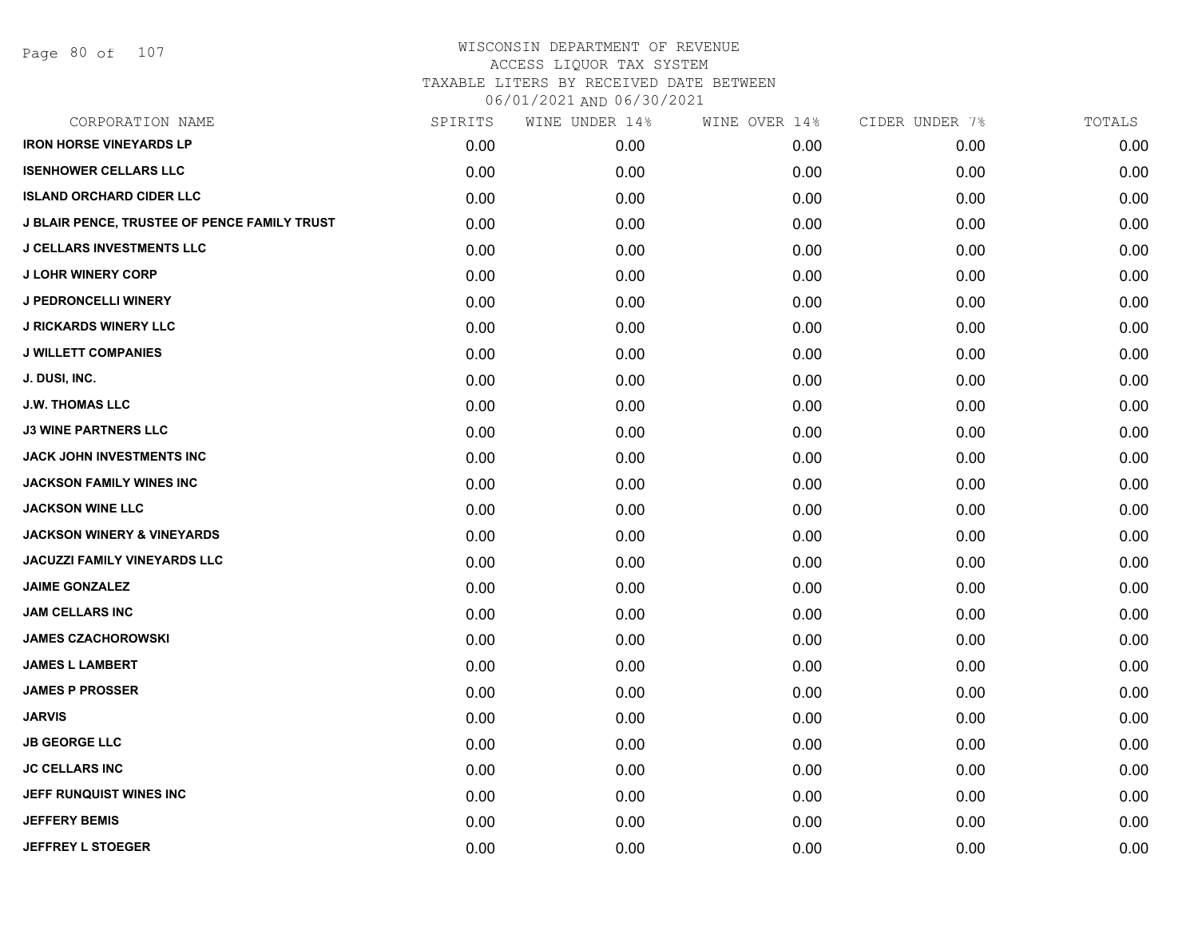# WISCONSIN DEPARTMENT OF REVENUE
ACCESS LIQUOR TAX SYSTEM
TAXABLE LITERS BY RECEIVED DATE BETWEEN
06/01/2021 AND 06/30/2021

| CORPORATION NAME | SPIRITS | WINE UNDER 14% | WINE OVER 14% | CIDER UNDER 7% | TOTALS |
|---|---|---|---|---|---|
| IRON HORSE VINEYARDS LP | 0.00 | 0.00 | 0.00 | 0.00 | 0.00 |
| ISENHOWER CELLARS LLC | 0.00 | 0.00 | 0.00 | 0.00 | 0.00 |
| ISLAND ORCHARD CIDER LLC | 0.00 | 0.00 | 0.00 | 0.00 | 0.00 |
| J BLAIR PENCE, TRUSTEE OF PENCE FAMILY TRUST | 0.00 | 0.00 | 0.00 | 0.00 | 0.00 |
| J CELLARS INVESTMENTS LLC | 0.00 | 0.00 | 0.00 | 0.00 | 0.00 |
| J LOHR WINERY CORP | 0.00 | 0.00 | 0.00 | 0.00 | 0.00 |
| J PEDRONCELLI WINERY | 0.00 | 0.00 | 0.00 | 0.00 | 0.00 |
| J RICKARDS WINERY LLC | 0.00 | 0.00 | 0.00 | 0.00 | 0.00 |
| J WILLETT COMPANIES | 0.00 | 0.00 | 0.00 | 0.00 | 0.00 |
| J. DUSI, INC. | 0.00 | 0.00 | 0.00 | 0.00 | 0.00 |
| J.W. THOMAS LLC | 0.00 | 0.00 | 0.00 | 0.00 | 0.00 |
| J3 WINE PARTNERS LLC | 0.00 | 0.00 | 0.00 | 0.00 | 0.00 |
| JACK JOHN INVESTMENTS INC | 0.00 | 0.00 | 0.00 | 0.00 | 0.00 |
| JACKSON FAMILY WINES INC | 0.00 | 0.00 | 0.00 | 0.00 | 0.00 |
| JACKSON WINE LLC | 0.00 | 0.00 | 0.00 | 0.00 | 0.00 |
| JACKSON WINERY & VINEYARDS | 0.00 | 0.00 | 0.00 | 0.00 | 0.00 |
| JACUZZI FAMILY VINEYARDS LLC | 0.00 | 0.00 | 0.00 | 0.00 | 0.00 |
| JAIME GONZALEZ | 0.00 | 0.00 | 0.00 | 0.00 | 0.00 |
| JAM CELLARS INC | 0.00 | 0.00 | 0.00 | 0.00 | 0.00 |
| JAMES CZACHOROWSKI | 0.00 | 0.00 | 0.00 | 0.00 | 0.00 |
| JAMES L LAMBERT | 0.00 | 0.00 | 0.00 | 0.00 | 0.00 |
| JAMES P PROSSER | 0.00 | 0.00 | 0.00 | 0.00 | 0.00 |
| JARVIS | 0.00 | 0.00 | 0.00 | 0.00 | 0.00 |
| JB GEORGE LLC | 0.00 | 0.00 | 0.00 | 0.00 | 0.00 |
| JC CELLARS INC | 0.00 | 0.00 | 0.00 | 0.00 | 0.00 |
| JEFF RUNQUIST WINES INC | 0.00 | 0.00 | 0.00 | 0.00 | 0.00 |
| JEFFERY BEMIS | 0.00 | 0.00 | 0.00 | 0.00 | 0.00 |
| JEFFREY L STOEGER | 0.00 | 0.00 | 0.00 | 0.00 | 0.00 |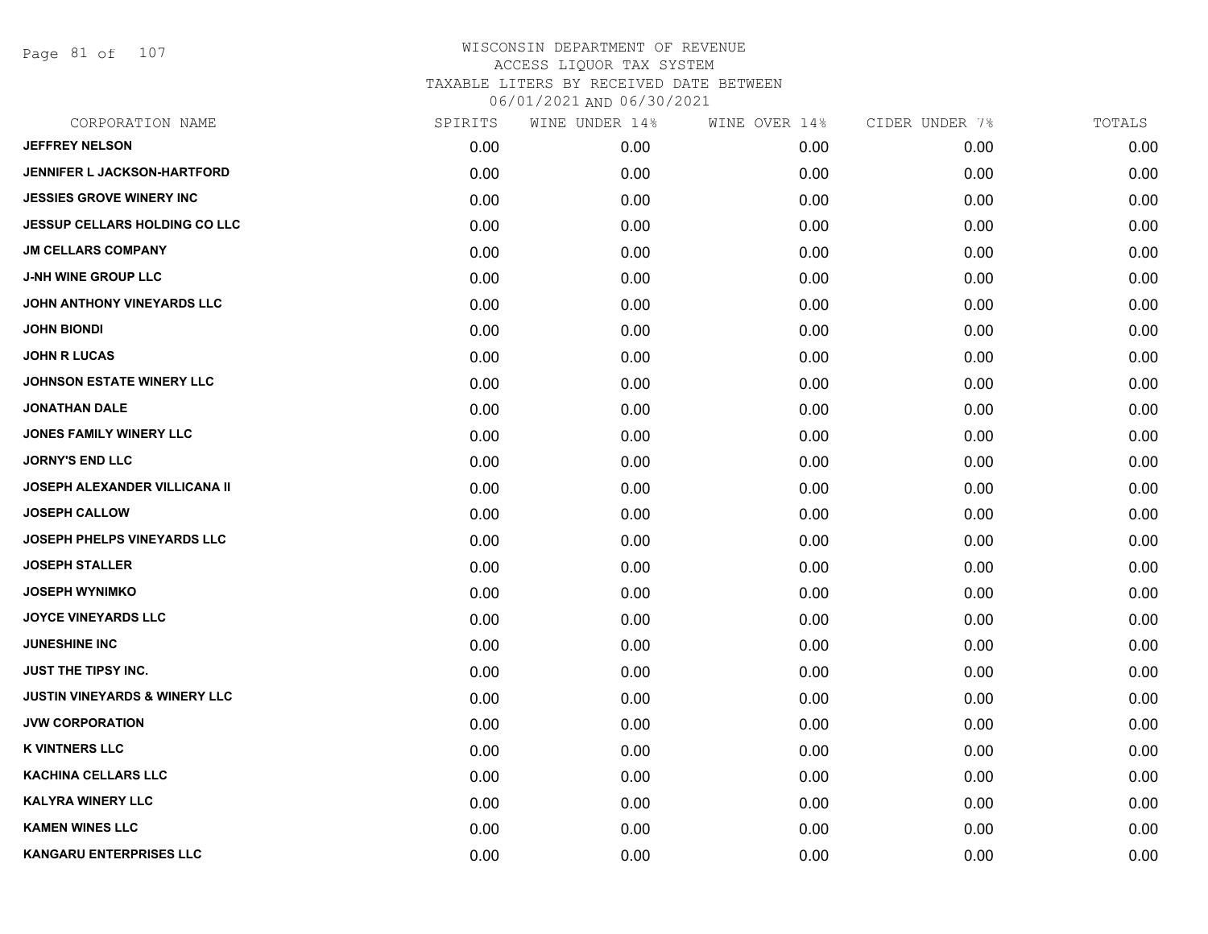WISCONSIN DEPARTMENT OF REVENUE
ACCESS LIQUOR TAX SYSTEM
TAXABLE LITERS BY RECEIVED DATE BETWEEN
06/01/2021 AND 06/30/2021

| CORPORATION NAME | SPIRITS | WINE UNDER 14% | WINE OVER 14% | CIDER UNDER 7% | TOTALS |
|---|---|---|---|---|---|
| JEFFREY NELSON | 0.00 | 0.00 | 0.00 | 0.00 | 0.00 |
| JENNIFER L JACKSON-HARTFORD | 0.00 | 0.00 | 0.00 | 0.00 | 0.00 |
| JESSIES GROVE WINERY INC | 0.00 | 0.00 | 0.00 | 0.00 | 0.00 |
| JESSUP CELLARS HOLDING CO LLC | 0.00 | 0.00 | 0.00 | 0.00 | 0.00 |
| JM CELLARS COMPANY | 0.00 | 0.00 | 0.00 | 0.00 | 0.00 |
| J-NH WINE GROUP LLC | 0.00 | 0.00 | 0.00 | 0.00 | 0.00 |
| JOHN ANTHONY VINEYARDS LLC | 0.00 | 0.00 | 0.00 | 0.00 | 0.00 |
| JOHN BIONDI | 0.00 | 0.00 | 0.00 | 0.00 | 0.00 |
| JOHN R LUCAS | 0.00 | 0.00 | 0.00 | 0.00 | 0.00 |
| JOHNSON ESTATE WINERY LLC | 0.00 | 0.00 | 0.00 | 0.00 | 0.00 |
| JONATHAN DALE | 0.00 | 0.00 | 0.00 | 0.00 | 0.00 |
| JONES FAMILY WINERY LLC | 0.00 | 0.00 | 0.00 | 0.00 | 0.00 |
| JORNY'S END LLC | 0.00 | 0.00 | 0.00 | 0.00 | 0.00 |
| JOSEPH ALEXANDER VILLICANA II | 0.00 | 0.00 | 0.00 | 0.00 | 0.00 |
| JOSEPH CALLOW | 0.00 | 0.00 | 0.00 | 0.00 | 0.00 |
| JOSEPH PHELPS VINEYARDS LLC | 0.00 | 0.00 | 0.00 | 0.00 | 0.00 |
| JOSEPH STALLER | 0.00 | 0.00 | 0.00 | 0.00 | 0.00 |
| JOSEPH WYNIMKO | 0.00 | 0.00 | 0.00 | 0.00 | 0.00 |
| JOYCE VINEYARDS LLC | 0.00 | 0.00 | 0.00 | 0.00 | 0.00 |
| JUNESHINE INC | 0.00 | 0.00 | 0.00 | 0.00 | 0.00 |
| JUST THE TIPSY INC. | 0.00 | 0.00 | 0.00 | 0.00 | 0.00 |
| JUSTIN VINEYARDS & WINERY LLC | 0.00 | 0.00 | 0.00 | 0.00 | 0.00 |
| JVW CORPORATION | 0.00 | 0.00 | 0.00 | 0.00 | 0.00 |
| K VINTNERS LLC | 0.00 | 0.00 | 0.00 | 0.00 | 0.00 |
| KACHINA CELLARS LLC | 0.00 | 0.00 | 0.00 | 0.00 | 0.00 |
| KALYRA WINERY LLC | 0.00 | 0.00 | 0.00 | 0.00 | 0.00 |
| KAMEN WINES LLC | 0.00 | 0.00 | 0.00 | 0.00 | 0.00 |
| KANGARU ENTERPRISES LLC | 0.00 | 0.00 | 0.00 | 0.00 | 0.00 |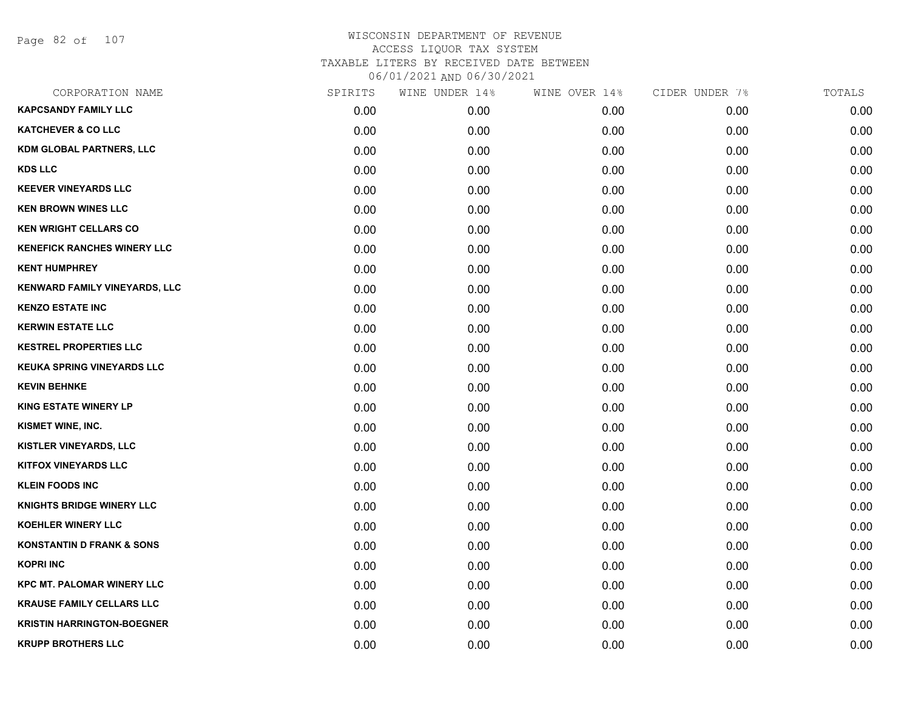# WISCONSIN DEPARTMENT OF REVENUE
ACCESS LIQUOR TAX SYSTEM
TAXABLE LITERS BY RECEIVED DATE BETWEEN
06/01/2021 AND 06/30/2021

| CORPORATION NAME | SPIRITS | WINE UNDER 14% | WINE OVER 14% | CIDER UNDER 7% | TOTALS |
|---|---|---|---|---|---|
| **KAPCSANDY FAMILY LLC** | 0.00 | 0.00 | 0.00 | 0.00 | 0.00 |
| **KATCHEVER & CO LLC** | 0.00 | 0.00 | 0.00 | 0.00 | 0.00 |
| **KDM GLOBAL PARTNERS, LLC** | 0.00 | 0.00 | 0.00 | 0.00 | 0.00 |
| **KDS LLC** | 0.00 | 0.00 | 0.00 | 0.00 | 0.00 |
| **KEEVER VINEYARDS LLC** | 0.00 | 0.00 | 0.00 | 0.00 | 0.00 |
| **KEN BROWN WINES LLC** | 0.00 | 0.00 | 0.00 | 0.00 | 0.00 |
| **KEN WRIGHT CELLARS CO** | 0.00 | 0.00 | 0.00 | 0.00 | 0.00 |
| **KENEFICK RANCHES WINERY LLC** | 0.00 | 0.00 | 0.00 | 0.00 | 0.00 |
| **KENT HUMPHREY** | 0.00 | 0.00 | 0.00 | 0.00 | 0.00 |
| **KENWARD FAMILY VINEYARDS, LLC** | 0.00 | 0.00 | 0.00 | 0.00 | 0.00 |
| **KENZO ESTATE INC** | 0.00 | 0.00 | 0.00 | 0.00 | 0.00 |
| **KERWIN ESTATE LLC** | 0.00 | 0.00 | 0.00 | 0.00 | 0.00 |
| **KESTREL PROPERTIES LLC** | 0.00 | 0.00 | 0.00 | 0.00 | 0.00 |
| **KEUKA SPRING VINEYARDS LLC** | 0.00 | 0.00 | 0.00 | 0.00 | 0.00 |
| **KEVIN BEHNKE** | 0.00 | 0.00 | 0.00 | 0.00 | 0.00 |
| **KING ESTATE WINERY LP** | 0.00 | 0.00 | 0.00 | 0.00 | 0.00 |
| **KISMET WINE, INC.** | 0.00 | 0.00 | 0.00 | 0.00 | 0.00 |
| **KISTLER VINEYARDS, LLC** | 0.00 | 0.00 | 0.00 | 0.00 | 0.00 |
| **KITFOX VINEYARDS LLC** | 0.00 | 0.00 | 0.00 | 0.00 | 0.00 |
| **KLEIN FOODS INC** | 0.00 | 0.00 | 0.00 | 0.00 | 0.00 |
| **KNIGHTS BRIDGE WINERY LLC** | 0.00 | 0.00 | 0.00 | 0.00 | 0.00 |
| **KOEHLER WINERY LLC** | 0.00 | 0.00 | 0.00 | 0.00 | 0.00 |
| **KONSTANTIN D FRANK & SONS** | 0.00 | 0.00 | 0.00 | 0.00 | 0.00 |
| **KOPRI INC** | 0.00 | 0.00 | 0.00 | 0.00 | 0.00 |
| **KPC MT. PALOMAR WINERY LLC** | 0.00 | 0.00 | 0.00 | 0.00 | 0.00 |
| **KRAUSE FAMILY CELLARS LLC** | 0.00 | 0.00 | 0.00 | 0.00 | 0.00 |
| **KRISTIN HARRINGTON-BOEGNER** | 0.00 | 0.00 | 0.00 | 0.00 | 0.00 |
| **KRUPP BROTHERS LLC** | 0.00 | 0.00 | 0.00 | 0.00 | 0.00 |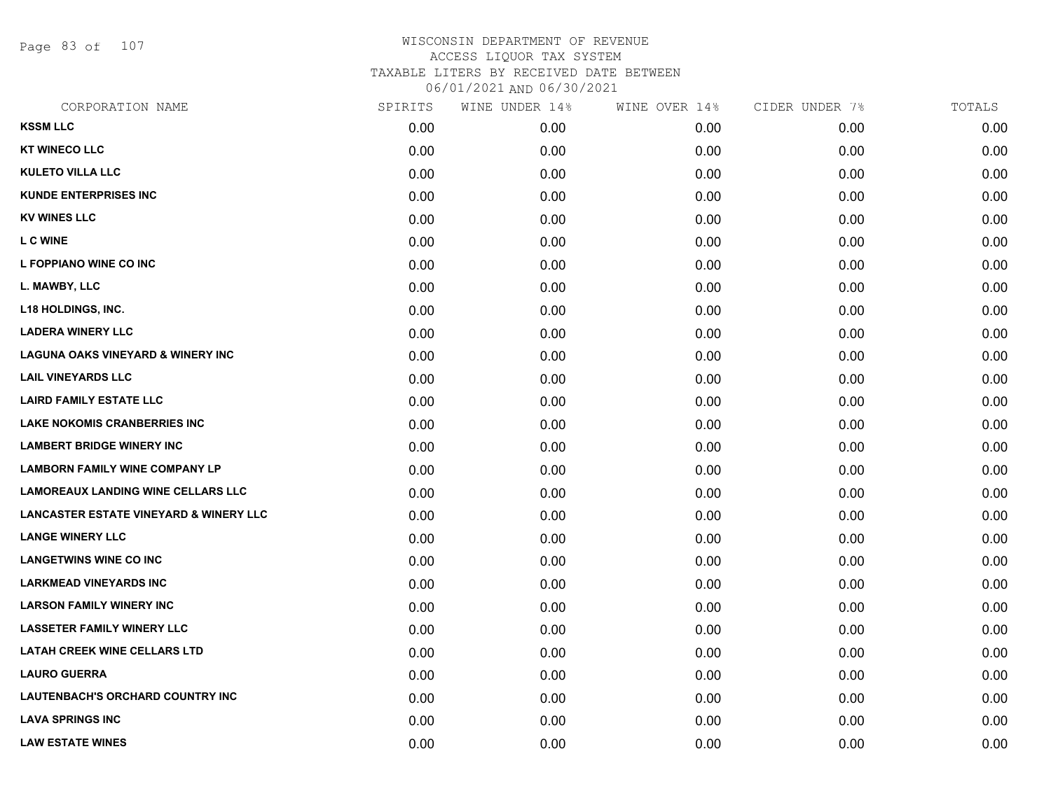# WISCONSIN DEPARTMENT OF REVENUE
## ACCESS LIQUOR TAX SYSTEM
## TAXABLE LITERS BY RECEIVED DATE BETWEEN 06/01/2021 AND 06/30/2021

| CORPORATION NAME | SPIRITS | WINE UNDER 14% | WINE OVER 14% | CIDER UNDER 7% | TOTALS |
|---|---|---|---|---|---|
| KSSM LLC | 0.00 | 0.00 | 0.00 | 0.00 | 0.00 |
| KT WINECO LLC | 0.00 | 0.00 | 0.00 | 0.00 | 0.00 |
| KULETO VILLA LLC | 0.00 | 0.00 | 0.00 | 0.00 | 0.00 |
| KUNDE ENTERPRISES INC | 0.00 | 0.00 | 0.00 | 0.00 | 0.00 |
| KV WINES LLC | 0.00 | 0.00 | 0.00 | 0.00 | 0.00 |
| L C WINE | 0.00 | 0.00 | 0.00 | 0.00 | 0.00 |
| L FOPPIANO WINE CO INC | 0.00 | 0.00 | 0.00 | 0.00 | 0.00 |
| L. MAWBY, LLC | 0.00 | 0.00 | 0.00 | 0.00 | 0.00 |
| L18 HOLDINGS, INC. | 0.00 | 0.00 | 0.00 | 0.00 | 0.00 |
| LADERA WINERY LLC | 0.00 | 0.00 | 0.00 | 0.00 | 0.00 |
| LAGUNA OAKS VINEYARD & WINERY INC | 0.00 | 0.00 | 0.00 | 0.00 | 0.00 |
| LAIL VINEYARDS LLC | 0.00 | 0.00 | 0.00 | 0.00 | 0.00 |
| LAIRD FAMILY ESTATE LLC | 0.00 | 0.00 | 0.00 | 0.00 | 0.00 |
| LAKE NOKOMIS CRANBERRIES INC | 0.00 | 0.00 | 0.00 | 0.00 | 0.00 |
| LAMBERT BRIDGE WINERY INC | 0.00 | 0.00 | 0.00 | 0.00 | 0.00 |
| LAMBORN FAMILY WINE COMPANY LP | 0.00 | 0.00 | 0.00 | 0.00 | 0.00 |
| LAMOREAUX LANDING WINE CELLARS LLC | 0.00 | 0.00 | 0.00 | 0.00 | 0.00 |
| LANCASTER ESTATE VINEYARD & WINERY LLC | 0.00 | 0.00 | 0.00 | 0.00 | 0.00 |
| LANGE WINERY LLC | 0.00 | 0.00 | 0.00 | 0.00 | 0.00 |
| LANGETWINS WINE CO INC | 0.00 | 0.00 | 0.00 | 0.00 | 0.00 |
| LARKMEAD VINEYARDS INC | 0.00 | 0.00 | 0.00 | 0.00 | 0.00 |
| LARSON FAMILY WINERY INC | 0.00 | 0.00 | 0.00 | 0.00 | 0.00 |
| LASSETER FAMILY WINERY LLC | 0.00 | 0.00 | 0.00 | 0.00 | 0.00 |
| LATAH CREEK WINE CELLARS LTD | 0.00 | 0.00 | 0.00 | 0.00 | 0.00 |
| LAURO GUERRA | 0.00 | 0.00 | 0.00 | 0.00 | 0.00 |
| LAUTENBACH'S ORCHARD COUNTRY INC | 0.00 | 0.00 | 0.00 | 0.00 | 0.00 |
| LAVA SPRINGS INC | 0.00 | 0.00 | 0.00 | 0.00 | 0.00 |
| LAW ESTATE WINES | 0.00 | 0.00 | 0.00 | 0.00 | 0.00 |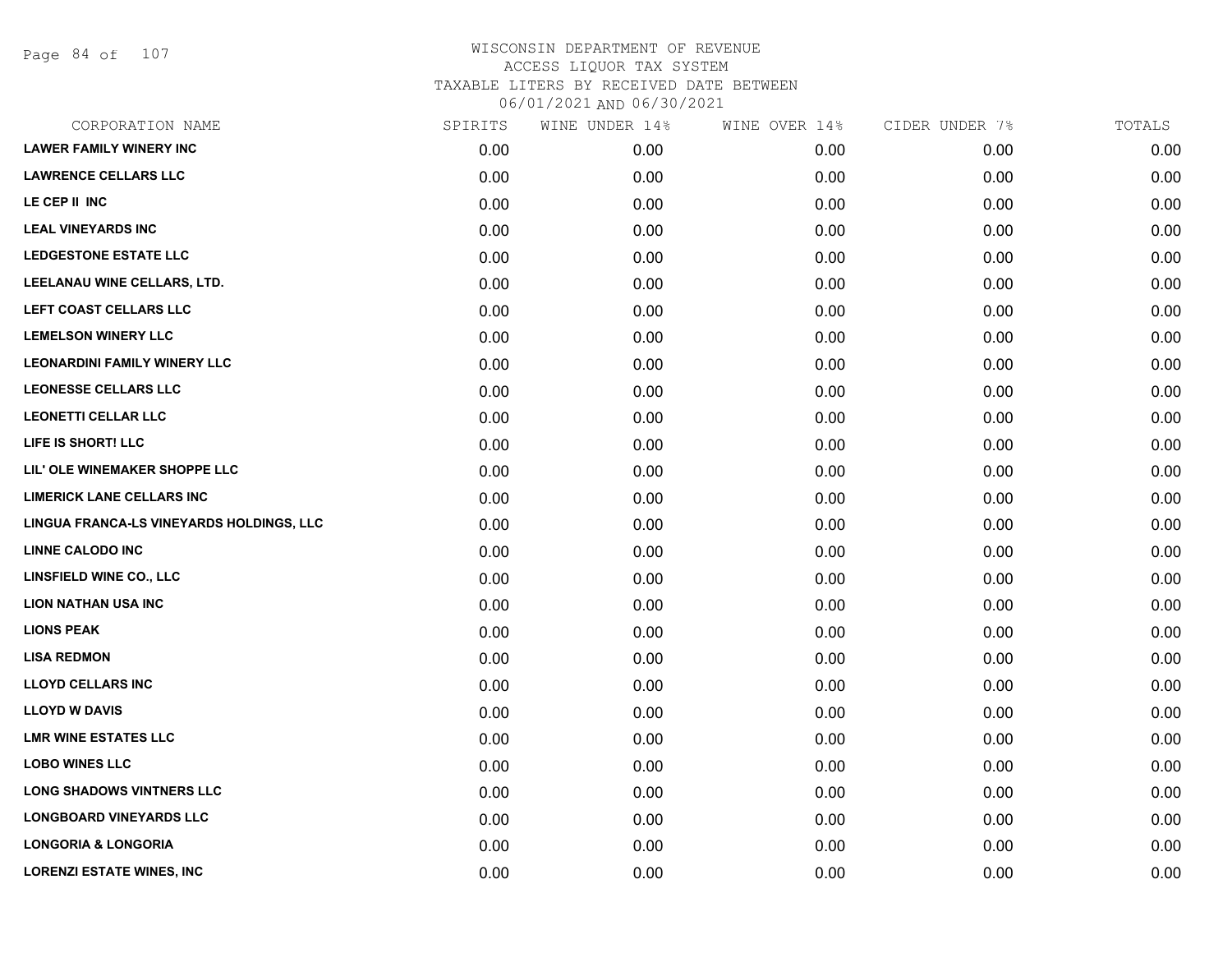WISCONSIN DEPARTMENT OF REVENUE
ACCESS LIQUOR TAX SYSTEM
TAXABLE LITERS BY RECEIVED DATE BETWEEN
06/01/2021 AND 06/30/2021

| CORPORATION NAME | SPIRITS | WINE UNDER 14% | WINE OVER 14% | CIDER UNDER 7% | TOTALS |
|---|---|---|---|---|---|
| LAWER FAMILY WINERY INC | 0.00 | 0.00 | 0.00 | 0.00 | 0.00 |
| LAWRENCE CELLARS LLC | 0.00 | 0.00 | 0.00 | 0.00 | 0.00 |
| LE CEP II INC | 0.00 | 0.00 | 0.00 | 0.00 | 0.00 |
| LEAL VINEYARDS INC | 0.00 | 0.00 | 0.00 | 0.00 | 0.00 |
| LEDGESTONE ESTATE LLC | 0.00 | 0.00 | 0.00 | 0.00 | 0.00 |
| LEELANAU WINE CELLARS, LTD. | 0.00 | 0.00 | 0.00 | 0.00 | 0.00 |
| LEFT COAST CELLARS LLC | 0.00 | 0.00 | 0.00 | 0.00 | 0.00 |
| LEMELSON WINERY LLC | 0.00 | 0.00 | 0.00 | 0.00 | 0.00 |
| LEONARDINI FAMILY WINERY LLC | 0.00 | 0.00 | 0.00 | 0.00 | 0.00 |
| LEONESSE CELLARS LLC | 0.00 | 0.00 | 0.00 | 0.00 | 0.00 |
| LEONETTI CELLAR LLC | 0.00 | 0.00 | 0.00 | 0.00 | 0.00 |
| LIFE IS SHORT! LLC | 0.00 | 0.00 | 0.00 | 0.00 | 0.00 |
| LIL' OLE WINEMAKER SHOPPE LLC | 0.00 | 0.00 | 0.00 | 0.00 | 0.00 |
| LIMERICK LANE CELLARS INC | 0.00 | 0.00 | 0.00 | 0.00 | 0.00 |
| LINGUA FRANCA-LS VINEYARDS HOLDINGS, LLC | 0.00 | 0.00 | 0.00 | 0.00 | 0.00 |
| LINNE CALODO INC | 0.00 | 0.00 | 0.00 | 0.00 | 0.00 |
| LINSFIELD WINE CO., LLC | 0.00 | 0.00 | 0.00 | 0.00 | 0.00 |
| LION NATHAN USA INC | 0.00 | 0.00 | 0.00 | 0.00 | 0.00 |
| LIONS PEAK | 0.00 | 0.00 | 0.00 | 0.00 | 0.00 |
| LISA REDMON | 0.00 | 0.00 | 0.00 | 0.00 | 0.00 |
| LLOYD CELLARS INC | 0.00 | 0.00 | 0.00 | 0.00 | 0.00 |
| LLOYD W DAVIS | 0.00 | 0.00 | 0.00 | 0.00 | 0.00 |
| LMR WINE ESTATES LLC | 0.00 | 0.00 | 0.00 | 0.00 | 0.00 |
| LOBO WINES LLC | 0.00 | 0.00 | 0.00 | 0.00 | 0.00 |
| LONG SHADOWS VINTNERS LLC | 0.00 | 0.00 | 0.00 | 0.00 | 0.00 |
| LONGBOARD VINEYARDS LLC | 0.00 | 0.00 | 0.00 | 0.00 | 0.00 |
| LONGORIA & LONGORIA | 0.00 | 0.00 | 0.00 | 0.00 | 0.00 |
| LORENZI ESTATE WINES, INC | 0.00 | 0.00 | 0.00 | 0.00 | 0.00 |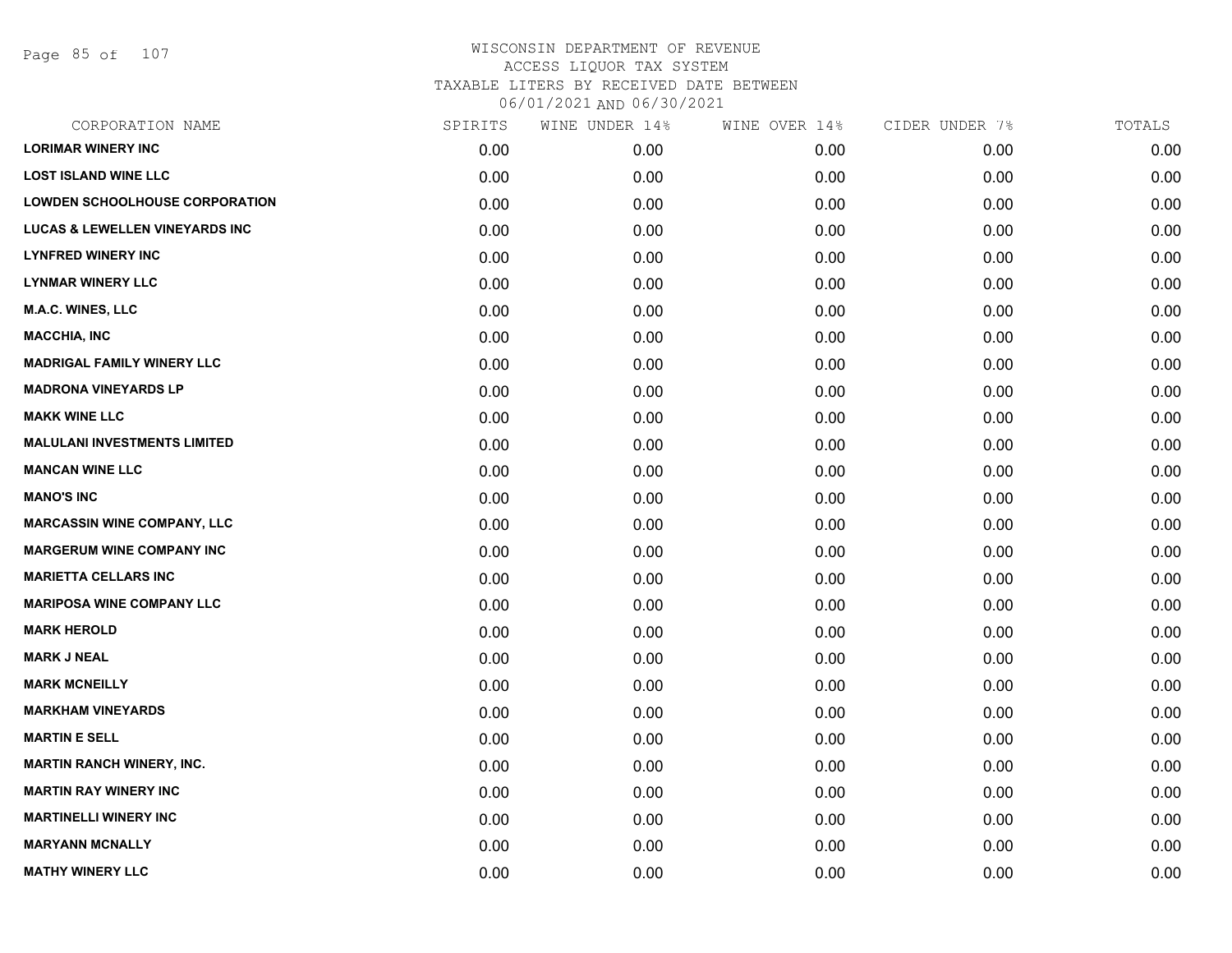# WISCONSIN DEPARTMENT OF REVENUE
## ACCESS LIQUOR TAX SYSTEM
### TAXABLE LITERS BY RECEIVED DATE BETWEEN 06/01/2021 AND 06/30/2021

| CORPORATION NAME | SPIRITS | WINE UNDER 14% | WINE OVER 14% | CIDER UNDER 7% | TOTALS |
|---|---|---|---|---|---|
| LORIMAR WINERY INC | 0.00 | 0.00 | 0.00 | 0.00 | 0.00 |
| LOST ISLAND WINE LLC | 0.00 | 0.00 | 0.00 | 0.00 | 0.00 |
| LOWDEN SCHOOLHOUSE CORPORATION | 0.00 | 0.00 | 0.00 | 0.00 | 0.00 |
| LUCAS & LEWELLEN VINEYARDS INC | 0.00 | 0.00 | 0.00 | 0.00 | 0.00 |
| LYNFRED WINERY INC | 0.00 | 0.00 | 0.00 | 0.00 | 0.00 |
| LYNMAR WINERY LLC | 0.00 | 0.00 | 0.00 | 0.00 | 0.00 |
| M.A.C. WINES, LLC | 0.00 | 0.00 | 0.00 | 0.00 | 0.00 |
| MACCHIA, INC | 0.00 | 0.00 | 0.00 | 0.00 | 0.00 |
| MADRIGAL FAMILY WINERY LLC | 0.00 | 0.00 | 0.00 | 0.00 | 0.00 |
| MADRONA VINEYARDS LP | 0.00 | 0.00 | 0.00 | 0.00 | 0.00 |
| MAKK WINE LLC | 0.00 | 0.00 | 0.00 | 0.00 | 0.00 |
| MALULANI INVESTMENTS LIMITED | 0.00 | 0.00 | 0.00 | 0.00 | 0.00 |
| MANCAN WINE LLC | 0.00 | 0.00 | 0.00 | 0.00 | 0.00 |
| MANO'S INC | 0.00 | 0.00 | 0.00 | 0.00 | 0.00 |
| MARCASSIN WINE COMPANY, LLC | 0.00 | 0.00 | 0.00 | 0.00 | 0.00 |
| MARGERUM WINE COMPANY INC | 0.00 | 0.00 | 0.00 | 0.00 | 0.00 |
| MARIETTA CELLARS INC | 0.00 | 0.00 | 0.00 | 0.00 | 0.00 |
| MARIPOSA WINE COMPANY LLC | 0.00 | 0.00 | 0.00 | 0.00 | 0.00 |
| MARK HEROLD | 0.00 | 0.00 | 0.00 | 0.00 | 0.00 |
| MARK J NEAL | 0.00 | 0.00 | 0.00 | 0.00 | 0.00 |
| MARK MCNEILLY | 0.00 | 0.00 | 0.00 | 0.00 | 0.00 |
| MARKHAM VINEYARDS | 0.00 | 0.00 | 0.00 | 0.00 | 0.00 |
| MARTIN E SELL | 0.00 | 0.00 | 0.00 | 0.00 | 0.00 |
| MARTIN RANCH WINERY, INC. | 0.00 | 0.00 | 0.00 | 0.00 | 0.00 |
| MARTIN RAY WINERY INC | 0.00 | 0.00 | 0.00 | 0.00 | 0.00 |
| MARTINELLI WINERY INC | 0.00 | 0.00 | 0.00 | 0.00 | 0.00 |
| MARYANN MCNALLY | 0.00 | 0.00 | 0.00 | 0.00 | 0.00 |
| MATHY WINERY LLC | 0.00 | 0.00 | 0.00 | 0.00 | 0.00 |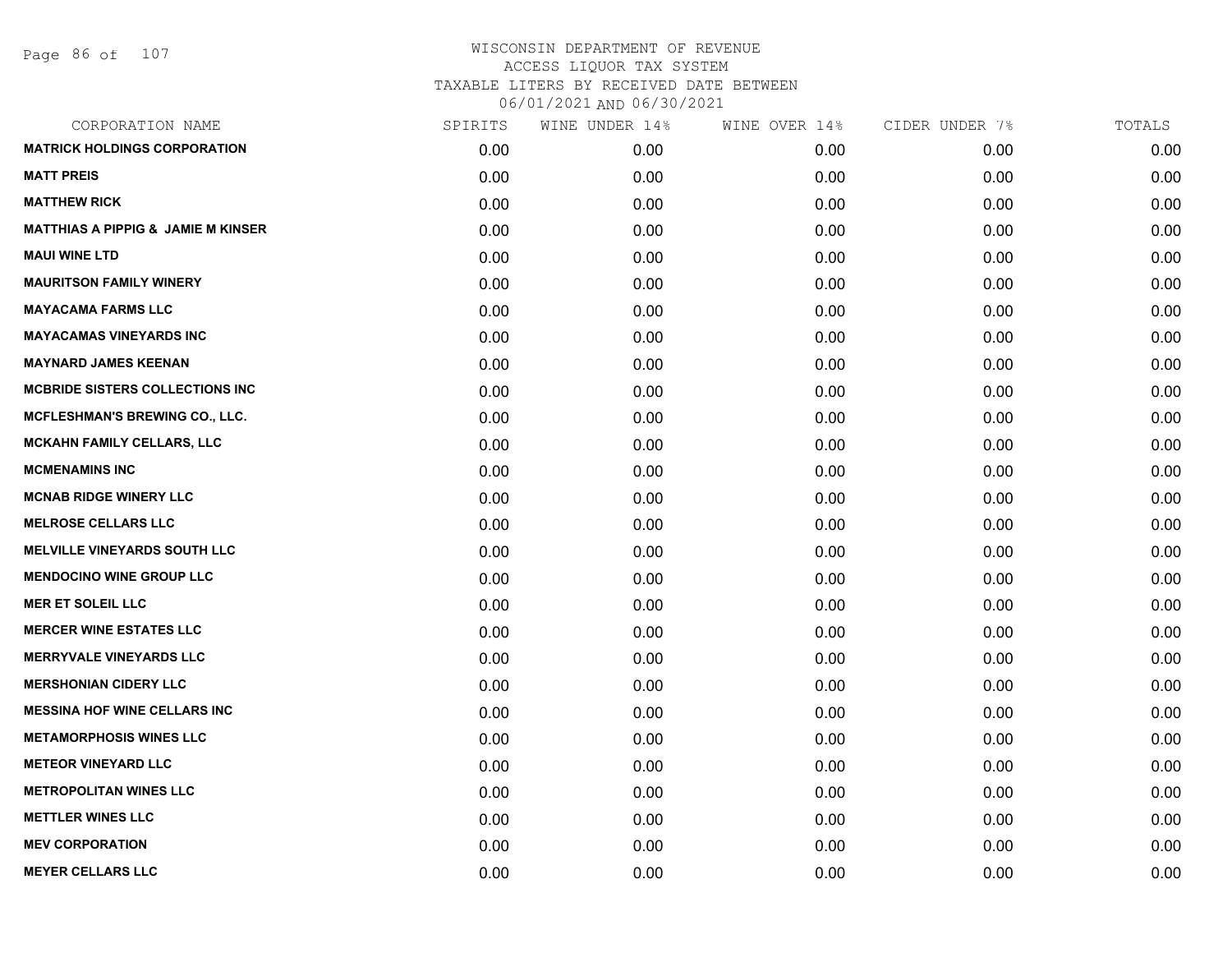WISCONSIN DEPARTMENT OF REVENUE
ACCESS LIQUOR TAX SYSTEM
TAXABLE LITERS BY RECEIVED DATE BETWEEN
06/01/2021 AND 06/30/2021

| CORPORATION NAME | SPIRITS | WINE UNDER 14% | WINE OVER 14% | CIDER UNDER 7% | TOTALS |
|---|---|---|---|---|---|
| **MATRICK HOLDINGS CORPORATION** | 0.00 | 0.00 | 0.00 | 0.00 | 0.00 |
| **MATT PREIS** | 0.00 | 0.00 | 0.00 | 0.00 | 0.00 |
| **MATTHEW RICK** | 0.00 | 0.00 | 0.00 | 0.00 | 0.00 |
| **MATTHIAS A PIPPIG & JAMIE M KINSER** | 0.00 | 0.00 | 0.00 | 0.00 | 0.00 |
| **MAUI WINE LTD** | 0.00 | 0.00 | 0.00 | 0.00 | 0.00 |
| **MAURITSON FAMILY WINERY** | 0.00 | 0.00 | 0.00 | 0.00 | 0.00 |
| **MAYACAMA FARMS LLC** | 0.00 | 0.00 | 0.00 | 0.00 | 0.00 |
| **MAYACAMAS VINEYARDS INC** | 0.00 | 0.00 | 0.00 | 0.00 | 0.00 |
| **MAYNARD JAMES KEENAN** | 0.00 | 0.00 | 0.00 | 0.00 | 0.00 |
| **MCBRIDE SISTERS COLLECTIONS INC** | 0.00 | 0.00 | 0.00 | 0.00 | 0.00 |
| **MCFLESHMAN'S BREWING CO., LLC.** | 0.00 | 0.00 | 0.00 | 0.00 | 0.00 |
| **MCKAHN FAMILY CELLARS, LLC** | 0.00 | 0.00 | 0.00 | 0.00 | 0.00 |
| **MCMENAMINS INC** | 0.00 | 0.00 | 0.00 | 0.00 | 0.00 |
| **MCNAB RIDGE WINERY LLC** | 0.00 | 0.00 | 0.00 | 0.00 | 0.00 |
| **MELROSE CELLARS LLC** | 0.00 | 0.00 | 0.00 | 0.00 | 0.00 |
| **MELVILLE VINEYARDS SOUTH LLC** | 0.00 | 0.00 | 0.00 | 0.00 | 0.00 |
| **MENDOCINO WINE GROUP LLC** | 0.00 | 0.00 | 0.00 | 0.00 | 0.00 |
| **MER ET SOLEIL LLC** | 0.00 | 0.00 | 0.00 | 0.00 | 0.00 |
| **MERCER WINE ESTATES LLC** | 0.00 | 0.00 | 0.00 | 0.00 | 0.00 |
| **MERRYVALE VINEYARDS LLC** | 0.00 | 0.00 | 0.00 | 0.00 | 0.00 |
| **MERSHONIAN CIDERY LLC** | 0.00 | 0.00 | 0.00 | 0.00 | 0.00 |
| **MESSINA HOF WINE CELLARS INC** | 0.00 | 0.00 | 0.00 | 0.00 | 0.00 |
| **METAMORPHOSIS WINES LLC** | 0.00 | 0.00 | 0.00 | 0.00 | 0.00 |
| **METEOR VINEYARD LLC** | 0.00 | 0.00 | 0.00 | 0.00 | 0.00 |
| **METROPOLITAN WINES LLC** | 0.00 | 0.00 | 0.00 | 0.00 | 0.00 |
| **METTLER WINES LLC** | 0.00 | 0.00 | 0.00 | 0.00 | 0.00 |
| **MEV CORPORATION** | 0.00 | 0.00 | 0.00 | 0.00 | 0.00 |
| **MEYER CELLARS LLC** | 0.00 | 0.00 | 0.00 | 0.00 | 0.00 |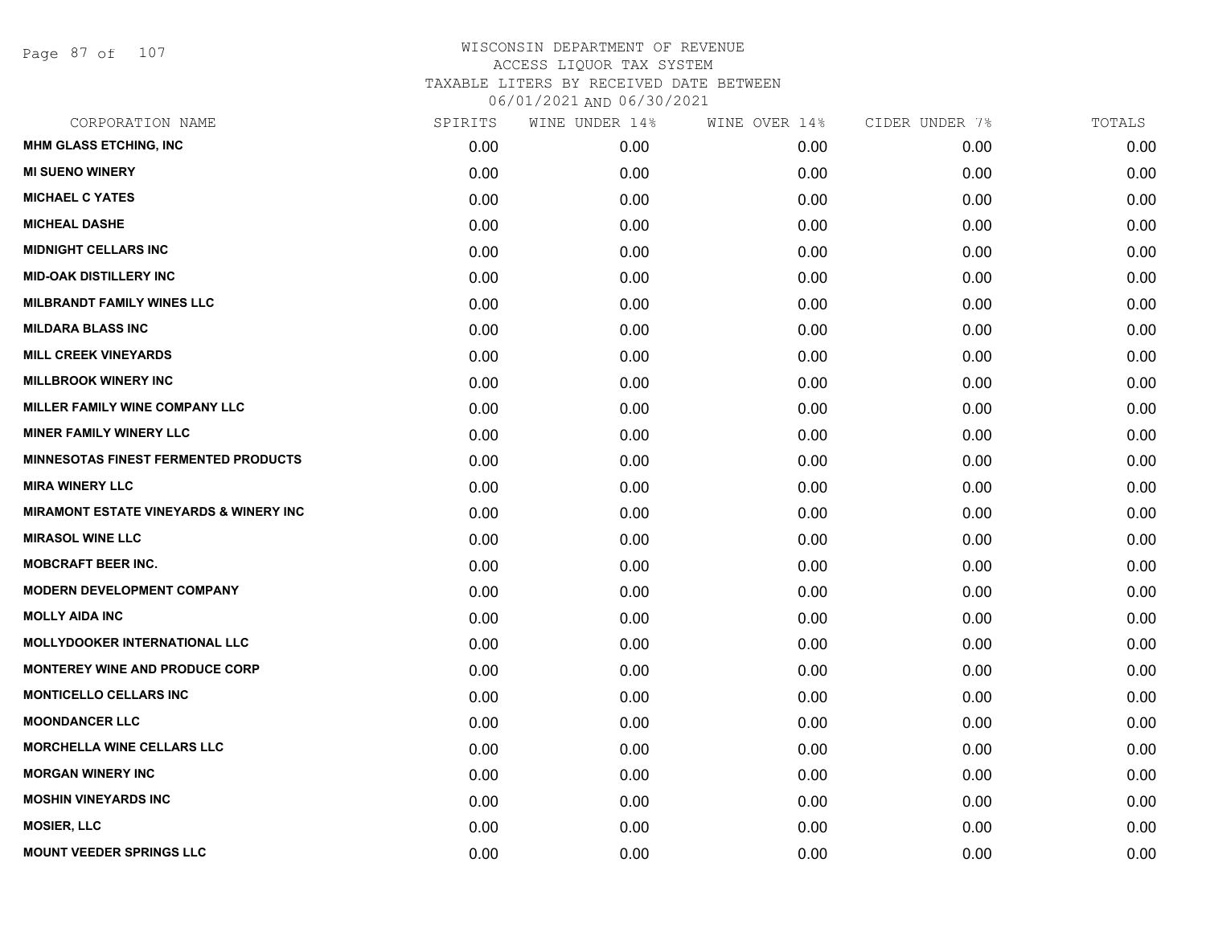# WISCONSIN DEPARTMENT OF REVENUE
## ACCESS LIQUOR TAX SYSTEM
### TAXABLE LITERS BY RECEIVED DATE BETWEEN 06/01/2021 AND 06/30/2021

| CORPORATION NAME | SPIRITS | WINE UNDER 14% | WINE OVER 14% | CIDER UNDER 7% | TOTALS |
|---|---|---|---|---|---|
| MHM GLASS ETCHING, INC | 0.00 | 0.00 | 0.00 | 0.00 | 0.00 |
| MI SUENO WINERY | 0.00 | 0.00 | 0.00 | 0.00 | 0.00 |
| MICHAEL C YATES | 0.00 | 0.00 | 0.00 | 0.00 | 0.00 |
| MICHEAL DASHE | 0.00 | 0.00 | 0.00 | 0.00 | 0.00 |
| MIDNIGHT CELLARS INC | 0.00 | 0.00 | 0.00 | 0.00 | 0.00 |
| MID-OAK DISTILLERY INC | 0.00 | 0.00 | 0.00 | 0.00 | 0.00 |
| MILBRANDT FAMILY WINES LLC | 0.00 | 0.00 | 0.00 | 0.00 | 0.00 |
| MILDARA BLASS INC | 0.00 | 0.00 | 0.00 | 0.00 | 0.00 |
| MILL CREEK VINEYARDS | 0.00 | 0.00 | 0.00 | 0.00 | 0.00 |
| MILLBROOK WINERY INC | 0.00 | 0.00 | 0.00 | 0.00 | 0.00 |
| MILLER FAMILY WINE COMPANY LLC | 0.00 | 0.00 | 0.00 | 0.00 | 0.00 |
| MINER FAMILY WINERY LLC | 0.00 | 0.00 | 0.00 | 0.00 | 0.00 |
| MINNESOTAS FINEST FERMENTED PRODUCTS | 0.00 | 0.00 | 0.00 | 0.00 | 0.00 |
| MIRA WINERY LLC | 0.00 | 0.00 | 0.00 | 0.00 | 0.00 |
| MIRAMONT ESTATE VINEYARDS & WINERY INC | 0.00 | 0.00 | 0.00 | 0.00 | 0.00 |
| MIRASOL WINE LLC | 0.00 | 0.00 | 0.00 | 0.00 | 0.00 |
| MOBCRAFT BEER INC. | 0.00 | 0.00 | 0.00 | 0.00 | 0.00 |
| MODERN DEVELOPMENT COMPANY | 0.00 | 0.00 | 0.00 | 0.00 | 0.00 |
| MOLLY AIDA INC | 0.00 | 0.00 | 0.00 | 0.00 | 0.00 |
| MOLLYDOOKER INTERNATIONAL LLC | 0.00 | 0.00 | 0.00 | 0.00 | 0.00 |
| MONTEREY WINE AND PRODUCE CORP | 0.00 | 0.00 | 0.00 | 0.00 | 0.00 |
| MONTICELLO CELLARS INC | 0.00 | 0.00 | 0.00 | 0.00 | 0.00 |
| MOONDANCER LLC | 0.00 | 0.00 | 0.00 | 0.00 | 0.00 |
| MORCHELLA WINE CELLARS LLC | 0.00 | 0.00 | 0.00 | 0.00 | 0.00 |
| MORGAN WINERY INC | 0.00 | 0.00 | 0.00 | 0.00 | 0.00 |
| MOSHIN VINEYARDS INC | 0.00 | 0.00 | 0.00 | 0.00 | 0.00 |
| MOSIER, LLC | 0.00 | 0.00 | 0.00 | 0.00 | 0.00 |
| MOUNT VEEDER SPRINGS LLC | 0.00 | 0.00 | 0.00 | 0.00 | 0.00 |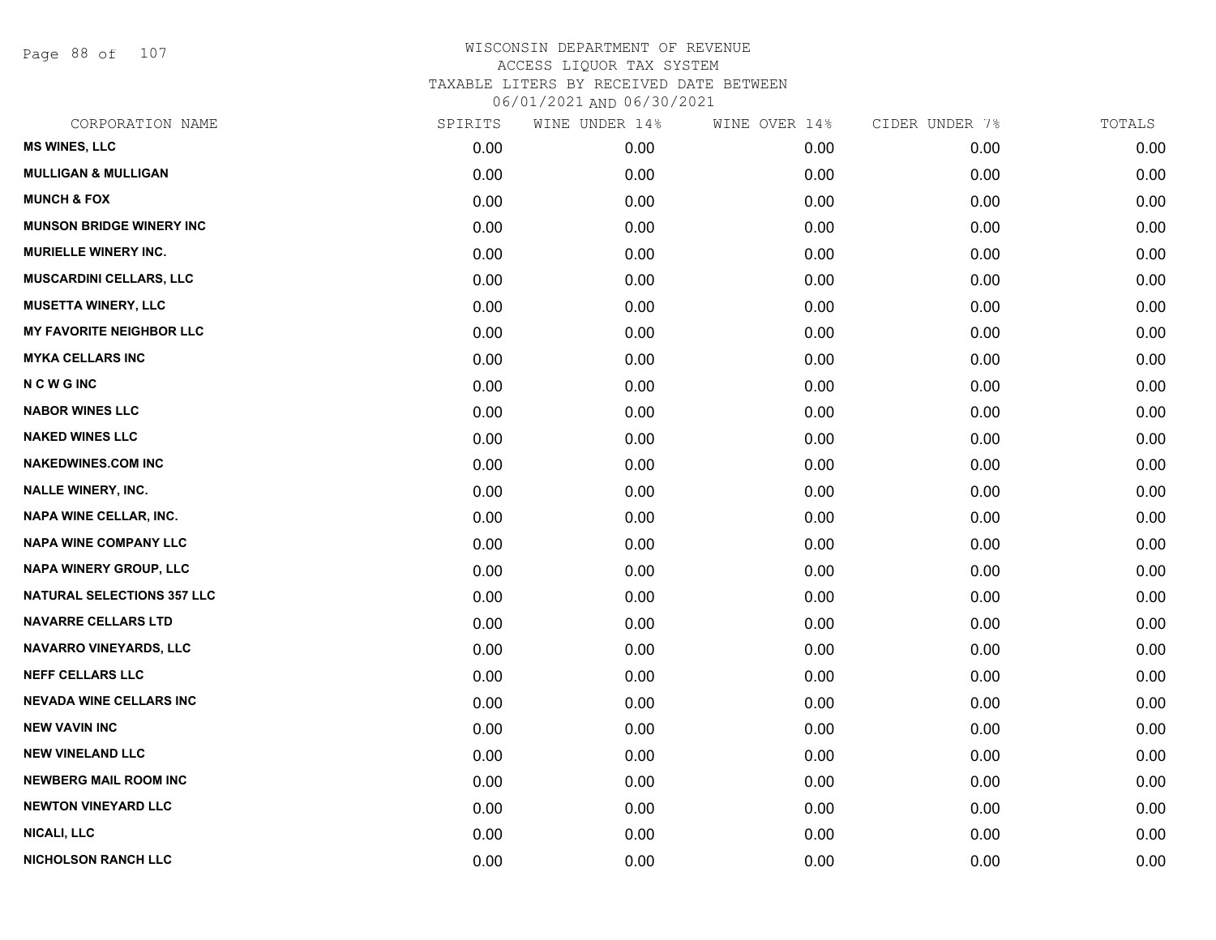WISCONSIN DEPARTMENT OF REVENUE
ACCESS LIQUOR TAX SYSTEM
TAXABLE LITERS BY RECEIVED DATE BETWEEN
06/01/2021 AND 06/30/2021

| CORPORATION NAME | SPIRITS | WINE UNDER 14% | WINE OVER 14% | CIDER UNDER 7% | TOTALS |
|---|---|---|---|---|---|
| MS WINES, LLC | 0.00 | 0.00 | 0.00 | 0.00 | 0.00 |
| MULLIGAN & MULLIGAN | 0.00 | 0.00 | 0.00 | 0.00 | 0.00 |
| MUNCH & FOX | 0.00 | 0.00 | 0.00 | 0.00 | 0.00 |
| MUNSON BRIDGE WINERY INC | 0.00 | 0.00 | 0.00 | 0.00 | 0.00 |
| MURIELLE WINERY INC. | 0.00 | 0.00 | 0.00 | 0.00 | 0.00 |
| MUSCARDINI CELLARS, LLC | 0.00 | 0.00 | 0.00 | 0.00 | 0.00 |
| MUSETTA WINERY, LLC | 0.00 | 0.00 | 0.00 | 0.00 | 0.00 |
| MY FAVORITE NEIGHBOR LLC | 0.00 | 0.00 | 0.00 | 0.00 | 0.00 |
| MYKA CELLARS INC | 0.00 | 0.00 | 0.00 | 0.00 | 0.00 |
| N C W G INC | 0.00 | 0.00 | 0.00 | 0.00 | 0.00 |
| NABOR WINES LLC | 0.00 | 0.00 | 0.00 | 0.00 | 0.00 |
| NAKED WINES LLC | 0.00 | 0.00 | 0.00 | 0.00 | 0.00 |
| NAKEDWINES.COM INC | 0.00 | 0.00 | 0.00 | 0.00 | 0.00 |
| NALLE WINERY, INC. | 0.00 | 0.00 | 0.00 | 0.00 | 0.00 |
| NAPA WINE CELLAR, INC. | 0.00 | 0.00 | 0.00 | 0.00 | 0.00 |
| NAPA WINE COMPANY LLC | 0.00 | 0.00 | 0.00 | 0.00 | 0.00 |
| NAPA WINERY GROUP, LLC | 0.00 | 0.00 | 0.00 | 0.00 | 0.00 |
| NATURAL SELECTIONS 357 LLC | 0.00 | 0.00 | 0.00 | 0.00 | 0.00 |
| NAVARRE CELLARS LTD | 0.00 | 0.00 | 0.00 | 0.00 | 0.00 |
| NAVARRO VINEYARDS, LLC | 0.00 | 0.00 | 0.00 | 0.00 | 0.00 |
| NEFF CELLARS LLC | 0.00 | 0.00 | 0.00 | 0.00 | 0.00 |
| NEVADA WINE CELLARS INC | 0.00 | 0.00 | 0.00 | 0.00 | 0.00 |
| NEW VAVIN INC | 0.00 | 0.00 | 0.00 | 0.00 | 0.00 |
| NEW VINELAND LLC | 0.00 | 0.00 | 0.00 | 0.00 | 0.00 |
| NEWBERG MAIL ROOM INC | 0.00 | 0.00 | 0.00 | 0.00 | 0.00 |
| NEWTON VINEYARD LLC | 0.00 | 0.00 | 0.00 | 0.00 | 0.00 |
| NICALI, LLC | 0.00 | 0.00 | 0.00 | 0.00 | 0.00 |
| NICHOLSON RANCH LLC | 0.00 | 0.00 | 0.00 | 0.00 | 0.00 |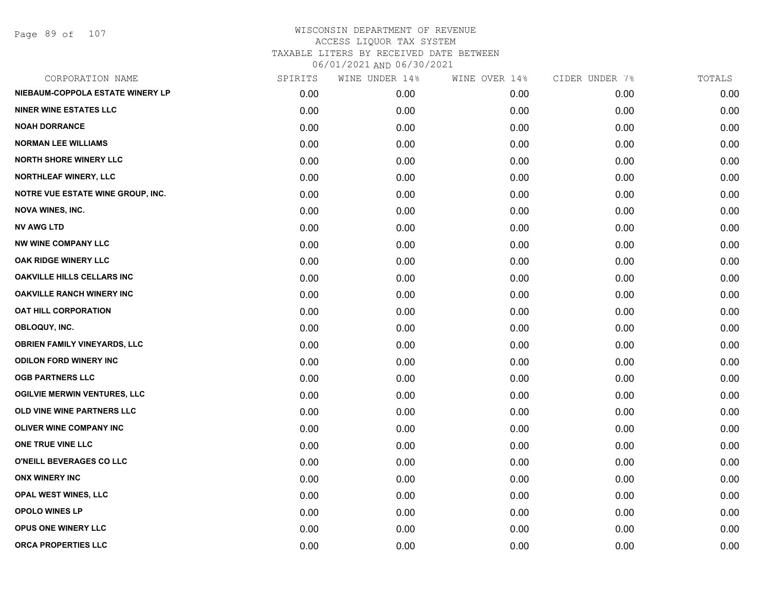WISCONSIN DEPARTMENT OF REVENUE
ACCESS LIQUOR TAX SYSTEM
TAXABLE LITERS BY RECEIVED DATE BETWEEN
06/01/2021 AND 06/30/2021

| CORPORATION NAME | SPIRITS | WINE UNDER 14% | WINE OVER 14% | CIDER UNDER 7% | TOTALS |
|---|---|---|---|---|---|
| NIEBAUM-COPPOLA ESTATE WINERY LP | 0.00 | 0.00 | 0.00 | 0.00 | 0.00 |
| NINER WINE ESTATES LLC | 0.00 | 0.00 | 0.00 | 0.00 | 0.00 |
| NOAH DORRANCE | 0.00 | 0.00 | 0.00 | 0.00 | 0.00 |
| NORMAN LEE WILLIAMS | 0.00 | 0.00 | 0.00 | 0.00 | 0.00 |
| NORTH SHORE WINERY LLC | 0.00 | 0.00 | 0.00 | 0.00 | 0.00 |
| NORTHLEAF WINERY, LLC | 0.00 | 0.00 | 0.00 | 0.00 | 0.00 |
| NOTRE VUE ESTATE WINE GROUP, INC. | 0.00 | 0.00 | 0.00 | 0.00 | 0.00 |
| NOVA WINES, INC. | 0.00 | 0.00 | 0.00 | 0.00 | 0.00 |
| NV AWG LTD | 0.00 | 0.00 | 0.00 | 0.00 | 0.00 |
| NW WINE COMPANY LLC | 0.00 | 0.00 | 0.00 | 0.00 | 0.00 |
| OAK RIDGE WINERY LLC | 0.00 | 0.00 | 0.00 | 0.00 | 0.00 |
| OAKVILLE HILLS CELLARS INC | 0.00 | 0.00 | 0.00 | 0.00 | 0.00 |
| OAKVILLE RANCH WINERY INC | 0.00 | 0.00 | 0.00 | 0.00 | 0.00 |
| OAT HILL CORPORATION | 0.00 | 0.00 | 0.00 | 0.00 | 0.00 |
| OBLOQUY, INC. | 0.00 | 0.00 | 0.00 | 0.00 | 0.00 |
| OBRIEN FAMILY VINEYARDS, LLC | 0.00 | 0.00 | 0.00 | 0.00 | 0.00 |
| ODILON FORD WINERY INC | 0.00 | 0.00 | 0.00 | 0.00 | 0.00 |
| OGB PARTNERS LLC | 0.00 | 0.00 | 0.00 | 0.00 | 0.00 |
| OGILVIE MERWIN VENTURES, LLC | 0.00 | 0.00 | 0.00 | 0.00 | 0.00 |
| OLD VINE WINE PARTNERS LLC | 0.00 | 0.00 | 0.00 | 0.00 | 0.00 |
| OLIVER WINE COMPANY INC | 0.00 | 0.00 | 0.00 | 0.00 | 0.00 |
| ONE TRUE VINE LLC | 0.00 | 0.00 | 0.00 | 0.00 | 0.00 |
| O'NEILL BEVERAGES CO LLC | 0.00 | 0.00 | 0.00 | 0.00 | 0.00 |
| ONX WINERY INC | 0.00 | 0.00 | 0.00 | 0.00 | 0.00 |
| OPAL WEST WINES, LLC | 0.00 | 0.00 | 0.00 | 0.00 | 0.00 |
| OPOLO WINES LP | 0.00 | 0.00 | 0.00 | 0.00 | 0.00 |
| OPUS ONE WINERY LLC | 0.00 | 0.00 | 0.00 | 0.00 | 0.00 |
| ORCA PROPERTIES LLC | 0.00 | 0.00 | 0.00 | 0.00 | 0.00 |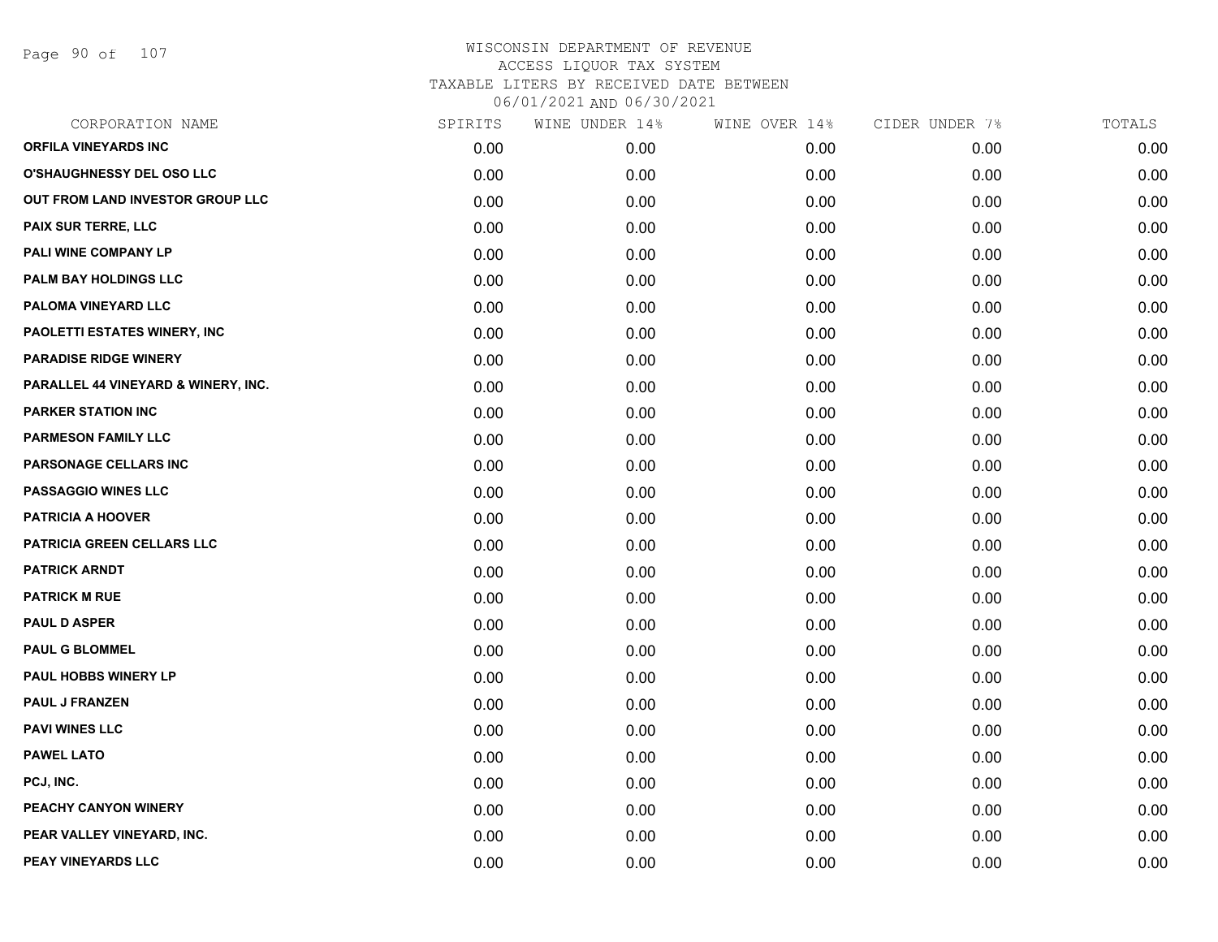# WISCONSIN DEPARTMENT OF REVENUE
ACCESS LIQUOR TAX SYSTEM
TAXABLE LITERS BY RECEIVED DATE BETWEEN
06/01/2021 AND 06/30/2021

| CORPORATION NAME | SPIRITS | WINE UNDER 14% | WINE OVER 14% | CIDER UNDER 7% | TOTALS |
|---|---|---|---|---|---|
| ORFILA VINEYARDS INC | 0.00 | 0.00 | 0.00 | 0.00 | 0.00 |
| O'SHAUGHNESSY DEL OSO LLC | 0.00 | 0.00 | 0.00 | 0.00 | 0.00 |
| OUT FROM LAND INVESTOR GROUP LLC | 0.00 | 0.00 | 0.00 | 0.00 | 0.00 |
| PAIX SUR TERRE, LLC | 0.00 | 0.00 | 0.00 | 0.00 | 0.00 |
| PALI WINE COMPANY LP | 0.00 | 0.00 | 0.00 | 0.00 | 0.00 |
| PALM BAY HOLDINGS LLC | 0.00 | 0.00 | 0.00 | 0.00 | 0.00 |
| PALOMA VINEYARD LLC | 0.00 | 0.00 | 0.00 | 0.00 | 0.00 |
| PAOLETTI ESTATES WINERY, INC | 0.00 | 0.00 | 0.00 | 0.00 | 0.00 |
| PARADISE RIDGE WINERY | 0.00 | 0.00 | 0.00 | 0.00 | 0.00 |
| PARALLEL 44 VINEYARD & WINERY, INC. | 0.00 | 0.00 | 0.00 | 0.00 | 0.00 |
| PARKER STATION INC | 0.00 | 0.00 | 0.00 | 0.00 | 0.00 |
| PARMESON FAMILY LLC | 0.00 | 0.00 | 0.00 | 0.00 | 0.00 |
| PARSONAGE CELLARS INC | 0.00 | 0.00 | 0.00 | 0.00 | 0.00 |
| PASSAGGIO WINES LLC | 0.00 | 0.00 | 0.00 | 0.00 | 0.00 |
| PATRICIA A HOOVER | 0.00 | 0.00 | 0.00 | 0.00 | 0.00 |
| PATRICIA GREEN CELLARS LLC | 0.00 | 0.00 | 0.00 | 0.00 | 0.00 |
| PATRICK ARNDT | 0.00 | 0.00 | 0.00 | 0.00 | 0.00 |
| PATRICK M RUE | 0.00 | 0.00 | 0.00 | 0.00 | 0.00 |
| PAUL D ASPER | 0.00 | 0.00 | 0.00 | 0.00 | 0.00 |
| PAUL G BLOMMEL | 0.00 | 0.00 | 0.00 | 0.00 | 0.00 |
| PAUL HOBBS WINERY LP | 0.00 | 0.00 | 0.00 | 0.00 | 0.00 |
| PAUL J FRANZEN | 0.00 | 0.00 | 0.00 | 0.00 | 0.00 |
| PAVI WINES LLC | 0.00 | 0.00 | 0.00 | 0.00 | 0.00 |
| PAWEL LATO | 0.00 | 0.00 | 0.00 | 0.00 | 0.00 |
| PCJ, INC. | 0.00 | 0.00 | 0.00 | 0.00 | 0.00 |
| PEACHY CANYON WINERY | 0.00 | 0.00 | 0.00 | 0.00 | 0.00 |
| PEAR VALLEY VINEYARD, INC. | 0.00 | 0.00 | 0.00 | 0.00 | 0.00 |
| PEAY VINEYARDS LLC | 0.00 | 0.00 | 0.00 | 0.00 | 0.00 |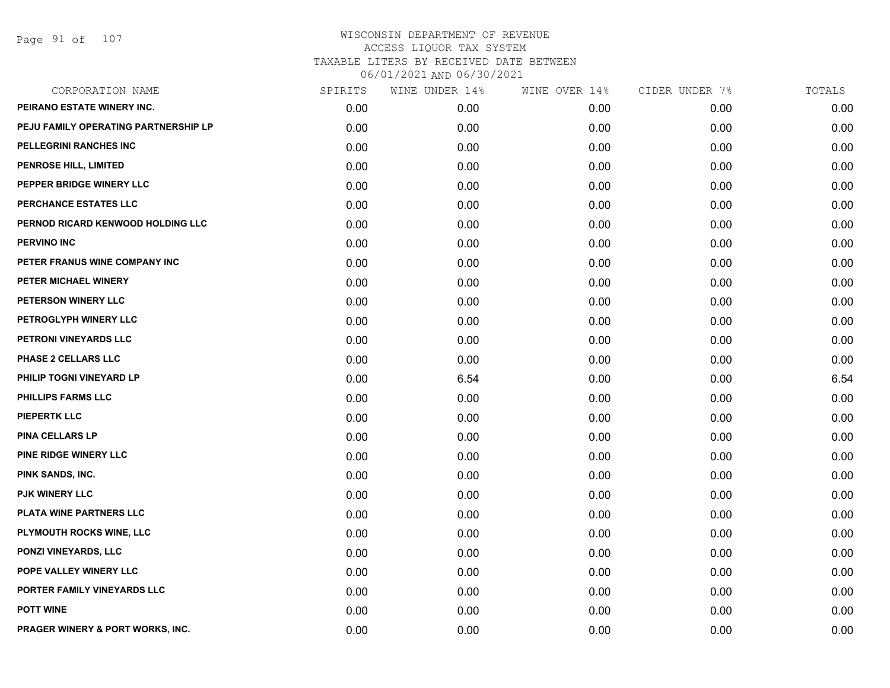# WISCONSIN DEPARTMENT OF REVENUE
ACCESS LIQUOR TAX SYSTEM
TAXABLE LITERS BY RECEIVED DATE BETWEEN
06/01/2021 AND 06/30/2021

| CORPORATION NAME | SPIRITS | WINE UNDER 14% | WINE OVER 14% | CIDER UNDER 7% | TOTALS |
|---|---|---|---|---|---|
| PEIRANO ESTATE WINERY INC. | 0.00 | 0.00 | 0.00 | 0.00 | 0.00 |
| PEJU FAMILY OPERATING PARTNERSHIP LP | 0.00 | 0.00 | 0.00 | 0.00 | 0.00 |
| PELLEGRINI RANCHES INC | 0.00 | 0.00 | 0.00 | 0.00 | 0.00 |
| PENROSE HILL, LIMITED | 0.00 | 0.00 | 0.00 | 0.00 | 0.00 |
| PEPPER BRIDGE WINERY LLC | 0.00 | 0.00 | 0.00 | 0.00 | 0.00 |
| PERCHANCE ESTATES LLC | 0.00 | 0.00 | 0.00 | 0.00 | 0.00 |
| PERNOD RICARD KENWOOD HOLDING LLC | 0.00 | 0.00 | 0.00 | 0.00 | 0.00 |
| PERVINO INC | 0.00 | 0.00 | 0.00 | 0.00 | 0.00 |
| PETER FRANUS WINE COMPANY INC | 0.00 | 0.00 | 0.00 | 0.00 | 0.00 |
| PETER MICHAEL WINERY | 0.00 | 0.00 | 0.00 | 0.00 | 0.00 |
| PETERSON WINERY LLC | 0.00 | 0.00 | 0.00 | 0.00 | 0.00 |
| PETROGLYPH WINERY LLC | 0.00 | 0.00 | 0.00 | 0.00 | 0.00 |
| PETRONI VINEYARDS LLC | 0.00 | 0.00 | 0.00 | 0.00 | 0.00 |
| PHASE 2 CELLARS LLC | 0.00 | 0.00 | 0.00 | 0.00 | 0.00 |
| PHILIP TOGNI VINEYARD LP | 0.00 | 6.54 | 0.00 | 0.00 | 6.54 |
| PHILLIPS FARMS LLC | 0.00 | 0.00 | 0.00 | 0.00 | 0.00 |
| PIEPERTK LLC | 0.00 | 0.00 | 0.00 | 0.00 | 0.00 |
| PINA CELLARS LP | 0.00 | 0.00 | 0.00 | 0.00 | 0.00 |
| PINE RIDGE WINERY LLC | 0.00 | 0.00 | 0.00 | 0.00 | 0.00 |
| PINK SANDS, INC. | 0.00 | 0.00 | 0.00 | 0.00 | 0.00 |
| PJK WINERY LLC | 0.00 | 0.00 | 0.00 | 0.00 | 0.00 |
| PLATA WINE PARTNERS LLC | 0.00 | 0.00 | 0.00 | 0.00 | 0.00 |
| PLYMOUTH ROCKS WINE, LLC | 0.00 | 0.00 | 0.00 | 0.00 | 0.00 |
| PONZI VINEYARDS, LLC | 0.00 | 0.00 | 0.00 | 0.00 | 0.00 |
| POPE VALLEY WINERY LLC | 0.00 | 0.00 | 0.00 | 0.00 | 0.00 |
| PORTER FAMILY VINEYARDS LLC | 0.00 | 0.00 | 0.00 | 0.00 | 0.00 |
| POTT WINE | 0.00 | 0.00 | 0.00 | 0.00 | 0.00 |
| PRAGER WINERY & PORT WORKS, INC. | 0.00 | 0.00 | 0.00 | 0.00 | 0.00 |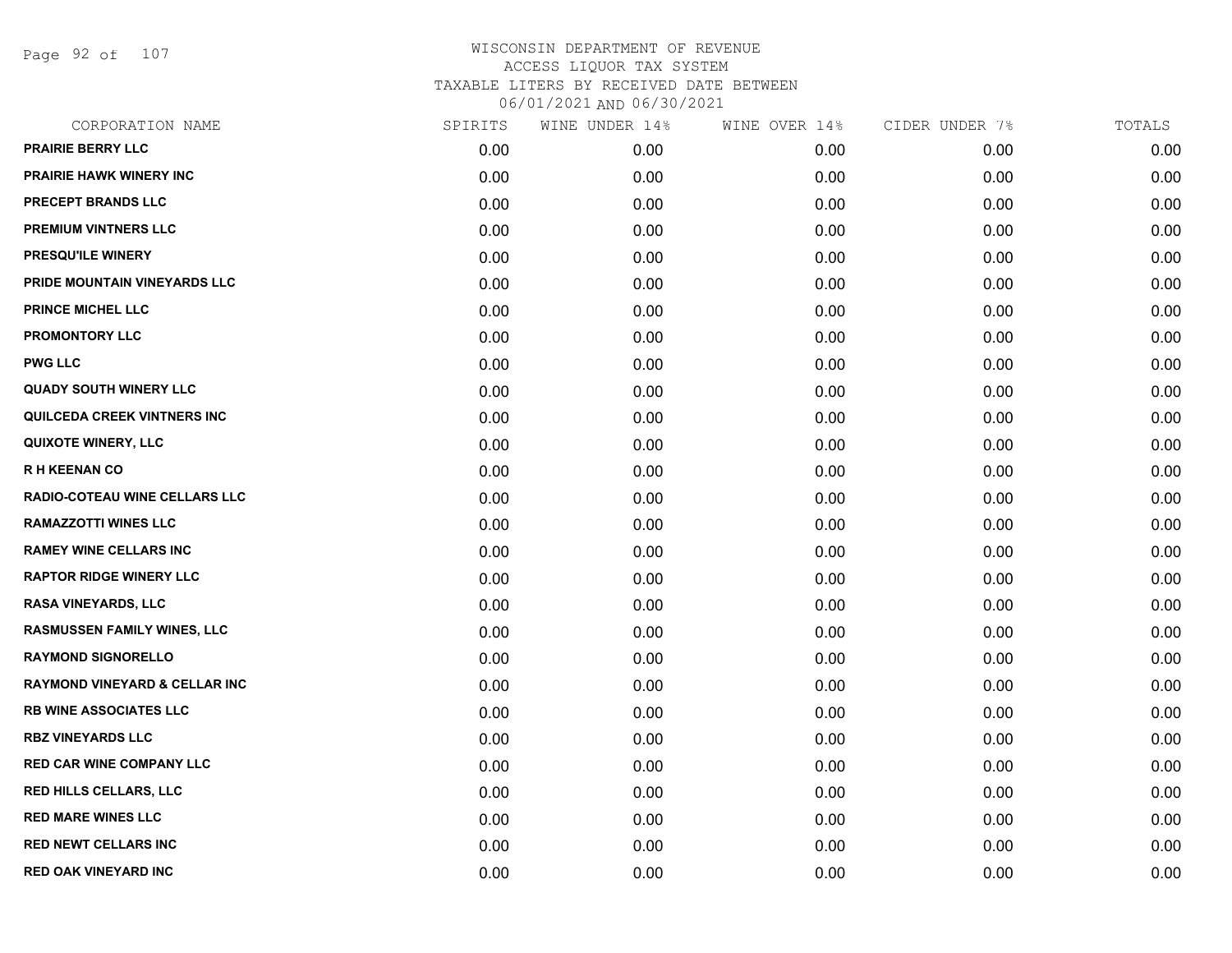WISCONSIN DEPARTMENT OF REVENUE
ACCESS LIQUOR TAX SYSTEM
TAXABLE LITERS BY RECEIVED DATE BETWEEN
06/01/2021 AND 06/30/2021

| CORPORATION NAME | SPIRITS | WINE UNDER 14% | WINE OVER 14% | CIDER UNDER 7% | TOTALS |
|---|---|---|---|---|---|
| PRAIRIE BERRY LLC | 0.00 | 0.00 | 0.00 | 0.00 | 0.00 |
| PRAIRIE HAWK WINERY INC | 0.00 | 0.00 | 0.00 | 0.00 | 0.00 |
| PRECEPT BRANDS LLC | 0.00 | 0.00 | 0.00 | 0.00 | 0.00 |
| PREMIUM VINTNERS LLC | 0.00 | 0.00 | 0.00 | 0.00 | 0.00 |
| PRESQU'ILE WINERY | 0.00 | 0.00 | 0.00 | 0.00 | 0.00 |
| PRIDE MOUNTAIN VINEYARDS LLC | 0.00 | 0.00 | 0.00 | 0.00 | 0.00 |
| PRINCE MICHEL LLC | 0.00 | 0.00 | 0.00 | 0.00 | 0.00 |
| PROMONTORY LLC | 0.00 | 0.00 | 0.00 | 0.00 | 0.00 |
| PWG LLC | 0.00 | 0.00 | 0.00 | 0.00 | 0.00 |
| QUADY SOUTH WINERY LLC | 0.00 | 0.00 | 0.00 | 0.00 | 0.00 |
| QUILCEDA CREEK VINTNERS INC | 0.00 | 0.00 | 0.00 | 0.00 | 0.00 |
| QUIXOTE WINERY, LLC | 0.00 | 0.00 | 0.00 | 0.00 | 0.00 |
| R H KEENAN CO | 0.00 | 0.00 | 0.00 | 0.00 | 0.00 |
| RADIO-COTEAU WINE CELLARS LLC | 0.00 | 0.00 | 0.00 | 0.00 | 0.00 |
| RAMAZZOTTI WINES LLC | 0.00 | 0.00 | 0.00 | 0.00 | 0.00 |
| RAMEY WINE CELLARS INC | 0.00 | 0.00 | 0.00 | 0.00 | 0.00 |
| RAPTOR RIDGE WINERY LLC | 0.00 | 0.00 | 0.00 | 0.00 | 0.00 |
| RASA VINEYARDS, LLC | 0.00 | 0.00 | 0.00 | 0.00 | 0.00 |
| RASMUSSEN FAMILY WINES, LLC | 0.00 | 0.00 | 0.00 | 0.00 | 0.00 |
| RAYMOND SIGNORELLO | 0.00 | 0.00 | 0.00 | 0.00 | 0.00 |
| RAYMOND VINEYARD & CELLAR INC | 0.00 | 0.00 | 0.00 | 0.00 | 0.00 |
| RB WINE ASSOCIATES LLC | 0.00 | 0.00 | 0.00 | 0.00 | 0.00 |
| RBZ VINEYARDS LLC | 0.00 | 0.00 | 0.00 | 0.00 | 0.00 |
| RED CAR WINE COMPANY LLC | 0.00 | 0.00 | 0.00 | 0.00 | 0.00 |
| RED HILLS CELLARS, LLC | 0.00 | 0.00 | 0.00 | 0.00 | 0.00 |
| RED MARE WINES LLC | 0.00 | 0.00 | 0.00 | 0.00 | 0.00 |
| RED NEWT CELLARS INC | 0.00 | 0.00 | 0.00 | 0.00 | 0.00 |
| RED OAK VINEYARD INC | 0.00 | 0.00 | 0.00 | 0.00 | 0.00 |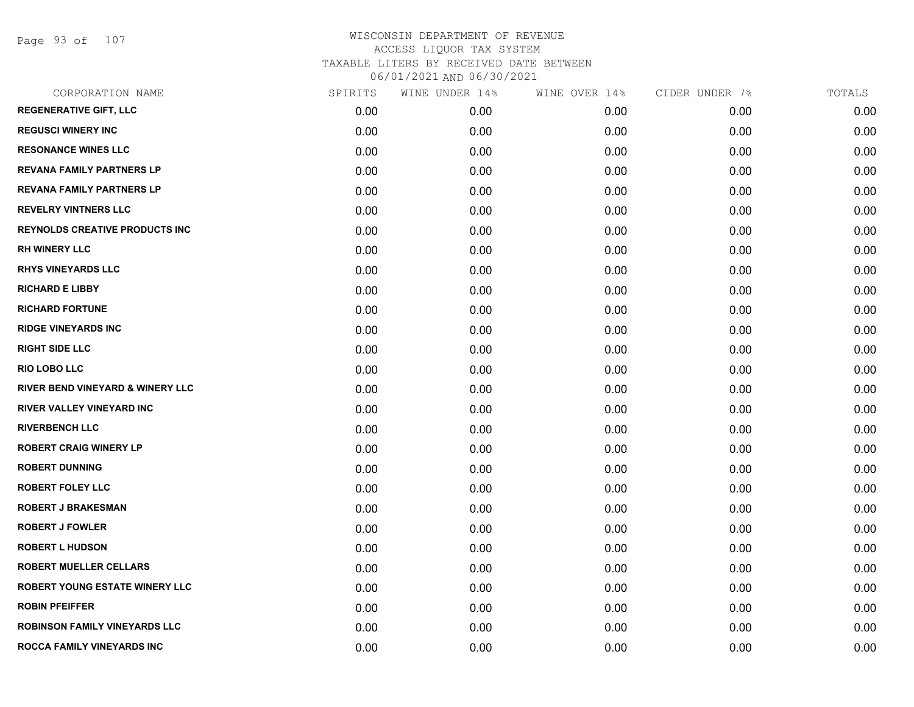# WISCONSIN DEPARTMENT OF REVENUE
## ACCESS LIQUOR TAX SYSTEM
### TAXABLE LITERS BY RECEIVED DATE BETWEEN 06/01/2021 AND 06/30/2021

| CORPORATION NAME | SPIRITS | WINE UNDER 14% | WINE OVER 14% | CIDER UNDER 7% | TOTALS |
|---|---|---|---|---|---|
| REGENERATIVE GIFT, LLC | 0.00 | 0.00 | 0.00 | 0.00 | 0.00 |
| REGUSCI WINERY INC | 0.00 | 0.00 | 0.00 | 0.00 | 0.00 |
| RESONANCE WINES LLC | 0.00 | 0.00 | 0.00 | 0.00 | 0.00 |
| REVANA FAMILY PARTNERS LP | 0.00 | 0.00 | 0.00 | 0.00 | 0.00 |
| REVANA FAMILY PARTNERS LP | 0.00 | 0.00 | 0.00 | 0.00 | 0.00 |
| REVELRY VINTNERS LLC | 0.00 | 0.00 | 0.00 | 0.00 | 0.00 |
| REYNOLDS CREATIVE PRODUCTS INC | 0.00 | 0.00 | 0.00 | 0.00 | 0.00 |
| RH WINERY LLC | 0.00 | 0.00 | 0.00 | 0.00 | 0.00 |
| RHYS VINEYARDS LLC | 0.00 | 0.00 | 0.00 | 0.00 | 0.00 |
| RICHARD E LIBBY | 0.00 | 0.00 | 0.00 | 0.00 | 0.00 |
| RICHARD FORTUNE | 0.00 | 0.00 | 0.00 | 0.00 | 0.00 |
| RIDGE VINEYARDS INC | 0.00 | 0.00 | 0.00 | 0.00 | 0.00 |
| RIGHT SIDE LLC | 0.00 | 0.00 | 0.00 | 0.00 | 0.00 |
| RIO LOBO LLC | 0.00 | 0.00 | 0.00 | 0.00 | 0.00 |
| RIVER BEND VINEYARD & WINERY LLC | 0.00 | 0.00 | 0.00 | 0.00 | 0.00 |
| RIVER VALLEY VINEYARD INC | 0.00 | 0.00 | 0.00 | 0.00 | 0.00 |
| RIVERBENCH LLC | 0.00 | 0.00 | 0.00 | 0.00 | 0.00 |
| ROBERT CRAIG WINERY LP | 0.00 | 0.00 | 0.00 | 0.00 | 0.00 |
| ROBERT DUNNING | 0.00 | 0.00 | 0.00 | 0.00 | 0.00 |
| ROBERT FOLEY LLC | 0.00 | 0.00 | 0.00 | 0.00 | 0.00 |
| ROBERT J BRAKESMAN | 0.00 | 0.00 | 0.00 | 0.00 | 0.00 |
| ROBERT J FOWLER | 0.00 | 0.00 | 0.00 | 0.00 | 0.00 |
| ROBERT L HUDSON | 0.00 | 0.00 | 0.00 | 0.00 | 0.00 |
| ROBERT MUELLER CELLARS | 0.00 | 0.00 | 0.00 | 0.00 | 0.00 |
| ROBERT YOUNG ESTATE WINERY LLC | 0.00 | 0.00 | 0.00 | 0.00 | 0.00 |
| ROBIN PFEIFFER | 0.00 | 0.00 | 0.00 | 0.00 | 0.00 |
| ROBINSON FAMILY VINEYARDS LLC | 0.00 | 0.00 | 0.00 | 0.00 | 0.00 |
| ROCCA FAMILY VINEYARDS INC | 0.00 | 0.00 | 0.00 | 0.00 | 0.00 |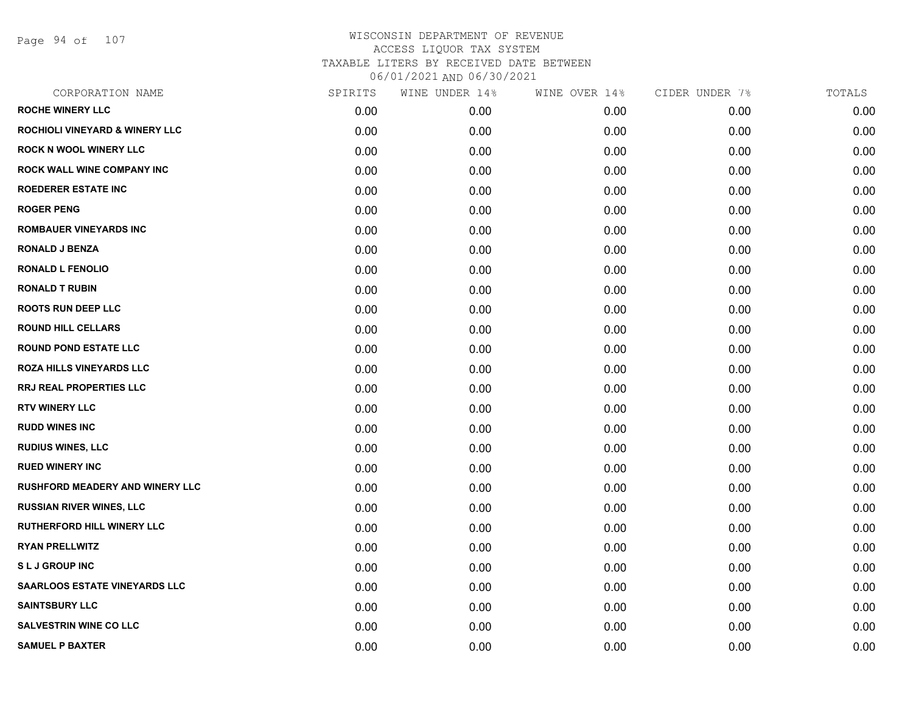# WISCONSIN DEPARTMENT OF REVENUE
## ACCESS LIQUOR TAX SYSTEM
## TAXABLE LITERS BY RECEIVED DATE BETWEEN
## 06/01/2021 AND 06/30/2021

| CORPORATION NAME | SPIRITS | WINE UNDER 14% | WINE OVER 14% | CIDER UNDER 7% | TOTALS |
|---|---|---|---|---|---|
| ROCHE WINERY LLC | 0.00 | 0.00 | 0.00 | 0.00 | 0.00 |
| ROCHIOLI VINEYARD & WINERY LLC | 0.00 | 0.00 | 0.00 | 0.00 | 0.00 |
| ROCK N WOOL WINERY LLC | 0.00 | 0.00 | 0.00 | 0.00 | 0.00 |
| ROCK WALL WINE COMPANY INC | 0.00 | 0.00 | 0.00 | 0.00 | 0.00 |
| ROEDERER ESTATE INC | 0.00 | 0.00 | 0.00 | 0.00 | 0.00 |
| ROGER PENG | 0.00 | 0.00 | 0.00 | 0.00 | 0.00 |
| ROMBAUER VINEYARDS INC | 0.00 | 0.00 | 0.00 | 0.00 | 0.00 |
| RONALD J BENZA | 0.00 | 0.00 | 0.00 | 0.00 | 0.00 |
| RONALD L FENOLIO | 0.00 | 0.00 | 0.00 | 0.00 | 0.00 |
| RONALD T RUBIN | 0.00 | 0.00 | 0.00 | 0.00 | 0.00 |
| ROOTS RUN DEEP LLC | 0.00 | 0.00 | 0.00 | 0.00 | 0.00 |
| ROUND HILL CELLARS | 0.00 | 0.00 | 0.00 | 0.00 | 0.00 |
| ROUND POND ESTATE LLC | 0.00 | 0.00 | 0.00 | 0.00 | 0.00 |
| ROZA HILLS VINEYARDS LLC | 0.00 | 0.00 | 0.00 | 0.00 | 0.00 |
| RRJ REAL PROPERTIES LLC | 0.00 | 0.00 | 0.00 | 0.00 | 0.00 |
| RTV WINERY LLC | 0.00 | 0.00 | 0.00 | 0.00 | 0.00 |
| RUDD WINES INC | 0.00 | 0.00 | 0.00 | 0.00 | 0.00 |
| RUDIUS WINES, LLC | 0.00 | 0.00 | 0.00 | 0.00 | 0.00 |
| RUED WINERY INC | 0.00 | 0.00 | 0.00 | 0.00 | 0.00 |
| RUSHFORD MEADERY AND WINERY LLC | 0.00 | 0.00 | 0.00 | 0.00 | 0.00 |
| RUSSIAN RIVER WINES, LLC | 0.00 | 0.00 | 0.00 | 0.00 | 0.00 |
| RUTHERFORD HILL WINERY LLC | 0.00 | 0.00 | 0.00 | 0.00 | 0.00 |
| RYAN PRELLWITZ | 0.00 | 0.00 | 0.00 | 0.00 | 0.00 |
| S L J GROUP INC | 0.00 | 0.00 | 0.00 | 0.00 | 0.00 |
| SAARLOOS ESTATE VINEYARDS LLC | 0.00 | 0.00 | 0.00 | 0.00 | 0.00 |
| SAINTSBURY LLC | 0.00 | 0.00 | 0.00 | 0.00 | 0.00 |
| SALVESTRIN WINE CO LLC | 0.00 | 0.00 | 0.00 | 0.00 | 0.00 |
| SAMUEL P BAXTER | 0.00 | 0.00 | 0.00 | 0.00 | 0.00 |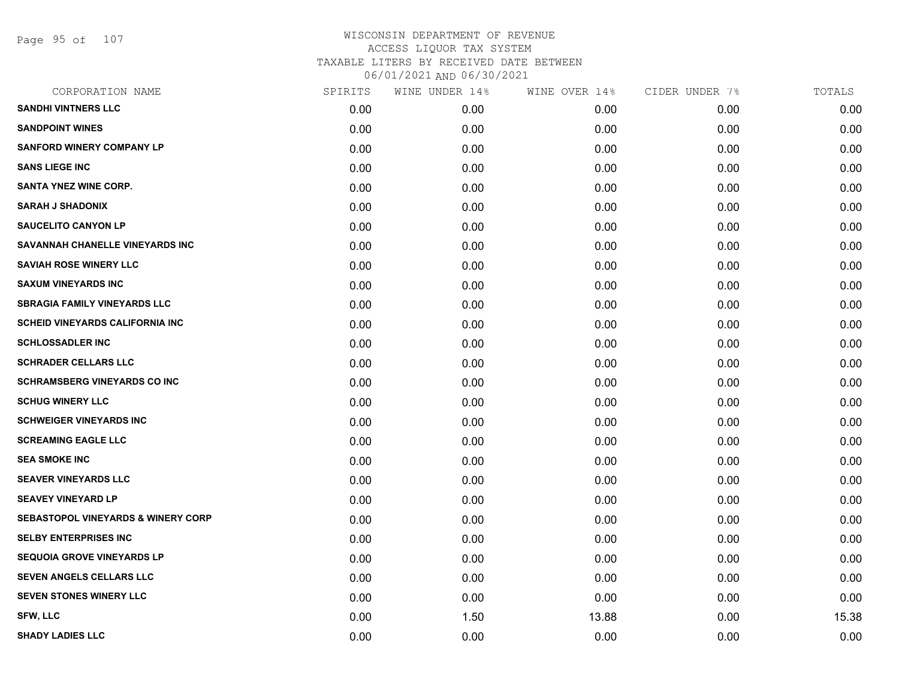# WISCONSIN DEPARTMENT OF REVENUE
## ACCESS LIQUOR TAX SYSTEM
### TAXABLE LITERS BY RECEIVED DATE BETWEEN 06/01/2021 AND 06/30/2021

| CORPORATION NAME | SPIRITS | WINE UNDER 14% | WINE OVER 14% | CIDER UNDER 7% | TOTALS |
|---|---|---|---|---|---|
| SANDHI VINTNERS LLC | 0.00 | 0.00 | 0.00 | 0.00 | 0.00 |
| SANDPOINT WINES | 0.00 | 0.00 | 0.00 | 0.00 | 0.00 |
| SANFORD WINERY COMPANY LP | 0.00 | 0.00 | 0.00 | 0.00 | 0.00 |
| SANS LIEGE INC | 0.00 | 0.00 | 0.00 | 0.00 | 0.00 |
| SANTA YNEZ WINE CORP. | 0.00 | 0.00 | 0.00 | 0.00 | 0.00 |
| SARAH J SHADONIX | 0.00 | 0.00 | 0.00 | 0.00 | 0.00 |
| SAUCELITO CANYON LP | 0.00 | 0.00 | 0.00 | 0.00 | 0.00 |
| SAVANNAH CHANELLE VINEYARDS INC | 0.00 | 0.00 | 0.00 | 0.00 | 0.00 |
| SAVIAH ROSE WINERY LLC | 0.00 | 0.00 | 0.00 | 0.00 | 0.00 |
| SAXUM VINEYARDS INC | 0.00 | 0.00 | 0.00 | 0.00 | 0.00 |
| SBRAGIA FAMILY VINEYARDS LLC | 0.00 | 0.00 | 0.00 | 0.00 | 0.00 |
| SCHEID VINEYARDS CALIFORNIA INC | 0.00 | 0.00 | 0.00 | 0.00 | 0.00 |
| SCHLOSSADLER INC | 0.00 | 0.00 | 0.00 | 0.00 | 0.00 |
| SCHRADER CELLARS LLC | 0.00 | 0.00 | 0.00 | 0.00 | 0.00 |
| SCHRAMSBERG VINEYARDS CO INC | 0.00 | 0.00 | 0.00 | 0.00 | 0.00 |
| SCHUG WINERY LLC | 0.00 | 0.00 | 0.00 | 0.00 | 0.00 |
| SCHWEIGER VINEYARDS INC | 0.00 | 0.00 | 0.00 | 0.00 | 0.00 |
| SCREAMING EAGLE LLC | 0.00 | 0.00 | 0.00 | 0.00 | 0.00 |
| SEA SMOKE INC | 0.00 | 0.00 | 0.00 | 0.00 | 0.00 |
| SEAVER VINEYARDS LLC | 0.00 | 0.00 | 0.00 | 0.00 | 0.00 |
| SEAVEY VINEYARD LP | 0.00 | 0.00 | 0.00 | 0.00 | 0.00 |
| SEBASTOPOL VINEYARDS & WINERY CORP | 0.00 | 0.00 | 0.00 | 0.00 | 0.00 |
| SELBY ENTERPRISES INC | 0.00 | 0.00 | 0.00 | 0.00 | 0.00 |
| SEQUOIA GROVE VINEYARDS LP | 0.00 | 0.00 | 0.00 | 0.00 | 0.00 |
| SEVEN ANGELS CELLARS LLC | 0.00 | 0.00 | 0.00 | 0.00 | 0.00 |
| SEVEN STONES WINERY LLC | 0.00 | 0.00 | 0.00 | 0.00 | 0.00 |
| SFW, LLC | 0.00 | 1.50 | 13.88 | 0.00 | 15.38 |
| SHADY LADIES LLC | 0.00 | 0.00 | 0.00 | 0.00 | 0.00 |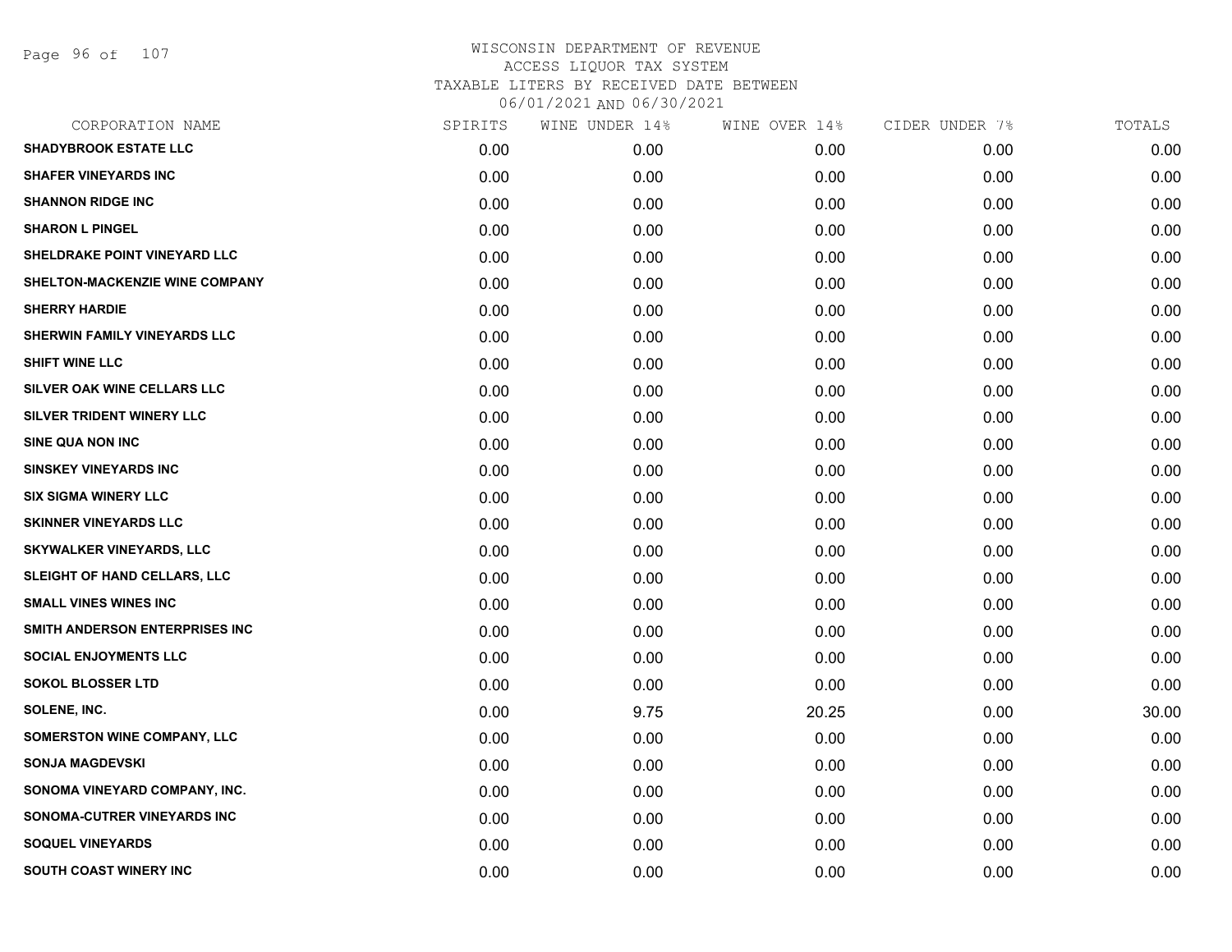WISCONSIN DEPARTMENT OF REVENUE
ACCESS LIQUOR TAX SYSTEM
TAXABLE LITERS BY RECEIVED DATE BETWEEN
06/01/2021 AND 06/30/2021

| CORPORATION NAME | SPIRITS | WINE UNDER 14% | WINE OVER 14% | CIDER UNDER 7% | TOTALS |
|---|---|---|---|---|---|
| SHADYBROOK ESTATE LLC | 0.00 | 0.00 | 0.00 | 0.00 | 0.00 |
| SHAFER VINEYARDS INC | 0.00 | 0.00 | 0.00 | 0.00 | 0.00 |
| SHANNON RIDGE INC | 0.00 | 0.00 | 0.00 | 0.00 | 0.00 |
| SHARON L PINGEL | 0.00 | 0.00 | 0.00 | 0.00 | 0.00 |
| SHELDRAKE POINT VINEYARD LLC | 0.00 | 0.00 | 0.00 | 0.00 | 0.00 |
| SHELTON-MACKENZIE WINE COMPANY | 0.00 | 0.00 | 0.00 | 0.00 | 0.00 |
| SHERRY HARDIE | 0.00 | 0.00 | 0.00 | 0.00 | 0.00 |
| SHERWIN FAMILY VINEYARDS LLC | 0.00 | 0.00 | 0.00 | 0.00 | 0.00 |
| SHIFT WINE LLC | 0.00 | 0.00 | 0.00 | 0.00 | 0.00 |
| SILVER OAK WINE CELLARS LLC | 0.00 | 0.00 | 0.00 | 0.00 | 0.00 |
| SILVER TRIDENT WINERY LLC | 0.00 | 0.00 | 0.00 | 0.00 | 0.00 |
| SINE QUA NON INC | 0.00 | 0.00 | 0.00 | 0.00 | 0.00 |
| SINSKEY VINEYARDS INC | 0.00 | 0.00 | 0.00 | 0.00 | 0.00 |
| SIX SIGMA WINERY LLC | 0.00 | 0.00 | 0.00 | 0.00 | 0.00 |
| SKINNER VINEYARDS LLC | 0.00 | 0.00 | 0.00 | 0.00 | 0.00 |
| SKYWALKER VINEYARDS, LLC | 0.00 | 0.00 | 0.00 | 0.00 | 0.00 |
| SLEIGHT OF HAND CELLARS, LLC | 0.00 | 0.00 | 0.00 | 0.00 | 0.00 |
| SMALL VINES WINES INC | 0.00 | 0.00 | 0.00 | 0.00 | 0.00 |
| SMITH ANDERSON ENTERPRISES INC | 0.00 | 0.00 | 0.00 | 0.00 | 0.00 |
| SOCIAL ENJOYMENTS LLC | 0.00 | 0.00 | 0.00 | 0.00 | 0.00 |
| SOKOL BLOSSER LTD | 0.00 | 0.00 | 0.00 | 0.00 | 0.00 |
| SOLENE, INC. | 0.00 | 9.75 | 20.25 | 0.00 | 30.00 |
| SOMERSTON WINE COMPANY, LLC | 0.00 | 0.00 | 0.00 | 0.00 | 0.00 |
| SONJA MAGDEVSKI | 0.00 | 0.00 | 0.00 | 0.00 | 0.00 |
| SONOMA VINEYARD COMPANY, INC. | 0.00 | 0.00 | 0.00 | 0.00 | 0.00 |
| SONOMA-CUTRER VINEYARDS INC | 0.00 | 0.00 | 0.00 | 0.00 | 0.00 |
| SOQUEL VINEYARDS | 0.00 | 0.00 | 0.00 | 0.00 | 0.00 |
| SOUTH COAST WINERY INC | 0.00 | 0.00 | 0.00 | 0.00 | 0.00 |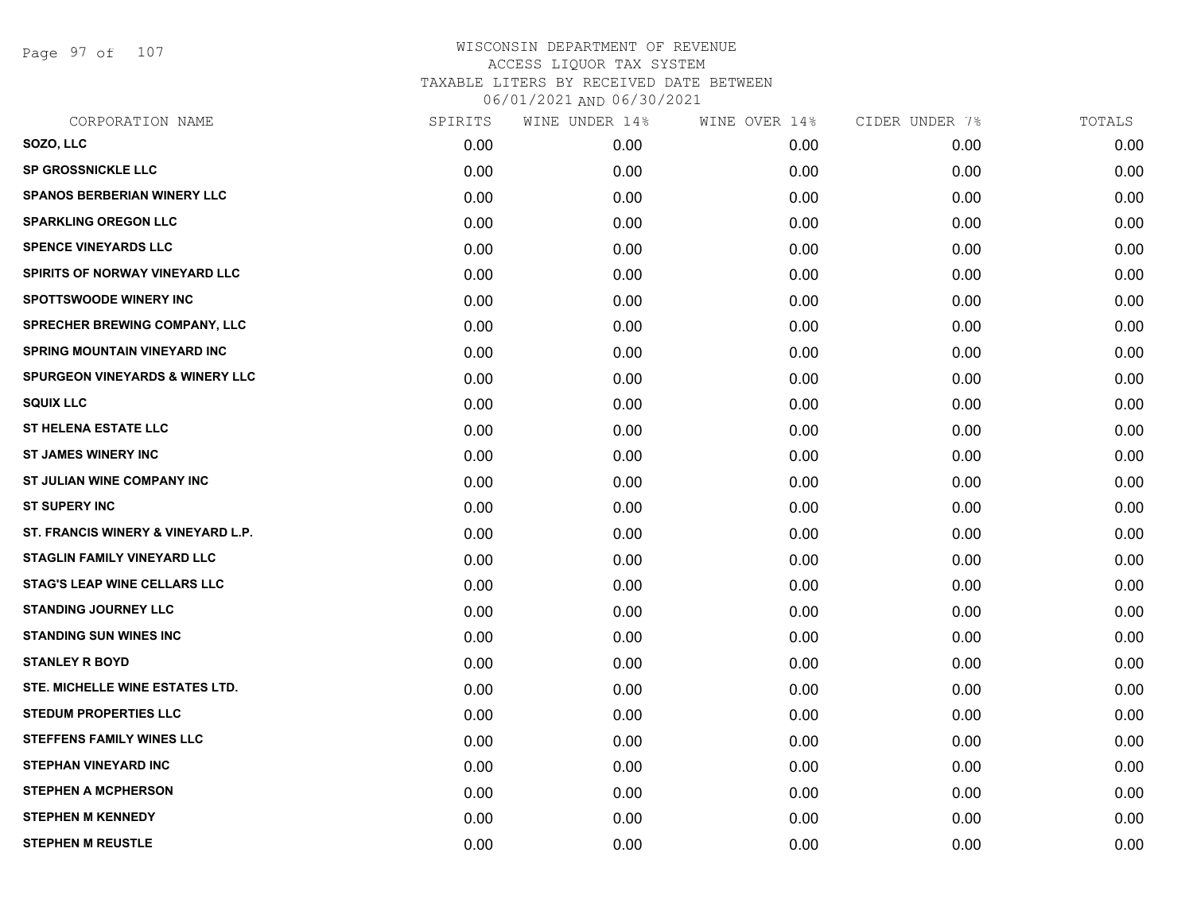WISCONSIN DEPARTMENT OF REVENUE
ACCESS LIQUOR TAX SYSTEM
TAXABLE LITERS BY RECEIVED DATE BETWEEN
06/01/2021 AND 06/30/2021

| CORPORATION NAME | SPIRITS | WINE UNDER 14% | WINE OVER 14% | CIDER UNDER 7% | TOTALS |
|---|---|---|---|---|---|
| SOZO, LLC | 0.00 | 0.00 | 0.00 | 0.00 | 0.00 |
| SP GROSSNICKLE LLC | 0.00 | 0.00 | 0.00 | 0.00 | 0.00 |
| SPANOS BERBERIAN WINERY LLC | 0.00 | 0.00 | 0.00 | 0.00 | 0.00 |
| SPARKLING OREGON LLC | 0.00 | 0.00 | 0.00 | 0.00 | 0.00 |
| SPENCE VINEYARDS LLC | 0.00 | 0.00 | 0.00 | 0.00 | 0.00 |
| SPIRITS OF NORWAY VINEYARD LLC | 0.00 | 0.00 | 0.00 | 0.00 | 0.00 |
| SPOTTSWOODE WINERY INC | 0.00 | 0.00 | 0.00 | 0.00 | 0.00 |
| SPRECHER BREWING COMPANY, LLC | 0.00 | 0.00 | 0.00 | 0.00 | 0.00 |
| SPRING MOUNTAIN VINEYARD INC | 0.00 | 0.00 | 0.00 | 0.00 | 0.00 |
| SPURGEON VINEYARDS & WINERY LLC | 0.00 | 0.00 | 0.00 | 0.00 | 0.00 |
| SQUIX LLC | 0.00 | 0.00 | 0.00 | 0.00 | 0.00 |
| ST HELENA ESTATE LLC | 0.00 | 0.00 | 0.00 | 0.00 | 0.00 |
| ST JAMES WINERY INC | 0.00 | 0.00 | 0.00 | 0.00 | 0.00 |
| ST JULIAN WINE COMPANY INC | 0.00 | 0.00 | 0.00 | 0.00 | 0.00 |
| ST SUPERY INC | 0.00 | 0.00 | 0.00 | 0.00 | 0.00 |
| ST. FRANCIS WINERY & VINEYARD L.P. | 0.00 | 0.00 | 0.00 | 0.00 | 0.00 |
| STAGLIN FAMILY VINEYARD LLC | 0.00 | 0.00 | 0.00 | 0.00 | 0.00 |
| STAG'S LEAP WINE CELLARS LLC | 0.00 | 0.00 | 0.00 | 0.00 | 0.00 |
| STANDING JOURNEY LLC | 0.00 | 0.00 | 0.00 | 0.00 | 0.00 |
| STANDING SUN WINES INC | 0.00 | 0.00 | 0.00 | 0.00 | 0.00 |
| STANLEY R BOYD | 0.00 | 0.00 | 0.00 | 0.00 | 0.00 |
| STE. MICHELLE WINE ESTATES LTD. | 0.00 | 0.00 | 0.00 | 0.00 | 0.00 |
| STEDUM PROPERTIES LLC | 0.00 | 0.00 | 0.00 | 0.00 | 0.00 |
| STEFFENS FAMILY WINES LLC | 0.00 | 0.00 | 0.00 | 0.00 | 0.00 |
| STEPHAN VINEYARD INC | 0.00 | 0.00 | 0.00 | 0.00 | 0.00 |
| STEPHEN A MCPHERSON | 0.00 | 0.00 | 0.00 | 0.00 | 0.00 |
| STEPHEN M KENNEDY | 0.00 | 0.00 | 0.00 | 0.00 | 0.00 |
| STEPHEN M REUSTLE | 0.00 | 0.00 | 0.00 | 0.00 | 0.00 |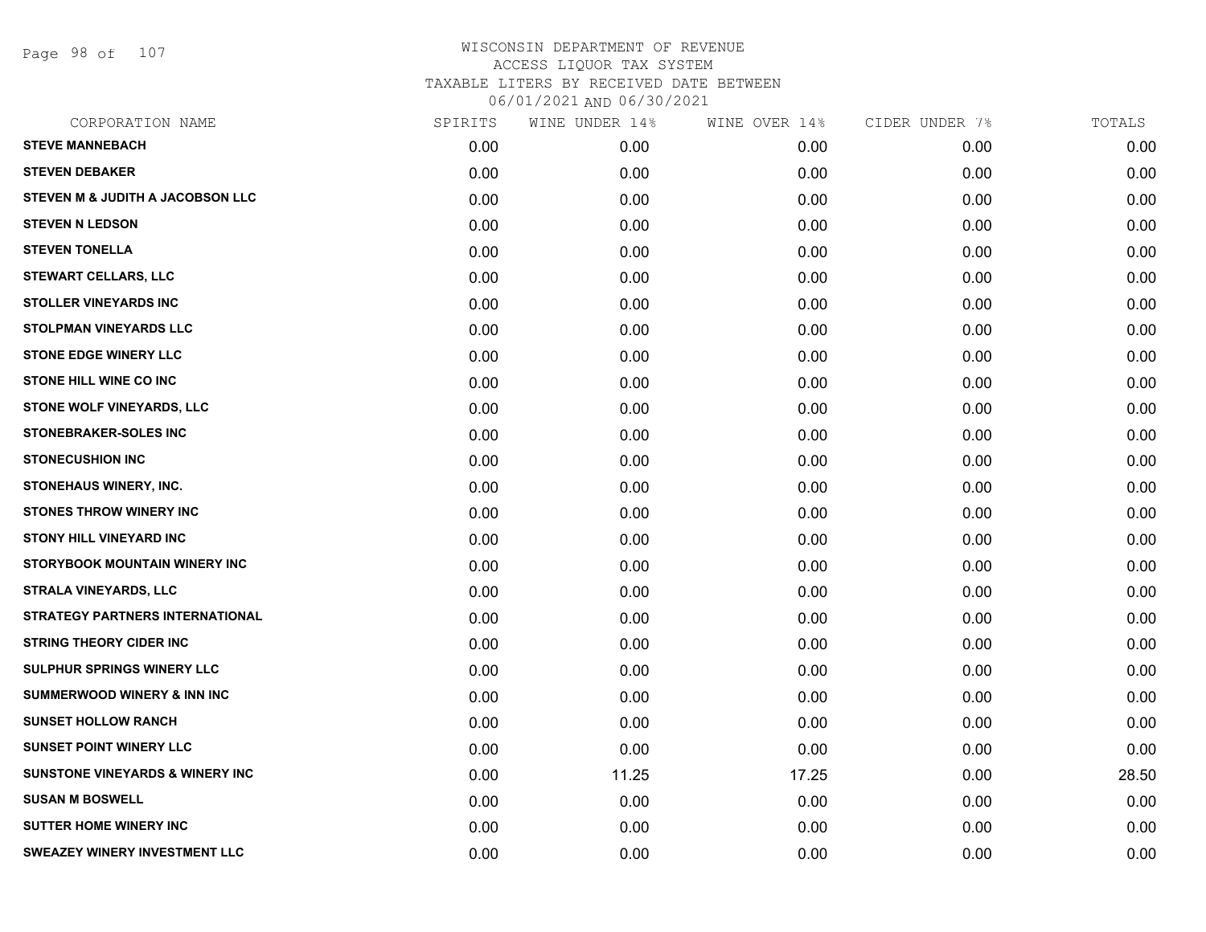WISCONSIN DEPARTMENT OF REVENUE
ACCESS LIQUOR TAX SYSTEM
TAXABLE LITERS BY RECEIVED DATE BETWEEN
06/01/2021 AND 06/30/2021

| CORPORATION NAME | SPIRITS | WINE UNDER 14% | WINE OVER 14% | CIDER UNDER 7% | TOTALS |
|---|---|---|---|---|---|
| STEVE MANNEBACH | 0.00 | 0.00 | 0.00 | 0.00 | 0.00 |
| STEVEN DEBAKER | 0.00 | 0.00 | 0.00 | 0.00 | 0.00 |
| STEVEN M & JUDITH A JACOBSON LLC | 0.00 | 0.00 | 0.00 | 0.00 | 0.00 |
| STEVEN N LEDSON | 0.00 | 0.00 | 0.00 | 0.00 | 0.00 |
| STEVEN TONELLA | 0.00 | 0.00 | 0.00 | 0.00 | 0.00 |
| STEWART CELLARS, LLC | 0.00 | 0.00 | 0.00 | 0.00 | 0.00 |
| STOLLER VINEYARDS INC | 0.00 | 0.00 | 0.00 | 0.00 | 0.00 |
| STOLPMAN VINEYARDS LLC | 0.00 | 0.00 | 0.00 | 0.00 | 0.00 |
| STONE EDGE WINERY LLC | 0.00 | 0.00 | 0.00 | 0.00 | 0.00 |
| STONE HILL WINE CO INC | 0.00 | 0.00 | 0.00 | 0.00 | 0.00 |
| STONE WOLF VINEYARDS, LLC | 0.00 | 0.00 | 0.00 | 0.00 | 0.00 |
| STONEBRAKER-SOLES INC | 0.00 | 0.00 | 0.00 | 0.00 | 0.00 |
| STONECUSHION INC | 0.00 | 0.00 | 0.00 | 0.00 | 0.00 |
| STONEHAUS WINERY, INC. | 0.00 | 0.00 | 0.00 | 0.00 | 0.00 |
| STONES THROW WINERY INC | 0.00 | 0.00 | 0.00 | 0.00 | 0.00 |
| STONY HILL VINEYARD INC | 0.00 | 0.00 | 0.00 | 0.00 | 0.00 |
| STORYBOOK MOUNTAIN WINERY INC | 0.00 | 0.00 | 0.00 | 0.00 | 0.00 |
| STRALA VINEYARDS, LLC | 0.00 | 0.00 | 0.00 | 0.00 | 0.00 |
| STRATEGY PARTNERS INTERNATIONAL | 0.00 | 0.00 | 0.00 | 0.00 | 0.00 |
| STRING THEORY CIDER INC | 0.00 | 0.00 | 0.00 | 0.00 | 0.00 |
| SULPHUR SPRINGS WINERY LLC | 0.00 | 0.00 | 0.00 | 0.00 | 0.00 |
| SUMMERWOOD WINERY & INN INC | 0.00 | 0.00 | 0.00 | 0.00 | 0.00 |
| SUNSET HOLLOW RANCH | 0.00 | 0.00 | 0.00 | 0.00 | 0.00 |
| SUNSET POINT WINERY LLC | 0.00 | 0.00 | 0.00 | 0.00 | 0.00 |
| SUNSTONE VINEYARDS & WINERY INC | 0.00 | 11.25 | 17.25 | 0.00 | 28.50 |
| SUSAN M BOSWELL | 0.00 | 0.00 | 0.00 | 0.00 | 0.00 |
| SUTTER HOME WINERY INC | 0.00 | 0.00 | 0.00 | 0.00 | 0.00 |
| SWEAZEY WINERY INVESTMENT LLC | 0.00 | 0.00 | 0.00 | 0.00 | 0.00 |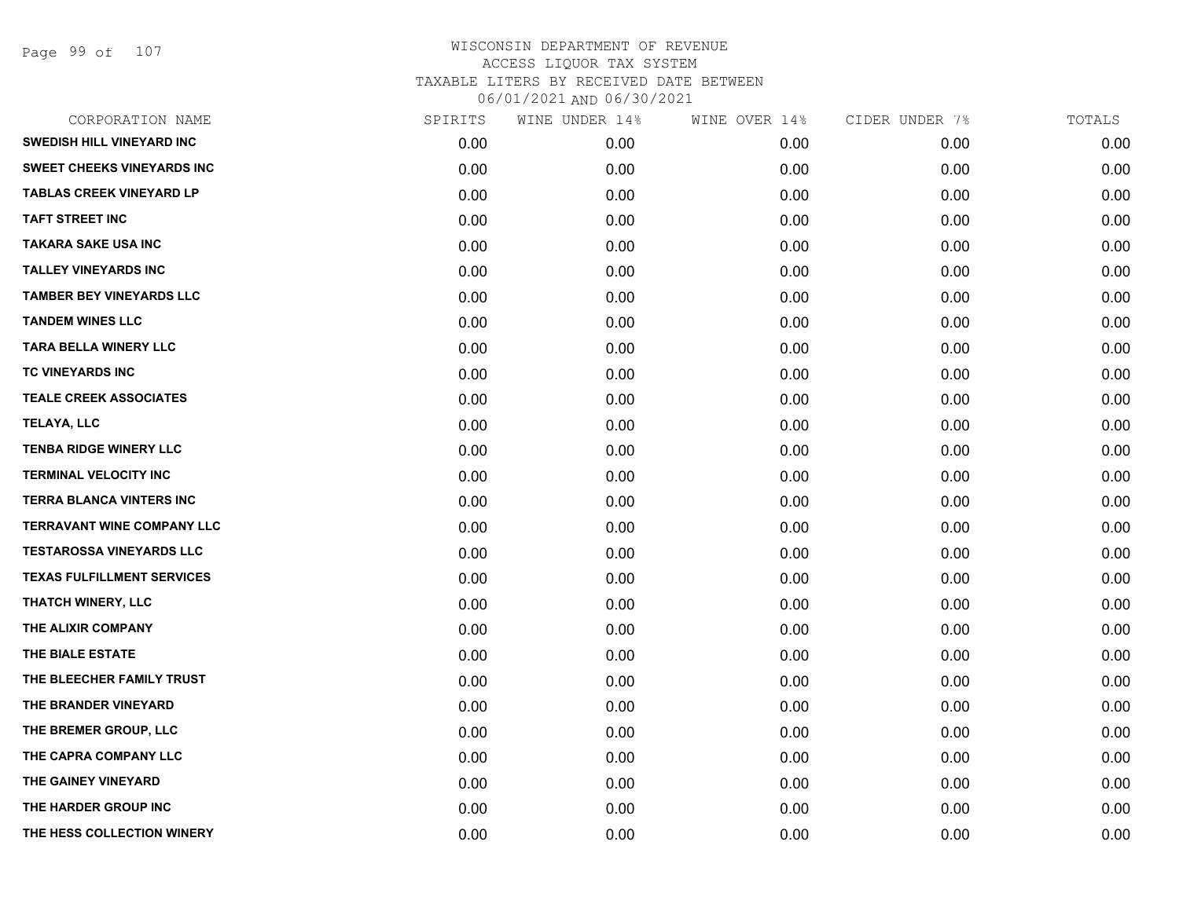# WISCONSIN DEPARTMENT OF REVENUE
## ACCESS LIQUOR TAX SYSTEM
### TAXABLE LITERS BY RECEIVED DATE BETWEEN 06/01/2021 AND 06/30/2021

| CORPORATION NAME | SPIRITS | WINE UNDER 14% | WINE OVER 14% | CIDER UNDER 7% | TOTALS |
|---|---|---|---|---|---|
| SWEDISH HILL VINEYARD INC | 0.00 | 0.00 | 0.00 | 0.00 | 0.00 |
| SWEET CHEEKS VINEYARDS INC | 0.00 | 0.00 | 0.00 | 0.00 | 0.00 |
| TABLAS CREEK VINEYARD LP | 0.00 | 0.00 | 0.00 | 0.00 | 0.00 |
| TAFT STREET INC | 0.00 | 0.00 | 0.00 | 0.00 | 0.00 |
| TAKARA SAKE USA INC | 0.00 | 0.00 | 0.00 | 0.00 | 0.00 |
| TALLEY VINEYARDS INC | 0.00 | 0.00 | 0.00 | 0.00 | 0.00 |
| TAMBER BEY VINEYARDS LLC | 0.00 | 0.00 | 0.00 | 0.00 | 0.00 |
| TANDEM WINES LLC | 0.00 | 0.00 | 0.00 | 0.00 | 0.00 |
| TARA BELLA WINERY LLC | 0.00 | 0.00 | 0.00 | 0.00 | 0.00 |
| TC VINEYARDS INC | 0.00 | 0.00 | 0.00 | 0.00 | 0.00 |
| TEALE CREEK ASSOCIATES | 0.00 | 0.00 | 0.00 | 0.00 | 0.00 |
| TELAYA, LLC | 0.00 | 0.00 | 0.00 | 0.00 | 0.00 |
| TENBA RIDGE WINERY LLC | 0.00 | 0.00 | 0.00 | 0.00 | 0.00 |
| TERMINAL VELOCITY INC | 0.00 | 0.00 | 0.00 | 0.00 | 0.00 |
| TERRA BLANCA VINTERS INC | 0.00 | 0.00 | 0.00 | 0.00 | 0.00 |
| TERRAVANT WINE COMPANY LLC | 0.00 | 0.00 | 0.00 | 0.00 | 0.00 |
| TESTAROSSA VINEYARDS LLC | 0.00 | 0.00 | 0.00 | 0.00 | 0.00 |
| TEXAS FULFILLMENT SERVICES | 0.00 | 0.00 | 0.00 | 0.00 | 0.00 |
| THATCH WINERY, LLC | 0.00 | 0.00 | 0.00 | 0.00 | 0.00 |
| THE ALIXIR COMPANY | 0.00 | 0.00 | 0.00 | 0.00 | 0.00 |
| THE BIALE ESTATE | 0.00 | 0.00 | 0.00 | 0.00 | 0.00 |
| THE BLEECHER FAMILY TRUST | 0.00 | 0.00 | 0.00 | 0.00 | 0.00 |
| THE BRANDER VINEYARD | 0.00 | 0.00 | 0.00 | 0.00 | 0.00 |
| THE BREMER GROUP, LLC | 0.00 | 0.00 | 0.00 | 0.00 | 0.00 |
| THE CAPRA COMPANY LLC | 0.00 | 0.00 | 0.00 | 0.00 | 0.00 |
| THE GAINEY VINEYARD | 0.00 | 0.00 | 0.00 | 0.00 | 0.00 |
| THE HARDER GROUP INC | 0.00 | 0.00 | 0.00 | 0.00 | 0.00 |
| THE HESS COLLECTION WINERY | 0.00 | 0.00 | 0.00 | 0.00 | 0.00 |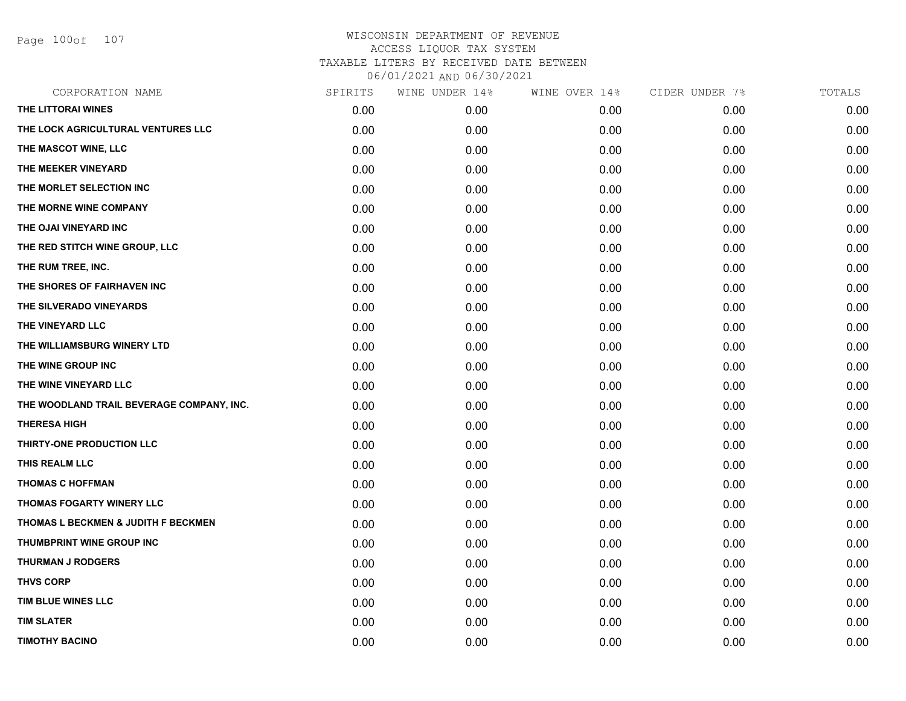# WISCONSIN DEPARTMENT OF REVENUE
ACCESS LIQUOR TAX SYSTEM
TAXABLE LITERS BY RECEIVED DATE BETWEEN
06/01/2021 AND 06/30/2021

| CORPORATION NAME | SPIRITS | WINE UNDER 14% | WINE OVER 14% | CIDER UNDER 7% | TOTALS |
|---|---|---|---|---|---|
| THE LITTORAI WINES | 0.00 | 0.00 | 0.00 | 0.00 | 0.00 |
| THE LOCK AGRICULTURAL VENTURES LLC | 0.00 | 0.00 | 0.00 | 0.00 | 0.00 |
| THE MASCOT WINE, LLC | 0.00 | 0.00 | 0.00 | 0.00 | 0.00 |
| THE MEEKER VINEYARD | 0.00 | 0.00 | 0.00 | 0.00 | 0.00 |
| THE MORLET SELECTION INC | 0.00 | 0.00 | 0.00 | 0.00 | 0.00 |
| THE MORNE WINE COMPANY | 0.00 | 0.00 | 0.00 | 0.00 | 0.00 |
| THE OJAI VINEYARD INC | 0.00 | 0.00 | 0.00 | 0.00 | 0.00 |
| THE RED STITCH WINE GROUP, LLC | 0.00 | 0.00 | 0.00 | 0.00 | 0.00 |
| THE RUM TREE, INC. | 0.00 | 0.00 | 0.00 | 0.00 | 0.00 |
| THE SHORES OF FAIRHAVEN INC | 0.00 | 0.00 | 0.00 | 0.00 | 0.00 |
| THE SILVERADO VINEYARDS | 0.00 | 0.00 | 0.00 | 0.00 | 0.00 |
| THE VINEYARD LLC | 0.00 | 0.00 | 0.00 | 0.00 | 0.00 |
| THE WILLIAMSBURG WINERY LTD | 0.00 | 0.00 | 0.00 | 0.00 | 0.00 |
| THE WINE GROUP INC | 0.00 | 0.00 | 0.00 | 0.00 | 0.00 |
| THE WINE VINEYARD LLC | 0.00 | 0.00 | 0.00 | 0.00 | 0.00 |
| THE WOODLAND TRAIL BEVERAGE COMPANY, INC. | 0.00 | 0.00 | 0.00 | 0.00 | 0.00 |
| THERESA HIGH | 0.00 | 0.00 | 0.00 | 0.00 | 0.00 |
| THIRTY-ONE PRODUCTION LLC | 0.00 | 0.00 | 0.00 | 0.00 | 0.00 |
| THIS REALM LLC | 0.00 | 0.00 | 0.00 | 0.00 | 0.00 |
| THOMAS C HOFFMAN | 0.00 | 0.00 | 0.00 | 0.00 | 0.00 |
| THOMAS FOGARTY WINERY LLC | 0.00 | 0.00 | 0.00 | 0.00 | 0.00 |
| THOMAS L BECKMEN & JUDITH F BECKMEN | 0.00 | 0.00 | 0.00 | 0.00 | 0.00 |
| THUMBPRINT WINE GROUP INC | 0.00 | 0.00 | 0.00 | 0.00 | 0.00 |
| THURMAN J RODGERS | 0.00 | 0.00 | 0.00 | 0.00 | 0.00 |
| THVS CORP | 0.00 | 0.00 | 0.00 | 0.00 | 0.00 |
| TIM BLUE WINES LLC | 0.00 | 0.00 | 0.00 | 0.00 | 0.00 |
| TIM SLATER | 0.00 | 0.00 | 0.00 | 0.00 | 0.00 |
| TIMOTHY BACINO | 0.00 | 0.00 | 0.00 | 0.00 | 0.00 |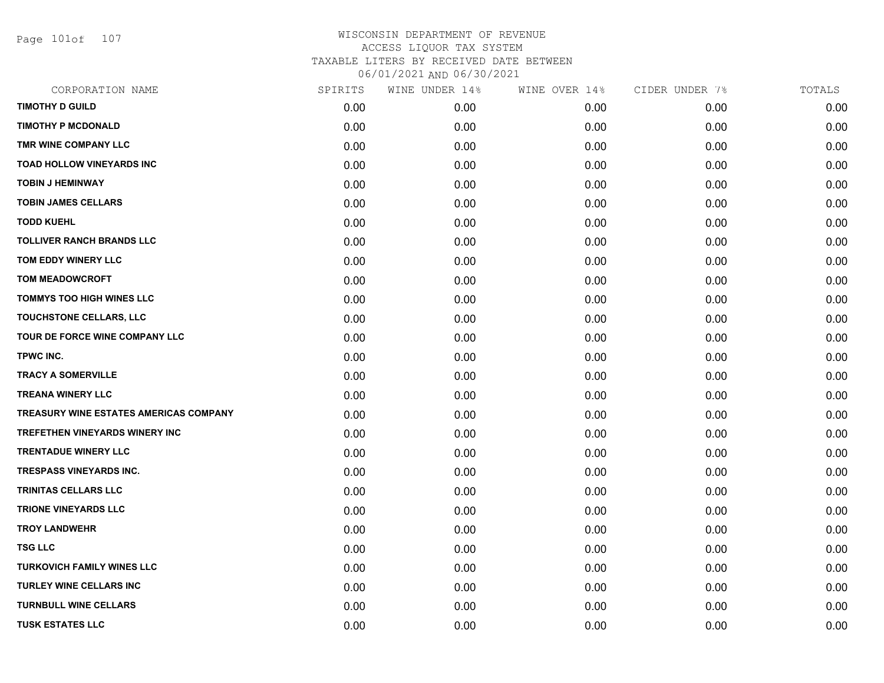WISCONSIN DEPARTMENT OF REVENUE
ACCESS LIQUOR TAX SYSTEM
TAXABLE LITERS BY RECEIVED DATE BETWEEN
06/01/2021 AND 06/30/2021

| CORPORATION NAME | SPIRITS | WINE UNDER 14% | WINE OVER 14% | CIDER UNDER 7% | TOTALS |
|---|---|---|---|---|---|
| TIMOTHY D GUILD | 0.00 | 0.00 | 0.00 | 0.00 | 0.00 |
| TIMOTHY P MCDONALD | 0.00 | 0.00 | 0.00 | 0.00 | 0.00 |
| TMR WINE COMPANY LLC | 0.00 | 0.00 | 0.00 | 0.00 | 0.00 |
| TOAD HOLLOW VINEYARDS INC | 0.00 | 0.00 | 0.00 | 0.00 | 0.00 |
| TOBIN J HEMINWAY | 0.00 | 0.00 | 0.00 | 0.00 | 0.00 |
| TOBIN JAMES CELLARS | 0.00 | 0.00 | 0.00 | 0.00 | 0.00 |
| TODD KUEHL | 0.00 | 0.00 | 0.00 | 0.00 | 0.00 |
| TOLLIVER RANCH BRANDS LLC | 0.00 | 0.00 | 0.00 | 0.00 | 0.00 |
| TOM EDDY WINERY LLC | 0.00 | 0.00 | 0.00 | 0.00 | 0.00 |
| TOM MEADOWCROFT | 0.00 | 0.00 | 0.00 | 0.00 | 0.00 |
| TOMMYS TOO HIGH WINES LLC | 0.00 | 0.00 | 0.00 | 0.00 | 0.00 |
| TOUCHSTONE CELLARS, LLC | 0.00 | 0.00 | 0.00 | 0.00 | 0.00 |
| TOUR DE FORCE WINE COMPANY LLC | 0.00 | 0.00 | 0.00 | 0.00 | 0.00 |
| TPWC INC. | 0.00 | 0.00 | 0.00 | 0.00 | 0.00 |
| TRACY A SOMERVILLE | 0.00 | 0.00 | 0.00 | 0.00 | 0.00 |
| TREANA WINERY LLC | 0.00 | 0.00 | 0.00 | 0.00 | 0.00 |
| TREASURY WINE ESTATES AMERICAS COMPANY | 0.00 | 0.00 | 0.00 | 0.00 | 0.00 |
| TREFETHEN VINEYARDS WINERY INC | 0.00 | 0.00 | 0.00 | 0.00 | 0.00 |
| TRENTADUE WINERY LLC | 0.00 | 0.00 | 0.00 | 0.00 | 0.00 |
| TRESPASS VINEYARDS INC. | 0.00 | 0.00 | 0.00 | 0.00 | 0.00 |
| TRINITAS CELLARS LLC | 0.00 | 0.00 | 0.00 | 0.00 | 0.00 |
| TRIONE VINEYARDS LLC | 0.00 | 0.00 | 0.00 | 0.00 | 0.00 |
| TROY LANDWEHR | 0.00 | 0.00 | 0.00 | 0.00 | 0.00 |
| TSG LLC | 0.00 | 0.00 | 0.00 | 0.00 | 0.00 |
| TURKOVICH FAMILY WINES LLC | 0.00 | 0.00 | 0.00 | 0.00 | 0.00 |
| TURLEY WINE CELLARS INC | 0.00 | 0.00 | 0.00 | 0.00 | 0.00 |
| TURNBULL WINE CELLARS | 0.00 | 0.00 | 0.00 | 0.00 | 0.00 |
| TUSK ESTATES LLC | 0.00 | 0.00 | 0.00 | 0.00 | 0.00 |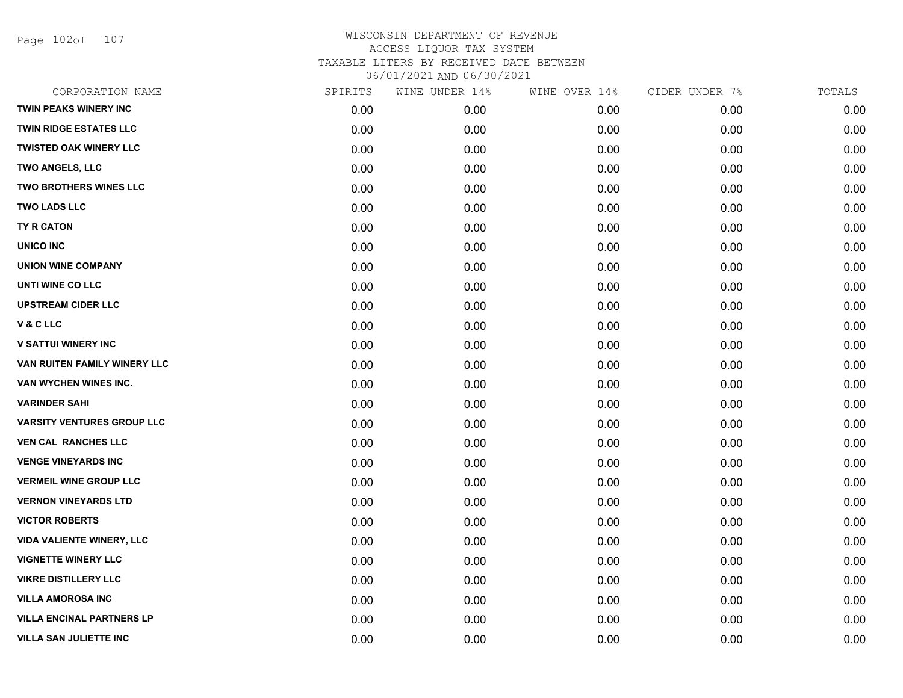# WISCONSIN DEPARTMENT OF REVENUE
ACCESS LIQUOR TAX SYSTEM
TAXABLE LITERS BY RECEIVED DATE BETWEEN
06/01/2021 AND 06/30/2021

| CORPORATION NAME | SPIRITS | WINE UNDER 14% | WINE OVER 14% | CIDER UNDER 7% | TOTALS |
|---|---|---|---|---|---|
| TWIN PEAKS WINERY INC | 0.00 | 0.00 | 0.00 | 0.00 | 0.00 |
| TWIN RIDGE ESTATES LLC | 0.00 | 0.00 | 0.00 | 0.00 | 0.00 |
| TWISTED OAK WINERY LLC | 0.00 | 0.00 | 0.00 | 0.00 | 0.00 |
| TWO ANGELS, LLC | 0.00 | 0.00 | 0.00 | 0.00 | 0.00 |
| TWO BROTHERS WINES LLC | 0.00 | 0.00 | 0.00 | 0.00 | 0.00 |
| TWO LADS LLC | 0.00 | 0.00 | 0.00 | 0.00 | 0.00 |
| TY R CATON | 0.00 | 0.00 | 0.00 | 0.00 | 0.00 |
| UNICO INC | 0.00 | 0.00 | 0.00 | 0.00 | 0.00 |
| UNION WINE COMPANY | 0.00 | 0.00 | 0.00 | 0.00 | 0.00 |
| UNTI WINE CO LLC | 0.00 | 0.00 | 0.00 | 0.00 | 0.00 |
| UPSTREAM CIDER LLC | 0.00 | 0.00 | 0.00 | 0.00 | 0.00 |
| V & C LLC | 0.00 | 0.00 | 0.00 | 0.00 | 0.00 |
| V SATTUI WINERY INC | 0.00 | 0.00 | 0.00 | 0.00 | 0.00 |
| VAN RUITEN FAMILY WINERY LLC | 0.00 | 0.00 | 0.00 | 0.00 | 0.00 |
| VAN WYCHEN WINES INC. | 0.00 | 0.00 | 0.00 | 0.00 | 0.00 |
| VARINDER SAHI | 0.00 | 0.00 | 0.00 | 0.00 | 0.00 |
| VARSITY VENTURES GROUP LLC | 0.00 | 0.00 | 0.00 | 0.00 | 0.00 |
| VEN CAL RANCHES LLC | 0.00 | 0.00 | 0.00 | 0.00 | 0.00 |
| VENGE VINEYARDS INC | 0.00 | 0.00 | 0.00 | 0.00 | 0.00 |
| VERMEIL WINE GROUP LLC | 0.00 | 0.00 | 0.00 | 0.00 | 0.00 |
| VERNON VINEYARDS LTD | 0.00 | 0.00 | 0.00 | 0.00 | 0.00 |
| VICTOR ROBERTS | 0.00 | 0.00 | 0.00 | 0.00 | 0.00 |
| VIDA VALIENTE WINERY, LLC | 0.00 | 0.00 | 0.00 | 0.00 | 0.00 |
| VIGNETTE WINERY LLC | 0.00 | 0.00 | 0.00 | 0.00 | 0.00 |
| VIKRE DISTILLERY LLC | 0.00 | 0.00 | 0.00 | 0.00 | 0.00 |
| VILLA AMOROSA INC | 0.00 | 0.00 | 0.00 | 0.00 | 0.00 |
| VILLA ENCINAL PARTNERS LP | 0.00 | 0.00 | 0.00 | 0.00 | 0.00 |
| VILLA SAN JULIETTE INC | 0.00 | 0.00 | 0.00 | 0.00 | 0.00 |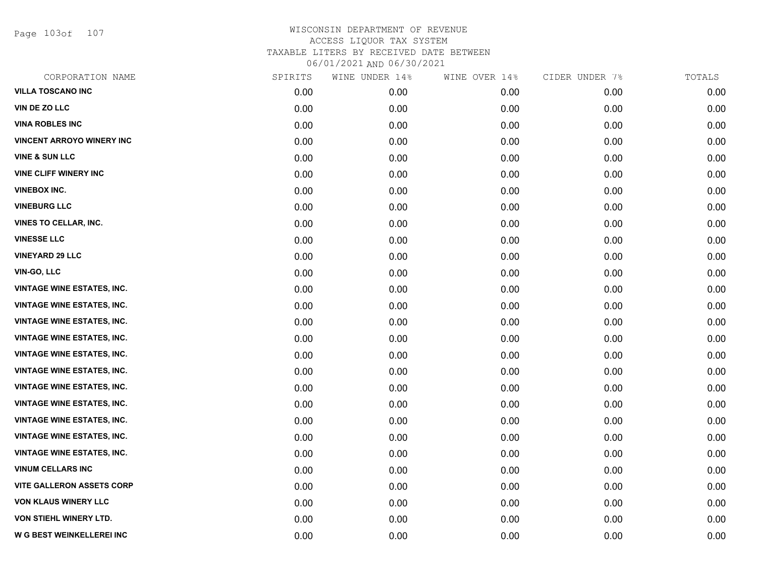# WISCONSIN DEPARTMENT OF REVENUE
## ACCESS LIQUOR TAX SYSTEM
### TAXABLE LITERS BY RECEIVED DATE BETWEEN 06/01/2021 AND 06/30/2021

| CORPORATION NAME | SPIRITS | WINE UNDER 14% | WINE OVER 14% | CIDER UNDER 7% | TOTALS |
|---|---|---|---|---|---|
| VILLA TOSCANO INC | 0.00 | 0.00 | 0.00 | 0.00 | 0.00 |
| VIN DE ZO LLC | 0.00 | 0.00 | 0.00 | 0.00 | 0.00 |
| VINA ROBLES INC | 0.00 | 0.00 | 0.00 | 0.00 | 0.00 |
| VINCENT ARROYO WINERY INC | 0.00 | 0.00 | 0.00 | 0.00 | 0.00 |
| VINE & SUN LLC | 0.00 | 0.00 | 0.00 | 0.00 | 0.00 |
| VINE CLIFF WINERY INC | 0.00 | 0.00 | 0.00 | 0.00 | 0.00 |
| VINEBOX INC. | 0.00 | 0.00 | 0.00 | 0.00 | 0.00 |
| VINEBURG LLC | 0.00 | 0.00 | 0.00 | 0.00 | 0.00 |
| VINES TO CELLAR, INC. | 0.00 | 0.00 | 0.00 | 0.00 | 0.00 |
| VINESSE LLC | 0.00 | 0.00 | 0.00 | 0.00 | 0.00 |
| VINEYARD 29 LLC | 0.00 | 0.00 | 0.00 | 0.00 | 0.00 |
| VIN-GO, LLC | 0.00 | 0.00 | 0.00 | 0.00 | 0.00 |
| VINTAGE WINE ESTATES, INC. | 0.00 | 0.00 | 0.00 | 0.00 | 0.00 |
| VINTAGE WINE ESTATES, INC. | 0.00 | 0.00 | 0.00 | 0.00 | 0.00 |
| VINTAGE WINE ESTATES, INC. | 0.00 | 0.00 | 0.00 | 0.00 | 0.00 |
| VINTAGE WINE ESTATES, INC. | 0.00 | 0.00 | 0.00 | 0.00 | 0.00 |
| VINTAGE WINE ESTATES, INC. | 0.00 | 0.00 | 0.00 | 0.00 | 0.00 |
| VINTAGE WINE ESTATES, INC. | 0.00 | 0.00 | 0.00 | 0.00 | 0.00 |
| VINTAGE WINE ESTATES, INC. | 0.00 | 0.00 | 0.00 | 0.00 | 0.00 |
| VINTAGE WINE ESTATES, INC. | 0.00 | 0.00 | 0.00 | 0.00 | 0.00 |
| VINTAGE WINE ESTATES, INC. | 0.00 | 0.00 | 0.00 | 0.00 | 0.00 |
| VINTAGE WINE ESTATES, INC. | 0.00 | 0.00 | 0.00 | 0.00 | 0.00 |
| VINTAGE WINE ESTATES, INC. | 0.00 | 0.00 | 0.00 | 0.00 | 0.00 |
| VINUM CELLARS INC | 0.00 | 0.00 | 0.00 | 0.00 | 0.00 |
| VITE GALLERON ASSETS CORP | 0.00 | 0.00 | 0.00 | 0.00 | 0.00 |
| VON KLAUS WINERY LLC | 0.00 | 0.00 | 0.00 | 0.00 | 0.00 |
| VON STIEHL WINERY LTD. | 0.00 | 0.00 | 0.00 | 0.00 | 0.00 |
| W G BEST WEINKELLEREI INC | 0.00 | 0.00 | 0.00 | 0.00 | 0.00 |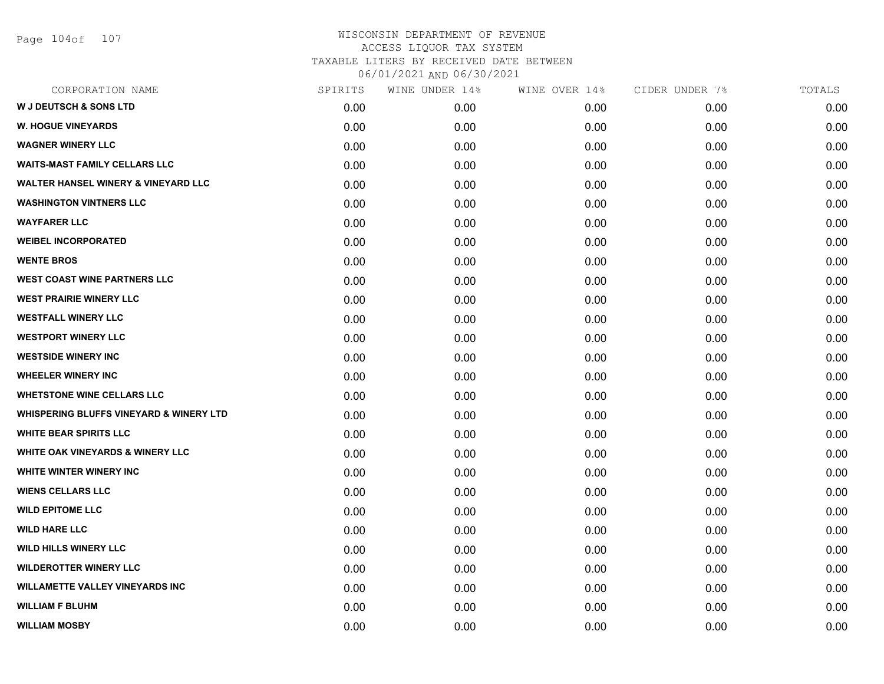# WISCONSIN DEPARTMENT OF REVENUE
## ACCESS LIQUOR TAX SYSTEM
### TAXABLE LITERS BY RECEIVED DATE BETWEEN 06/01/2021 AND 06/30/2021

| CORPORATION NAME | SPIRITS | WINE UNDER 14% | WINE OVER 14% | CIDER UNDER 7% | TOTALS |
|---|---|---|---|---|---|
| W J DEUTSCH & SONS LTD | 0.00 | 0.00 | 0.00 | 0.00 | 0.00 |
| W. HOGUE VINEYARDS | 0.00 | 0.00 | 0.00 | 0.00 | 0.00 |
| WAGNER WINERY LLC | 0.00 | 0.00 | 0.00 | 0.00 | 0.00 |
| WAITS-MAST FAMILY CELLARS LLC | 0.00 | 0.00 | 0.00 | 0.00 | 0.00 |
| WALTER HANSEL WINERY & VINEYARD LLC | 0.00 | 0.00 | 0.00 | 0.00 | 0.00 |
| WASHINGTON VINTNERS LLC | 0.00 | 0.00 | 0.00 | 0.00 | 0.00 |
| WAYFARER LLC | 0.00 | 0.00 | 0.00 | 0.00 | 0.00 |
| WEIBEL INCORPORATED | 0.00 | 0.00 | 0.00 | 0.00 | 0.00 |
| WENTE BROS | 0.00 | 0.00 | 0.00 | 0.00 | 0.00 |
| WEST COAST WINE PARTNERS LLC | 0.00 | 0.00 | 0.00 | 0.00 | 0.00 |
| WEST PRAIRIE WINERY LLC | 0.00 | 0.00 | 0.00 | 0.00 | 0.00 |
| WESTFALL WINERY LLC | 0.00 | 0.00 | 0.00 | 0.00 | 0.00 |
| WESTPORT WINERY LLC | 0.00 | 0.00 | 0.00 | 0.00 | 0.00 |
| WESTSIDE WINERY INC | 0.00 | 0.00 | 0.00 | 0.00 | 0.00 |
| WHEELER WINERY INC | 0.00 | 0.00 | 0.00 | 0.00 | 0.00 |
| WHETSTONE WINE CELLARS LLC | 0.00 | 0.00 | 0.00 | 0.00 | 0.00 |
| WHISPERING BLUFFS VINEYARD & WINERY LTD | 0.00 | 0.00 | 0.00 | 0.00 | 0.00 |
| WHITE BEAR SPIRITS LLC | 0.00 | 0.00 | 0.00 | 0.00 | 0.00 |
| WHITE OAK VINEYARDS & WINERY LLC | 0.00 | 0.00 | 0.00 | 0.00 | 0.00 |
| WHITE WINTER WINERY INC | 0.00 | 0.00 | 0.00 | 0.00 | 0.00 |
| WIENS CELLARS LLC | 0.00 | 0.00 | 0.00 | 0.00 | 0.00 |
| WILD EPITOME LLC | 0.00 | 0.00 | 0.00 | 0.00 | 0.00 |
| WILD HARE LLC | 0.00 | 0.00 | 0.00 | 0.00 | 0.00 |
| WILD HILLS WINERY LLC | 0.00 | 0.00 | 0.00 | 0.00 | 0.00 |
| WILDEROTTER WINERY LLC | 0.00 | 0.00 | 0.00 | 0.00 | 0.00 |
| WILLAMETTE VALLEY VINEYARDS INC | 0.00 | 0.00 | 0.00 | 0.00 | 0.00 |
| WILLIAM F BLUHM | 0.00 | 0.00 | 0.00 | 0.00 | 0.00 |
| WILLIAM MOSBY | 0.00 | 0.00 | 0.00 | 0.00 | 0.00 |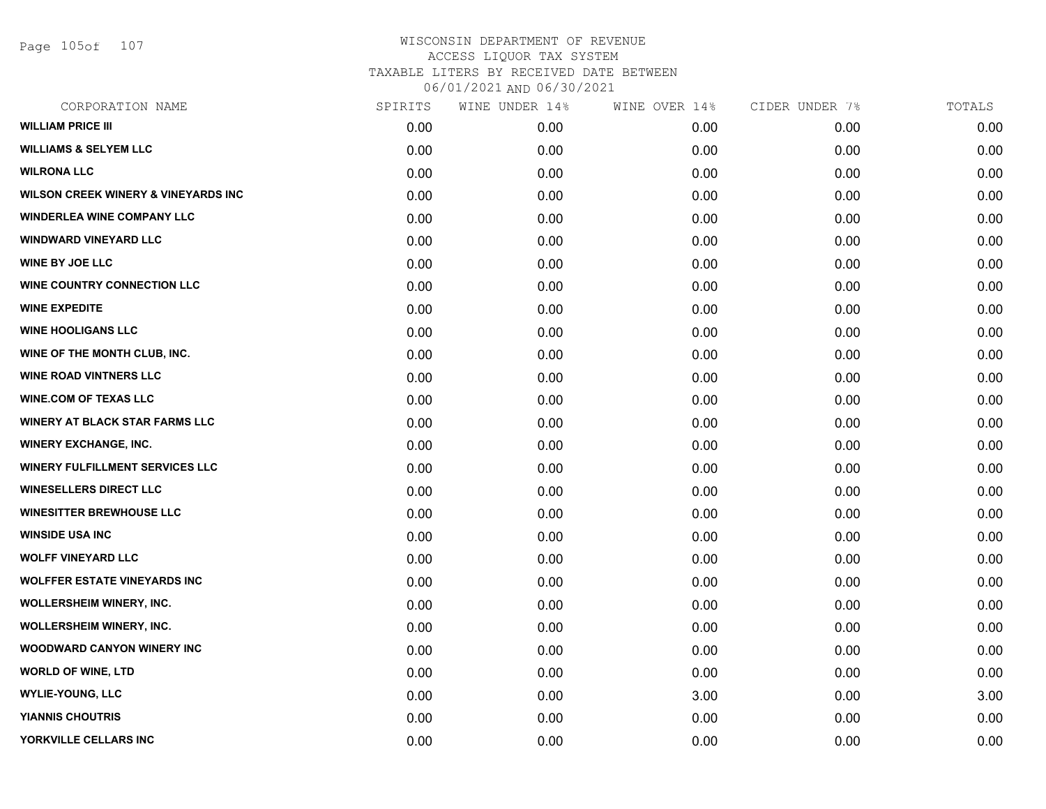WISCONSIN DEPARTMENT OF REVENUE
ACCESS LIQUOR TAX SYSTEM
TAXABLE LITERS BY RECEIVED DATE BETWEEN
06/01/2021 AND 06/30/2021

| CORPORATION NAME | SPIRITS | WINE UNDER 14% | WINE OVER 14% | CIDER UNDER 7% | TOTALS |
|---|---|---|---|---|---|
| WILLIAM PRICE III | 0.00 | 0.00 | 0.00 | 0.00 | 0.00 |
| WILLIAMS & SELYEM LLC | 0.00 | 0.00 | 0.00 | 0.00 | 0.00 |
| WILRONA LLC | 0.00 | 0.00 | 0.00 | 0.00 | 0.00 |
| WILSON CREEK WINERY & VINEYARDS INC | 0.00 | 0.00 | 0.00 | 0.00 | 0.00 |
| WINDERLEA WINE COMPANY LLC | 0.00 | 0.00 | 0.00 | 0.00 | 0.00 |
| WINDWARD VINEYARD LLC | 0.00 | 0.00 | 0.00 | 0.00 | 0.00 |
| WINE BY JOE LLC | 0.00 | 0.00 | 0.00 | 0.00 | 0.00 |
| WINE COUNTRY CONNECTION LLC | 0.00 | 0.00 | 0.00 | 0.00 | 0.00 |
| WINE EXPEDITE | 0.00 | 0.00 | 0.00 | 0.00 | 0.00 |
| WINE HOOLIGANS LLC | 0.00 | 0.00 | 0.00 | 0.00 | 0.00 |
| WINE OF THE MONTH CLUB, INC. | 0.00 | 0.00 | 0.00 | 0.00 | 0.00 |
| WINE ROAD VINTNERS LLC | 0.00 | 0.00 | 0.00 | 0.00 | 0.00 |
| WINE.COM OF TEXAS LLC | 0.00 | 0.00 | 0.00 | 0.00 | 0.00 |
| WINERY AT BLACK STAR FARMS LLC | 0.00 | 0.00 | 0.00 | 0.00 | 0.00 |
| WINERY EXCHANGE, INC. | 0.00 | 0.00 | 0.00 | 0.00 | 0.00 |
| WINERY FULFILLMENT SERVICES LLC | 0.00 | 0.00 | 0.00 | 0.00 | 0.00 |
| WINESELLERS DIRECT LLC | 0.00 | 0.00 | 0.00 | 0.00 | 0.00 |
| WINESITTER BREWHOUSE LLC | 0.00 | 0.00 | 0.00 | 0.00 | 0.00 |
| WINSIDE USA INC | 0.00 | 0.00 | 0.00 | 0.00 | 0.00 |
| WOLFF VINEYARD LLC | 0.00 | 0.00 | 0.00 | 0.00 | 0.00 |
| WOLFFER ESTATE VINEYARDS INC | 0.00 | 0.00 | 0.00 | 0.00 | 0.00 |
| WOLLERSHEIM WINERY, INC. | 0.00 | 0.00 | 0.00 | 0.00 | 0.00 |
| WOLLERSHEIM WINERY, INC. | 0.00 | 0.00 | 0.00 | 0.00 | 0.00 |
| WOODWARD CANYON WINERY INC | 0.00 | 0.00 | 0.00 | 0.00 | 0.00 |
| WORLD OF WINE, LTD | 0.00 | 0.00 | 0.00 | 0.00 | 0.00 |
| WYLIE-YOUNG, LLC | 0.00 | 0.00 | 3.00 | 0.00 | 3.00 |
| YIANNIS CHOUTRIS | 0.00 | 0.00 | 0.00 | 0.00 | 0.00 |
| YORKVILLE CELLARS INC | 0.00 | 0.00 | 0.00 | 0.00 | 0.00 |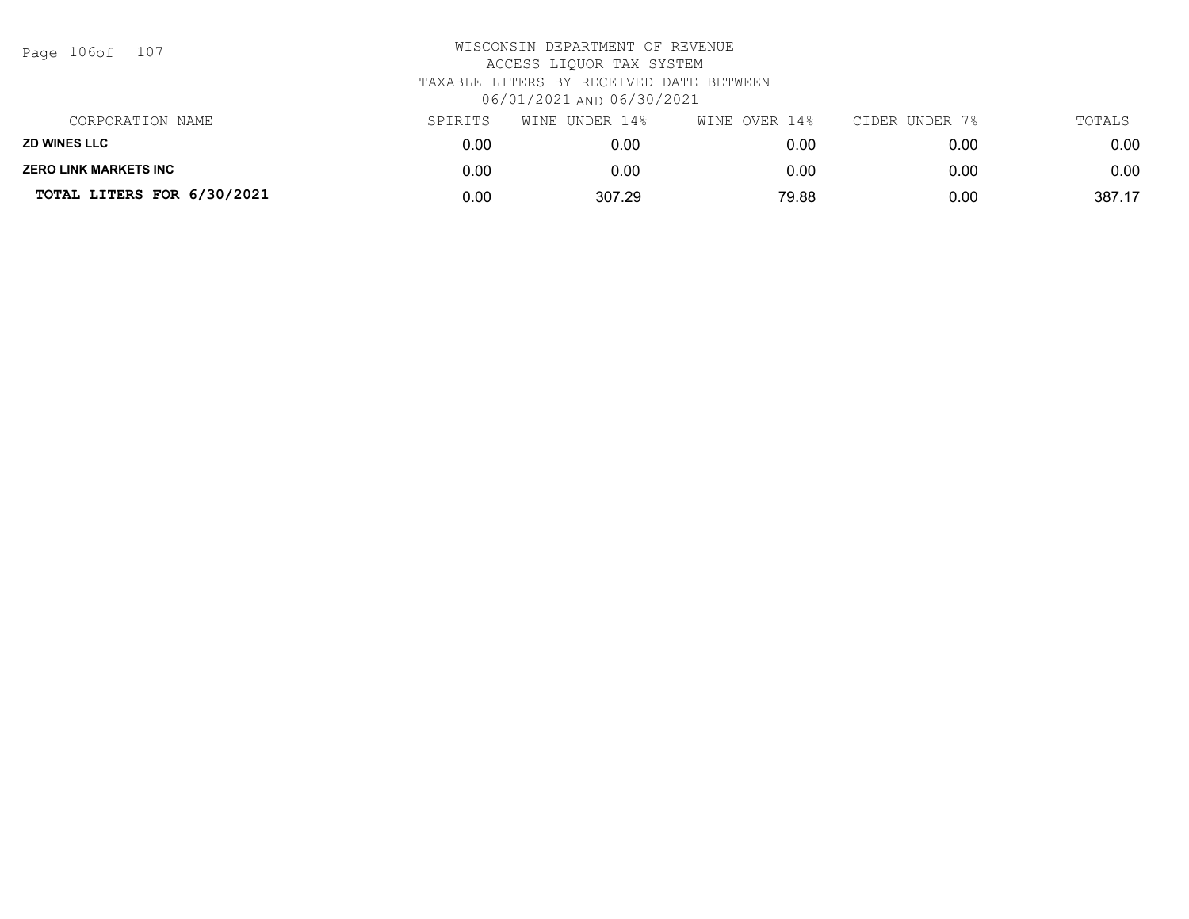WISCONSIN DEPARTMENT OF REVENUE
ACCESS LIQUOR TAX SYSTEM
TAXABLE LITERS BY RECEIVED DATE BETWEEN
06/01/2021 AND 06/30/2021

| CORPORATION NAME | SPIRITS | WINE UNDER 14% | WINE OVER 14% | CIDER UNDER 7% | TOTALS |
|---|---|---|---|---|---|
| **ZD WINES LLC** | 0.00 | 0.00 | 0.00 | 0.00 | 0.00 |
| **ZERO LINK MARKETS INC** | 0.00 | 0.00 | 0.00 | 0.00 | 0.00 |
| **TOTAL LITERS FOR 6/30/2021** | 0.00 | 307.29 | 79.88 | 0.00 | 387.17 |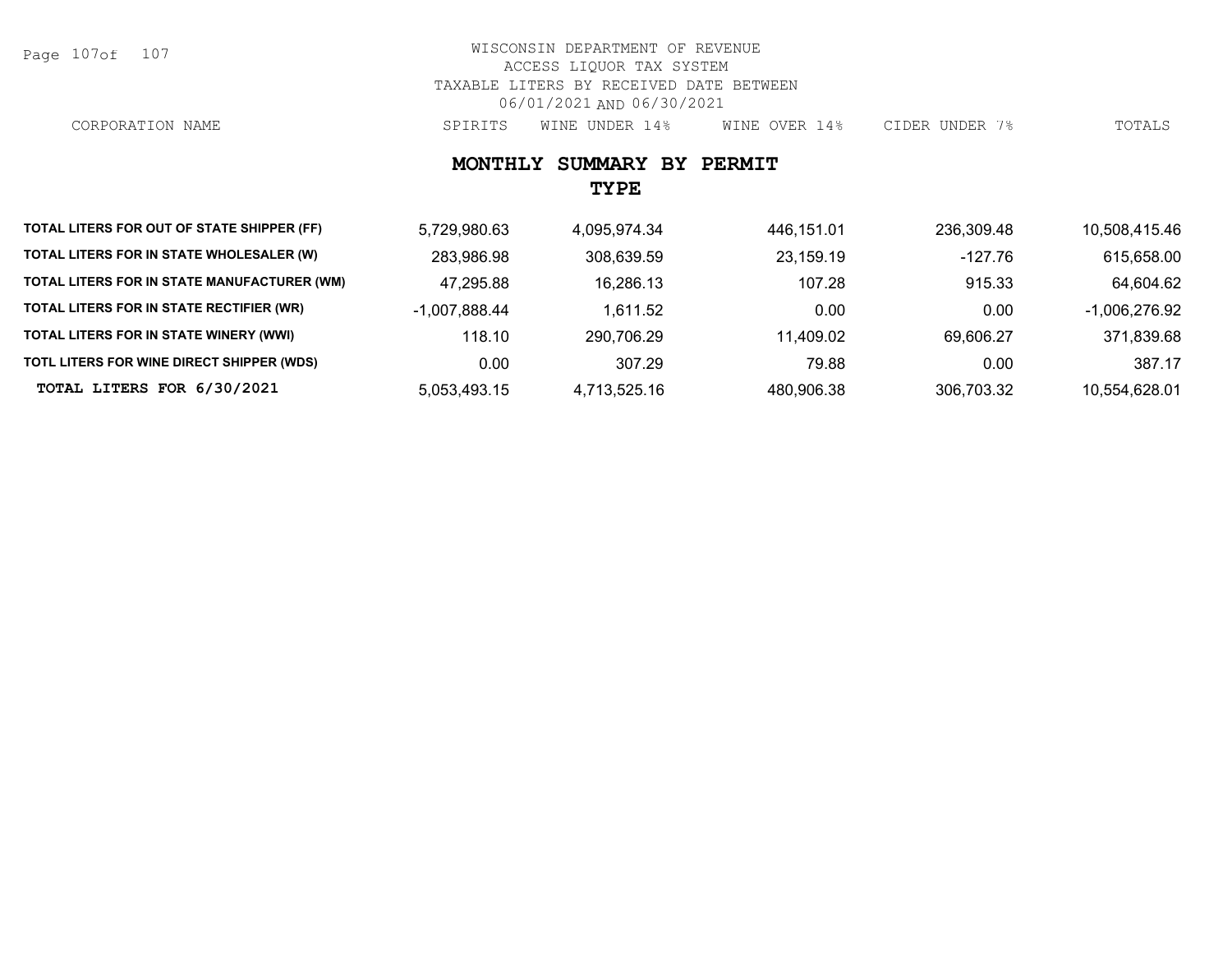WISCONSIN DEPARTMENT OF REVENUE
ACCESS LIQUOR TAX SYSTEM
TAXABLE LITERS BY RECEIVED DATE BETWEEN
06/01/2021 AND 06/30/2021

## MONTHLY SUMMARY BY PERMIT TYPE

| CORPORATION NAME | SPIRITS | WINE UNDER 14% | WINE OVER 14% | CIDER UNDER 7% | TOTALS |
|---|---|---|---|---|---|
| TOTAL LITERS FOR OUT OF STATE SHIPPER (FF) | 5,729,980.63 | 4,095,974.34 | 446,151.01 | 236,309.48 | 10,508,415.46 |
| TOTAL LITERS FOR IN STATE WHOLESALER (W) | 283,986.98 | 308,639.59 | 23,159.19 | -127.76 | 615,658.00 |
| TOTAL LITERS FOR IN STATE MANUFACTURER (WM) | 47,295.88 | 16,286.13 | 107.28 | 915.33 | 64,604.62 |
| TOTAL LITERS FOR IN STATE RECTIFIER (WR) | -1,007,888.44 | 1,611.52 | 0.00 | 0.00 | -1,006,276.92 |
| TOTAL LITERS FOR IN STATE WINERY (WWI) | 118.10 | 290,706.29 | 11,409.02 | 69,606.27 | 371,839.68 |
| TOTL LITERS FOR WINE DIRECT SHIPPER (WDS) | 0.00 | 307.29 | 79.88 | 0.00 | 387.17 |
| TOTAL LITERS FOR 6/30/2021 | 5,053,493.15 | 4,713,525.16 | 480,906.38 | 306,703.32 | 10,554,628.01 |